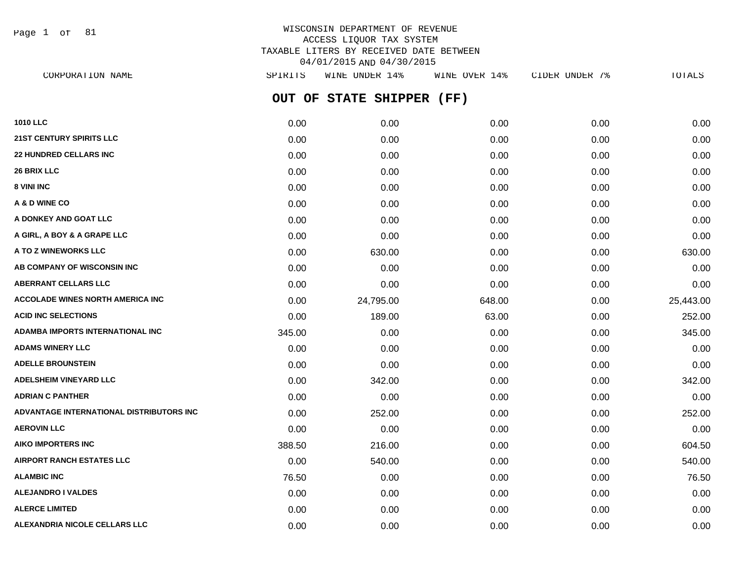# WISCONSIN DEPARTMENT OF REVENUE
## ACCESS LIQUOR TAX SYSTEM
## TAXABLE LITERS BY RECEIVED DATE BETWEEN 04/01/2015 AND 04/30/2015

## OUT OF STATE SHIPPER (FF)

| CORPORATION NAME | SPIRITS | WINE UNDER 14% | WINE OVER 14% | CIDER UNDER 7% | TOTALS |
|---|---|---|---|---|---|
| 1010 LLC | 0.00 | 0.00 | 0.00 | 0.00 | 0.00 |
| 21ST CENTURY SPIRITS LLC | 0.00 | 0.00 | 0.00 | 0.00 | 0.00 |
| 22 HUNDRED CELLARS INC | 0.00 | 0.00 | 0.00 | 0.00 | 0.00 |
| 26 BRIX LLC | 0.00 | 0.00 | 0.00 | 0.00 | 0.00 |
| 8 VINI INC | 0.00 | 0.00 | 0.00 | 0.00 | 0.00 |
| A & D WINE CO | 0.00 | 0.00 | 0.00 | 0.00 | 0.00 |
| A DONKEY AND GOAT LLC | 0.00 | 0.00 | 0.00 | 0.00 | 0.00 |
| A GIRL, A BOY & A GRAPE LLC | 0.00 | 0.00 | 0.00 | 0.00 | 0.00 |
| A TO Z WINEWORKS LLC | 0.00 | 630.00 | 0.00 | 0.00 | 630.00 |
| AB COMPANY OF WISCONSIN INC | 0.00 | 0.00 | 0.00 | 0.00 | 0.00 |
| ABERRANT CELLARS LLC | 0.00 | 0.00 | 0.00 | 0.00 | 0.00 |
| ACCOLADE WINES NORTH AMERICA INC | 0.00 | 24,795.00 | 648.00 | 0.00 | 25,443.00 |
| ACID INC SELECTIONS | 0.00 | 189.00 | 63.00 | 0.00 | 252.00 |
| ADAMBA IMPORTS INTERNATIONAL INC | 345.00 | 0.00 | 0.00 | 0.00 | 345.00 |
| ADAMS WINERY LLC | 0.00 | 0.00 | 0.00 | 0.00 | 0.00 |
| ADELLE BROUNSTEIN | 0.00 | 0.00 | 0.00 | 0.00 | 0.00 |
| ADELSHEIM VINEYARD LLC | 0.00 | 342.00 | 0.00 | 0.00 | 342.00 |
| ADRIAN C PANTHER | 0.00 | 0.00 | 0.00 | 0.00 | 0.00 |
| ADVANTAGE INTERNATIONAL DISTRIBUTORS INC | 0.00 | 252.00 | 0.00 | 0.00 | 252.00 |
| AEROVIN LLC | 0.00 | 0.00 | 0.00 | 0.00 | 0.00 |
| AIKO IMPORTERS INC | 388.50 | 216.00 | 0.00 | 0.00 | 604.50 |
| AIRPORT RANCH ESTATES LLC | 0.00 | 540.00 | 0.00 | 0.00 | 540.00 |
| ALAMBIC INC | 76.50 | 0.00 | 0.00 | 0.00 | 76.50 |
| ALEJANDRO I VALDES | 0.00 | 0.00 | 0.00 | 0.00 | 0.00 |
| ALERCE LIMITED | 0.00 | 0.00 | 0.00 | 0.00 | 0.00 |
| ALEXANDRIA NICOLE CELLARS LLC | 0.00 | 0.00 | 0.00 | 0.00 | 0.00 |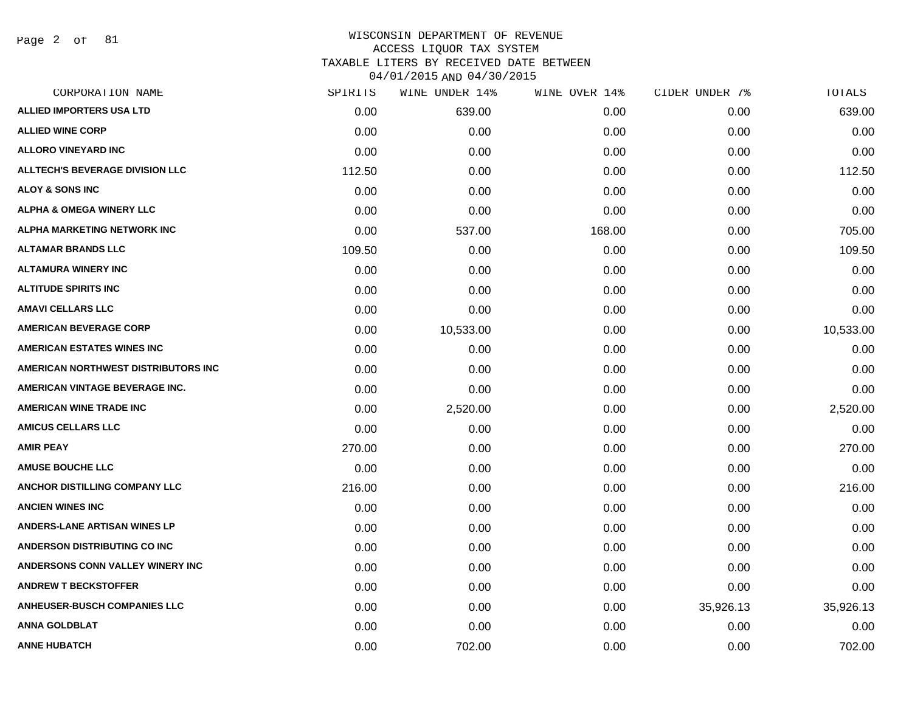# WISCONSIN DEPARTMENT OF REVENUE
## ACCESS LIQUOR TAX SYSTEM
### TAXABLE LITERS BY RECEIVED DATE BETWEEN 04/01/2015 AND 04/30/2015

| CORPORATION NAME | SPIRITS | WINE UNDER 14% | WINE OVER 14% | CIDER UNDER 7% | TOTALS |
|---|---|---|---|---|---|
| ALLIED IMPORTERS USA LTD | 0.00 | 639.00 | 0.00 | 0.00 | 639.00 |
| ALLIED WINE CORP | 0.00 | 0.00 | 0.00 | 0.00 | 0.00 |
| ALLORO VINEYARD INC | 0.00 | 0.00 | 0.00 | 0.00 | 0.00 |
| ALLTECH'S BEVERAGE DIVISION LLC | 112.50 | 0.00 | 0.00 | 0.00 | 112.50 |
| ALOY & SONS INC | 0.00 | 0.00 | 0.00 | 0.00 | 0.00 |
| ALPHA & OMEGA WINERY LLC | 0.00 | 0.00 | 0.00 | 0.00 | 0.00 |
| ALPHA MARKETING NETWORK INC | 0.00 | 537.00 | 168.00 | 0.00 | 705.00 |
| ALTAMAR BRANDS LLC | 109.50 | 0.00 | 0.00 | 0.00 | 109.50 |
| ALTAMURA WINERY INC | 0.00 | 0.00 | 0.00 | 0.00 | 0.00 |
| ALTITUDE SPIRITS INC | 0.00 | 0.00 | 0.00 | 0.00 | 0.00 |
| AMAVI CELLARS LLC | 0.00 | 0.00 | 0.00 | 0.00 | 0.00 |
| AMERICAN BEVERAGE CORP | 0.00 | 10,533.00 | 0.00 | 0.00 | 10,533.00 |
| AMERICAN ESTATES WINES INC | 0.00 | 0.00 | 0.00 | 0.00 | 0.00 |
| AMERICAN NORTHWEST DISTRIBUTORS INC | 0.00 | 0.00 | 0.00 | 0.00 | 0.00 |
| AMERICAN VINTAGE BEVERAGE INC. | 0.00 | 0.00 | 0.00 | 0.00 | 0.00 |
| AMERICAN WINE TRADE INC | 0.00 | 2,520.00 | 0.00 | 0.00 | 2,520.00 |
| AMICUS CELLARS LLC | 0.00 | 0.00 | 0.00 | 0.00 | 0.00 |
| AMIR PEAY | 270.00 | 0.00 | 0.00 | 0.00 | 270.00 |
| AMUSE BOUCHE LLC | 0.00 | 0.00 | 0.00 | 0.00 | 0.00 |
| ANCHOR DISTILLING COMPANY LLC | 216.00 | 0.00 | 0.00 | 0.00 | 216.00 |
| ANCIEN WINES INC | 0.00 | 0.00 | 0.00 | 0.00 | 0.00 |
| ANDERS-LANE ARTISAN WINES LP | 0.00 | 0.00 | 0.00 | 0.00 | 0.00 |
| ANDERSON DISTRIBUTING CO INC | 0.00 | 0.00 | 0.00 | 0.00 | 0.00 |
| ANDERSONS CONN VALLEY WINERY INC | 0.00 | 0.00 | 0.00 | 0.00 | 0.00 |
| ANDREW T BECKSTOFFER | 0.00 | 0.00 | 0.00 | 0.00 | 0.00 |
| ANHEUSER-BUSCH COMPANIES LLC | 0.00 | 0.00 | 0.00 | 35,926.13 | 35,926.13 |
| ANNA GOLDBLAT | 0.00 | 0.00 | 0.00 | 0.00 | 0.00 |
| ANNE HUBATCH | 0.00 | 702.00 | 0.00 | 0.00 | 702.00 |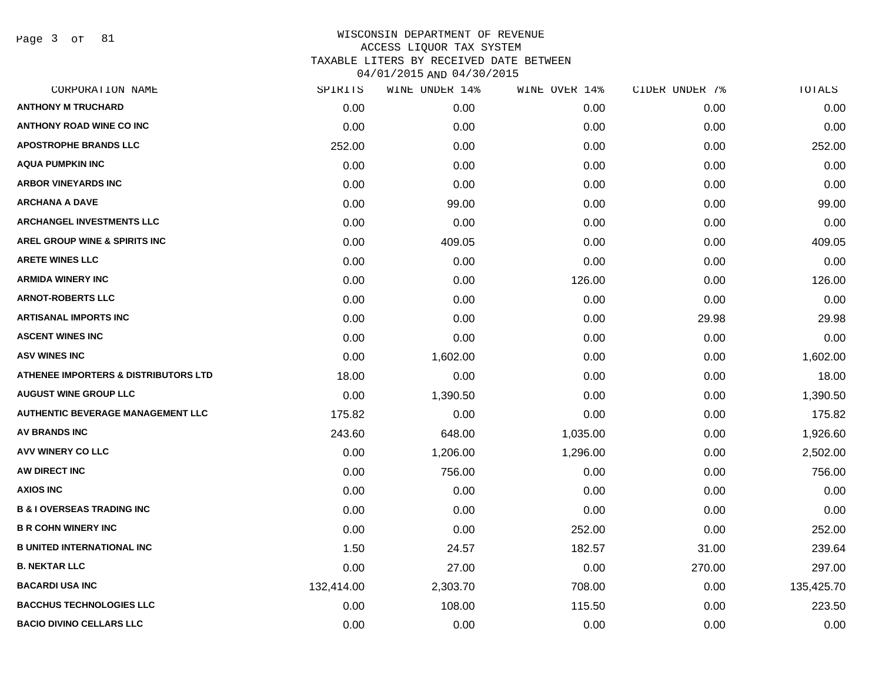# WISCONSIN DEPARTMENT OF REVENUE
## ACCESS LIQUOR TAX SYSTEM
## TAXABLE LITERS BY RECEIVED DATE BETWEEN 04/01/2015 AND 04/30/2015

| CORPORATION NAME | SPIRITS | WINE UNDER 14% | WINE OVER 14% | CIDER UNDER 7% | TOTALS |
|---|---|---|---|---|---|
| ANTHONY M TRUCHARD | 0.00 | 0.00 | 0.00 | 0.00 | 0.00 |
| ANTHONY ROAD WINE CO INC | 0.00 | 0.00 | 0.00 | 0.00 | 0.00 |
| APOSTROPHE BRANDS LLC | 252.00 | 0.00 | 0.00 | 0.00 | 252.00 |
| AQUA PUMPKIN INC | 0.00 | 0.00 | 0.00 | 0.00 | 0.00 |
| ARBOR VINEYARDS INC | 0.00 | 0.00 | 0.00 | 0.00 | 0.00 |
| ARCHANA A DAVE | 0.00 | 99.00 | 0.00 | 0.00 | 99.00 |
| ARCHANGEL INVESTMENTS LLC | 0.00 | 0.00 | 0.00 | 0.00 | 0.00 |
| AREL GROUP WINE & SPIRITS INC | 0.00 | 409.05 | 0.00 | 0.00 | 409.05 |
| ARETE WINES LLC | 0.00 | 0.00 | 0.00 | 0.00 | 0.00 |
| ARMIDA WINERY INC | 0.00 | 0.00 | 126.00 | 0.00 | 126.00 |
| ARNOT-ROBERTS LLC | 0.00 | 0.00 | 0.00 | 0.00 | 0.00 |
| ARTISANAL IMPORTS INC | 0.00 | 0.00 | 0.00 | 29.98 | 29.98 |
| ASCENT WINES INC | 0.00 | 0.00 | 0.00 | 0.00 | 0.00 |
| ASV WINES INC | 0.00 | 1,602.00 | 0.00 | 0.00 | 1,602.00 |
| ATHENEE IMPORTERS & DISTRIBUTORS LTD | 18.00 | 0.00 | 0.00 | 0.00 | 18.00 |
| AUGUST WINE GROUP LLC | 0.00 | 1,390.50 | 0.00 | 0.00 | 1,390.50 |
| AUTHENTIC BEVERAGE MANAGEMENT LLC | 175.82 | 0.00 | 0.00 | 0.00 | 175.82 |
| AV BRANDS INC | 243.60 | 648.00 | 1,035.00 | 0.00 | 1,926.60 |
| AVV WINERY CO LLC | 0.00 | 1,206.00 | 1,296.00 | 0.00 | 2,502.00 |
| AW DIRECT INC | 0.00 | 756.00 | 0.00 | 0.00 | 756.00 |
| AXIOS INC | 0.00 | 0.00 | 0.00 | 0.00 | 0.00 |
| B & I OVERSEAS TRADING INC | 0.00 | 0.00 | 0.00 | 0.00 | 0.00 |
| B R COHN WINERY INC | 0.00 | 0.00 | 252.00 | 0.00 | 252.00 |
| B UNITED INTERNATIONAL INC | 1.50 | 24.57 | 182.57 | 31.00 | 239.64 |
| B. NEKTAR LLC | 0.00 | 27.00 | 0.00 | 270.00 | 297.00 |
| BACARDI USA INC | 132,414.00 | 2,303.70 | 708.00 | 0.00 | 135,425.70 |
| BACCHUS TECHNOLOGIES LLC | 0.00 | 108.00 | 115.50 | 0.00 | 223.50 |
| BACIO DIVINO CELLARS LLC | 0.00 | 0.00 | 0.00 | 0.00 | 0.00 |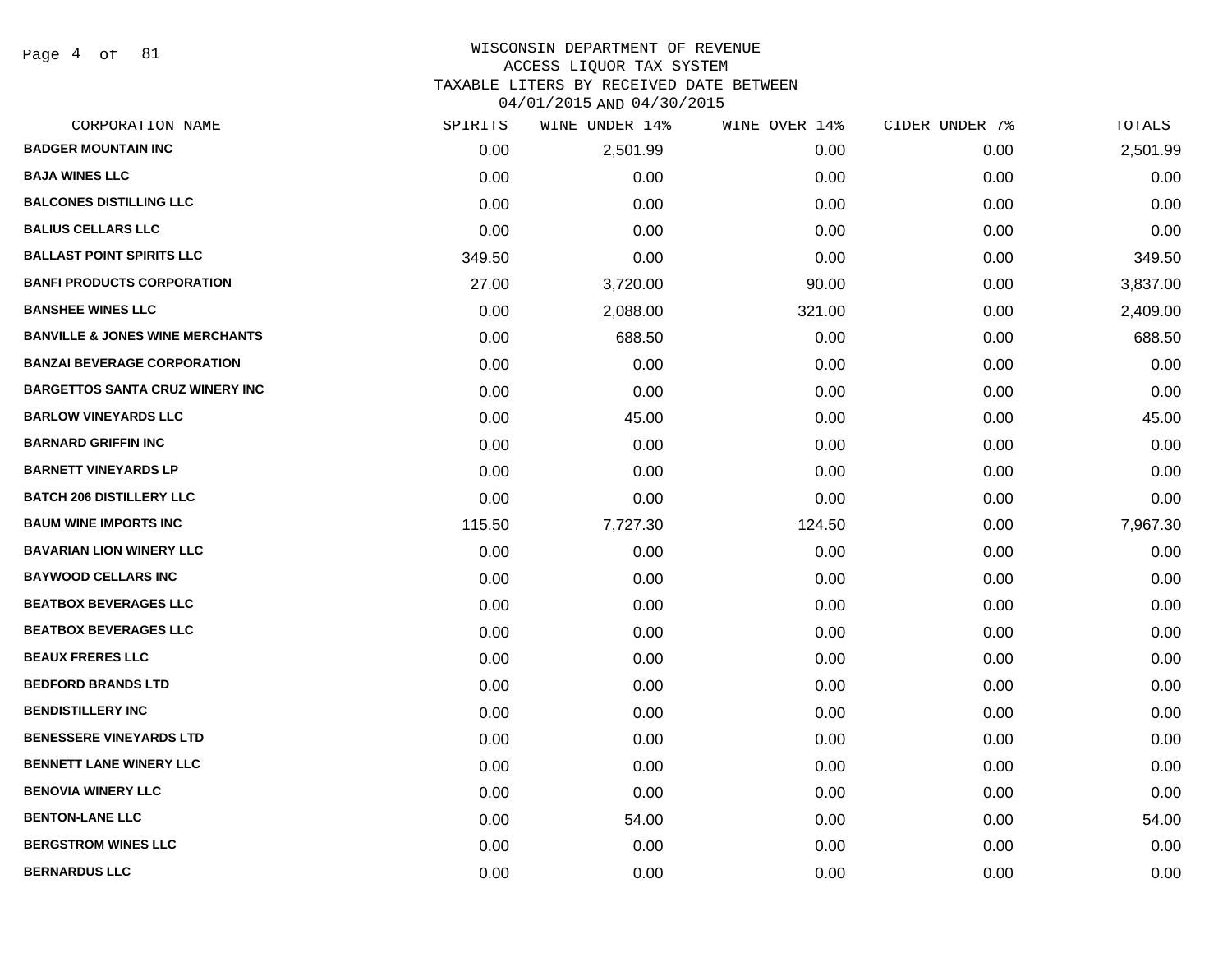WISCONSIN DEPARTMENT OF REVENUE
ACCESS LIQUOR TAX SYSTEM
TAXABLE LITERS BY RECEIVED DATE BETWEEN
04/01/2015 AND 04/30/2015

| CORPORATION NAME | SPIRITS | WINE UNDER 14% | WINE OVER 14% | CIDER UNDER 7% | TOTALS |
|---|---|---|---|---|---|
| BADGER MOUNTAIN INC | 0.00 | 2,501.99 | 0.00 | 0.00 | 2,501.99 |
| BAJA WINES LLC | 0.00 | 0.00 | 0.00 | 0.00 | 0.00 |
| BALCONES DISTILLING LLC | 0.00 | 0.00 | 0.00 | 0.00 | 0.00 |
| BALIUS CELLARS LLC | 0.00 | 0.00 | 0.00 | 0.00 | 0.00 |
| BALLAST POINT SPIRITS LLC | 349.50 | 0.00 | 0.00 | 0.00 | 349.50 |
| BANFI PRODUCTS CORPORATION | 27.00 | 3,720.00 | 90.00 | 0.00 | 3,837.00 |
| BANSHEE WINES LLC | 0.00 | 2,088.00 | 321.00 | 0.00 | 2,409.00 |
| BANVILLE & JONES WINE MERCHANTS | 0.00 | 688.50 | 0.00 | 0.00 | 688.50 |
| BANZAI BEVERAGE CORPORATION | 0.00 | 0.00 | 0.00 | 0.00 | 0.00 |
| BARGETTOS SANTA CRUZ WINERY INC | 0.00 | 0.00 | 0.00 | 0.00 | 0.00 |
| BARLOW VINEYARDS LLC | 0.00 | 45.00 | 0.00 | 0.00 | 45.00 |
| BARNARD GRIFFIN INC | 0.00 | 0.00 | 0.00 | 0.00 | 0.00 |
| BARNETT VINEYARDS LP | 0.00 | 0.00 | 0.00 | 0.00 | 0.00 |
| BATCH 206 DISTILLERY LLC | 0.00 | 0.00 | 0.00 | 0.00 | 0.00 |
| BAUM WINE IMPORTS INC | 115.50 | 7,727.30 | 124.50 | 0.00 | 7,967.30 |
| BAVARIAN LION WINERY LLC | 0.00 | 0.00 | 0.00 | 0.00 | 0.00 |
| BAYWOOD CELLARS INC | 0.00 | 0.00 | 0.00 | 0.00 | 0.00 |
| BEATBOX BEVERAGES LLC | 0.00 | 0.00 | 0.00 | 0.00 | 0.00 |
| BEATBOX BEVERAGES LLC | 0.00 | 0.00 | 0.00 | 0.00 | 0.00 |
| BEAUX FRERES LLC | 0.00 | 0.00 | 0.00 | 0.00 | 0.00 |
| BEDFORD BRANDS LTD | 0.00 | 0.00 | 0.00 | 0.00 | 0.00 |
| BENDISTILLERY INC | 0.00 | 0.00 | 0.00 | 0.00 | 0.00 |
| BENESSERE VINEYARDS LTD | 0.00 | 0.00 | 0.00 | 0.00 | 0.00 |
| BENNETT LANE WINERY LLC | 0.00 | 0.00 | 0.00 | 0.00 | 0.00 |
| BENOVIA WINERY LLC | 0.00 | 0.00 | 0.00 | 0.00 | 0.00 |
| BENTON-LANE LLC | 0.00 | 54.00 | 0.00 | 0.00 | 54.00 |
| BERGSTROM WINES LLC | 0.00 | 0.00 | 0.00 | 0.00 | 0.00 |
| BERNARDUS LLC | 0.00 | 0.00 | 0.00 | 0.00 | 0.00 |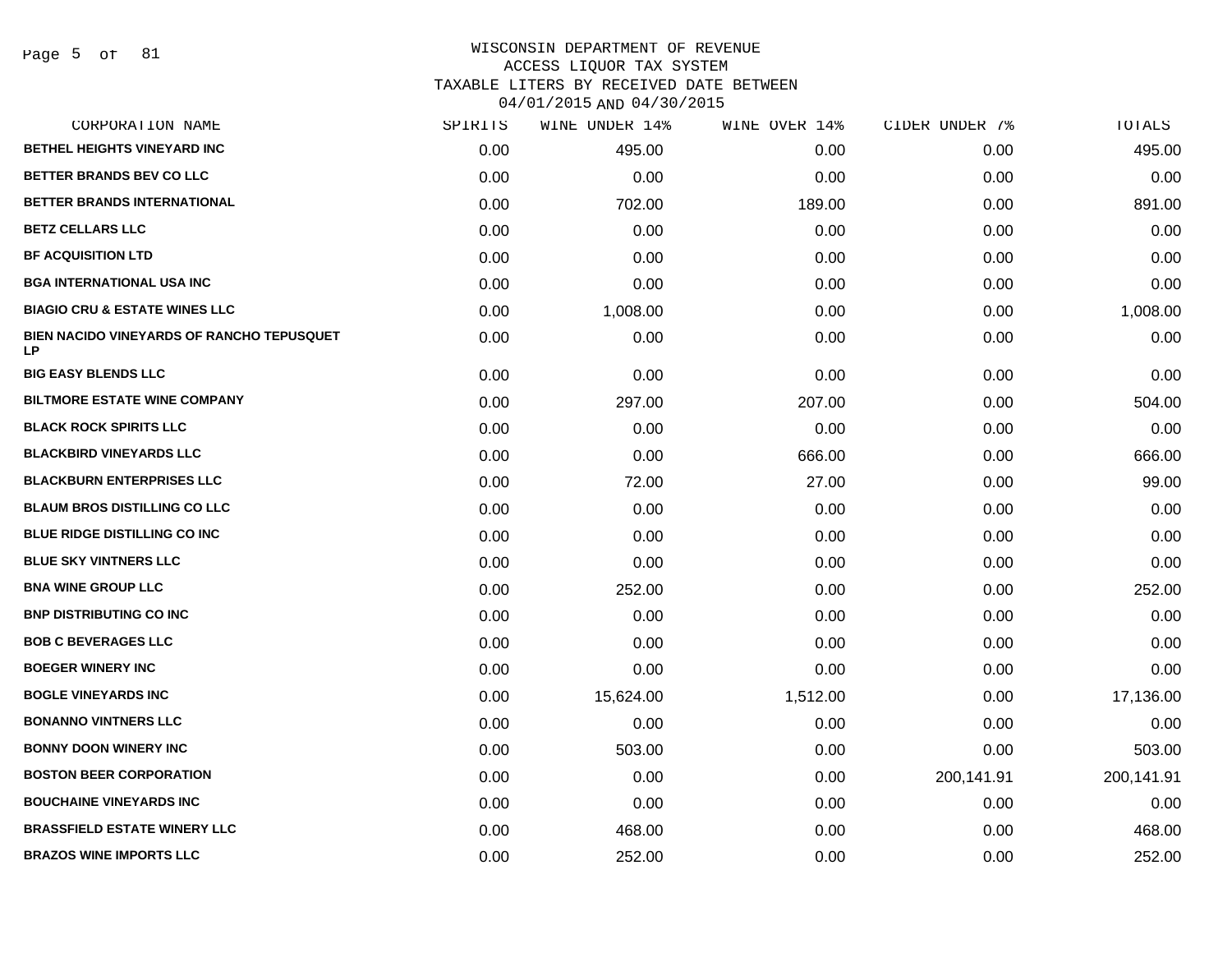# WISCONSIN DEPARTMENT OF REVENUE
## ACCESS LIQUOR TAX SYSTEM
### TAXABLE LITERS BY RECEIVED DATE BETWEEN 04/01/2015 AND 04/30/2015

| CORPORATION NAME | SPIRITS | WINE UNDER 14% | WINE OVER 14% | CIDER UNDER 7% | TOTALS |
|---|---|---|---|---|---|
| BETHEL HEIGHTS VINEYARD INC | 0.00 | 495.00 | 0.00 | 0.00 | 495.00 |
| BETTER BRANDS BEV CO LLC | 0.00 | 0.00 | 0.00 | 0.00 | 0.00 |
| BETTER BRANDS INTERNATIONAL | 0.00 | 702.00 | 189.00 | 0.00 | 891.00 |
| BETZ CELLARS LLC | 0.00 | 0.00 | 0.00 | 0.00 | 0.00 |
| BF ACQUISITION LTD | 0.00 | 0.00 | 0.00 | 0.00 | 0.00 |
| BGA INTERNATIONAL USA INC | 0.00 | 0.00 | 0.00 | 0.00 | 0.00 |
| BIAGIO CRU & ESTATE WINES LLC | 0.00 | 1,008.00 | 0.00 | 0.00 | 1,008.00 |
| BIEN NACIDO VINEYARDS OF RANCHO TEPUSQUET LP | 0.00 | 0.00 | 0.00 | 0.00 | 0.00 |
| BIG EASY BLENDS LLC | 0.00 | 0.00 | 0.00 | 0.00 | 0.00 |
| BILTMORE ESTATE WINE COMPANY | 0.00 | 297.00 | 207.00 | 0.00 | 504.00 |
| BLACK ROCK SPIRITS LLC | 0.00 | 0.00 | 0.00 | 0.00 | 0.00 |
| BLACKBIRD VINEYARDS LLC | 0.00 | 0.00 | 666.00 | 0.00 | 666.00 |
| BLACKBURN ENTERPRISES LLC | 0.00 | 72.00 | 27.00 | 0.00 | 99.00 |
| BLAUM BROS DISTILLING CO LLC | 0.00 | 0.00 | 0.00 | 0.00 | 0.00 |
| BLUE RIDGE DISTILLING CO INC | 0.00 | 0.00 | 0.00 | 0.00 | 0.00 |
| BLUE SKY VINTNERS LLC | 0.00 | 0.00 | 0.00 | 0.00 | 0.00 |
| BNA WINE GROUP LLC | 0.00 | 252.00 | 0.00 | 0.00 | 252.00 |
| BNP DISTRIBUTING CO INC | 0.00 | 0.00 | 0.00 | 0.00 | 0.00 |
| BOB C BEVERAGES LLC | 0.00 | 0.00 | 0.00 | 0.00 | 0.00 |
| BOEGER WINERY INC | 0.00 | 0.00 | 0.00 | 0.00 | 0.00 |
| BOGLE VINEYARDS INC | 0.00 | 15,624.00 | 1,512.00 | 0.00 | 17,136.00 |
| BONANNO VINTNERS LLC | 0.00 | 0.00 | 0.00 | 0.00 | 0.00 |
| BONNY DOON WINERY INC | 0.00 | 503.00 | 0.00 | 0.00 | 503.00 |
| BOSTON BEER CORPORATION | 0.00 | 0.00 | 0.00 | 200,141.91 | 200,141.91 |
| BOUCHAINE VINEYARDS INC | 0.00 | 0.00 | 0.00 | 0.00 | 0.00 |
| BRASSFIELD ESTATE WINERY LLC | 0.00 | 468.00 | 0.00 | 0.00 | 468.00 |
| BRAZOS WINE IMPORTS LLC | 0.00 | 252.00 | 0.00 | 0.00 | 252.00 |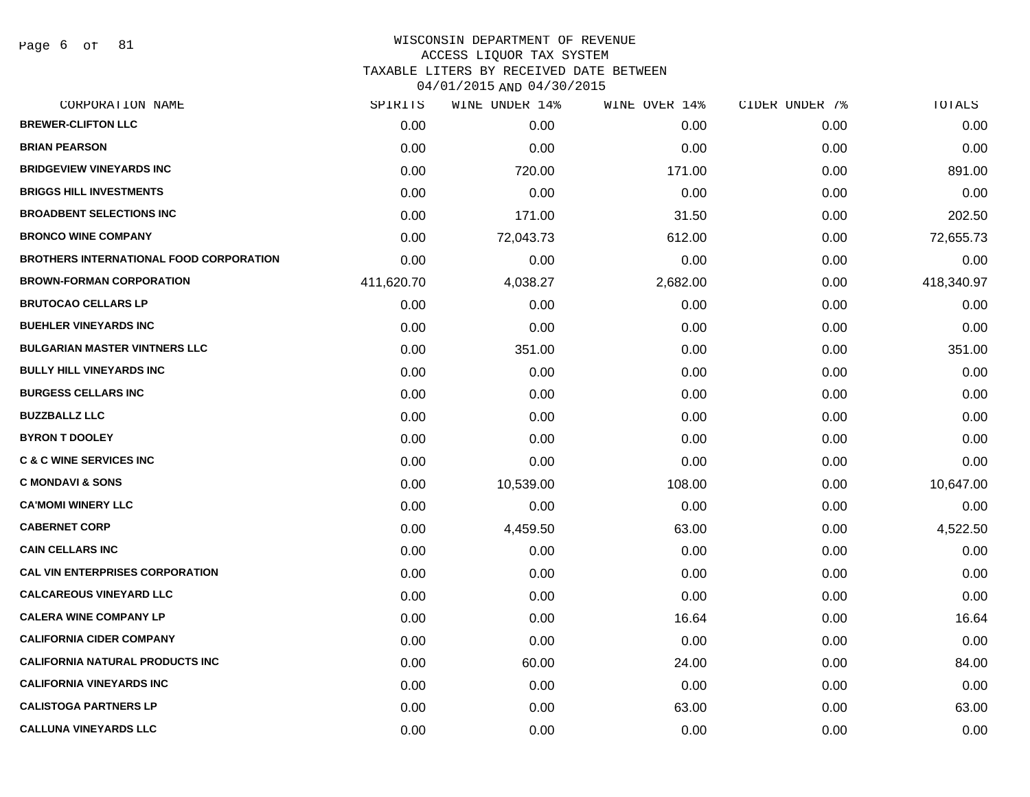WISCONSIN DEPARTMENT OF REVENUE
ACCESS LIQUOR TAX SYSTEM
TAXABLE LITERS BY RECEIVED DATE BETWEEN
04/01/2015 AND 04/30/2015

| CORPORATION NAME | SPIRITS | WINE UNDER 14% | WINE OVER 14% | CIDER UNDER 7% | TOTALS |
|---|---|---|---|---|---|
| BREWER-CLIFTON LLC | 0.00 | 0.00 | 0.00 | 0.00 | 0.00 |
| BRIAN PEARSON | 0.00 | 0.00 | 0.00 | 0.00 | 0.00 |
| BRIDGEVIEW VINEYARDS INC | 0.00 | 720.00 | 171.00 | 0.00 | 891.00 |
| BRIGGS HILL INVESTMENTS | 0.00 | 0.00 | 0.00 | 0.00 | 0.00 |
| BROADBENT SELECTIONS INC | 0.00 | 171.00 | 31.50 | 0.00 | 202.50 |
| BRONCO WINE COMPANY | 0.00 | 72,043.73 | 612.00 | 0.00 | 72,655.73 |
| BROTHERS INTERNATIONAL FOOD CORPORATION | 0.00 | 0.00 | 0.00 | 0.00 | 0.00 |
| BROWN-FORMAN CORPORATION | 411,620.70 | 4,038.27 | 2,682.00 | 0.00 | 418,340.97 |
| BRUTOCAO CELLARS LP | 0.00 | 0.00 | 0.00 | 0.00 | 0.00 |
| BUEHLER VINEYARDS INC | 0.00 | 0.00 | 0.00 | 0.00 | 0.00 |
| BULGARIAN MASTER VINTNERS LLC | 0.00 | 351.00 | 0.00 | 0.00 | 351.00 |
| BULLY HILL VINEYARDS INC | 0.00 | 0.00 | 0.00 | 0.00 | 0.00 |
| BURGESS CELLARS INC | 0.00 | 0.00 | 0.00 | 0.00 | 0.00 |
| BUZZBALLZ LLC | 0.00 | 0.00 | 0.00 | 0.00 | 0.00 |
| BYRON T DOOLEY | 0.00 | 0.00 | 0.00 | 0.00 | 0.00 |
| C & C WINE SERVICES INC | 0.00 | 0.00 | 0.00 | 0.00 | 0.00 |
| C MONDAVI & SONS | 0.00 | 10,539.00 | 108.00 | 0.00 | 10,647.00 |
| CA'MOMI WINERY LLC | 0.00 | 0.00 | 0.00 | 0.00 | 0.00 |
| CABERNET CORP | 0.00 | 4,459.50 | 63.00 | 0.00 | 4,522.50 |
| CAIN CELLARS INC | 0.00 | 0.00 | 0.00 | 0.00 | 0.00 |
| CAL VIN ENTERPRISES CORPORATION | 0.00 | 0.00 | 0.00 | 0.00 | 0.00 |
| CALCAREOUS VINEYARD LLC | 0.00 | 0.00 | 0.00 | 0.00 | 0.00 |
| CALERA WINE COMPANY LP | 0.00 | 0.00 | 16.64 | 0.00 | 16.64 |
| CALIFORNIA CIDER COMPANY | 0.00 | 0.00 | 0.00 | 0.00 | 0.00 |
| CALIFORNIA NATURAL PRODUCTS INC | 0.00 | 60.00 | 24.00 | 0.00 | 84.00 |
| CALIFORNIA VINEYARDS INC | 0.00 | 0.00 | 0.00 | 0.00 | 0.00 |
| CALISTOGA PARTNERS LP | 0.00 | 0.00 | 63.00 | 0.00 | 63.00 |
| CALLUNA VINEYARDS LLC | 0.00 | 0.00 | 0.00 | 0.00 | 0.00 |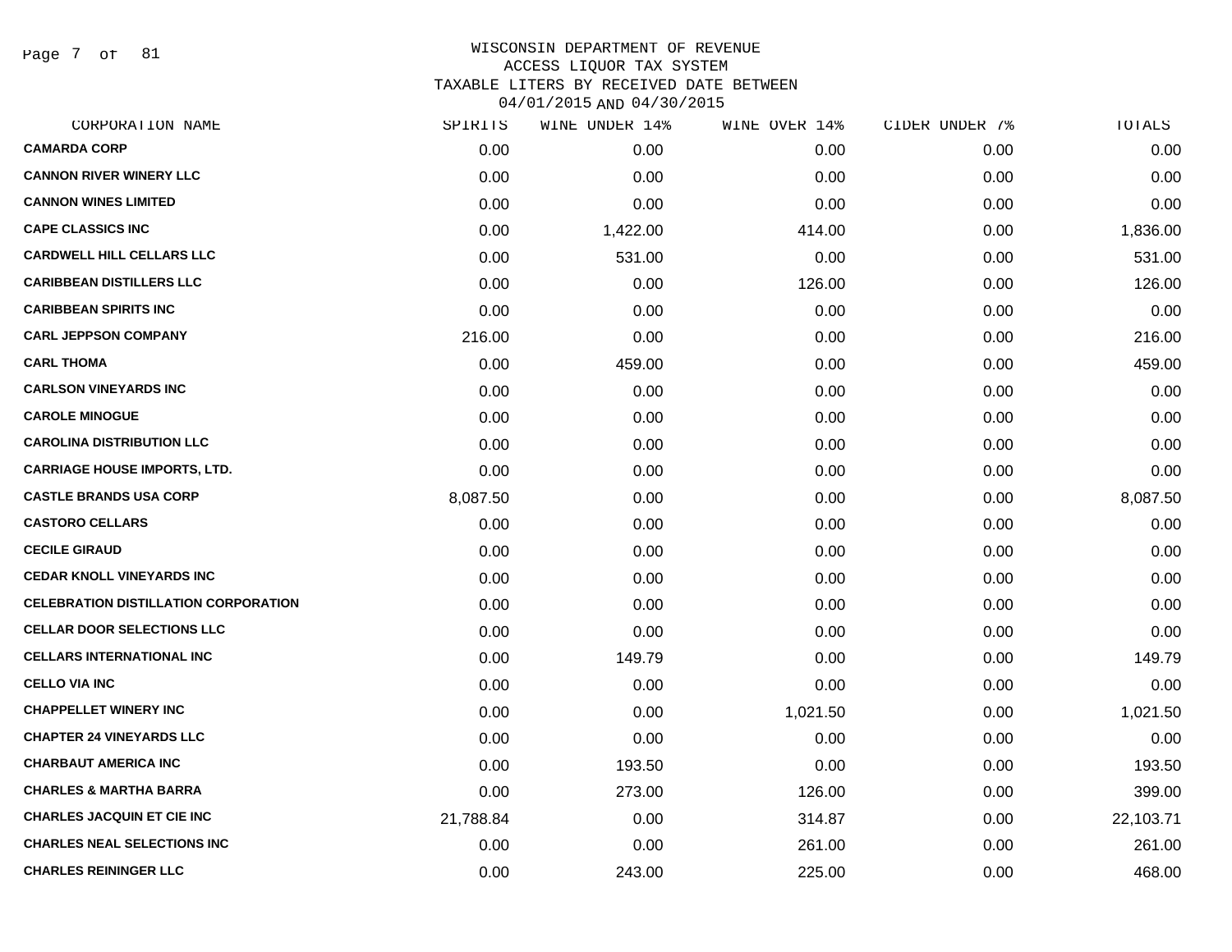# WISCONSIN DEPARTMENT OF REVENUE
## ACCESS LIQUOR TAX SYSTEM
## TAXABLE LITERS BY RECEIVED DATE BETWEEN 04/01/2015 AND 04/30/2015

| CORPORATION NAME | SPIRITS | WINE UNDER 14% | WINE OVER 14% | CIDER UNDER 7% | TOTALS |
|---|---|---|---|---|---|
| **CAMARDA CORP** | 0.00 | 0.00 | 0.00 | 0.00 | 0.00 |
| **CANNON RIVER WINERY LLC** | 0.00 | 0.00 | 0.00 | 0.00 | 0.00 |
| **CANNON WINES LIMITED** | 0.00 | 0.00 | 0.00 | 0.00 | 0.00 |
| **CAPE CLASSICS INC** | 0.00 | 1,422.00 | 414.00 | 0.00 | 1,836.00 |
| **CARDWELL HILL CELLARS LLC** | 0.00 | 531.00 | 0.00 | 0.00 | 531.00 |
| **CARIBBEAN DISTILLERS LLC** | 0.00 | 0.00 | 126.00 | 0.00 | 126.00 |
| **CARIBBEAN SPIRITS INC** | 0.00 | 0.00 | 0.00 | 0.00 | 0.00 |
| **CARL JEPPSON COMPANY** | 216.00 | 0.00 | 0.00 | 0.00 | 216.00 |
| **CARL THOMA** | 0.00 | 459.00 | 0.00 | 0.00 | 459.00 |
| **CARLSON VINEYARDS INC** | 0.00 | 0.00 | 0.00 | 0.00 | 0.00 |
| **CAROLE MINOGUE** | 0.00 | 0.00 | 0.00 | 0.00 | 0.00 |
| **CAROLINA DISTRIBUTION LLC** | 0.00 | 0.00 | 0.00 | 0.00 | 0.00 |
| **CARRIAGE HOUSE IMPORTS, LTD.** | 0.00 | 0.00 | 0.00 | 0.00 | 0.00 |
| **CASTLE BRANDS USA CORP** | 8,087.50 | 0.00 | 0.00 | 0.00 | 8,087.50 |
| **CASTORO CELLARS** | 0.00 | 0.00 | 0.00 | 0.00 | 0.00 |
| **CECILE GIRAUD** | 0.00 | 0.00 | 0.00 | 0.00 | 0.00 |
| **CEDAR KNOLL VINEYARDS INC** | 0.00 | 0.00 | 0.00 | 0.00 | 0.00 |
| **CELEBRATION DISTILLATION CORPORATION** | 0.00 | 0.00 | 0.00 | 0.00 | 0.00 |
| **CELLAR DOOR SELECTIONS LLC** | 0.00 | 0.00 | 0.00 | 0.00 | 0.00 |
| **CELLARS INTERNATIONAL INC** | 0.00 | 149.79 | 0.00 | 0.00 | 149.79 |
| **CELLO VIA INC** | 0.00 | 0.00 | 0.00 | 0.00 | 0.00 |
| **CHAPPELLET WINERY INC** | 0.00 | 0.00 | 1,021.50 | 0.00 | 1,021.50 |
| **CHAPTER 24 VINEYARDS LLC** | 0.00 | 0.00 | 0.00 | 0.00 | 0.00 |
| **CHARBAUT AMERICA INC** | 0.00 | 193.50 | 0.00 | 0.00 | 193.50 |
| **CHARLES & MARTHA BARRA** | 0.00 | 273.00 | 126.00 | 0.00 | 399.00 |
| **CHARLES JACQUIN ET CIE INC** | 21,788.84 | 0.00 | 314.87 | 0.00 | 22,103.71 |
| **CHARLES NEAL SELECTIONS INC** | 0.00 | 0.00 | 261.00 | 0.00 | 261.00 |
| **CHARLES REININGER LLC** | 0.00 | 243.00 | 225.00 | 0.00 | 468.00 |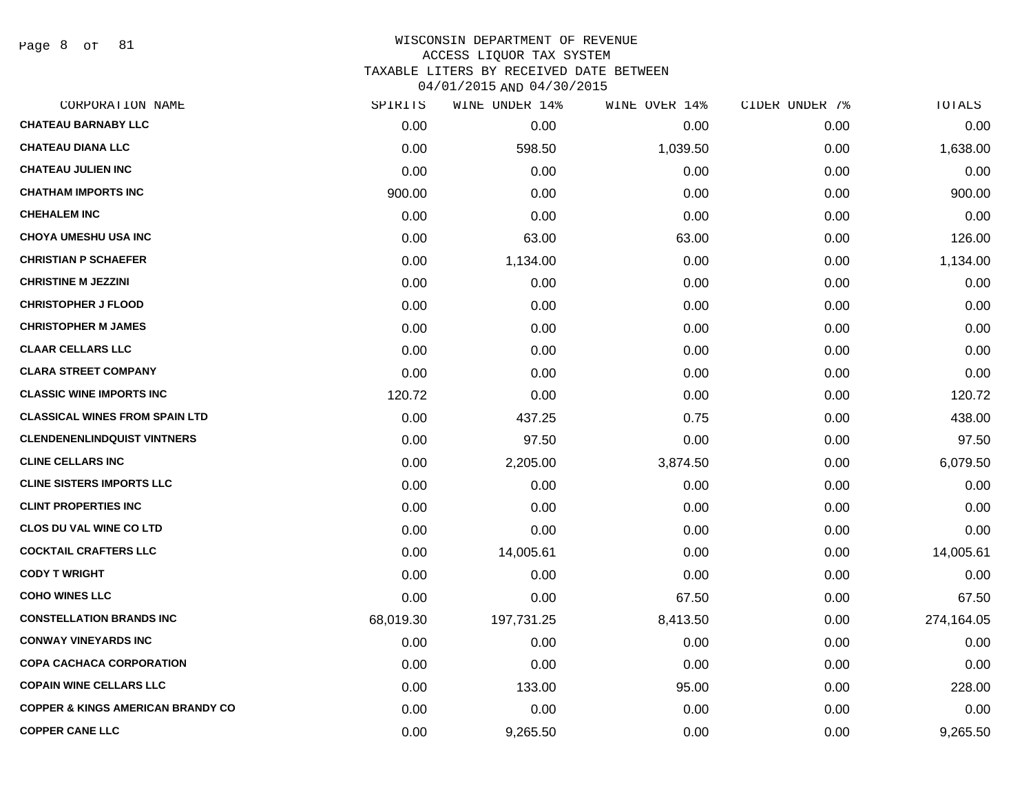# WISCONSIN DEPARTMENT OF REVENUE
## ACCESS LIQUOR TAX SYSTEM
### TAXABLE LITERS BY RECEIVED DATE BETWEEN 04/01/2015 AND 04/30/2015

| CORPORATION NAME | SPIRITS | WINE UNDER 14% | WINE OVER 14% | CIDER UNDER 7% | TOTALS |
|---|---|---|---|---|---|
| CHATEAU BARNABY LLC | 0.00 | 0.00 | 0.00 | 0.00 | 0.00 |
| CHATEAU DIANA LLC | 0.00 | 598.50 | 1,039.50 | 0.00 | 1,638.00 |
| CHATEAU JULIEN INC | 0.00 | 0.00 | 0.00 | 0.00 | 0.00 |
| CHATHAM IMPORTS INC | 900.00 | 0.00 | 0.00 | 0.00 | 900.00 |
| CHEHALEM INC | 0.00 | 0.00 | 0.00 | 0.00 | 0.00 |
| CHOYA UMESHU USA INC | 0.00 | 63.00 | 63.00 | 0.00 | 126.00 |
| CHRISTIAN P SCHAEFER | 0.00 | 1,134.00 | 0.00 | 0.00 | 1,134.00 |
| CHRISTINE M JEZZINI | 0.00 | 0.00 | 0.00 | 0.00 | 0.00 |
| CHRISTOPHER J FLOOD | 0.00 | 0.00 | 0.00 | 0.00 | 0.00 |
| CHRISTOPHER M JAMES | 0.00 | 0.00 | 0.00 | 0.00 | 0.00 |
| CLAAR CELLARS LLC | 0.00 | 0.00 | 0.00 | 0.00 | 0.00 |
| CLARA STREET COMPANY | 0.00 | 0.00 | 0.00 | 0.00 | 0.00 |
| CLASSIC WINE IMPORTS INC | 120.72 | 0.00 | 0.00 | 0.00 | 120.72 |
| CLASSICAL WINES FROM SPAIN LTD | 0.00 | 437.25 | 0.75 | 0.00 | 438.00 |
| CLENDENENLINDQUIST VINTNERS | 0.00 | 97.50 | 0.00 | 0.00 | 97.50 |
| CLINE CELLARS INC | 0.00 | 2,205.00 | 3,874.50 | 0.00 | 6,079.50 |
| CLINE SISTERS IMPORTS LLC | 0.00 | 0.00 | 0.00 | 0.00 | 0.00 |
| CLINT PROPERTIES INC | 0.00 | 0.00 | 0.00 | 0.00 | 0.00 |
| CLOS DU VAL WINE CO LTD | 0.00 | 0.00 | 0.00 | 0.00 | 0.00 |
| COCKTAIL CRAFTERS LLC | 0.00 | 14,005.61 | 0.00 | 0.00 | 14,005.61 |
| CODY T WRIGHT | 0.00 | 0.00 | 0.00 | 0.00 | 0.00 |
| COHO WINES LLC | 0.00 | 0.00 | 67.50 | 0.00 | 67.50 |
| CONSTELLATION BRANDS INC | 68,019.30 | 197,731.25 | 8,413.50 | 0.00 | 274,164.05 |
| CONWAY VINEYARDS INC | 0.00 | 0.00 | 0.00 | 0.00 | 0.00 |
| COPA CACHACA CORPORATION | 0.00 | 0.00 | 0.00 | 0.00 | 0.00 |
| COPAIN WINE CELLARS LLC | 0.00 | 133.00 | 95.00 | 0.00 | 228.00 |
| COPPER & KINGS AMERICAN BRANDY CO | 0.00 | 0.00 | 0.00 | 0.00 | 0.00 |
| COPPER CANE LLC | 0.00 | 9,265.50 | 0.00 | 0.00 | 9,265.50 |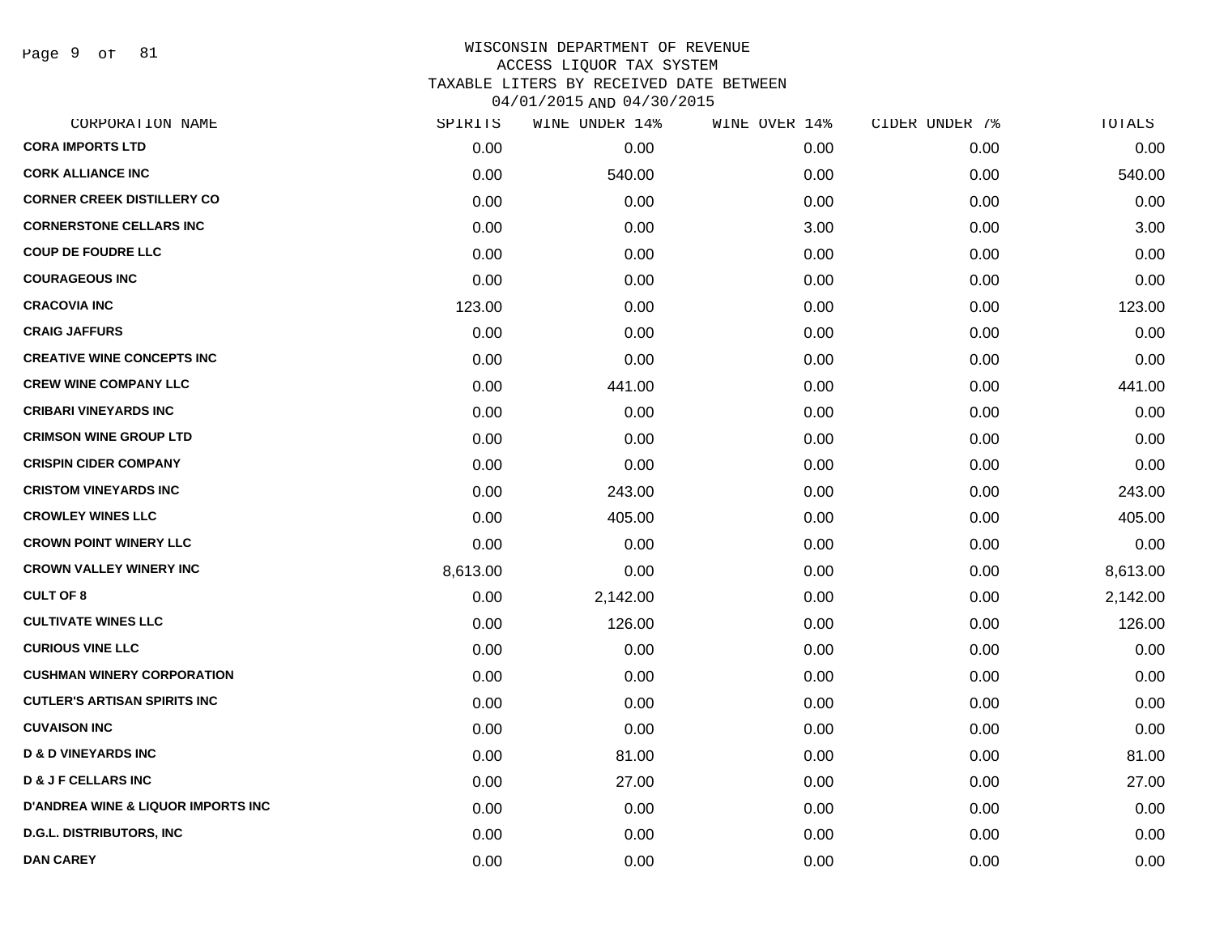# WISCONSIN DEPARTMENT OF REVENUE
## ACCESS LIQUOR TAX SYSTEM
### TAXABLE LITERS BY RECEIVED DATE BETWEEN 04/01/2015 AND 04/30/2015

| CORPORATION NAME | SPIRITS | WINE UNDER 14% | WINE OVER 14% | CIDER UNDER 7% | TOTALS |
|---|---|---|---|---|---|
| CORA IMPORTS LTD | 0.00 | 0.00 | 0.00 | 0.00 | 0.00 |
| CORK ALLIANCE INC | 0.00 | 540.00 | 0.00 | 0.00 | 540.00 |
| CORNER CREEK DISTILLERY CO | 0.00 | 0.00 | 0.00 | 0.00 | 0.00 |
| CORNERSTONE CELLARS INC | 0.00 | 0.00 | 3.00 | 0.00 | 3.00 |
| COUP DE FOUDRE LLC | 0.00 | 0.00 | 0.00 | 0.00 | 0.00 |
| COURAGEOUS INC | 0.00 | 0.00 | 0.00 | 0.00 | 0.00 |
| CRACOVIA INC | 123.00 | 0.00 | 0.00 | 0.00 | 123.00 |
| CRAIG JAFFURS | 0.00 | 0.00 | 0.00 | 0.00 | 0.00 |
| CREATIVE WINE CONCEPTS INC | 0.00 | 0.00 | 0.00 | 0.00 | 0.00 |
| CREW WINE COMPANY LLC | 0.00 | 441.00 | 0.00 | 0.00 | 441.00 |
| CRIBARI VINEYARDS INC | 0.00 | 0.00 | 0.00 | 0.00 | 0.00 |
| CRIMSON WINE GROUP LTD | 0.00 | 0.00 | 0.00 | 0.00 | 0.00 |
| CRISPIN CIDER COMPANY | 0.00 | 0.00 | 0.00 | 0.00 | 0.00 |
| CRISTOM VINEYARDS INC | 0.00 | 243.00 | 0.00 | 0.00 | 243.00 |
| CROWLEY WINES LLC | 0.00 | 405.00 | 0.00 | 0.00 | 405.00 |
| CROWN POINT WINERY LLC | 0.00 | 0.00 | 0.00 | 0.00 | 0.00 |
| CROWN VALLEY WINERY INC | 8,613.00 | 0.00 | 0.00 | 0.00 | 8,613.00 |
| CULT OF 8 | 0.00 | 2,142.00 | 0.00 | 0.00 | 2,142.00 |
| CULTIVATE WINES LLC | 0.00 | 126.00 | 0.00 | 0.00 | 126.00 |
| CURIOUS VINE LLC | 0.00 | 0.00 | 0.00 | 0.00 | 0.00 |
| CUSHMAN WINERY CORPORATION | 0.00 | 0.00 | 0.00 | 0.00 | 0.00 |
| CUTLER'S ARTISAN SPIRITS INC | 0.00 | 0.00 | 0.00 | 0.00 | 0.00 |
| CUVAISON INC | 0.00 | 0.00 | 0.00 | 0.00 | 0.00 |
| D & D VINEYARDS INC | 0.00 | 81.00 | 0.00 | 0.00 | 81.00 |
| D & J F CELLARS INC | 0.00 | 27.00 | 0.00 | 0.00 | 27.00 |
| D'ANDREA WINE & LIQUOR IMPORTS INC | 0.00 | 0.00 | 0.00 | 0.00 | 0.00 |
| D.G.L. DISTRIBUTORS, INC | 0.00 | 0.00 | 0.00 | 0.00 | 0.00 |
| DAN CAREY | 0.00 | 0.00 | 0.00 | 0.00 | 0.00 |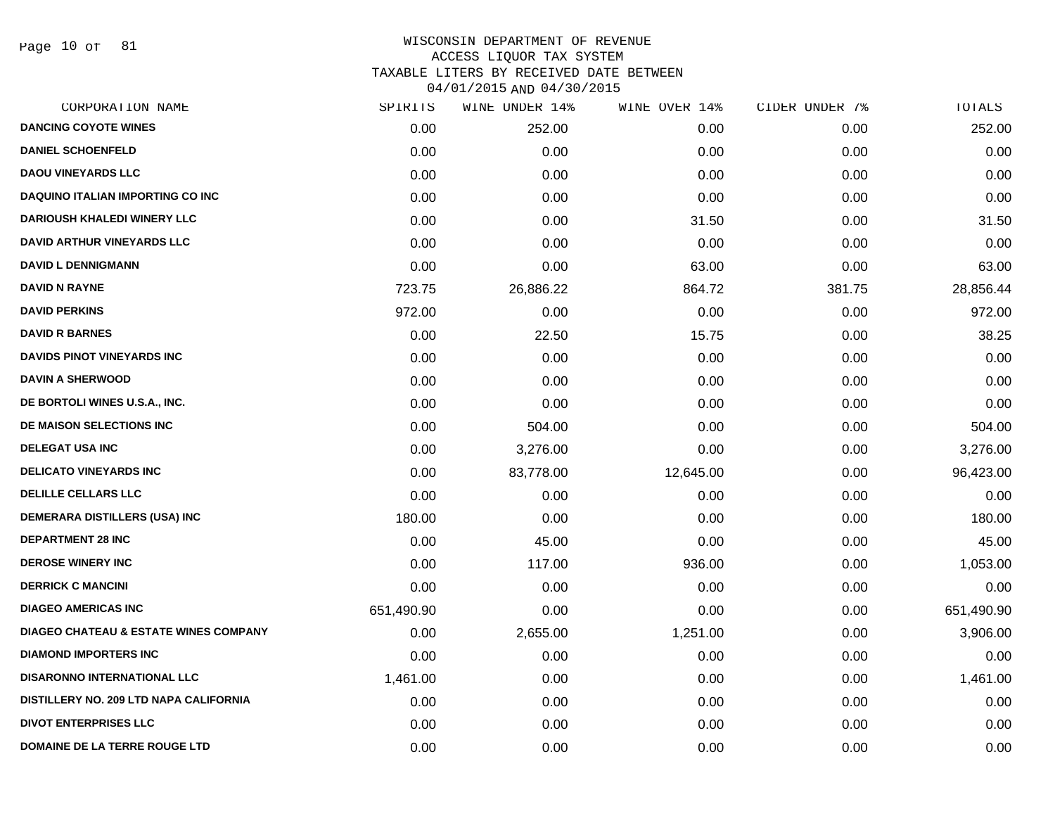# WISCONSIN DEPARTMENT OF REVENUE
## ACCESS LIQUOR TAX SYSTEM
### TAXABLE LITERS BY RECEIVED DATE BETWEEN 04/01/2015 AND 04/30/2015

| CORPORATION NAME | SPIRITS | WINE UNDER 14% | WINE OVER 14% | CIDER UNDER 7% | TOTALS |
|---|---|---|---|---|---|
| DANCING COYOTE WINES | 0.00 | 252.00 | 0.00 | 0.00 | 252.00 |
| DANIEL SCHOENFELD | 0.00 | 0.00 | 0.00 | 0.00 | 0.00 |
| DAOU VINEYARDS LLC | 0.00 | 0.00 | 0.00 | 0.00 | 0.00 |
| DAQUINO ITALIAN IMPORTING CO INC | 0.00 | 0.00 | 0.00 | 0.00 | 0.00 |
| DARIOUSH KHALEDI WINERY LLC | 0.00 | 0.00 | 31.50 | 0.00 | 31.50 |
| DAVID ARTHUR VINEYARDS LLC | 0.00 | 0.00 | 0.00 | 0.00 | 0.00 |
| DAVID L DENNIGMANN | 0.00 | 0.00 | 63.00 | 0.00 | 63.00 |
| DAVID N RAYNE | 723.75 | 26,886.22 | 864.72 | 381.75 | 28,856.44 |
| DAVID PERKINS | 972.00 | 0.00 | 0.00 | 0.00 | 972.00 |
| DAVID R BARNES | 0.00 | 22.50 | 15.75 | 0.00 | 38.25 |
| DAVIDS PINOT VINEYARDS INC | 0.00 | 0.00 | 0.00 | 0.00 | 0.00 |
| DAVIN A SHERWOOD | 0.00 | 0.00 | 0.00 | 0.00 | 0.00 |
| DE BORTOLI WINES U.S.A., INC. | 0.00 | 0.00 | 0.00 | 0.00 | 0.00 |
| DE MAISON SELECTIONS INC | 0.00 | 504.00 | 0.00 | 0.00 | 504.00 |
| DELEGAT USA INC | 0.00 | 3,276.00 | 0.00 | 0.00 | 3,276.00 |
| DELICATO VINEYARDS INC | 0.00 | 83,778.00 | 12,645.00 | 0.00 | 96,423.00 |
| DELILLE CELLARS LLC | 0.00 | 0.00 | 0.00 | 0.00 | 0.00 |
| DEMERARA DISTILLERS (USA) INC | 180.00 | 0.00 | 0.00 | 0.00 | 180.00 |
| DEPARTMENT 28 INC | 0.00 | 45.00 | 0.00 | 0.00 | 45.00 |
| DEROSE WINERY INC | 0.00 | 117.00 | 936.00 | 0.00 | 1,053.00 |
| DERRICK C MANCINI | 0.00 | 0.00 | 0.00 | 0.00 | 0.00 |
| DIAGEO AMERICAS INC | 651,490.90 | 0.00 | 0.00 | 0.00 | 651,490.90 |
| DIAGEO CHATEAU & ESTATE WINES COMPANY | 0.00 | 2,655.00 | 1,251.00 | 0.00 | 3,906.00 |
| DIAMOND IMPORTERS INC | 0.00 | 0.00 | 0.00 | 0.00 | 0.00 |
| DISARONNO INTERNATIONAL LLC | 1,461.00 | 0.00 | 0.00 | 0.00 | 1,461.00 |
| DISTILLERY NO. 209 LTD NAPA CALIFORNIA | 0.00 | 0.00 | 0.00 | 0.00 | 0.00 |
| DIVOT ENTERPRISES LLC | 0.00 | 0.00 | 0.00 | 0.00 | 0.00 |
| DOMAINE DE LA TERRE ROUGE LTD | 0.00 | 0.00 | 0.00 | 0.00 | 0.00 |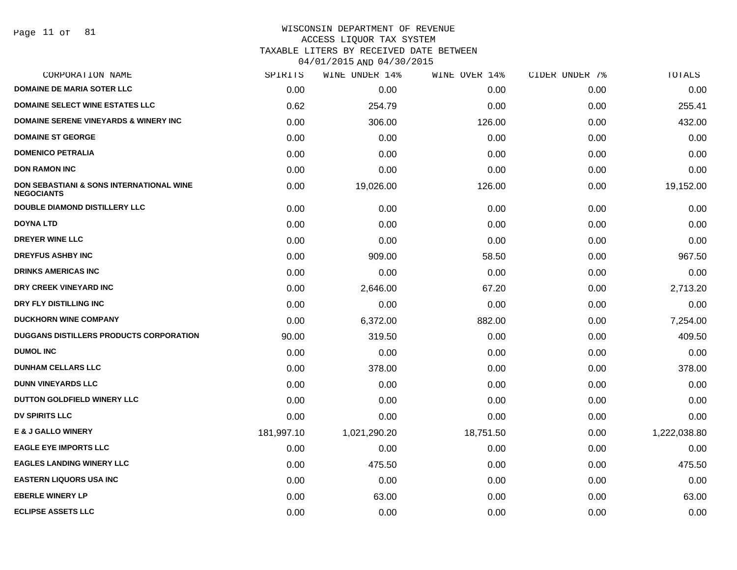# WISCONSIN DEPARTMENT OF REVENUE
## ACCESS LIQUOR TAX SYSTEM
## TAXABLE LITERS BY RECEIVED DATE BETWEEN 04/01/2015 AND 04/30/2015

| CORPORATION NAME | SPIRITS | WINE UNDER 14% | WINE OVER 14% | CIDER UNDER 7% | TOTALS |
|---|---|---|---|---|---|
| DOMAINE DE MARIA SOTER LLC | 0.00 | 0.00 | 0.00 | 0.00 | 0.00 |
| DOMAINE SELECT WINE ESTATES LLC | 0.62 | 254.79 | 0.00 | 0.00 | 255.41 |
| DOMAINE SERENE VINEYARDS & WINERY INC | 0.00 | 306.00 | 126.00 | 0.00 | 432.00 |
| DOMAINE ST GEORGE | 0.00 | 0.00 | 0.00 | 0.00 | 0.00 |
| DOMENICO PETRALIA | 0.00 | 0.00 | 0.00 | 0.00 | 0.00 |
| DON RAMON INC | 0.00 | 0.00 | 0.00 | 0.00 | 0.00 |
| DON SEBASTIANI & SONS INTERNATIONAL WINE NEGOCIANTS | 0.00 | 19,026.00 | 126.00 | 0.00 | 19,152.00 |
| DOUBLE DIAMOND DISTILLERY LLC | 0.00 | 0.00 | 0.00 | 0.00 | 0.00 |
| DOYNA LTD | 0.00 | 0.00 | 0.00 | 0.00 | 0.00 |
| DREYER WINE LLC | 0.00 | 0.00 | 0.00 | 0.00 | 0.00 |
| DREYFUS ASHBY INC | 0.00 | 909.00 | 58.50 | 0.00 | 967.50 |
| DRINKS AMERICAS INC | 0.00 | 0.00 | 0.00 | 0.00 | 0.00 |
| DRY CREEK VINEYARD INC | 0.00 | 2,646.00 | 67.20 | 0.00 | 2,713.20 |
| DRY FLY DISTILLING INC | 0.00 | 0.00 | 0.00 | 0.00 | 0.00 |
| DUCKHORN WINE COMPANY | 0.00 | 6,372.00 | 882.00 | 0.00 | 7,254.00 |
| DUGGANS DISTILLERS PRODUCTS CORPORATION | 90.00 | 319.50 | 0.00 | 0.00 | 409.50 |
| DUMOL INC | 0.00 | 0.00 | 0.00 | 0.00 | 0.00 |
| DUNHAM CELLARS LLC | 0.00 | 378.00 | 0.00 | 0.00 | 378.00 |
| DUNN VINEYARDS LLC | 0.00 | 0.00 | 0.00 | 0.00 | 0.00 |
| DUTTON GOLDFIELD WINERY LLC | 0.00 | 0.00 | 0.00 | 0.00 | 0.00 |
| DV SPIRITS LLC | 0.00 | 0.00 | 0.00 | 0.00 | 0.00 |
| E & J GALLO WINERY | 181,997.10 | 1,021,290.20 | 18,751.50 | 0.00 | 1,222,038.80 |
| EAGLE EYE IMPORTS LLC | 0.00 | 0.00 | 0.00 | 0.00 | 0.00 |
| EAGLES LANDING WINERY LLC | 0.00 | 475.50 | 0.00 | 0.00 | 475.50 |
| EASTERN LIQUORS USA INC | 0.00 | 0.00 | 0.00 | 0.00 | 0.00 |
| EBERLE WINERY LP | 0.00 | 63.00 | 0.00 | 0.00 | 63.00 |
| ECLIPSE ASSETS LLC | 0.00 | 0.00 | 0.00 | 0.00 | 0.00 |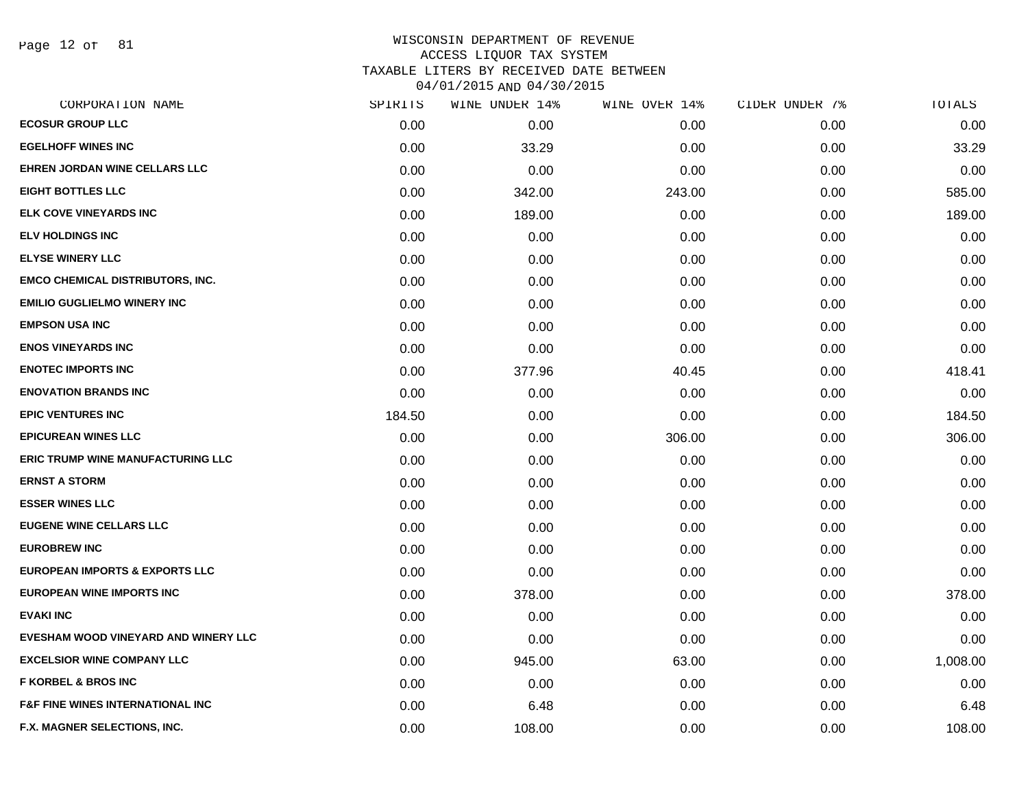# WISCONSIN DEPARTMENT OF REVENUE
## ACCESS LIQUOR TAX SYSTEM
## TAXABLE LITERS BY RECEIVED DATE BETWEEN 04/01/2015 AND 04/30/2015

| CORPORATION NAME | SPIRITS | WINE UNDER 14% | WINE OVER 14% | CIDER UNDER 7% | TOTALS |
|---|---|---|---|---|---|
| ECOSUR GROUP LLC | 0.00 | 0.00 | 0.00 | 0.00 | 0.00 |
| EGELHOFF WINES INC | 0.00 | 33.29 | 0.00 | 0.00 | 33.29 |
| EHREN JORDAN WINE CELLARS LLC | 0.00 | 0.00 | 0.00 | 0.00 | 0.00 |
| EIGHT BOTTLES LLC | 0.00 | 342.00 | 243.00 | 0.00 | 585.00 |
| ELK COVE VINEYARDS INC | 0.00 | 189.00 | 0.00 | 0.00 | 189.00 |
| ELV HOLDINGS INC | 0.00 | 0.00 | 0.00 | 0.00 | 0.00 |
| ELYSE WINERY LLC | 0.00 | 0.00 | 0.00 | 0.00 | 0.00 |
| EMCO CHEMICAL DISTRIBUTORS, INC. | 0.00 | 0.00 | 0.00 | 0.00 | 0.00 |
| EMILIO GUGLIELMO WINERY INC | 0.00 | 0.00 | 0.00 | 0.00 | 0.00 |
| EMPSON USA INC | 0.00 | 0.00 | 0.00 | 0.00 | 0.00 |
| ENOS VINEYARDS INC | 0.00 | 0.00 | 0.00 | 0.00 | 0.00 |
| ENOTEC IMPORTS INC | 0.00 | 377.96 | 40.45 | 0.00 | 418.41 |
| ENOVATION BRANDS INC | 0.00 | 0.00 | 0.00 | 0.00 | 0.00 |
| EPIC VENTURES INC | 184.50 | 0.00 | 0.00 | 0.00 | 184.50 |
| EPICUREAN WINES LLC | 0.00 | 0.00 | 306.00 | 0.00 | 306.00 |
| ERIC TRUMP WINE MANUFACTURING LLC | 0.00 | 0.00 | 0.00 | 0.00 | 0.00 |
| ERNST A STORM | 0.00 | 0.00 | 0.00 | 0.00 | 0.00 |
| ESSER WINES LLC | 0.00 | 0.00 | 0.00 | 0.00 | 0.00 |
| EUGENE WINE CELLARS LLC | 0.00 | 0.00 | 0.00 | 0.00 | 0.00 |
| EUROBREW INC | 0.00 | 0.00 | 0.00 | 0.00 | 0.00 |
| EUROPEAN IMPORTS & EXPORTS LLC | 0.00 | 0.00 | 0.00 | 0.00 | 0.00 |
| EUROPEAN WINE IMPORTS INC | 0.00 | 378.00 | 0.00 | 0.00 | 378.00 |
| EVAKI INC | 0.00 | 0.00 | 0.00 | 0.00 | 0.00 |
| EVESHAM WOOD VINEYARD AND WINERY LLC | 0.00 | 0.00 | 0.00 | 0.00 | 0.00 |
| EXCELSIOR WINE COMPANY LLC | 0.00 | 945.00 | 63.00 | 0.00 | 1,008.00 |
| F KORBEL & BROS INC | 0.00 | 0.00 | 0.00 | 0.00 | 0.00 |
| F&F FINE WINES INTERNATIONAL INC | 0.00 | 6.48 | 0.00 | 0.00 | 6.48 |
| F.X. MAGNER SELECTIONS, INC. | 0.00 | 108.00 | 0.00 | 0.00 | 108.00 |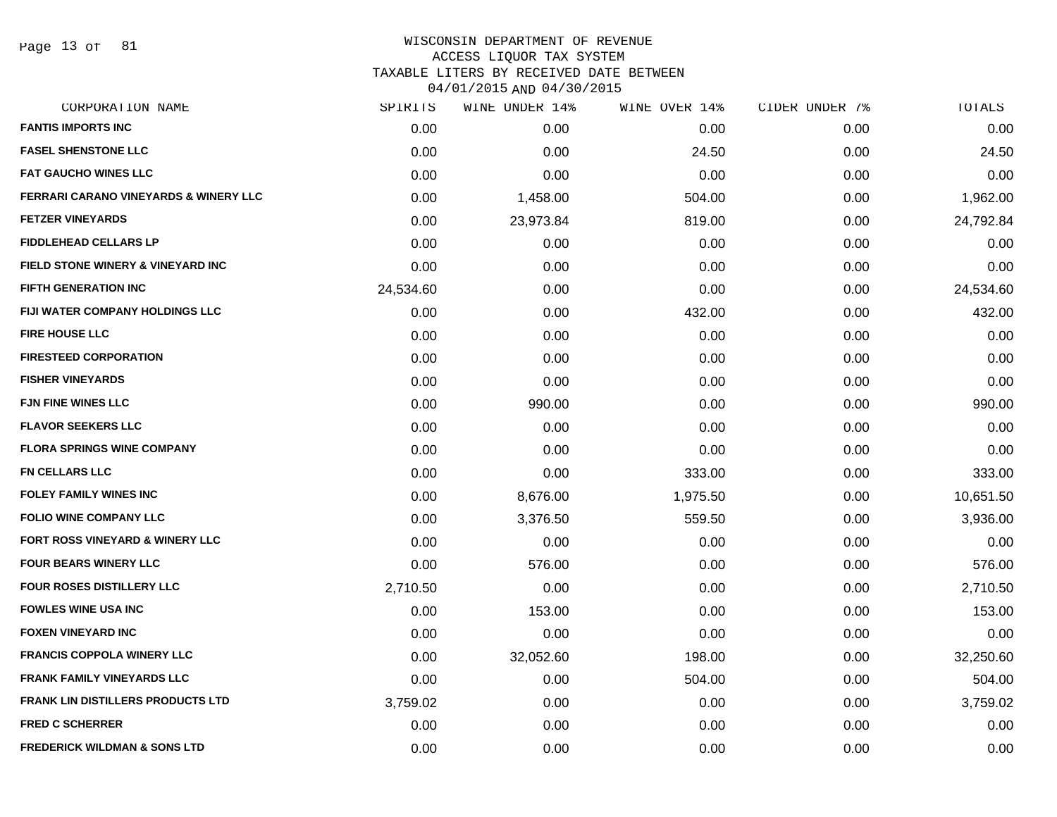# WISCONSIN DEPARTMENT OF REVENUE
## ACCESS LIQUOR TAX SYSTEM
## TAXABLE LITERS BY RECEIVED DATE BETWEEN 04/01/2015 AND 04/30/2015

| CORPORATION NAME | SPIRITS | WINE UNDER 14% | WINE OVER 14% | CIDER UNDER 7% | TOTALS |
|---|---|---|---|---|---|
| FANTIS IMPORTS INC | 0.00 | 0.00 | 0.00 | 0.00 | 0.00 |
| FASEL SHENSTONE LLC | 0.00 | 0.00 | 24.50 | 0.00 | 24.50 |
| FAT GAUCHO WINES LLC | 0.00 | 0.00 | 0.00 | 0.00 | 0.00 |
| FERRARI CARANO VINEYARDS & WINERY LLC | 0.00 | 1,458.00 | 504.00 | 0.00 | 1,962.00 |
| FETZER VINEYARDS | 0.00 | 23,973.84 | 819.00 | 0.00 | 24,792.84 |
| FIDDLEHEAD CELLARS LP | 0.00 | 0.00 | 0.00 | 0.00 | 0.00 |
| FIELD STONE WINERY & VINEYARD INC | 0.00 | 0.00 | 0.00 | 0.00 | 0.00 |
| FIFTH GENERATION INC | 24,534.60 | 0.00 | 0.00 | 0.00 | 24,534.60 |
| FIJI WATER COMPANY HOLDINGS LLC | 0.00 | 0.00 | 432.00 | 0.00 | 432.00 |
| FIRE HOUSE LLC | 0.00 | 0.00 | 0.00 | 0.00 | 0.00 |
| FIRESTEED CORPORATION | 0.00 | 0.00 | 0.00 | 0.00 | 0.00 |
| FISHER VINEYARDS | 0.00 | 0.00 | 0.00 | 0.00 | 0.00 |
| FJN FINE WINES LLC | 0.00 | 990.00 | 0.00 | 0.00 | 990.00 |
| FLAVOR SEEKERS LLC | 0.00 | 0.00 | 0.00 | 0.00 | 0.00 |
| FLORA SPRINGS WINE COMPANY | 0.00 | 0.00 | 0.00 | 0.00 | 0.00 |
| FN CELLARS LLC | 0.00 | 0.00 | 333.00 | 0.00 | 333.00 |
| FOLEY FAMILY WINES INC | 0.00 | 8,676.00 | 1,975.50 | 0.00 | 10,651.50 |
| FOLIO WINE COMPANY LLC | 0.00 | 3,376.50 | 559.50 | 0.00 | 3,936.00 |
| FORT ROSS VINEYARD & WINERY LLC | 0.00 | 0.00 | 0.00 | 0.00 | 0.00 |
| FOUR BEARS WINERY LLC | 0.00 | 576.00 | 0.00 | 0.00 | 576.00 |
| FOUR ROSES DISTILLERY LLC | 2,710.50 | 0.00 | 0.00 | 0.00 | 2,710.50 |
| FOWLES WINE USA INC | 0.00 | 153.00 | 0.00 | 0.00 | 153.00 |
| FOXEN VINEYARD INC | 0.00 | 0.00 | 0.00 | 0.00 | 0.00 |
| FRANCIS COPPOLA WINERY LLC | 0.00 | 32,052.60 | 198.00 | 0.00 | 32,250.60 |
| FRANK FAMILY VINEYARDS LLC | 0.00 | 0.00 | 504.00 | 0.00 | 504.00 |
| FRANK LIN DISTILLERS PRODUCTS LTD | 3,759.02 | 0.00 | 0.00 | 0.00 | 3,759.02 |
| FRED C SCHERRER | 0.00 | 0.00 | 0.00 | 0.00 | 0.00 |
| FREDERICK WILDMAN & SONS LTD | 0.00 | 0.00 | 0.00 | 0.00 | 0.00 |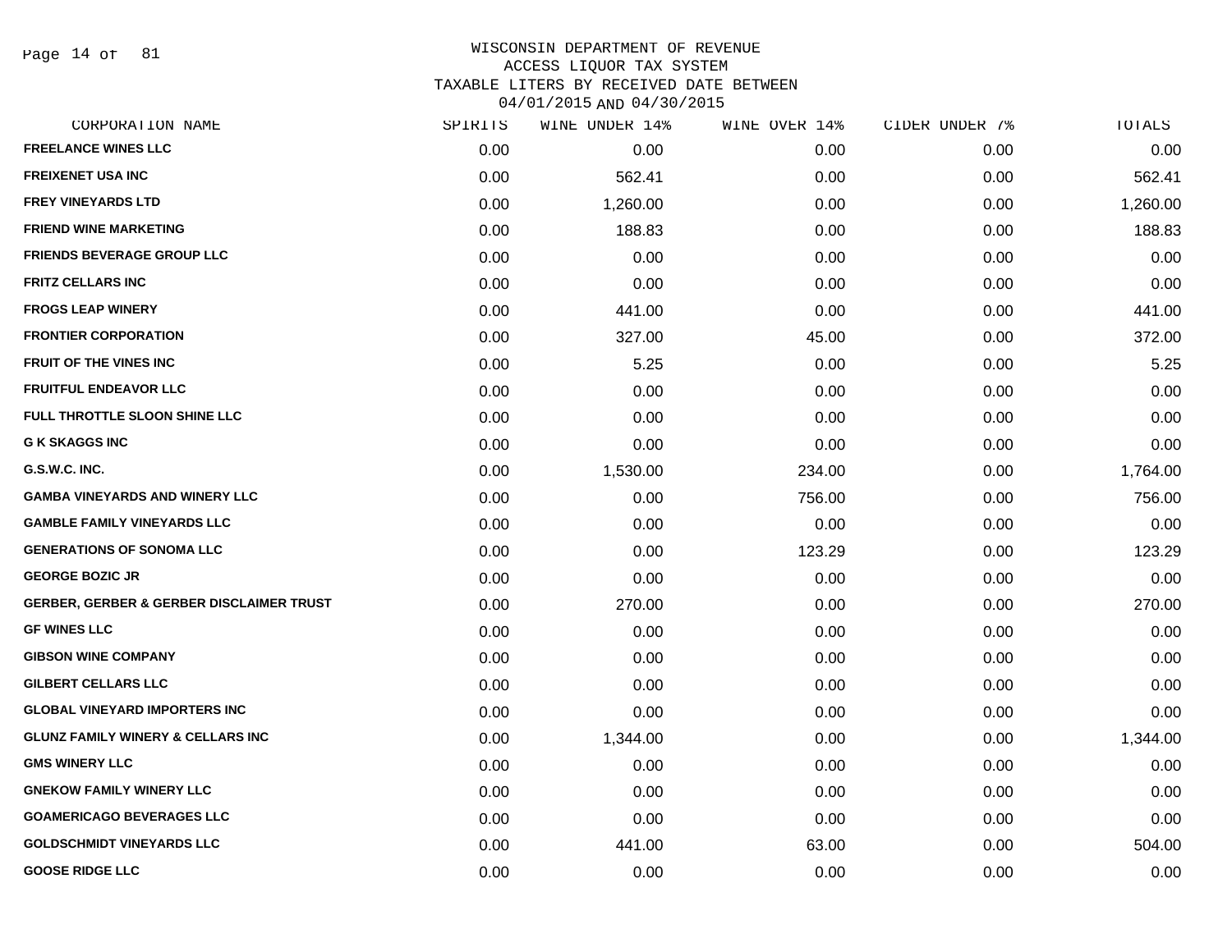# WISCONSIN DEPARTMENT OF REVENUE
## ACCESS LIQUOR TAX SYSTEM
### TAXABLE LITERS BY RECEIVED DATE BETWEEN 04/01/2015 AND 04/30/2015

| CORPORATION NAME | SPIRITS | WINE UNDER 14% | WINE OVER 14% | CIDER UNDER 7% | TOTALS |
|---|---|---|---|---|---|
| FREELANCE WINES LLC | 0.00 | 0.00 | 0.00 | 0.00 | 0.00 |
| FREIXENET USA INC | 0.00 | 562.41 | 0.00 | 0.00 | 562.41 |
| FREY VINEYARDS LTD | 0.00 | 1,260.00 | 0.00 | 0.00 | 1,260.00 |
| FRIEND WINE MARKETING | 0.00 | 188.83 | 0.00 | 0.00 | 188.83 |
| FRIENDS BEVERAGE GROUP LLC | 0.00 | 0.00 | 0.00 | 0.00 | 0.00 |
| FRITZ CELLARS INC | 0.00 | 0.00 | 0.00 | 0.00 | 0.00 |
| FROGS LEAP WINERY | 0.00 | 441.00 | 0.00 | 0.00 | 441.00 |
| FRONTIER CORPORATION | 0.00 | 327.00 | 45.00 | 0.00 | 372.00 |
| FRUIT OF THE VINES INC | 0.00 | 5.25 | 0.00 | 0.00 | 5.25 |
| FRUITFUL ENDEAVOR LLC | 0.00 | 0.00 | 0.00 | 0.00 | 0.00 |
| FULL THROTTLE SLOON SHINE LLC | 0.00 | 0.00 | 0.00 | 0.00 | 0.00 |
| G K SKAGGS INC | 0.00 | 0.00 | 0.00 | 0.00 | 0.00 |
| G.S.W.C. INC. | 0.00 | 1,530.00 | 234.00 | 0.00 | 1,764.00 |
| GAMBA VINEYARDS AND WINERY LLC | 0.00 | 0.00 | 756.00 | 0.00 | 756.00 |
| GAMBLE FAMILY VINEYARDS LLC | 0.00 | 0.00 | 0.00 | 0.00 | 0.00 |
| GENERATIONS OF SONOMA LLC | 0.00 | 0.00 | 123.29 | 0.00 | 123.29 |
| GEORGE BOZIC JR | 0.00 | 0.00 | 0.00 | 0.00 | 0.00 |
| GERBER, GERBER & GERBER DISCLAIMER TRUST | 0.00 | 270.00 | 0.00 | 0.00 | 270.00 |
| GF WINES LLC | 0.00 | 0.00 | 0.00 | 0.00 | 0.00 |
| GIBSON WINE COMPANY | 0.00 | 0.00 | 0.00 | 0.00 | 0.00 |
| GILBERT CELLARS LLC | 0.00 | 0.00 | 0.00 | 0.00 | 0.00 |
| GLOBAL VINEYARD IMPORTERS INC | 0.00 | 0.00 | 0.00 | 0.00 | 0.00 |
| GLUNZ FAMILY WINERY & CELLARS INC | 0.00 | 1,344.00 | 0.00 | 0.00 | 1,344.00 |
| GMS WINERY LLC | 0.00 | 0.00 | 0.00 | 0.00 | 0.00 |
| GNEKOW FAMILY WINERY LLC | 0.00 | 0.00 | 0.00 | 0.00 | 0.00 |
| GOAMERICAGO BEVERAGES LLC | 0.00 | 0.00 | 0.00 | 0.00 | 0.00 |
| GOLDSCHMIDT VINEYARDS LLC | 0.00 | 441.00 | 63.00 | 0.00 | 504.00 |
| GOOSE RIDGE LLC | 0.00 | 0.00 | 0.00 | 0.00 | 0.00 |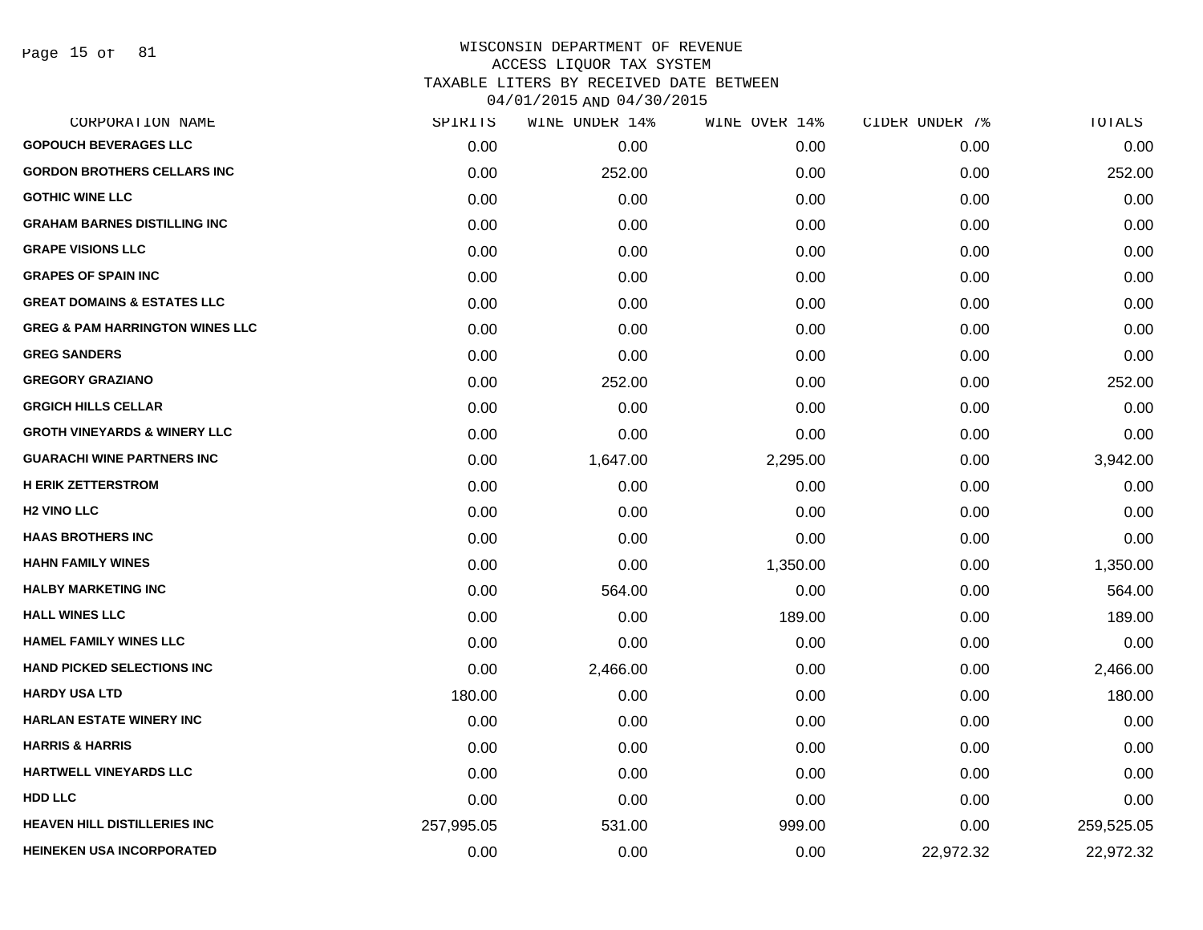WISCONSIN DEPARTMENT OF REVENUE
ACCESS LIQUOR TAX SYSTEM
TAXABLE LITERS BY RECEIVED DATE BETWEEN
04/01/2015 AND 04/30/2015

| CORPORATION NAME | SPIRITS | WINE UNDER 14% | WINE OVER 14% | CIDER UNDER 7% | TOTALS |
|---|---|---|---|---|---|
| GOPOUCH BEVERAGES LLC | 0.00 | 0.00 | 0.00 | 0.00 | 0.00 |
| GORDON BROTHERS CELLARS INC | 0.00 | 252.00 | 0.00 | 0.00 | 252.00 |
| GOTHIC WINE LLC | 0.00 | 0.00 | 0.00 | 0.00 | 0.00 |
| GRAHAM BARNES DISTILLING INC | 0.00 | 0.00 | 0.00 | 0.00 | 0.00 |
| GRAPE VISIONS LLC | 0.00 | 0.00 | 0.00 | 0.00 | 0.00 |
| GRAPES OF SPAIN INC | 0.00 | 0.00 | 0.00 | 0.00 | 0.00 |
| GREAT DOMAINS & ESTATES LLC | 0.00 | 0.00 | 0.00 | 0.00 | 0.00 |
| GREG & PAM HARRINGTON WINES LLC | 0.00 | 0.00 | 0.00 | 0.00 | 0.00 |
| GREG SANDERS | 0.00 | 0.00 | 0.00 | 0.00 | 0.00 |
| GREGORY GRAZIANO | 0.00 | 252.00 | 0.00 | 0.00 | 252.00 |
| GRGICH HILLS CELLAR | 0.00 | 0.00 | 0.00 | 0.00 | 0.00 |
| GROTH VINEYARDS & WINERY LLC | 0.00 | 0.00 | 0.00 | 0.00 | 0.00 |
| GUARACHI WINE PARTNERS INC | 0.00 | 1,647.00 | 2,295.00 | 0.00 | 3,942.00 |
| H ERIK ZETTERSTROM | 0.00 | 0.00 | 0.00 | 0.00 | 0.00 |
| H2 VINO LLC | 0.00 | 0.00 | 0.00 | 0.00 | 0.00 |
| HAAS BROTHERS INC | 0.00 | 0.00 | 0.00 | 0.00 | 0.00 |
| HAHN FAMILY WINES | 0.00 | 0.00 | 1,350.00 | 0.00 | 1,350.00 |
| HALBY MARKETING INC | 0.00 | 564.00 | 0.00 | 0.00 | 564.00 |
| HALL WINES LLC | 0.00 | 0.00 | 189.00 | 0.00 | 189.00 |
| HAMEL FAMILY WINES LLC | 0.00 | 0.00 | 0.00 | 0.00 | 0.00 |
| HAND PICKED SELECTIONS INC | 0.00 | 2,466.00 | 0.00 | 0.00 | 2,466.00 |
| HARDY USA LTD | 180.00 | 0.00 | 0.00 | 0.00 | 180.00 |
| HARLAN ESTATE WINERY INC | 0.00 | 0.00 | 0.00 | 0.00 | 0.00 |
| HARRIS & HARRIS | 0.00 | 0.00 | 0.00 | 0.00 | 0.00 |
| HARTWELL VINEYARDS LLC | 0.00 | 0.00 | 0.00 | 0.00 | 0.00 |
| HDD LLC | 0.00 | 0.00 | 0.00 | 0.00 | 0.00 |
| HEAVEN HILL DISTILLERIES INC | 257,995.05 | 531.00 | 999.00 | 0.00 | 259,525.05 |
| HEINEKEN USA INCORPORATED | 0.00 | 0.00 | 0.00 | 22,972.32 | 22,972.32 |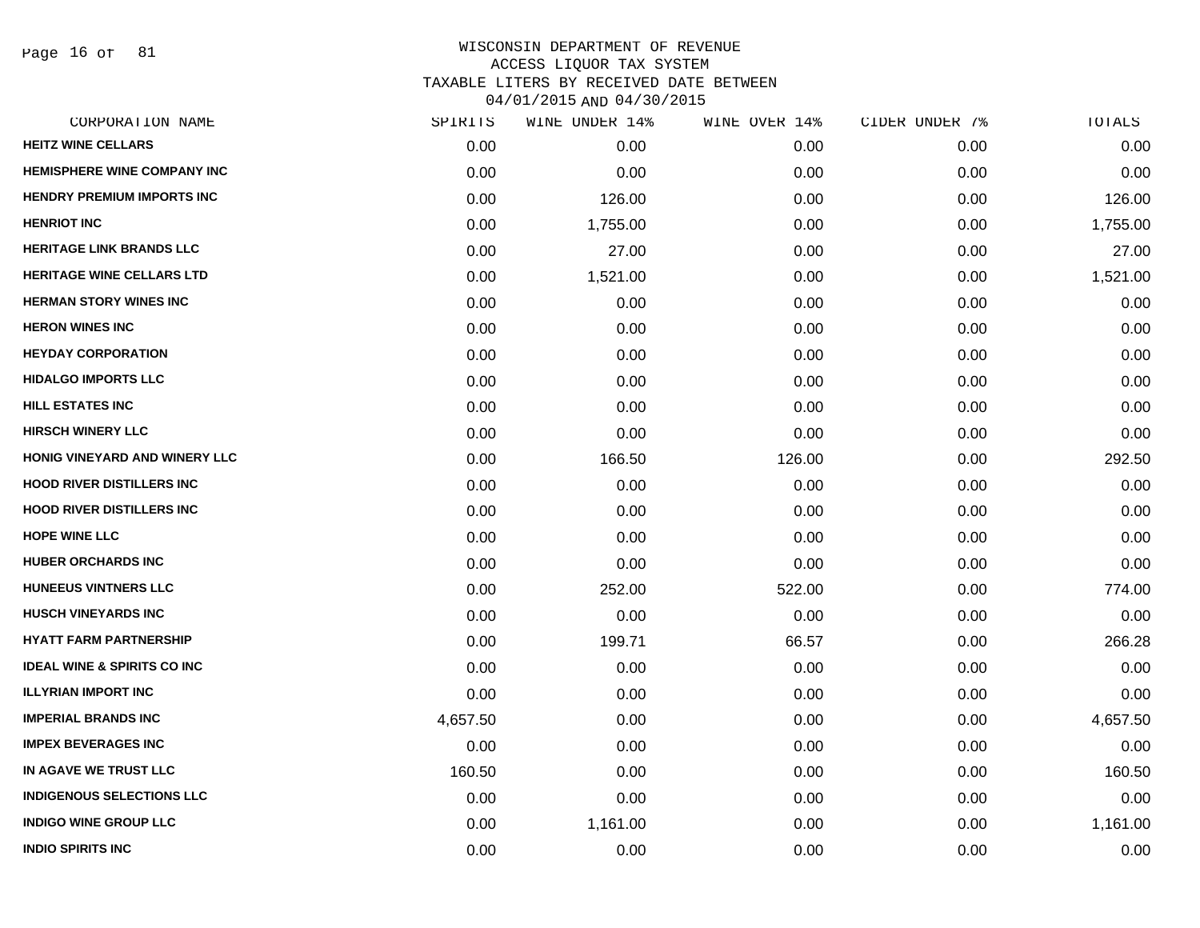WISCONSIN DEPARTMENT OF REVENUE
ACCESS LIQUOR TAX SYSTEM
TAXABLE LITERS BY RECEIVED DATE BETWEEN
04/01/2015 AND 04/30/2015

| CORPORATION NAME | SPIRITS | WINE UNDER 14% | WINE OVER 14% | CIDER UNDER 7% | TOTALS |
|---|---|---|---|---|---|
| HEITZ WINE CELLARS | 0.00 | 0.00 | 0.00 | 0.00 | 0.00 |
| HEMISPHERE WINE COMPANY INC | 0.00 | 0.00 | 0.00 | 0.00 | 0.00 |
| HENDRY PREMIUM IMPORTS INC | 0.00 | 126.00 | 0.00 | 0.00 | 126.00 |
| HENRIOT INC | 0.00 | 1,755.00 | 0.00 | 0.00 | 1,755.00 |
| HERITAGE LINK BRANDS LLC | 0.00 | 27.00 | 0.00 | 0.00 | 27.00 |
| HERITAGE WINE CELLARS LTD | 0.00 | 1,521.00 | 0.00 | 0.00 | 1,521.00 |
| HERMAN STORY WINES INC | 0.00 | 0.00 | 0.00 | 0.00 | 0.00 |
| HERON WINES INC | 0.00 | 0.00 | 0.00 | 0.00 | 0.00 |
| HEYDAY CORPORATION | 0.00 | 0.00 | 0.00 | 0.00 | 0.00 |
| HIDALGO IMPORTS LLC | 0.00 | 0.00 | 0.00 | 0.00 | 0.00 |
| HILL ESTATES INC | 0.00 | 0.00 | 0.00 | 0.00 | 0.00 |
| HIRSCH WINERY LLC | 0.00 | 0.00 | 0.00 | 0.00 | 0.00 |
| HONIG VINEYARD AND WINERY LLC | 0.00 | 166.50 | 126.00 | 0.00 | 292.50 |
| HOOD RIVER DISTILLERS INC | 0.00 | 0.00 | 0.00 | 0.00 | 0.00 |
| HOOD RIVER DISTILLERS INC | 0.00 | 0.00 | 0.00 | 0.00 | 0.00 |
| HOPE WINE LLC | 0.00 | 0.00 | 0.00 | 0.00 | 0.00 |
| HUBER ORCHARDS INC | 0.00 | 0.00 | 0.00 | 0.00 | 0.00 |
| HUNEEUS VINTNERS LLC | 0.00 | 252.00 | 522.00 | 0.00 | 774.00 |
| HUSCH VINEYARDS INC | 0.00 | 0.00 | 0.00 | 0.00 | 0.00 |
| HYATT FARM PARTNERSHIP | 0.00 | 199.71 | 66.57 | 0.00 | 266.28 |
| IDEAL WINE & SPIRITS CO INC | 0.00 | 0.00 | 0.00 | 0.00 | 0.00 |
| ILLYRIAN IMPORT INC | 0.00 | 0.00 | 0.00 | 0.00 | 0.00 |
| IMPERIAL BRANDS INC | 4,657.50 | 0.00 | 0.00 | 0.00 | 4,657.50 |
| IMPEX BEVERAGES INC | 0.00 | 0.00 | 0.00 | 0.00 | 0.00 |
| IN AGAVE WE TRUST LLC | 160.50 | 0.00 | 0.00 | 0.00 | 160.50 |
| INDIGENOUS SELECTIONS LLC | 0.00 | 0.00 | 0.00 | 0.00 | 0.00 |
| INDIGO WINE GROUP LLC | 0.00 | 1,161.00 | 0.00 | 0.00 | 1,161.00 |
| INDIO SPIRITS INC | 0.00 | 0.00 | 0.00 | 0.00 | 0.00 |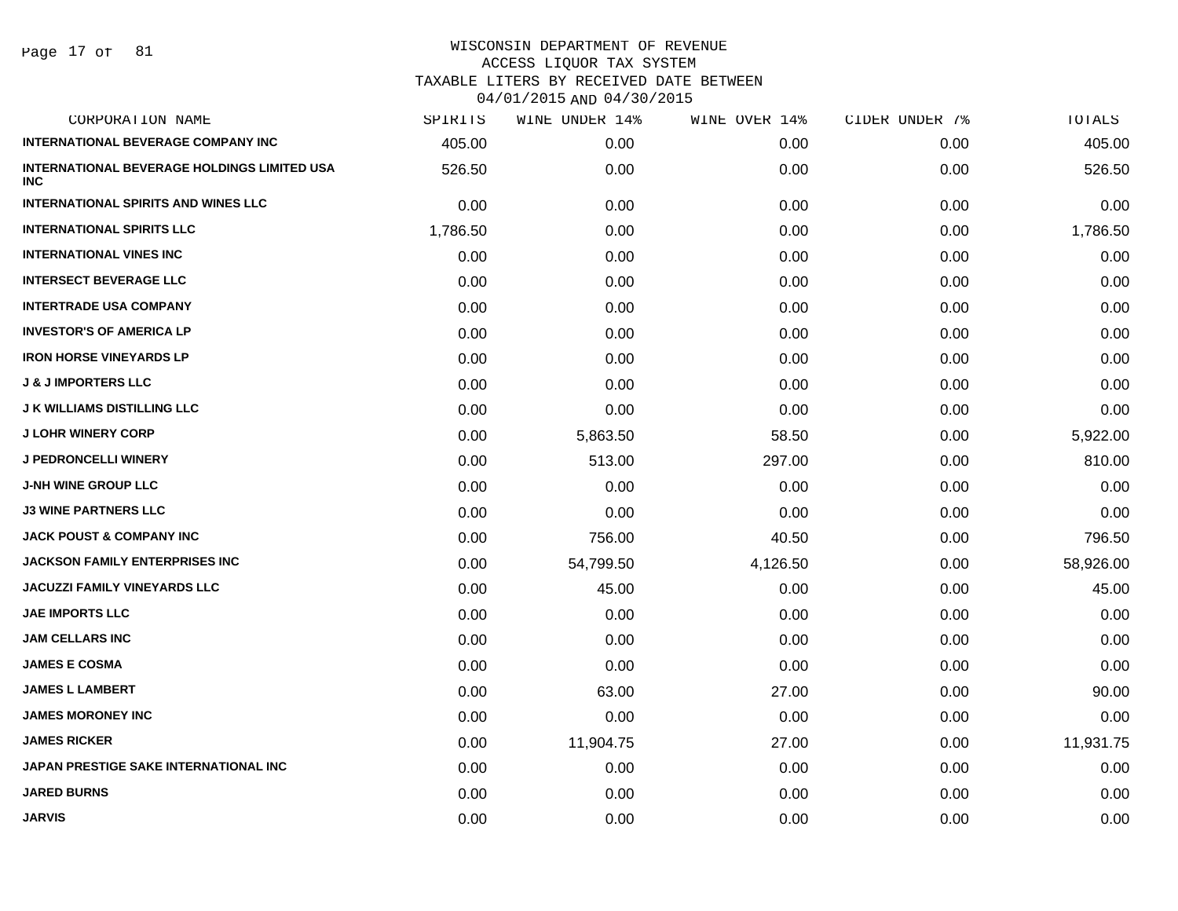WISCONSIN DEPARTMENT OF REVENUE
ACCESS LIQUOR TAX SYSTEM
TAXABLE LITERS BY RECEIVED DATE BETWEEN
04/01/2015 AND 04/30/2015

| CORPORATION NAME | SPIRITS | WINE UNDER 14% | WINE OVER 14% | CIDER UNDER 7% | TOTALS |
|---|---|---|---|---|---|
| INTERNATIONAL BEVERAGE COMPANY INC | 405.00 | 0.00 | 0.00 | 0.00 | 405.00 |
| INTERNATIONAL BEVERAGE HOLDINGS LIMITED USA INC | 526.50 | 0.00 | 0.00 | 0.00 | 526.50 |
| INTERNATIONAL SPIRITS AND WINES LLC | 0.00 | 0.00 | 0.00 | 0.00 | 0.00 |
| INTERNATIONAL SPIRITS LLC | 1,786.50 | 0.00 | 0.00 | 0.00 | 1,786.50 |
| INTERNATIONAL VINES INC | 0.00 | 0.00 | 0.00 | 0.00 | 0.00 |
| INTERSECT BEVERAGE LLC | 0.00 | 0.00 | 0.00 | 0.00 | 0.00 |
| INTERTRADE USA COMPANY | 0.00 | 0.00 | 0.00 | 0.00 | 0.00 |
| INVESTOR'S OF AMERICA LP | 0.00 | 0.00 | 0.00 | 0.00 | 0.00 |
| IRON HORSE VINEYARDS LP | 0.00 | 0.00 | 0.00 | 0.00 | 0.00 |
| J & J IMPORTERS LLC | 0.00 | 0.00 | 0.00 | 0.00 | 0.00 |
| J K WILLIAMS DISTILLING LLC | 0.00 | 0.00 | 0.00 | 0.00 | 0.00 |
| J LOHR WINERY CORP | 0.00 | 5,863.50 | 58.50 | 0.00 | 5,922.00 |
| J PEDRONCELLI WINERY | 0.00 | 513.00 | 297.00 | 0.00 | 810.00 |
| J-NH WINE GROUP LLC | 0.00 | 0.00 | 0.00 | 0.00 | 0.00 |
| J3 WINE PARTNERS LLC | 0.00 | 0.00 | 0.00 | 0.00 | 0.00 |
| JACK POUST & COMPANY INC | 0.00 | 756.00 | 40.50 | 0.00 | 796.50 |
| JACKSON FAMILY ENTERPRISES INC | 0.00 | 54,799.50 | 4,126.50 | 0.00 | 58,926.00 |
| JACUZZI FAMILY VINEYARDS LLC | 0.00 | 45.00 | 0.00 | 0.00 | 45.00 |
| JAE IMPORTS LLC | 0.00 | 0.00 | 0.00 | 0.00 | 0.00 |
| JAM CELLARS INC | 0.00 | 0.00 | 0.00 | 0.00 | 0.00 |
| JAMES E COSMA | 0.00 | 0.00 | 0.00 | 0.00 | 0.00 |
| JAMES L LAMBERT | 0.00 | 63.00 | 27.00 | 0.00 | 90.00 |
| JAMES MORONEY INC | 0.00 | 0.00 | 0.00 | 0.00 | 0.00 |
| JAMES RICKER | 0.00 | 11,904.75 | 27.00 | 0.00 | 11,931.75 |
| JAPAN PRESTIGE SAKE INTERNATIONAL INC | 0.00 | 0.00 | 0.00 | 0.00 | 0.00 |
| JARED BURNS | 0.00 | 0.00 | 0.00 | 0.00 | 0.00 |
| JARVIS | 0.00 | 0.00 | 0.00 | 0.00 | 0.00 |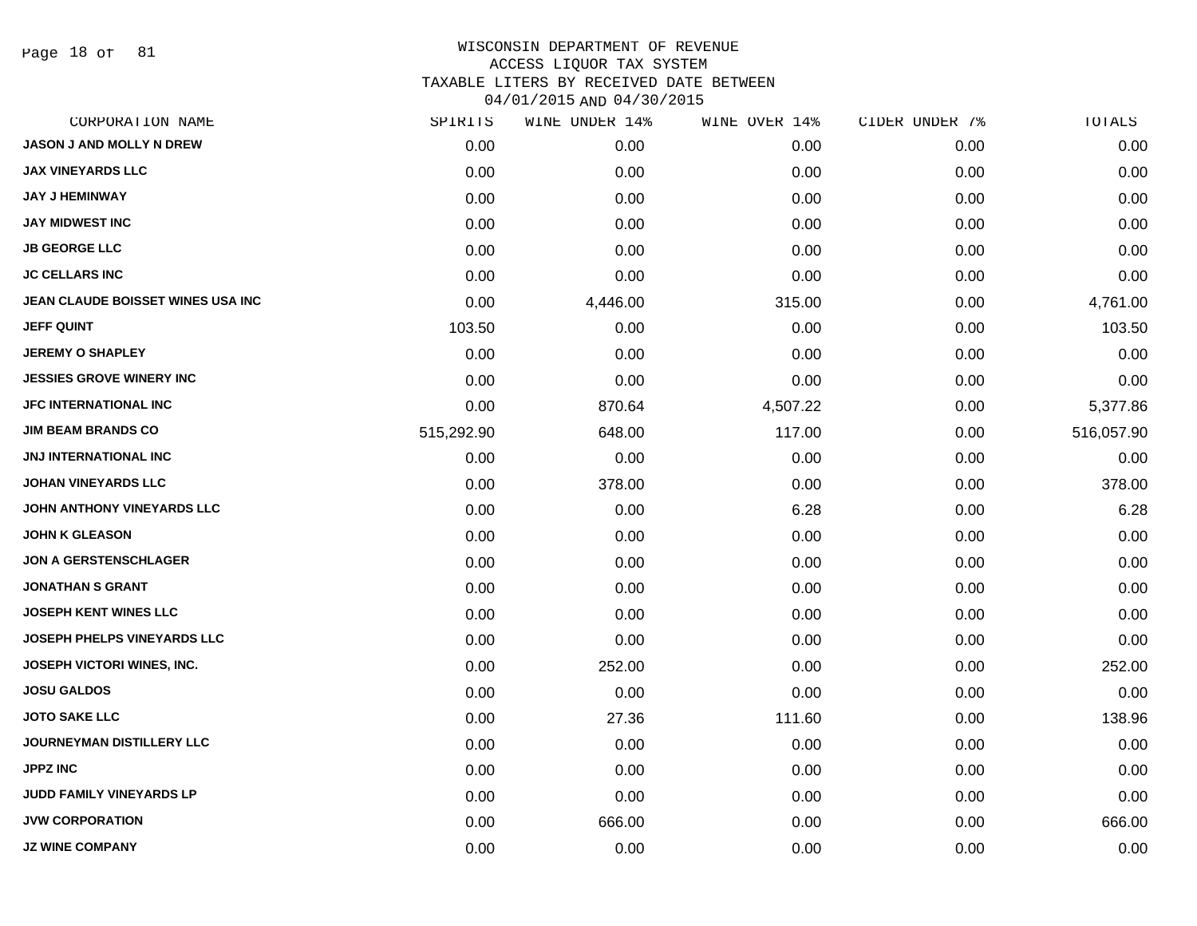WISCONSIN DEPARTMENT OF REVENUE
ACCESS LIQUOR TAX SYSTEM
TAXABLE LITERS BY RECEIVED DATE BETWEEN
04/01/2015 AND 04/30/2015

| CORPORATION NAME | SPIRITS | WINE UNDER 14% | WINE OVER 14% | CIDER UNDER 7% | TOTALS |
|---|---|---|---|---|---|
| JASON J AND MOLLY N DREW | 0.00 | 0.00 | 0.00 | 0.00 | 0.00 |
| JAX VINEYARDS LLC | 0.00 | 0.00 | 0.00 | 0.00 | 0.00 |
| JAY J HEMINWAY | 0.00 | 0.00 | 0.00 | 0.00 | 0.00 |
| JAY MIDWEST INC | 0.00 | 0.00 | 0.00 | 0.00 | 0.00 |
| JB GEORGE LLC | 0.00 | 0.00 | 0.00 | 0.00 | 0.00 |
| JC CELLARS INC | 0.00 | 0.00 | 0.00 | 0.00 | 0.00 |
| JEAN CLAUDE BOISSET WINES USA INC | 0.00 | 4,446.00 | 315.00 | 0.00 | 4,761.00 |
| JEFF QUINT | 103.50 | 0.00 | 0.00 | 0.00 | 103.50 |
| JEREMY O SHAPLEY | 0.00 | 0.00 | 0.00 | 0.00 | 0.00 |
| JESSIES GROVE WINERY INC | 0.00 | 0.00 | 0.00 | 0.00 | 0.00 |
| JFC INTERNATIONAL INC | 0.00 | 870.64 | 4,507.22 | 0.00 | 5,377.86 |
| JIM BEAM BRANDS CO | 515,292.90 | 648.00 | 117.00 | 0.00 | 516,057.90 |
| JNJ INTERNATIONAL INC | 0.00 | 0.00 | 0.00 | 0.00 | 0.00 |
| JOHAN VINEYARDS LLC | 0.00 | 378.00 | 0.00 | 0.00 | 378.00 |
| JOHN ANTHONY VINEYARDS LLC | 0.00 | 0.00 | 6.28 | 0.00 | 6.28 |
| JOHN K GLEASON | 0.00 | 0.00 | 0.00 | 0.00 | 0.00 |
| JON A GERSTENSCHLAGER | 0.00 | 0.00 | 0.00 | 0.00 | 0.00 |
| JONATHAN S GRANT | 0.00 | 0.00 | 0.00 | 0.00 | 0.00 |
| JOSEPH KENT WINES LLC | 0.00 | 0.00 | 0.00 | 0.00 | 0.00 |
| JOSEPH PHELPS VINEYARDS LLC | 0.00 | 0.00 | 0.00 | 0.00 | 0.00 |
| JOSEPH VICTORI WINES, INC. | 0.00 | 252.00 | 0.00 | 0.00 | 252.00 |
| JOSU GALDOS | 0.00 | 0.00 | 0.00 | 0.00 | 0.00 |
| JOTO SAKE LLC | 0.00 | 27.36 | 111.60 | 0.00 | 138.96 |
| JOURNEYMAN DISTILLERY LLC | 0.00 | 0.00 | 0.00 | 0.00 | 0.00 |
| JPPZ INC | 0.00 | 0.00 | 0.00 | 0.00 | 0.00 |
| JUDD FAMILY VINEYARDS LP | 0.00 | 0.00 | 0.00 | 0.00 | 0.00 |
| JVW CORPORATION | 0.00 | 666.00 | 0.00 | 0.00 | 666.00 |
| JZ WINE COMPANY | 0.00 | 0.00 | 0.00 | 0.00 | 0.00 |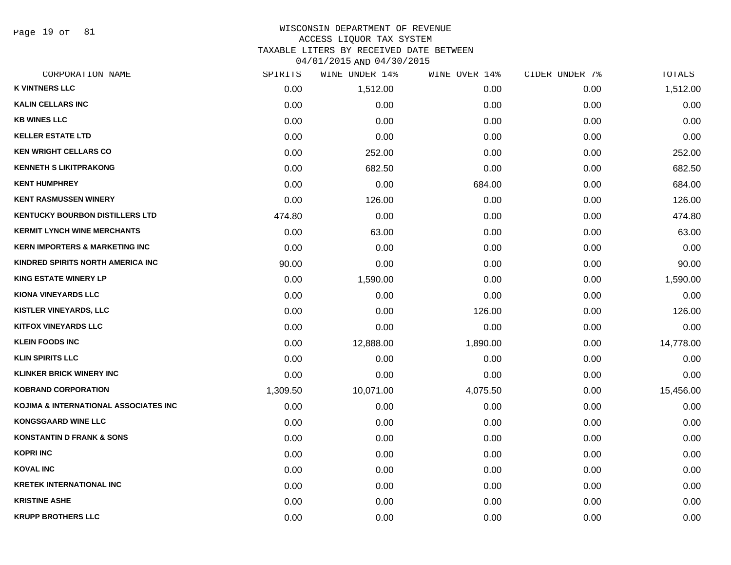# WISCONSIN DEPARTMENT OF REVENUE
## ACCESS LIQUOR TAX SYSTEM
### TAXABLE LITERS BY RECEIVED DATE BETWEEN 04/01/2015 AND 04/30/2015

| CORPORATION NAME | SPIRITS | WINE UNDER 14% | WINE OVER 14% | CIDER UNDER 7% | TOTALS |
|---|---|---|---|---|---|
| K VINTNERS LLC | 0.00 | 1,512.00 | 0.00 | 0.00 | 1,512.00 |
| KALIN CELLARS INC | 0.00 | 0.00 | 0.00 | 0.00 | 0.00 |
| KB WINES LLC | 0.00 | 0.00 | 0.00 | 0.00 | 0.00 |
| KELLER ESTATE LTD | 0.00 | 0.00 | 0.00 | 0.00 | 0.00 |
| KEN WRIGHT CELLARS CO | 0.00 | 252.00 | 0.00 | 0.00 | 252.00 |
| KENNETH S LIKITPRAKONG | 0.00 | 682.50 | 0.00 | 0.00 | 682.50 |
| KENT HUMPHREY | 0.00 | 0.00 | 684.00 | 0.00 | 684.00 |
| KENT RASMUSSEN WINERY | 0.00 | 126.00 | 0.00 | 0.00 | 126.00 |
| KENTUCKY BOURBON DISTILLERS LTD | 474.80 | 0.00 | 0.00 | 0.00 | 474.80 |
| KERMIT LYNCH WINE MERCHANTS | 0.00 | 63.00 | 0.00 | 0.00 | 63.00 |
| KERN IMPORTERS & MARKETING INC | 0.00 | 0.00 | 0.00 | 0.00 | 0.00 |
| KINDRED SPIRITS NORTH AMERICA INC | 90.00 | 0.00 | 0.00 | 0.00 | 90.00 |
| KING ESTATE WINERY LP | 0.00 | 1,590.00 | 0.00 | 0.00 | 1,590.00 |
| KIONA VINEYARDS LLC | 0.00 | 0.00 | 0.00 | 0.00 | 0.00 |
| KISTLER VINEYARDS, LLC | 0.00 | 0.00 | 126.00 | 0.00 | 126.00 |
| KITFOX VINEYARDS LLC | 0.00 | 0.00 | 0.00 | 0.00 | 0.00 |
| KLEIN FOODS INC | 0.00 | 12,888.00 | 1,890.00 | 0.00 | 14,778.00 |
| KLIN SPIRITS LLC | 0.00 | 0.00 | 0.00 | 0.00 | 0.00 |
| KLINKER BRICK WINERY INC | 0.00 | 0.00 | 0.00 | 0.00 | 0.00 |
| KOBRAND CORPORATION | 1,309.50 | 10,071.00 | 4,075.50 | 0.00 | 15,456.00 |
| KOJIMA & INTERNATIONAL ASSOCIATES INC | 0.00 | 0.00 | 0.00 | 0.00 | 0.00 |
| KONGSGAARD WINE LLC | 0.00 | 0.00 | 0.00 | 0.00 | 0.00 |
| KONSTANTIN D FRANK & SONS | 0.00 | 0.00 | 0.00 | 0.00 | 0.00 |
| KOPRI INC | 0.00 | 0.00 | 0.00 | 0.00 | 0.00 |
| KOVAL INC | 0.00 | 0.00 | 0.00 | 0.00 | 0.00 |
| KRETEK INTERNATIONAL INC | 0.00 | 0.00 | 0.00 | 0.00 | 0.00 |
| KRISTINE ASHE | 0.00 | 0.00 | 0.00 | 0.00 | 0.00 |
| KRUPP BROTHERS LLC | 0.00 | 0.00 | 0.00 | 0.00 | 0.00 |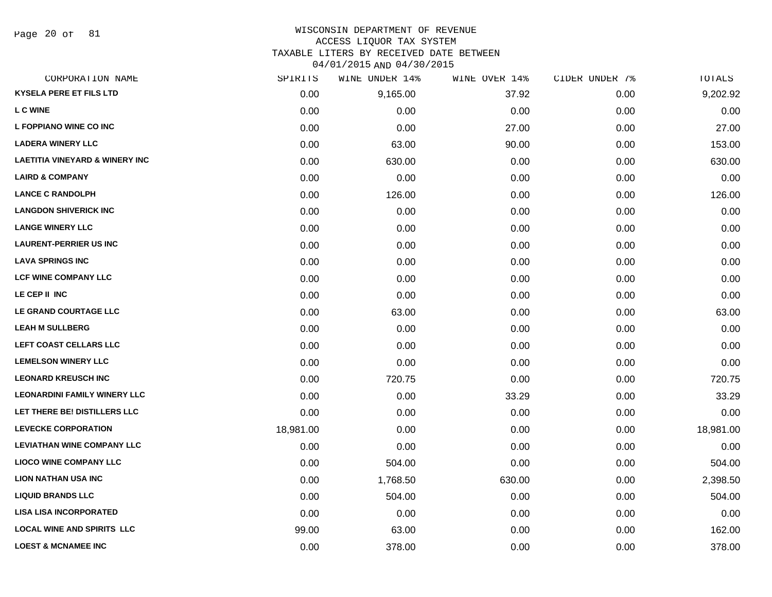# WISCONSIN DEPARTMENT OF REVENUE
## ACCESS LIQUOR TAX SYSTEM
### TAXABLE LITERS BY RECEIVED DATE BETWEEN 04/01/2015 AND 04/30/2015

| CORPORATION NAME | SPIRITS | WINE UNDER 14% | WINE OVER 14% | CIDER UNDER 7% | TOTALS |
|---|---|---|---|---|---|
| KYSELA PERE ET FILS LTD | 0.00 | 9,165.00 | 37.92 | 0.00 | 9,202.92 |
| L C WINE | 0.00 | 0.00 | 0.00 | 0.00 | 0.00 |
| L FOPPIANO WINE CO INC | 0.00 | 0.00 | 27.00 | 0.00 | 27.00 |
| LADERA WINERY LLC | 0.00 | 63.00 | 90.00 | 0.00 | 153.00 |
| LAETITIA VINEYARD & WINERY INC | 0.00 | 630.00 | 0.00 | 0.00 | 630.00 |
| LAIRD & COMPANY | 0.00 | 0.00 | 0.00 | 0.00 | 0.00 |
| LANCE C RANDOLPH | 0.00 | 126.00 | 0.00 | 0.00 | 126.00 |
| LANGDON SHIVERICK INC | 0.00 | 0.00 | 0.00 | 0.00 | 0.00 |
| LANGE WINERY LLC | 0.00 | 0.00 | 0.00 | 0.00 | 0.00 |
| LAURENT-PERRIER US INC | 0.00 | 0.00 | 0.00 | 0.00 | 0.00 |
| LAVA SPRINGS INC | 0.00 | 0.00 | 0.00 | 0.00 | 0.00 |
| LCF WINE COMPANY LLC | 0.00 | 0.00 | 0.00 | 0.00 | 0.00 |
| LE CEP II INC | 0.00 | 0.00 | 0.00 | 0.00 | 0.00 |
| LE GRAND COURTAGE LLC | 0.00 | 63.00 | 0.00 | 0.00 | 63.00 |
| LEAH M SULLBERG | 0.00 | 0.00 | 0.00 | 0.00 | 0.00 |
| LEFT COAST CELLARS LLC | 0.00 | 0.00 | 0.00 | 0.00 | 0.00 |
| LEMELSON WINERY LLC | 0.00 | 0.00 | 0.00 | 0.00 | 0.00 |
| LEONARD KREUSCH INC | 0.00 | 720.75 | 0.00 | 0.00 | 720.75 |
| LEONARDINI FAMILY WINERY LLC | 0.00 | 0.00 | 33.29 | 0.00 | 33.29 |
| LET THERE BE! DISTILLERS LLC | 0.00 | 0.00 | 0.00 | 0.00 | 0.00 |
| LEVECKE CORPORATION | 18,981.00 | 0.00 | 0.00 | 0.00 | 18,981.00 |
| LEVIATHAN WINE COMPANY LLC | 0.00 | 0.00 | 0.00 | 0.00 | 0.00 |
| LIOCO WINE COMPANY LLC | 0.00 | 504.00 | 0.00 | 0.00 | 504.00 |
| LION NATHAN USA INC | 0.00 | 1,768.50 | 630.00 | 0.00 | 2,398.50 |
| LIQUID BRANDS LLC | 0.00 | 504.00 | 0.00 | 0.00 | 504.00 |
| LISA LISA INCORPORATED | 0.00 | 0.00 | 0.00 | 0.00 | 0.00 |
| LOCAL WINE AND SPIRITS LLC | 99.00 | 63.00 | 0.00 | 0.00 | 162.00 |
| LOEST & MCNAMEE INC | 0.00 | 378.00 | 0.00 | 0.00 | 378.00 |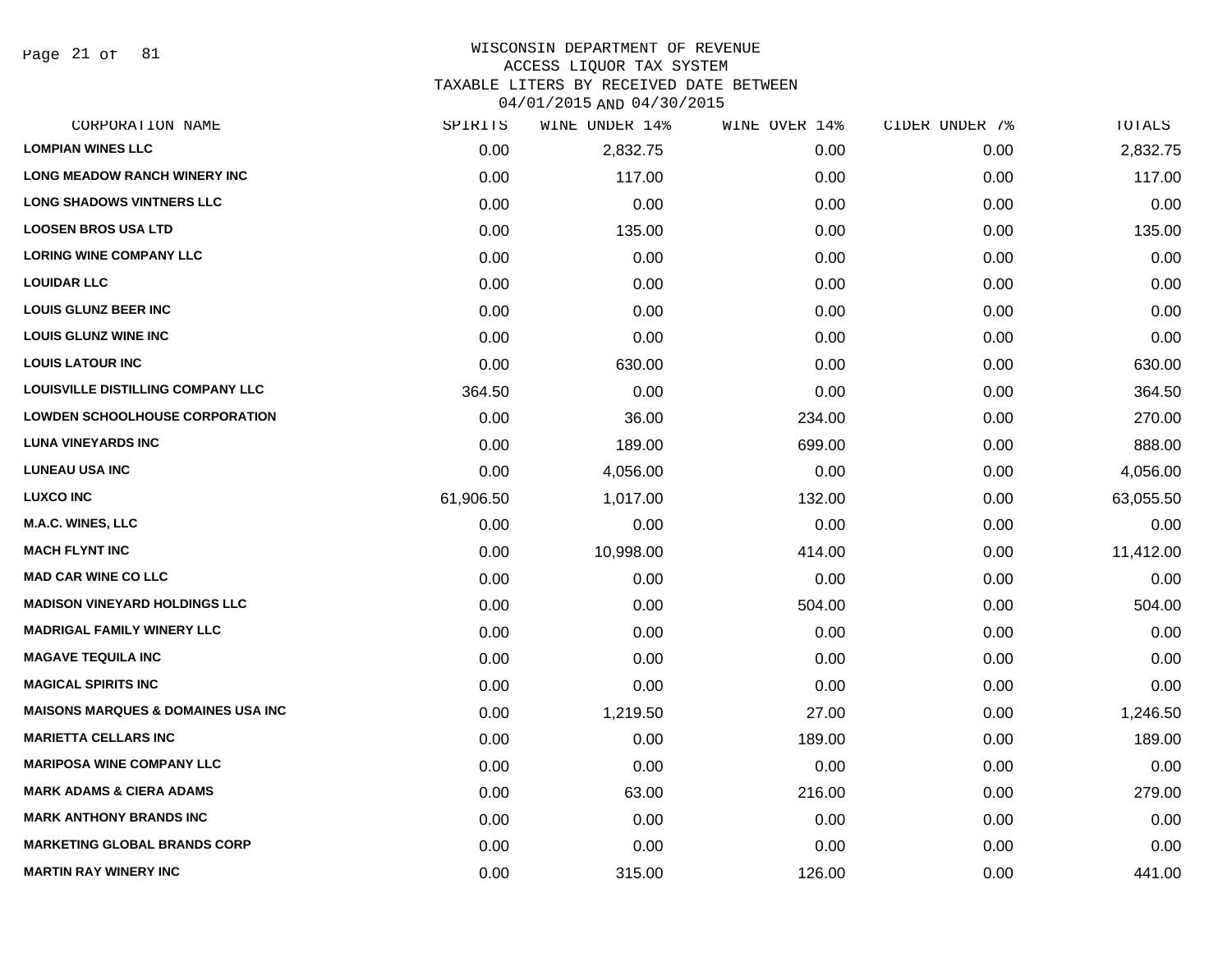WISCONSIN DEPARTMENT OF REVENUE
ACCESS LIQUOR TAX SYSTEM
TAXABLE LITERS BY RECEIVED DATE BETWEEN
04/01/2015 AND 04/30/2015

| CORPORATION NAME | SPIRITS | WINE UNDER 14% | WINE OVER 14% | CIDER UNDER 7% | TOTALS |
|---|---|---|---|---|---|
| LOMPIAN WINES LLC | 0.00 | 2,832.75 | 0.00 | 0.00 | 2,832.75 |
| LONG MEADOW RANCH WINERY INC | 0.00 | 117.00 | 0.00 | 0.00 | 117.00 |
| LONG SHADOWS VINTNERS LLC | 0.00 | 0.00 | 0.00 | 0.00 | 0.00 |
| LOOSEN BROS USA LTD | 0.00 | 135.00 | 0.00 | 0.00 | 135.00 |
| LORING WINE COMPANY LLC | 0.00 | 0.00 | 0.00 | 0.00 | 0.00 |
| LOUIDAR LLC | 0.00 | 0.00 | 0.00 | 0.00 | 0.00 |
| LOUIS GLUNZ BEER INC | 0.00 | 0.00 | 0.00 | 0.00 | 0.00 |
| LOUIS GLUNZ WINE INC | 0.00 | 0.00 | 0.00 | 0.00 | 0.00 |
| LOUIS LATOUR INC | 0.00 | 630.00 | 0.00 | 0.00 | 630.00 |
| LOUISVILLE DISTILLING COMPANY LLC | 364.50 | 0.00 | 0.00 | 0.00 | 364.50 |
| LOWDEN SCHOOLHOUSE CORPORATION | 0.00 | 36.00 | 234.00 | 0.00 | 270.00 |
| LUNA VINEYARDS INC | 0.00 | 189.00 | 699.00 | 0.00 | 888.00 |
| LUNEAU USA INC | 0.00 | 4,056.00 | 0.00 | 0.00 | 4,056.00 |
| LUXCO INC | 61,906.50 | 1,017.00 | 132.00 | 0.00 | 63,055.50 |
| M.A.C. WINES, LLC | 0.00 | 0.00 | 0.00 | 0.00 | 0.00 |
| MACH FLYNT INC | 0.00 | 10,998.00 | 414.00 | 0.00 | 11,412.00 |
| MAD CAR WINE CO LLC | 0.00 | 0.00 | 0.00 | 0.00 | 0.00 |
| MADISON VINEYARD HOLDINGS LLC | 0.00 | 0.00 | 504.00 | 0.00 | 504.00 |
| MADRIGAL FAMILY WINERY LLC | 0.00 | 0.00 | 0.00 | 0.00 | 0.00 |
| MAGAVE TEQUILA INC | 0.00 | 0.00 | 0.00 | 0.00 | 0.00 |
| MAGICAL SPIRITS INC | 0.00 | 0.00 | 0.00 | 0.00 | 0.00 |
| MAISONS MARQUES & DOMAINES USA INC | 0.00 | 1,219.50 | 27.00 | 0.00 | 1,246.50 |
| MARIETTA CELLARS INC | 0.00 | 0.00 | 189.00 | 0.00 | 189.00 |
| MARIPOSA WINE COMPANY LLC | 0.00 | 0.00 | 0.00 | 0.00 | 0.00 |
| MARK ADAMS & CIERA ADAMS | 0.00 | 63.00 | 216.00 | 0.00 | 279.00 |
| MARK ANTHONY BRANDS INC | 0.00 | 0.00 | 0.00 | 0.00 | 0.00 |
| MARKETING GLOBAL BRANDS CORP | 0.00 | 0.00 | 0.00 | 0.00 | 0.00 |
| MARTIN RAY WINERY INC | 0.00 | 315.00 | 126.00 | 0.00 | 441.00 |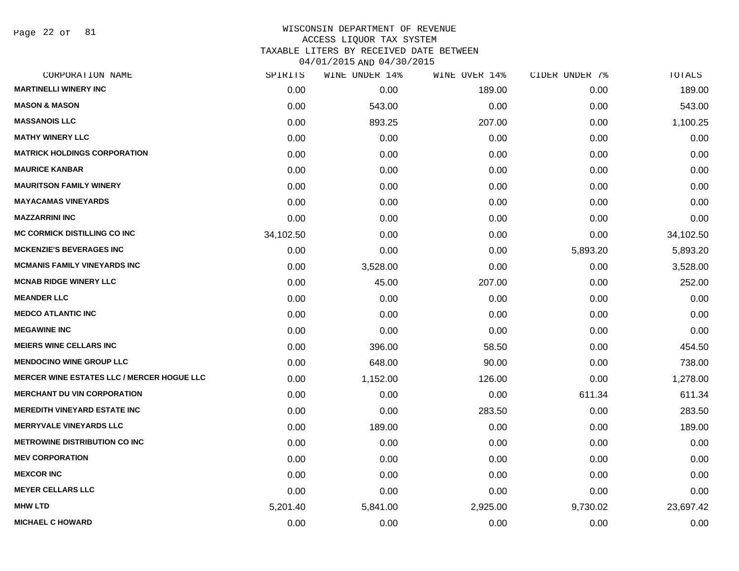# WISCONSIN DEPARTMENT OF REVENUE
## ACCESS LIQUOR TAX SYSTEM
### TAXABLE LITERS BY RECEIVED DATE BETWEEN 04/01/2015 AND 04/30/2015

| CORPORATION NAME | SPIRITS | WINE UNDER 14% | WINE OVER 14% | CIDER UNDER 7% | TOTALS |
|---|---|---|---|---|---|
| **MARTINELLI WINERY INC** | 0.00 | 0.00 | 189.00 | 0.00 | 189.00 |
| **MASON & MASON** | 0.00 | 543.00 | 0.00 | 0.00 | 543.00 |
| **MASSANOIS LLC** | 0.00 | 893.25 | 207.00 | 0.00 | 1,100.25 |
| **MATHY WINERY LLC** | 0.00 | 0.00 | 0.00 | 0.00 | 0.00 |
| **MATRICK HOLDINGS CORPORATION** | 0.00 | 0.00 | 0.00 | 0.00 | 0.00 |
| **MAURICE KANBAR** | 0.00 | 0.00 | 0.00 | 0.00 | 0.00 |
| **MAURITSON FAMILY WINERY** | 0.00 | 0.00 | 0.00 | 0.00 | 0.00 |
| **MAYACAMAS VINEYARDS** | 0.00 | 0.00 | 0.00 | 0.00 | 0.00 |
| **MAZZARRINI INC** | 0.00 | 0.00 | 0.00 | 0.00 | 0.00 |
| **MC CORMICK DISTILLING CO INC** | 34,102.50 | 0.00 | 0.00 | 0.00 | 34,102.50 |
| **MCKENZIE'S BEVERAGES INC** | 0.00 | 0.00 | 0.00 | 5,893.20 | 5,893.20 |
| **MCMANIS FAMILY VINEYARDS INC** | 0.00 | 3,528.00 | 0.00 | 0.00 | 3,528.00 |
| **MCNAB RIDGE WINERY LLC** | 0.00 | 45.00 | 207.00 | 0.00 | 252.00 |
| **MEANDER LLC** | 0.00 | 0.00 | 0.00 | 0.00 | 0.00 |
| **MEDCO ATLANTIC INC** | 0.00 | 0.00 | 0.00 | 0.00 | 0.00 |
| **MEGAWINE INC** | 0.00 | 0.00 | 0.00 | 0.00 | 0.00 |
| **MEIERS WINE CELLARS INC** | 0.00 | 396.00 | 58.50 | 0.00 | 454.50 |
| **MENDOCINO WINE GROUP LLC** | 0.00 | 648.00 | 90.00 | 0.00 | 738.00 |
| **MERCER WINE ESTATES LLC / MERCER HOGUE LLC** | 0.00 | 1,152.00 | 126.00 | 0.00 | 1,278.00 |
| **MERCHANT DU VIN CORPORATION** | 0.00 | 0.00 | 0.00 | 611.34 | 611.34 |
| **MEREDITH VINEYARD ESTATE INC** | 0.00 | 0.00 | 283.50 | 0.00 | 283.50 |
| **MERRYVALE VINEYARDS LLC** | 0.00 | 189.00 | 0.00 | 0.00 | 189.00 |
| **METROWINE DISTRIBUTION CO INC** | 0.00 | 0.00 | 0.00 | 0.00 | 0.00 |
| **MEV CORPORATION** | 0.00 | 0.00 | 0.00 | 0.00 | 0.00 |
| **MEXCOR INC** | 0.00 | 0.00 | 0.00 | 0.00 | 0.00 |
| **MEYER CELLARS LLC** | 0.00 | 0.00 | 0.00 | 0.00 | 0.00 |
| **MHW LTD** | 5,201.40 | 5,841.00 | 2,925.00 | 9,730.02 | 23,697.42 |
| **MICHAEL C HOWARD** | 0.00 | 0.00 | 0.00 | 0.00 | 0.00 |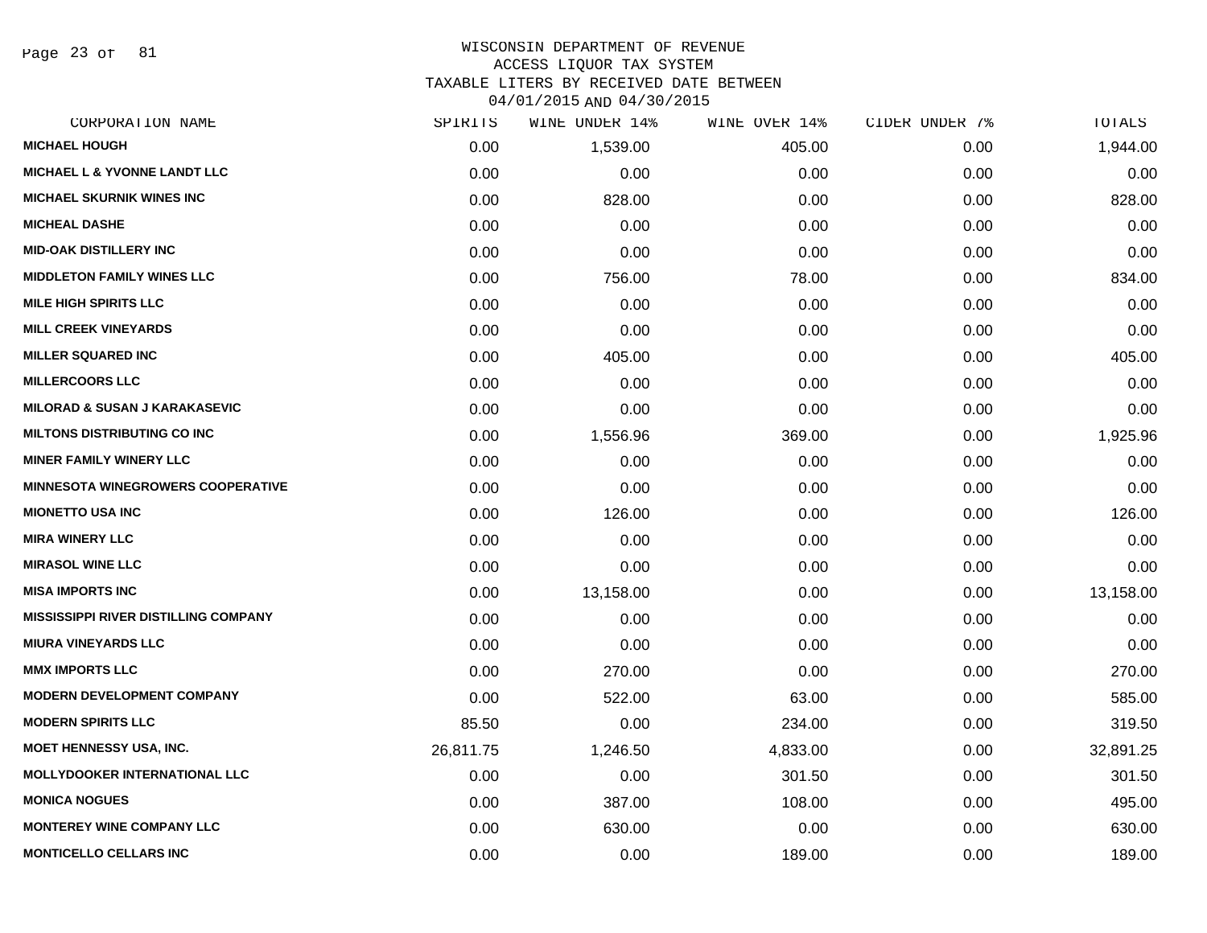WISCONSIN DEPARTMENT OF REVENUE
ACCESS LIQUOR TAX SYSTEM
TAXABLE LITERS BY RECEIVED DATE BETWEEN
04/01/2015 AND 04/30/2015

| CORPORATION NAME | SPIRITS | WINE UNDER 14% | WINE OVER 14% | CIDER UNDER 7% | TOTALS |
|---|---|---|---|---|---|
| MICHAEL HOUGH | 0.00 | 1,539.00 | 405.00 | 0.00 | 1,944.00 |
| MICHAEL L & YVONNE LANDT LLC | 0.00 | 0.00 | 0.00 | 0.00 | 0.00 |
| MICHAEL SKURNIK WINES INC | 0.00 | 828.00 | 0.00 | 0.00 | 828.00 |
| MICHEAL DASHE | 0.00 | 0.00 | 0.00 | 0.00 | 0.00 |
| MID-OAK DISTILLERY INC | 0.00 | 0.00 | 0.00 | 0.00 | 0.00 |
| MIDDLETON FAMILY WINES LLC | 0.00 | 756.00 | 78.00 | 0.00 | 834.00 |
| MILE HIGH SPIRITS LLC | 0.00 | 0.00 | 0.00 | 0.00 | 0.00 |
| MILL CREEK VINEYARDS | 0.00 | 0.00 | 0.00 | 0.00 | 0.00 |
| MILLER SQUARED INC | 0.00 | 405.00 | 0.00 | 0.00 | 405.00 |
| MILLERCOORS LLC | 0.00 | 0.00 | 0.00 | 0.00 | 0.00 |
| MILORAD & SUSAN J KARAKASEVIC | 0.00 | 0.00 | 0.00 | 0.00 | 0.00 |
| MILTONS DISTRIBUTING CO INC | 0.00 | 1,556.96 | 369.00 | 0.00 | 1,925.96 |
| MINER FAMILY WINERY LLC | 0.00 | 0.00 | 0.00 | 0.00 | 0.00 |
| MINNESOTA WINEGROWERS COOPERATIVE | 0.00 | 0.00 | 0.00 | 0.00 | 0.00 |
| MIONETTO USA INC | 0.00 | 126.00 | 0.00 | 0.00 | 126.00 |
| MIRA WINERY LLC | 0.00 | 0.00 | 0.00 | 0.00 | 0.00 |
| MIRASOL WINE LLC | 0.00 | 0.00 | 0.00 | 0.00 | 0.00 |
| MISA IMPORTS INC | 0.00 | 13,158.00 | 0.00 | 0.00 | 13,158.00 |
| MISSISSIPPI RIVER DISTILLING COMPANY | 0.00 | 0.00 | 0.00 | 0.00 | 0.00 |
| MIURA VINEYARDS LLC | 0.00 | 0.00 | 0.00 | 0.00 | 0.00 |
| MMX IMPORTS LLC | 0.00 | 270.00 | 0.00 | 0.00 | 270.00 |
| MODERN DEVELOPMENT COMPANY | 0.00 | 522.00 | 63.00 | 0.00 | 585.00 |
| MODERN SPIRITS LLC | 85.50 | 0.00 | 234.00 | 0.00 | 319.50 |
| MOET HENNESSY USA, INC. | 26,811.75 | 1,246.50 | 4,833.00 | 0.00 | 32,891.25 |
| MOLLYDOOKER INTERNATIONAL LLC | 0.00 | 0.00 | 301.50 | 0.00 | 301.50 |
| MONICA NOGUES | 0.00 | 387.00 | 108.00 | 0.00 | 495.00 |
| MONTEREY WINE COMPANY LLC | 0.00 | 630.00 | 0.00 | 0.00 | 630.00 |
| MONTICELLO CELLARS INC | 0.00 | 0.00 | 189.00 | 0.00 | 189.00 |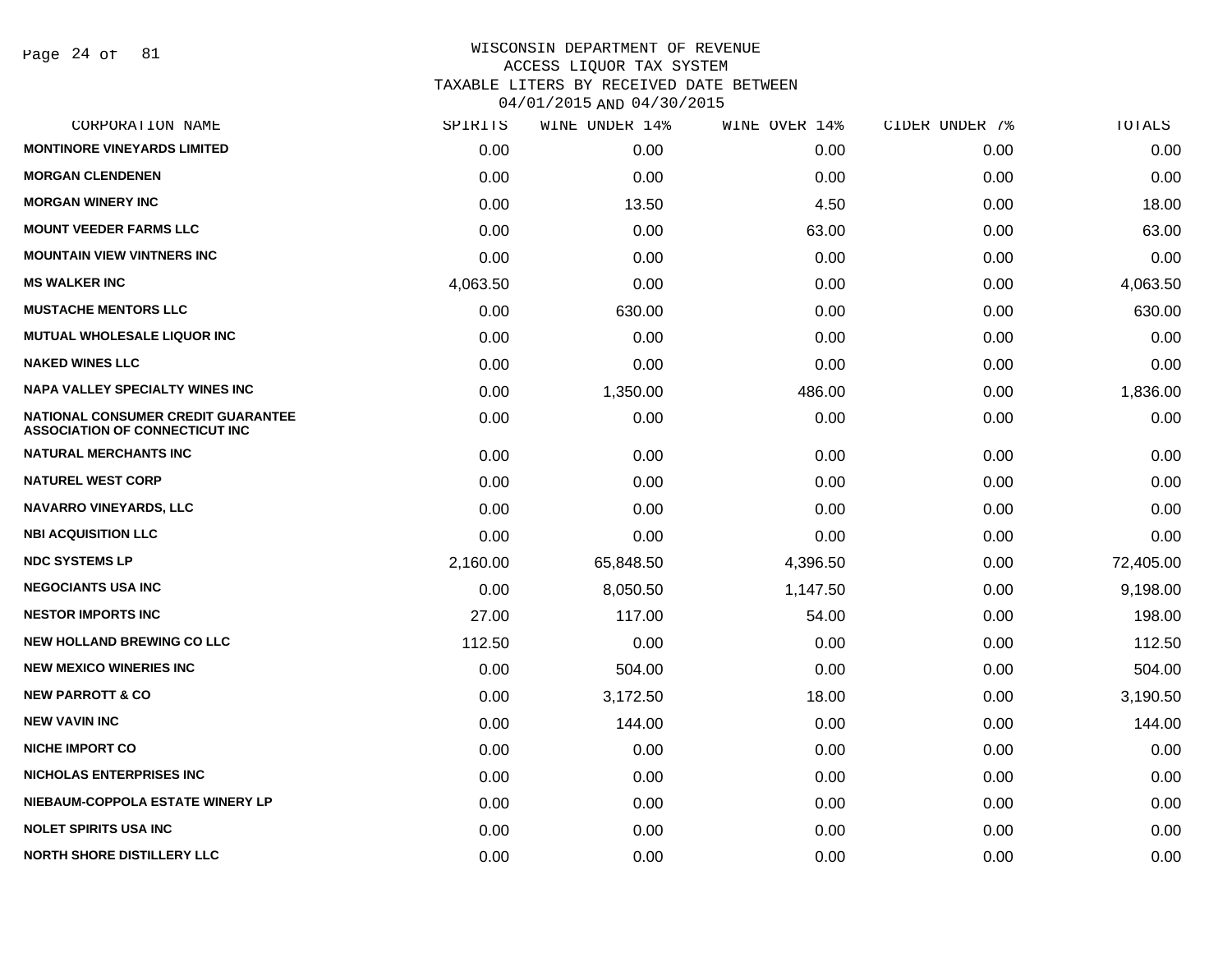WISCONSIN DEPARTMENT OF REVENUE
ACCESS LIQUOR TAX SYSTEM
TAXABLE LITERS BY RECEIVED DATE BETWEEN
04/01/2015 AND 04/30/2015

| CORPORATION NAME | SPIRITS | WINE UNDER 14% | WINE OVER 14% | CIDER UNDER 7% | TOTALS |
|---|---|---|---|---|---|
| MONTINORE VINEYARDS LIMITED | 0.00 | 0.00 | 0.00 | 0.00 | 0.00 |
| MORGAN CLENDENEN | 0.00 | 0.00 | 0.00 | 0.00 | 0.00 |
| MORGAN WINERY INC | 0.00 | 13.50 | 4.50 | 0.00 | 18.00 |
| MOUNT VEEDER FARMS LLC | 0.00 | 0.00 | 63.00 | 0.00 | 63.00 |
| MOUNTAIN VIEW VINTNERS INC | 0.00 | 0.00 | 0.00 | 0.00 | 0.00 |
| MS WALKER INC | 4,063.50 | 0.00 | 0.00 | 0.00 | 4,063.50 |
| MUSTACHE MENTORS LLC | 0.00 | 630.00 | 0.00 | 0.00 | 630.00 |
| MUTUAL WHOLESALE LIQUOR INC | 0.00 | 0.00 | 0.00 | 0.00 | 0.00 |
| NAKED WINES LLC | 0.00 | 0.00 | 0.00 | 0.00 | 0.00 |
| NAPA VALLEY SPECIALTY WINES INC | 0.00 | 1,350.00 | 486.00 | 0.00 | 1,836.00 |
| NATIONAL CONSUMER CREDIT GUARANTEE ASSOCIATION OF CONNECTICUT INC | 0.00 | 0.00 | 0.00 | 0.00 | 0.00 |
| NATURAL MERCHANTS INC | 0.00 | 0.00 | 0.00 | 0.00 | 0.00 |
| NATUREL WEST CORP | 0.00 | 0.00 | 0.00 | 0.00 | 0.00 |
| NAVARRO VINEYARDS, LLC | 0.00 | 0.00 | 0.00 | 0.00 | 0.00 |
| NBI ACQUISITION LLC | 0.00 | 0.00 | 0.00 | 0.00 | 0.00 |
| NDC SYSTEMS LP | 2,160.00 | 65,848.50 | 4,396.50 | 0.00 | 72,405.00 |
| NEGOCIANTS USA INC | 0.00 | 8,050.50 | 1,147.50 | 0.00 | 9,198.00 |
| NESTOR IMPORTS INC | 27.00 | 117.00 | 54.00 | 0.00 | 198.00 |
| NEW HOLLAND BREWING CO LLC | 112.50 | 0.00 | 0.00 | 0.00 | 112.50 |
| NEW MEXICO WINERIES INC | 0.00 | 504.00 | 0.00 | 0.00 | 504.00 |
| NEW PARROTT & CO | 0.00 | 3,172.50 | 18.00 | 0.00 | 3,190.50 |
| NEW VAVIN INC | 0.00 | 144.00 | 0.00 | 0.00 | 144.00 |
| NICHE IMPORT CO | 0.00 | 0.00 | 0.00 | 0.00 | 0.00 |
| NICHOLAS ENTERPRISES INC | 0.00 | 0.00 | 0.00 | 0.00 | 0.00 |
| NIEBAUM-COPPOLA ESTATE WINERY LP | 0.00 | 0.00 | 0.00 | 0.00 | 0.00 |
| NOLET SPIRITS USA INC | 0.00 | 0.00 | 0.00 | 0.00 | 0.00 |
| NORTH SHORE DISTILLERY LLC | 0.00 | 0.00 | 0.00 | 0.00 | 0.00 |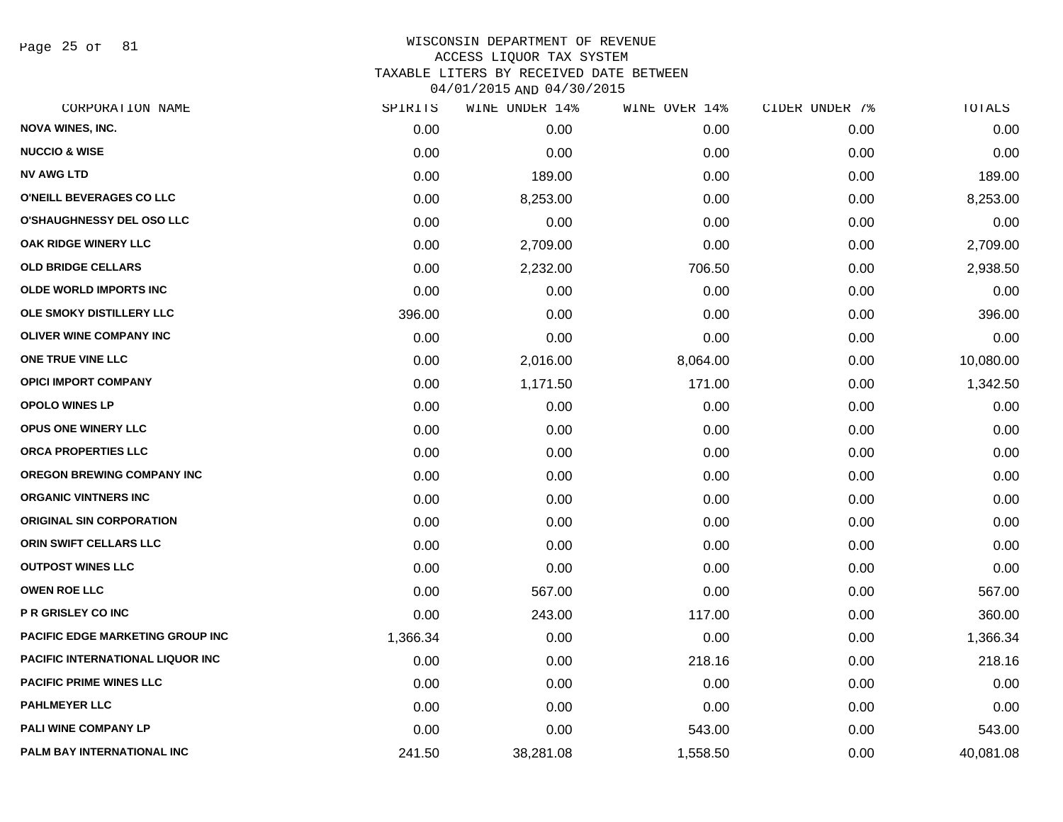# WISCONSIN DEPARTMENT OF REVENUE
## ACCESS LIQUOR TAX SYSTEM
## TAXABLE LITERS BY RECEIVED DATE BETWEEN 04/01/2015 AND 04/30/2015

| CORPORATION NAME | SPIRITS | WINE UNDER 14% | WINE OVER 14% | CIDER UNDER 7% | TOTALS |
|---|---|---|---|---|---|
| NOVA WINES, INC. | 0.00 | 0.00 | 0.00 | 0.00 | 0.00 |
| NUCCIO & WISE | 0.00 | 0.00 | 0.00 | 0.00 | 0.00 |
| NV AWG LTD | 0.00 | 189.00 | 0.00 | 0.00 | 189.00 |
| O'NEILL BEVERAGES CO LLC | 0.00 | 8,253.00 | 0.00 | 0.00 | 8,253.00 |
| O'SHAUGHNESSY DEL OSO LLC | 0.00 | 0.00 | 0.00 | 0.00 | 0.00 |
| OAK RIDGE WINERY LLC | 0.00 | 2,709.00 | 0.00 | 0.00 | 2,709.00 |
| OLD BRIDGE CELLARS | 0.00 | 2,232.00 | 706.50 | 0.00 | 2,938.50 |
| OLDE WORLD IMPORTS INC | 0.00 | 0.00 | 0.00 | 0.00 | 0.00 |
| OLE SMOKY DISTILLERY LLC | 396.00 | 0.00 | 0.00 | 0.00 | 396.00 |
| OLIVER WINE COMPANY INC | 0.00 | 0.00 | 0.00 | 0.00 | 0.00 |
| ONE TRUE VINE LLC | 0.00 | 2,016.00 | 8,064.00 | 0.00 | 10,080.00 |
| OPICI IMPORT COMPANY | 0.00 | 1,171.50 | 171.00 | 0.00 | 1,342.50 |
| OPOLO WINES LP | 0.00 | 0.00 | 0.00 | 0.00 | 0.00 |
| OPUS ONE WINERY LLC | 0.00 | 0.00 | 0.00 | 0.00 | 0.00 |
| ORCA PROPERTIES LLC | 0.00 | 0.00 | 0.00 | 0.00 | 0.00 |
| OREGON BREWING COMPANY INC | 0.00 | 0.00 | 0.00 | 0.00 | 0.00 |
| ORGANIC VINTNERS INC | 0.00 | 0.00 | 0.00 | 0.00 | 0.00 |
| ORIGINAL SIN CORPORATION | 0.00 | 0.00 | 0.00 | 0.00 | 0.00 |
| ORIN SWIFT CELLARS LLC | 0.00 | 0.00 | 0.00 | 0.00 | 0.00 |
| OUTPOST WINES LLC | 0.00 | 0.00 | 0.00 | 0.00 | 0.00 |
| OWEN ROE LLC | 0.00 | 567.00 | 0.00 | 0.00 | 567.00 |
| P R GRISLEY CO INC | 0.00 | 243.00 | 117.00 | 0.00 | 360.00 |
| PACIFIC EDGE MARKETING GROUP INC | 1,366.34 | 0.00 | 0.00 | 0.00 | 1,366.34 |
| PACIFIC INTERNATIONAL LIQUOR INC | 0.00 | 0.00 | 218.16 | 0.00 | 218.16 |
| PACIFIC PRIME WINES LLC | 0.00 | 0.00 | 0.00 | 0.00 | 0.00 |
| PAHLMEYER LLC | 0.00 | 0.00 | 0.00 | 0.00 | 0.00 |
| PALI WINE COMPANY LP | 0.00 | 0.00 | 543.00 | 0.00 | 543.00 |
| PALM BAY INTERNATIONAL INC | 241.50 | 38,281.08 | 1,558.50 | 0.00 | 40,081.08 |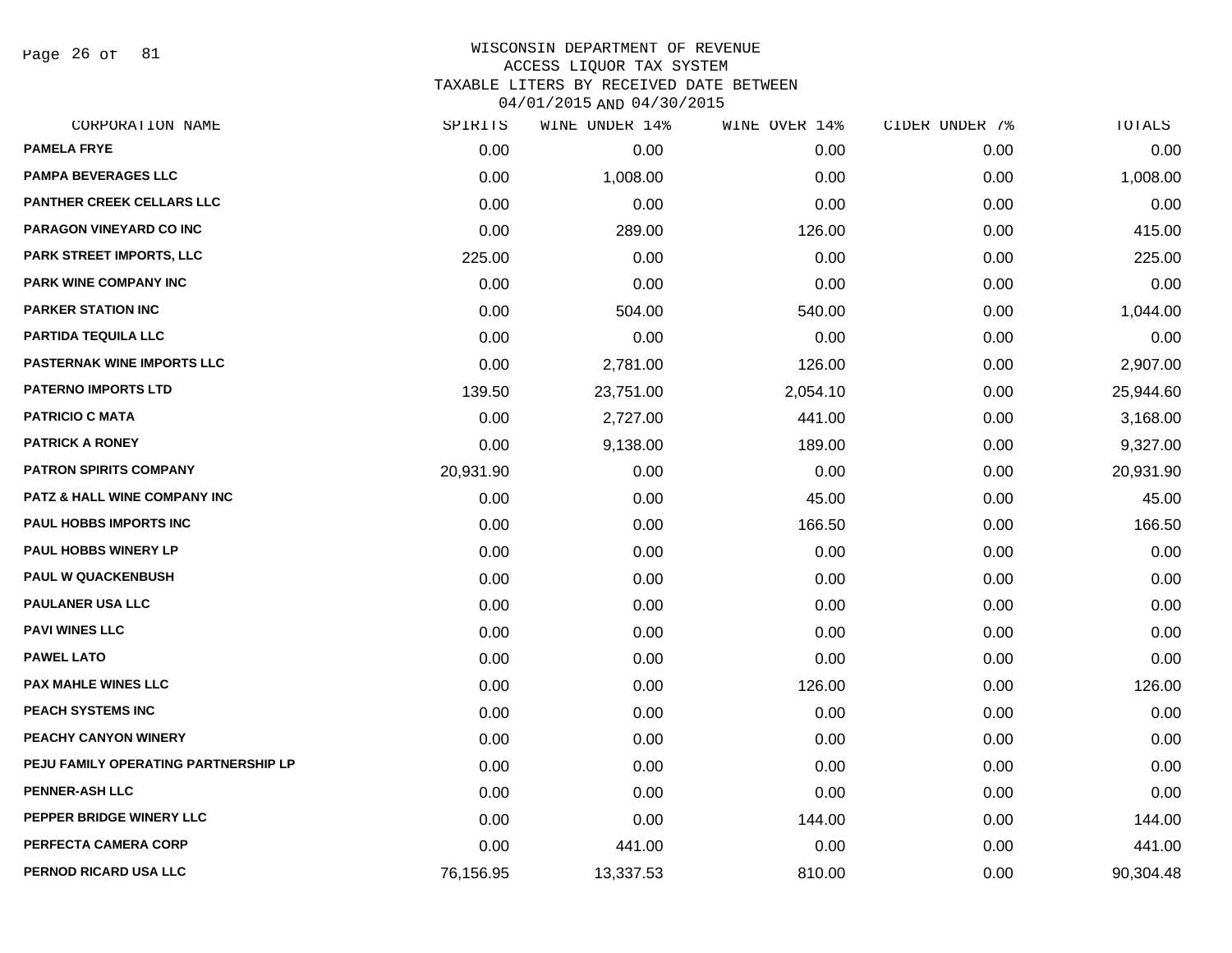WISCONSIN DEPARTMENT OF REVENUE
ACCESS LIQUOR TAX SYSTEM
TAXABLE LITERS BY RECEIVED DATE BETWEEN
04/01/2015 AND 04/30/2015

| CORPORATION NAME | SPIRITS | WINE UNDER 14% | WINE OVER 14% | CIDER UNDER 7% | TOTALS |
|---|---|---|---|---|---|
| PAMELA FRYE | 0.00 | 0.00 | 0.00 | 0.00 | 0.00 |
| PAMPA BEVERAGES LLC | 0.00 | 1,008.00 | 0.00 | 0.00 | 1,008.00 |
| PANTHER CREEK CELLARS LLC | 0.00 | 0.00 | 0.00 | 0.00 | 0.00 |
| PARAGON VINEYARD CO INC | 0.00 | 289.00 | 126.00 | 0.00 | 415.00 |
| PARK STREET IMPORTS, LLC | 225.00 | 0.00 | 0.00 | 0.00 | 225.00 |
| PARK WINE COMPANY INC | 0.00 | 0.00 | 0.00 | 0.00 | 0.00 |
| PARKER STATION INC | 0.00 | 504.00 | 540.00 | 0.00 | 1,044.00 |
| PARTIDA TEQUILA LLC | 0.00 | 0.00 | 0.00 | 0.00 | 0.00 |
| PASTERNAK WINE IMPORTS LLC | 0.00 | 2,781.00 | 126.00 | 0.00 | 2,907.00 |
| PATERNO IMPORTS LTD | 139.50 | 23,751.00 | 2,054.10 | 0.00 | 25,944.60 |
| PATRICIO C MATA | 0.00 | 2,727.00 | 441.00 | 0.00 | 3,168.00 |
| PATRICK A RONEY | 0.00 | 9,138.00 | 189.00 | 0.00 | 9,327.00 |
| PATRON SPIRITS COMPANY | 20,931.90 | 0.00 | 0.00 | 0.00 | 20,931.90 |
| PATZ & HALL WINE COMPANY INC | 0.00 | 0.00 | 45.00 | 0.00 | 45.00 |
| PAUL HOBBS IMPORTS INC | 0.00 | 0.00 | 166.50 | 0.00 | 166.50 |
| PAUL HOBBS WINERY LP | 0.00 | 0.00 | 0.00 | 0.00 | 0.00 |
| PAUL W QUACKENBUSH | 0.00 | 0.00 | 0.00 | 0.00 | 0.00 |
| PAULANER USA LLC | 0.00 | 0.00 | 0.00 | 0.00 | 0.00 |
| PAVI WINES LLC | 0.00 | 0.00 | 0.00 | 0.00 | 0.00 |
| PAWEL LATO | 0.00 | 0.00 | 0.00 | 0.00 | 0.00 |
| PAX MAHLE WINES LLC | 0.00 | 0.00 | 126.00 | 0.00 | 126.00 |
| PEACH SYSTEMS INC | 0.00 | 0.00 | 0.00 | 0.00 | 0.00 |
| PEACHY CANYON WINERY | 0.00 | 0.00 | 0.00 | 0.00 | 0.00 |
| PEJU FAMILY OPERATING PARTNERSHIP LP | 0.00 | 0.00 | 0.00 | 0.00 | 0.00 |
| PENNER-ASH LLC | 0.00 | 0.00 | 0.00 | 0.00 | 0.00 |
| PEPPER BRIDGE WINERY LLC | 0.00 | 0.00 | 144.00 | 0.00 | 144.00 |
| PERFECTA CAMERA CORP | 0.00 | 441.00 | 0.00 | 0.00 | 441.00 |
| PERNOD RICARD USA LLC | 76,156.95 | 13,337.53 | 810.00 | 0.00 | 90,304.48 |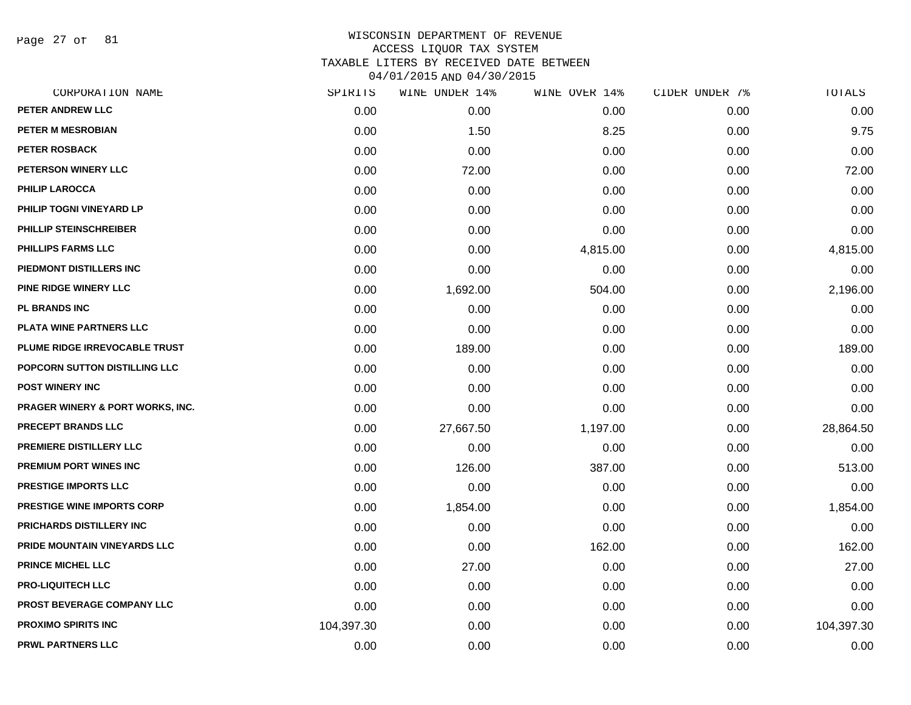WISCONSIN DEPARTMENT OF REVENUE
ACCESS LIQUOR TAX SYSTEM
TAXABLE LITERS BY RECEIVED DATE BETWEEN
04/01/2015 AND 04/30/2015

| CORPORATION NAME | SPIRITS | WINE UNDER 14% | WINE OVER 14% | CIDER UNDER 7% | TOTALS |
|---|---|---|---|---|---|
| PETER ANDREW LLC | 0.00 | 0.00 | 0.00 | 0.00 | 0.00 |
| PETER M MESROBIAN | 0.00 | 1.50 | 8.25 | 0.00 | 9.75 |
| PETER ROSBACK | 0.00 | 0.00 | 0.00 | 0.00 | 0.00 |
| PETERSON WINERY LLC | 0.00 | 72.00 | 0.00 | 0.00 | 72.00 |
| PHILIP LAROCCA | 0.00 | 0.00 | 0.00 | 0.00 | 0.00 |
| PHILIP TOGNI VINEYARD LP | 0.00 | 0.00 | 0.00 | 0.00 | 0.00 |
| PHILLIP STEINSCHREIBER | 0.00 | 0.00 | 0.00 | 0.00 | 0.00 |
| PHILLIPS FARMS LLC | 0.00 | 0.00 | 4,815.00 | 0.00 | 4,815.00 |
| PIEDMONT DISTILLERS INC | 0.00 | 0.00 | 0.00 | 0.00 | 0.00 |
| PINE RIDGE WINERY LLC | 0.00 | 1,692.00 | 504.00 | 0.00 | 2,196.00 |
| PL BRANDS INC | 0.00 | 0.00 | 0.00 | 0.00 | 0.00 |
| PLATA WINE PARTNERS LLC | 0.00 | 0.00 | 0.00 | 0.00 | 0.00 |
| PLUME RIDGE IRREVOCABLE TRUST | 0.00 | 189.00 | 0.00 | 0.00 | 189.00 |
| POPCORN SUTTON DISTILLING LLC | 0.00 | 0.00 | 0.00 | 0.00 | 0.00 |
| POST WINERY INC | 0.00 | 0.00 | 0.00 | 0.00 | 0.00 |
| PRAGER WINERY & PORT WORKS, INC. | 0.00 | 0.00 | 0.00 | 0.00 | 0.00 |
| PRECEPT BRANDS LLC | 0.00 | 27,667.50 | 1,197.00 | 0.00 | 28,864.50 |
| PREMIERE DISTILLERY LLC | 0.00 | 0.00 | 0.00 | 0.00 | 0.00 |
| PREMIUM PORT WINES INC | 0.00 | 126.00 | 387.00 | 0.00 | 513.00 |
| PRESTIGE IMPORTS LLC | 0.00 | 0.00 | 0.00 | 0.00 | 0.00 |
| PRESTIGE WINE IMPORTS CORP | 0.00 | 1,854.00 | 0.00 | 0.00 | 1,854.00 |
| PRICHARDS DISTILLERY INC | 0.00 | 0.00 | 0.00 | 0.00 | 0.00 |
| PRIDE MOUNTAIN VINEYARDS LLC | 0.00 | 0.00 | 162.00 | 0.00 | 162.00 |
| PRINCE MICHEL LLC | 0.00 | 27.00 | 0.00 | 0.00 | 27.00 |
| PRO-LIQUITECH LLC | 0.00 | 0.00 | 0.00 | 0.00 | 0.00 |
| PROST BEVERAGE COMPANY LLC | 0.00 | 0.00 | 0.00 | 0.00 | 0.00 |
| PROXIMO SPIRITS INC | 104,397.30 | 0.00 | 0.00 | 0.00 | 104,397.30 |
| PRWL PARTNERS LLC | 0.00 | 0.00 | 0.00 | 0.00 | 0.00 |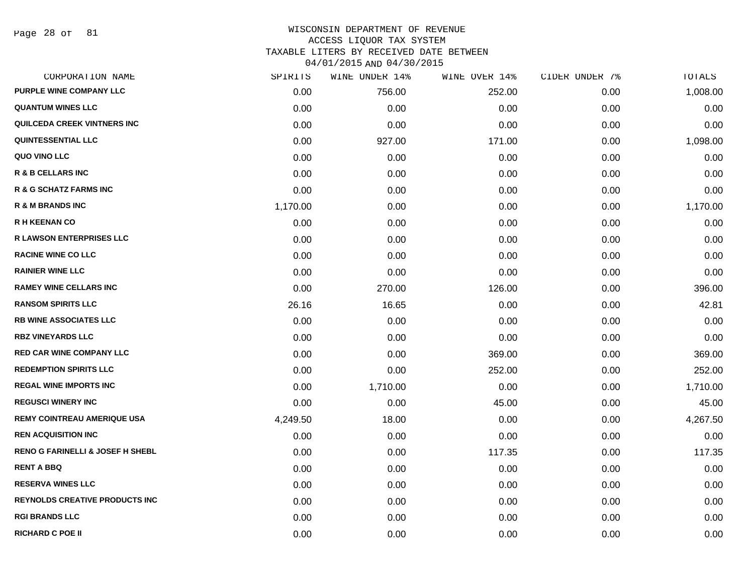WISCONSIN DEPARTMENT OF REVENUE
ACCESS LIQUOR TAX SYSTEM
TAXABLE LITERS BY RECEIVED DATE BETWEEN
04/01/2015 AND 04/30/2015

| CORPORATION NAME | SPIRITS | WINE UNDER 14% | WINE OVER 14% | CIDER UNDER 7% | TOTALS |
|---|---|---|---|---|---|
| PURPLE WINE COMPANY LLC | 0.00 | 756.00 | 252.00 | 0.00 | 1,008.00 |
| QUANTUM WINES LLC | 0.00 | 0.00 | 0.00 | 0.00 | 0.00 |
| QUILCEDA CREEK VINTNERS INC | 0.00 | 0.00 | 0.00 | 0.00 | 0.00 |
| QUINTESSENTIAL LLC | 0.00 | 927.00 | 171.00 | 0.00 | 1,098.00 |
| QUO VINO LLC | 0.00 | 0.00 | 0.00 | 0.00 | 0.00 |
| R & B CELLARS INC | 0.00 | 0.00 | 0.00 | 0.00 | 0.00 |
| R & G SCHATZ FARMS INC | 0.00 | 0.00 | 0.00 | 0.00 | 0.00 |
| R & M BRANDS INC | 1,170.00 | 0.00 | 0.00 | 0.00 | 1,170.00 |
| R H KEENAN CO | 0.00 | 0.00 | 0.00 | 0.00 | 0.00 |
| R LAWSON ENTERPRISES LLC | 0.00 | 0.00 | 0.00 | 0.00 | 0.00 |
| RACINE WINE CO LLC | 0.00 | 0.00 | 0.00 | 0.00 | 0.00 |
| RAINIER WINE LLC | 0.00 | 0.00 | 0.00 | 0.00 | 0.00 |
| RAMEY WINE CELLARS INC | 0.00 | 270.00 | 126.00 | 0.00 | 396.00 |
| RANSOM SPIRITS LLC | 26.16 | 16.65 | 0.00 | 0.00 | 42.81 |
| RB WINE ASSOCIATES LLC | 0.00 | 0.00 | 0.00 | 0.00 | 0.00 |
| RBZ VINEYARDS LLC | 0.00 | 0.00 | 0.00 | 0.00 | 0.00 |
| RED CAR WINE COMPANY LLC | 0.00 | 0.00 | 369.00 | 0.00 | 369.00 |
| REDEMPTION SPIRITS LLC | 0.00 | 0.00 | 252.00 | 0.00 | 252.00 |
| REGAL WINE IMPORTS INC | 0.00 | 1,710.00 | 0.00 | 0.00 | 1,710.00 |
| REGUSCI WINERY INC | 0.00 | 0.00 | 45.00 | 0.00 | 45.00 |
| REMY COINTREAU AMERIQUE USA | 4,249.50 | 18.00 | 0.00 | 0.00 | 4,267.50 |
| REN ACQUISITION INC | 0.00 | 0.00 | 0.00 | 0.00 | 0.00 |
| RENO G FARINELLI & JOSEF H SHEBL | 0.00 | 0.00 | 117.35 | 0.00 | 117.35 |
| RENT A BBQ | 0.00 | 0.00 | 0.00 | 0.00 | 0.00 |
| RESERVA WINES LLC | 0.00 | 0.00 | 0.00 | 0.00 | 0.00 |
| REYNOLDS CREATIVE PRODUCTS INC | 0.00 | 0.00 | 0.00 | 0.00 | 0.00 |
| RGI BRANDS LLC | 0.00 | 0.00 | 0.00 | 0.00 | 0.00 |
| RICHARD C POE II | 0.00 | 0.00 | 0.00 | 0.00 | 0.00 |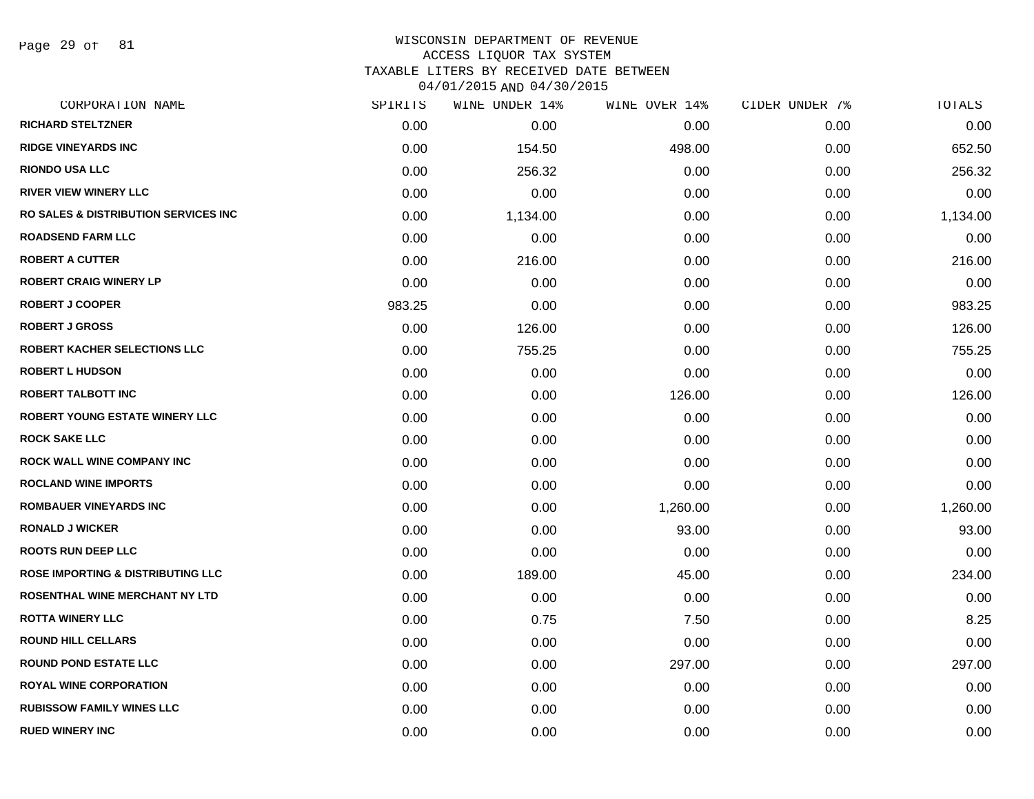# WISCONSIN DEPARTMENT OF REVENUE
## ACCESS LIQUOR TAX SYSTEM
### TAXABLE LITERS BY RECEIVED DATE BETWEEN 04/01/2015 AND 04/30/2015

| CORPORATION NAME | SPIRITS | WINE UNDER 14% | WINE OVER 14% | CIDER UNDER 7% | TOTALS |
|---|---|---|---|---|---|
| **RICHARD STELTZNER** | 0.00 | 0.00 | 0.00 | 0.00 | 0.00 |
| **RIDGE VINEYARDS INC** | 0.00 | 154.50 | 498.00 | 0.00 | 652.50 |
| **RIONDO USA LLC** | 0.00 | 256.32 | 0.00 | 0.00 | 256.32 |
| **RIVER VIEW WINERY LLC** | 0.00 | 0.00 | 0.00 | 0.00 | 0.00 |
| **RO SALES & DISTRIBUTION SERVICES INC** | 0.00 | 1,134.00 | 0.00 | 0.00 | 1,134.00 |
| **ROADSEND FARM LLC** | 0.00 | 0.00 | 0.00 | 0.00 | 0.00 |
| **ROBERT A CUTTER** | 0.00 | 216.00 | 0.00 | 0.00 | 216.00 |
| **ROBERT CRAIG WINERY LP** | 0.00 | 0.00 | 0.00 | 0.00 | 0.00 |
| **ROBERT J COOPER** | 983.25 | 0.00 | 0.00 | 0.00 | 983.25 |
| **ROBERT J GROSS** | 0.00 | 126.00 | 0.00 | 0.00 | 126.00 |
| **ROBERT KACHER SELECTIONS LLC** | 0.00 | 755.25 | 0.00 | 0.00 | 755.25 |
| **ROBERT L HUDSON** | 0.00 | 0.00 | 0.00 | 0.00 | 0.00 |
| **ROBERT TALBOTT INC** | 0.00 | 0.00 | 126.00 | 0.00 | 126.00 |
| **ROBERT YOUNG ESTATE WINERY LLC** | 0.00 | 0.00 | 0.00 | 0.00 | 0.00 |
| **ROCK SAKE LLC** | 0.00 | 0.00 | 0.00 | 0.00 | 0.00 |
| **ROCK WALL WINE COMPANY INC** | 0.00 | 0.00 | 0.00 | 0.00 | 0.00 |
| **ROCLAND WINE IMPORTS** | 0.00 | 0.00 | 0.00 | 0.00 | 0.00 |
| **ROMBAUER VINEYARDS INC** | 0.00 | 0.00 | 1,260.00 | 0.00 | 1,260.00 |
| **RONALD J WICKER** | 0.00 | 0.00 | 93.00 | 0.00 | 93.00 |
| **ROOTS RUN DEEP LLC** | 0.00 | 0.00 | 0.00 | 0.00 | 0.00 |
| **ROSE IMPORTING & DISTRIBUTING LLC** | 0.00 | 189.00 | 45.00 | 0.00 | 234.00 |
| **ROSENTHAL WINE MERCHANT NY LTD** | 0.00 | 0.00 | 0.00 | 0.00 | 0.00 |
| **ROTTA WINERY LLC** | 0.00 | 0.75 | 7.50 | 0.00 | 8.25 |
| **ROUND HILL CELLARS** | 0.00 | 0.00 | 0.00 | 0.00 | 0.00 |
| **ROUND POND ESTATE LLC** | 0.00 | 0.00 | 297.00 | 0.00 | 297.00 |
| **ROYAL WINE CORPORATION** | 0.00 | 0.00 | 0.00 | 0.00 | 0.00 |
| **RUBISSOW FAMILY WINES LLC** | 0.00 | 0.00 | 0.00 | 0.00 | 0.00 |
| **RUED WINERY INC** | 0.00 | 0.00 | 0.00 | 0.00 | 0.00 |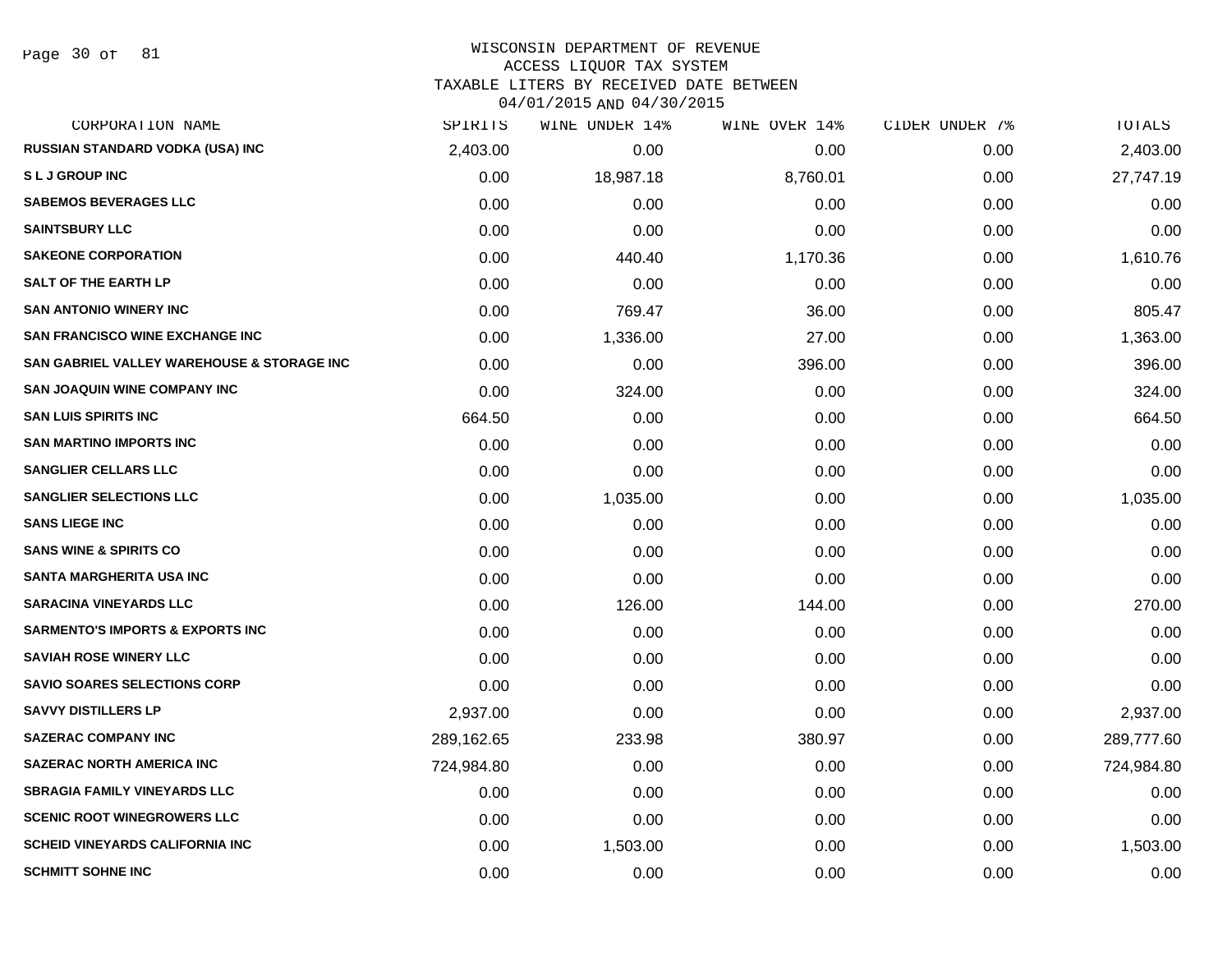WISCONSIN DEPARTMENT OF REVENUE
ACCESS LIQUOR TAX SYSTEM
TAXABLE LITERS BY RECEIVED DATE BETWEEN
04/01/2015 AND 04/30/2015

| CORPORATION NAME | SPIRITS | WINE UNDER 14% | WINE OVER 14% | CIDER UNDER 7% | TOTALS |
|---|---|---|---|---|---|
| RUSSIAN STANDARD VODKA (USA) INC | 2,403.00 | 0.00 | 0.00 | 0.00 | 2,403.00 |
| S L J GROUP INC | 0.00 | 18,987.18 | 8,760.01 | 0.00 | 27,747.19 |
| SABEMOS BEVERAGES LLC | 0.00 | 0.00 | 0.00 | 0.00 | 0.00 |
| SAINTSBURY LLC | 0.00 | 0.00 | 0.00 | 0.00 | 0.00 |
| SAKEONE CORPORATION | 0.00 | 440.40 | 1,170.36 | 0.00 | 1,610.76 |
| SALT OF THE EARTH LP | 0.00 | 0.00 | 0.00 | 0.00 | 0.00 |
| SAN ANTONIO WINERY INC | 0.00 | 769.47 | 36.00 | 0.00 | 805.47 |
| SAN FRANCISCO WINE EXCHANGE INC | 0.00 | 1,336.00 | 27.00 | 0.00 | 1,363.00 |
| SAN GABRIEL VALLEY WAREHOUSE & STORAGE INC | 0.00 | 0.00 | 396.00 | 0.00 | 396.00 |
| SAN JOAQUIN WINE COMPANY INC | 0.00 | 324.00 | 0.00 | 0.00 | 324.00 |
| SAN LUIS SPIRITS INC | 664.50 | 0.00 | 0.00 | 0.00 | 664.50 |
| SAN MARTINO IMPORTS INC | 0.00 | 0.00 | 0.00 | 0.00 | 0.00 |
| SANGLIER CELLARS LLC | 0.00 | 0.00 | 0.00 | 0.00 | 0.00 |
| SANGLIER SELECTIONS LLC | 0.00 | 1,035.00 | 0.00 | 0.00 | 1,035.00 |
| SANS LIEGE INC | 0.00 | 0.00 | 0.00 | 0.00 | 0.00 |
| SANS WINE & SPIRITS CO | 0.00 | 0.00 | 0.00 | 0.00 | 0.00 |
| SANTA MARGHERITA USA INC | 0.00 | 0.00 | 0.00 | 0.00 | 0.00 |
| SARACINA VINEYARDS LLC | 0.00 | 126.00 | 144.00 | 0.00 | 270.00 |
| SARMENTO'S IMPORTS & EXPORTS INC | 0.00 | 0.00 | 0.00 | 0.00 | 0.00 |
| SAVIAH ROSE WINERY LLC | 0.00 | 0.00 | 0.00 | 0.00 | 0.00 |
| SAVIO SOARES SELECTIONS CORP | 0.00 | 0.00 | 0.00 | 0.00 | 0.00 |
| SAVVY DISTILLERS LP | 2,937.00 | 0.00 | 0.00 | 0.00 | 2,937.00 |
| SAZERAC COMPANY INC | 289,162.65 | 233.98 | 380.97 | 0.00 | 289,777.60 |
| SAZERAC NORTH AMERICA INC | 724,984.80 | 0.00 | 0.00 | 0.00 | 724,984.80 |
| SBRAGIA FAMILY VINEYARDS LLC | 0.00 | 0.00 | 0.00 | 0.00 | 0.00 |
| SCENIC ROOT WINEGROWERS LLC | 0.00 | 0.00 | 0.00 | 0.00 | 0.00 |
| SCHEID VINEYARDS CALIFORNIA INC | 0.00 | 1,503.00 | 0.00 | 0.00 | 1,503.00 |
| SCHMITT SOHNE INC | 0.00 | 0.00 | 0.00 | 0.00 | 0.00 |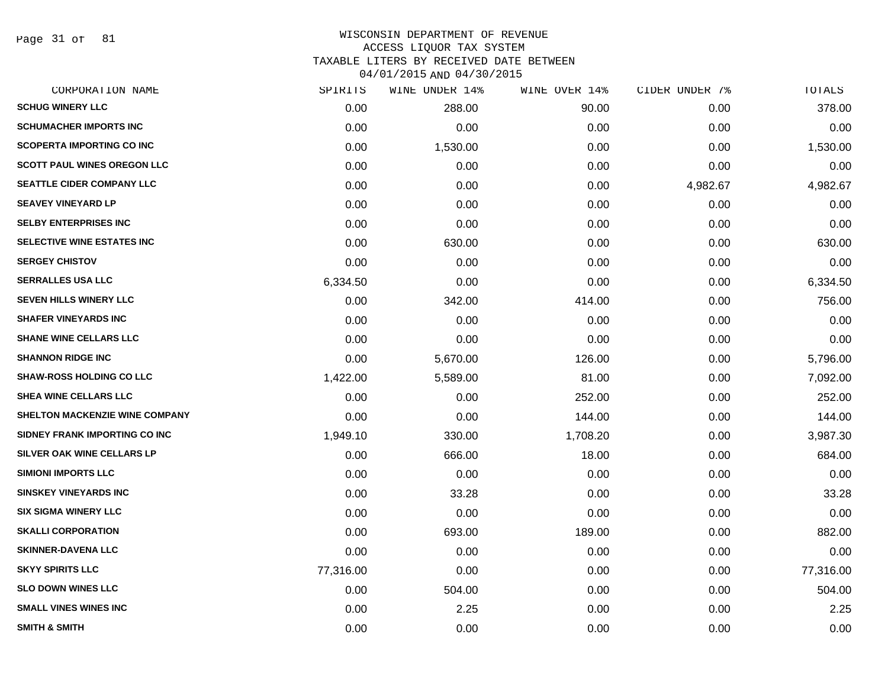WISCONSIN DEPARTMENT OF REVENUE
ACCESS LIQUOR TAX SYSTEM
TAXABLE LITERS BY RECEIVED DATE BETWEEN
04/01/2015 AND 04/30/2015

| CORPORATION NAME | SPIRITS | WINE UNDER 14% | WINE OVER 14% | CIDER UNDER 7% | TOTALS |
|---|---|---|---|---|---|
| SCHUG WINERY LLC | 0.00 | 288.00 | 90.00 | 0.00 | 378.00 |
| SCHUMACHER IMPORTS INC | 0.00 | 0.00 | 0.00 | 0.00 | 0.00 |
| SCOPERTA IMPORTING CO INC | 0.00 | 1,530.00 | 0.00 | 0.00 | 1,530.00 |
| SCOTT PAUL WINES OREGON LLC | 0.00 | 0.00 | 0.00 | 0.00 | 0.00 |
| SEATTLE CIDER COMPANY LLC | 0.00 | 0.00 | 0.00 | 4,982.67 | 4,982.67 |
| SEAVEY VINEYARD LP | 0.00 | 0.00 | 0.00 | 0.00 | 0.00 |
| SELBY ENTERPRISES INC | 0.00 | 0.00 | 0.00 | 0.00 | 0.00 |
| SELECTIVE WINE ESTATES INC | 0.00 | 630.00 | 0.00 | 0.00 | 630.00 |
| SERGEY CHISTOV | 0.00 | 0.00 | 0.00 | 0.00 | 0.00 |
| SERRALLES USA LLC | 6,334.50 | 0.00 | 0.00 | 0.00 | 6,334.50 |
| SEVEN HILLS WINERY LLC | 0.00 | 342.00 | 414.00 | 0.00 | 756.00 |
| SHAFER VINEYARDS INC | 0.00 | 0.00 | 0.00 | 0.00 | 0.00 |
| SHANE WINE CELLARS LLC | 0.00 | 0.00 | 0.00 | 0.00 | 0.00 |
| SHANNON RIDGE INC | 0.00 | 5,670.00 | 126.00 | 0.00 | 5,796.00 |
| SHAW-ROSS HOLDING CO LLC | 1,422.00 | 5,589.00 | 81.00 | 0.00 | 7,092.00 |
| SHEA WINE CELLARS LLC | 0.00 | 0.00 | 252.00 | 0.00 | 252.00 |
| SHELTON MACKENZIE WINE COMPANY | 0.00 | 0.00 | 144.00 | 0.00 | 144.00 |
| SIDNEY FRANK IMPORTING CO INC | 1,949.10 | 330.00 | 1,708.20 | 0.00 | 3,987.30 |
| SILVER OAK WINE CELLARS LP | 0.00 | 666.00 | 18.00 | 0.00 | 684.00 |
| SIMIONI IMPORTS LLC | 0.00 | 0.00 | 0.00 | 0.00 | 0.00 |
| SINSKEY VINEYARDS INC | 0.00 | 33.28 | 0.00 | 0.00 | 33.28 |
| SIX SIGMA WINERY LLC | 0.00 | 0.00 | 0.00 | 0.00 | 0.00 |
| SKALLI CORPORATION | 0.00 | 693.00 | 189.00 | 0.00 | 882.00 |
| SKINNER-DAVENA LLC | 0.00 | 0.00 | 0.00 | 0.00 | 0.00 |
| SKYY SPIRITS LLC | 77,316.00 | 0.00 | 0.00 | 0.00 | 77,316.00 |
| SLO DOWN WINES LLC | 0.00 | 504.00 | 0.00 | 0.00 | 504.00 |
| SMALL VINES WINES INC | 0.00 | 2.25 | 0.00 | 0.00 | 2.25 |
| SMITH & SMITH | 0.00 | 0.00 | 0.00 | 0.00 | 0.00 |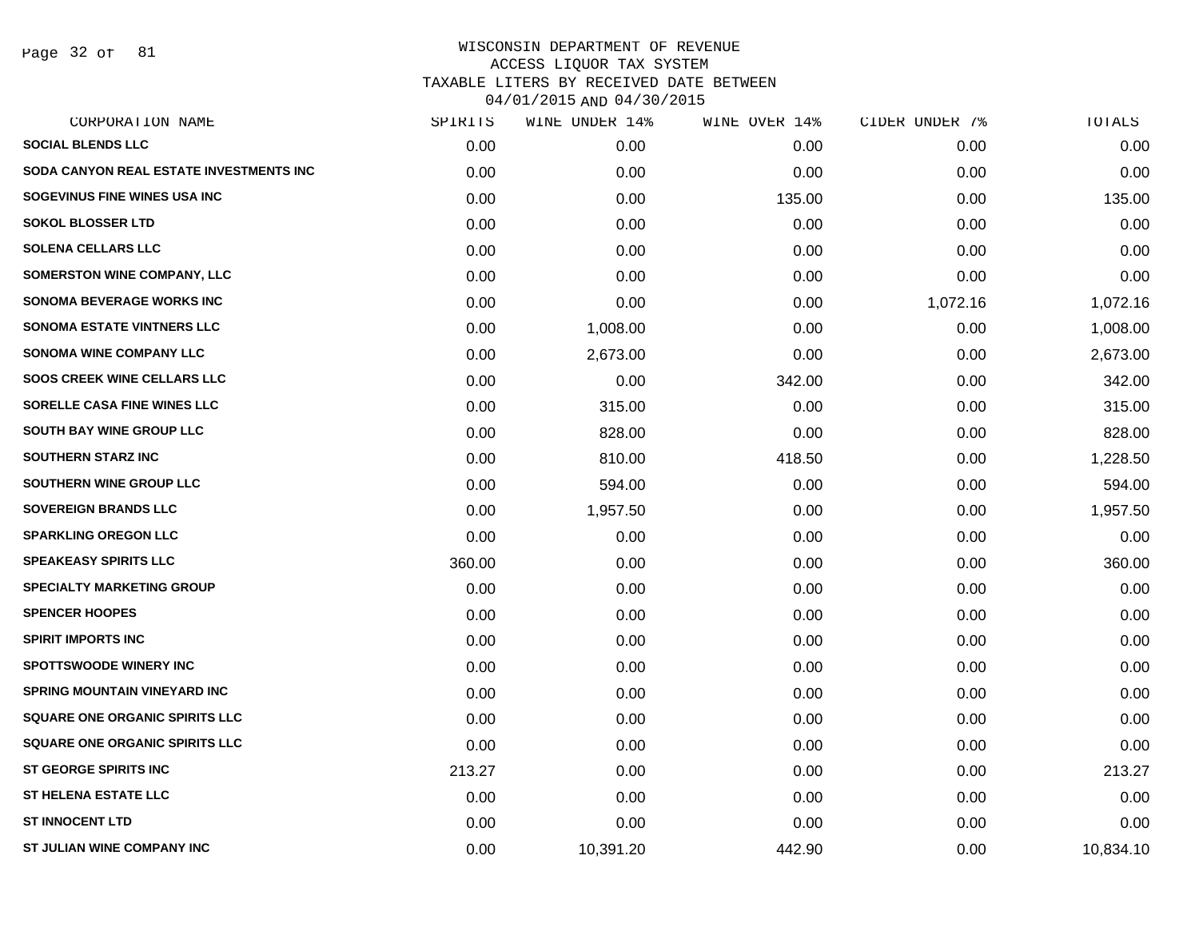WISCONSIN DEPARTMENT OF REVENUE
ACCESS LIQUOR TAX SYSTEM
TAXABLE LITERS BY RECEIVED DATE BETWEEN
04/01/2015 AND 04/30/2015

| CORPORATION NAME | SPIRITS | WINE UNDER 14% | WINE OVER 14% | CIDER UNDER 7% | TOTALS |
|---|---|---|---|---|---|
| SOCIAL BLENDS LLC | 0.00 | 0.00 | 0.00 | 0.00 | 0.00 |
| SODA CANYON REAL ESTATE INVESTMENTS INC | 0.00 | 0.00 | 0.00 | 0.00 | 0.00 |
| SOGEVINUS FINE WINES USA INC | 0.00 | 0.00 | 135.00 | 0.00 | 135.00 |
| SOKOL BLOSSER LTD | 0.00 | 0.00 | 0.00 | 0.00 | 0.00 |
| SOLENA CELLARS LLC | 0.00 | 0.00 | 0.00 | 0.00 | 0.00 |
| SOMERSTON WINE COMPANY, LLC | 0.00 | 0.00 | 0.00 | 0.00 | 0.00 |
| SONOMA BEVERAGE WORKS INC | 0.00 | 0.00 | 0.00 | 1,072.16 | 1,072.16 |
| SONOMA ESTATE VINTNERS LLC | 0.00 | 1,008.00 | 0.00 | 0.00 | 1,008.00 |
| SONOMA WINE COMPANY LLC | 0.00 | 2,673.00 | 0.00 | 0.00 | 2,673.00 |
| SOOS CREEK WINE CELLARS LLC | 0.00 | 0.00 | 342.00 | 0.00 | 342.00 |
| SORELLE CASA FINE WINES LLC | 0.00 | 315.00 | 0.00 | 0.00 | 315.00 |
| SOUTH BAY WINE GROUP LLC | 0.00 | 828.00 | 0.00 | 0.00 | 828.00 |
| SOUTHERN STARZ INC | 0.00 | 810.00 | 418.50 | 0.00 | 1,228.50 |
| SOUTHERN WINE GROUP LLC | 0.00 | 594.00 | 0.00 | 0.00 | 594.00 |
| SOVEREIGN BRANDS LLC | 0.00 | 1,957.50 | 0.00 | 0.00 | 1,957.50 |
| SPARKLING OREGON LLC | 0.00 | 0.00 | 0.00 | 0.00 | 0.00 |
| SPEAKEASY SPIRITS LLC | 360.00 | 0.00 | 0.00 | 0.00 | 360.00 |
| SPECIALTY MARKETING GROUP | 0.00 | 0.00 | 0.00 | 0.00 | 0.00 |
| SPENCER HOOPES | 0.00 | 0.00 | 0.00 | 0.00 | 0.00 |
| SPIRIT IMPORTS INC | 0.00 | 0.00 | 0.00 | 0.00 | 0.00 |
| SPOTTSWOODE WINERY INC | 0.00 | 0.00 | 0.00 | 0.00 | 0.00 |
| SPRING MOUNTAIN VINEYARD INC | 0.00 | 0.00 | 0.00 | 0.00 | 0.00 |
| SQUARE ONE ORGANIC SPIRITS LLC | 0.00 | 0.00 | 0.00 | 0.00 | 0.00 |
| SQUARE ONE ORGANIC SPIRITS LLC | 0.00 | 0.00 | 0.00 | 0.00 | 0.00 |
| ST GEORGE SPIRITS INC | 213.27 | 0.00 | 0.00 | 0.00 | 213.27 |
| ST HELENA ESTATE LLC | 0.00 | 0.00 | 0.00 | 0.00 | 0.00 |
| ST INNOCENT LTD | 0.00 | 0.00 | 0.00 | 0.00 | 0.00 |
| ST JULIAN WINE COMPANY INC | 0.00 | 10,391.20 | 442.90 | 0.00 | 10,834.10 |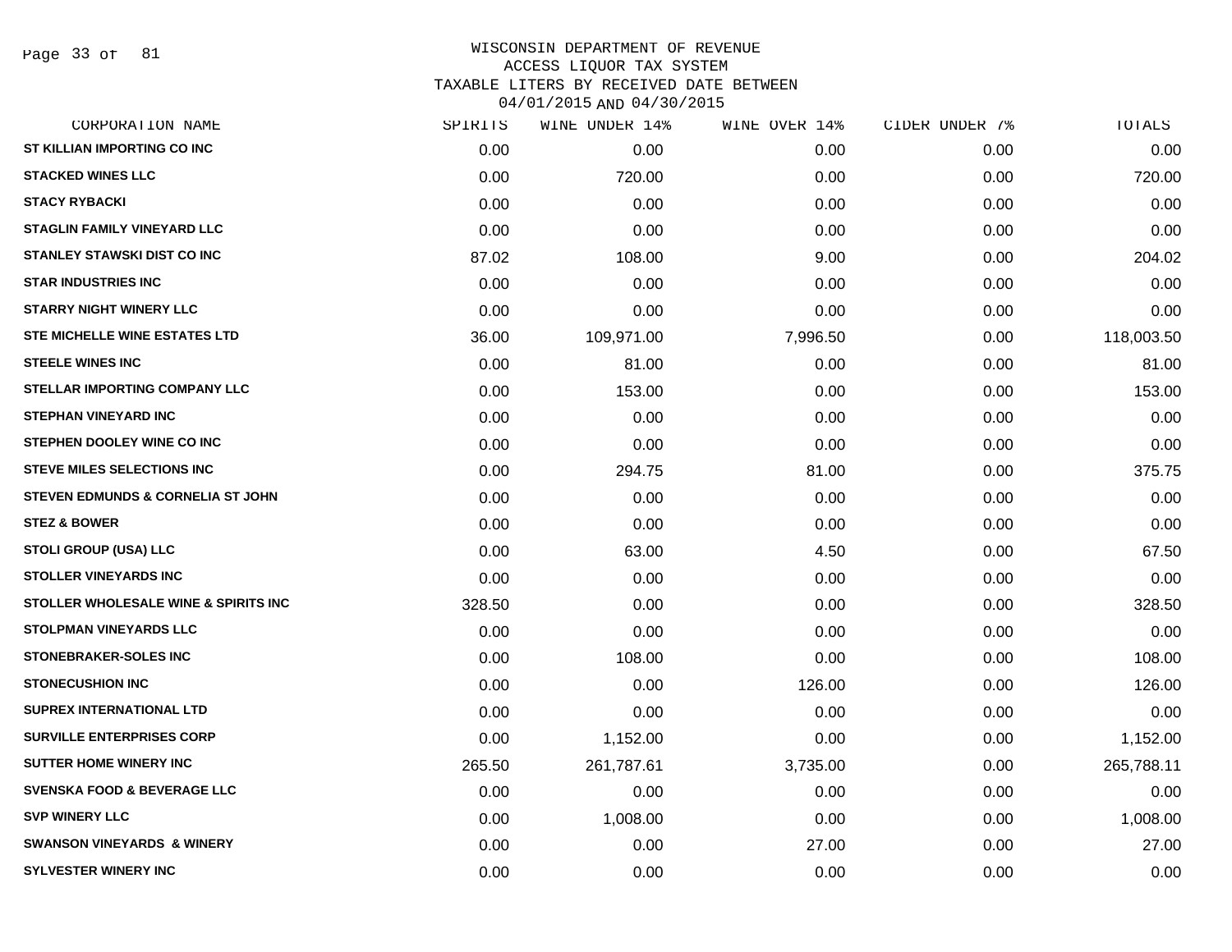# WISCONSIN DEPARTMENT OF REVENUE
## ACCESS LIQUOR TAX SYSTEM
### TAXABLE LITERS BY RECEIVED DATE BETWEEN 04/01/2015 AND 04/30/2015

| CORPORATION NAME | SPIRITS | WINE UNDER 14% | WINE OVER 14% | CIDER UNDER 7% | TOTALS |
|---|---|---|---|---|---|
| ST KILLIAN IMPORTING CO INC | 0.00 | 0.00 | 0.00 | 0.00 | 0.00 |
| STACKED WINES LLC | 0.00 | 720.00 | 0.00 | 0.00 | 720.00 |
| STACY RYBACKI | 0.00 | 0.00 | 0.00 | 0.00 | 0.00 |
| STAGLIN FAMILY VINEYARD LLC | 0.00 | 0.00 | 0.00 | 0.00 | 0.00 |
| STANLEY STAWSKI DIST CO INC | 87.02 | 108.00 | 9.00 | 0.00 | 204.02 |
| STAR INDUSTRIES INC | 0.00 | 0.00 | 0.00 | 0.00 | 0.00 |
| STARRY NIGHT WINERY LLC | 0.00 | 0.00 | 0.00 | 0.00 | 0.00 |
| STE MICHELLE WINE ESTATES LTD | 36.00 | 109,971.00 | 7,996.50 | 0.00 | 118,003.50 |
| STEELE WINES INC | 0.00 | 81.00 | 0.00 | 0.00 | 81.00 |
| STELLAR IMPORTING COMPANY LLC | 0.00 | 153.00 | 0.00 | 0.00 | 153.00 |
| STEPHAN VINEYARD INC | 0.00 | 0.00 | 0.00 | 0.00 | 0.00 |
| STEPHEN DOOLEY WINE CO INC | 0.00 | 0.00 | 0.00 | 0.00 | 0.00 |
| STEVE MILES SELECTIONS INC | 0.00 | 294.75 | 81.00 | 0.00 | 375.75 |
| STEVEN EDMUNDS & CORNELIA ST JOHN | 0.00 | 0.00 | 0.00 | 0.00 | 0.00 |
| STEZ & BOWER | 0.00 | 0.00 | 0.00 | 0.00 | 0.00 |
| STOLI GROUP (USA) LLC | 0.00 | 63.00 | 4.50 | 0.00 | 67.50 |
| STOLLER VINEYARDS INC | 0.00 | 0.00 | 0.00 | 0.00 | 0.00 |
| STOLLER WHOLESALE WINE & SPIRITS INC | 328.50 | 0.00 | 0.00 | 0.00 | 328.50 |
| STOLPMAN VINEYARDS LLC | 0.00 | 0.00 | 0.00 | 0.00 | 0.00 |
| STONEBRAKER-SOLES INC | 0.00 | 108.00 | 0.00 | 0.00 | 108.00 |
| STONECUSHION INC | 0.00 | 0.00 | 126.00 | 0.00 | 126.00 |
| SUPREX INTERNATIONAL LTD | 0.00 | 0.00 | 0.00 | 0.00 | 0.00 |
| SURVILLE ENTERPRISES CORP | 0.00 | 1,152.00 | 0.00 | 0.00 | 1,152.00 |
| SUTTER HOME WINERY INC | 265.50 | 261,787.61 | 3,735.00 | 0.00 | 265,788.11 |
| SVENSKA FOOD & BEVERAGE LLC | 0.00 | 0.00 | 0.00 | 0.00 | 0.00 |
| SVP WINERY LLC | 0.00 | 1,008.00 | 0.00 | 0.00 | 1,008.00 |
| SWANSON VINEYARDS & WINERY | 0.00 | 0.00 | 27.00 | 0.00 | 27.00 |
| SYLVESTER WINERY INC | 0.00 | 0.00 | 0.00 | 0.00 | 0.00 |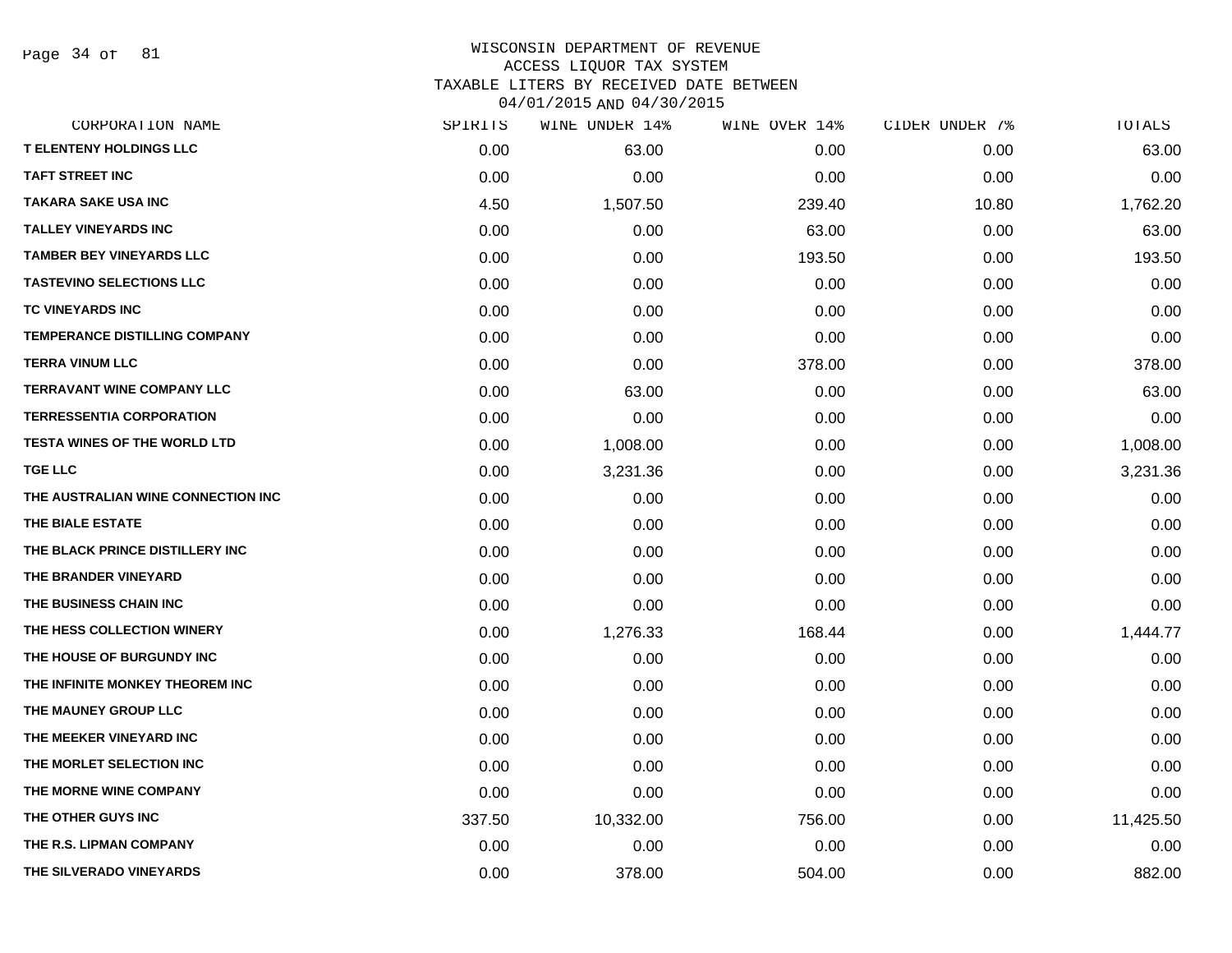WISCONSIN DEPARTMENT OF REVENUE
ACCESS LIQUOR TAX SYSTEM
TAXABLE LITERS BY RECEIVED DATE BETWEEN
04/01/2015 AND 04/30/2015

| CORPORATION NAME | SPIRITS | WINE UNDER 14% | WINE OVER 14% | CIDER UNDER 7% | TOTALS |
|---|---|---|---|---|---|
| T ELENTENY HOLDINGS LLC | 0.00 | 63.00 | 0.00 | 0.00 | 63.00 |
| TAFT STREET INC | 0.00 | 0.00 | 0.00 | 0.00 | 0.00 |
| TAKARA SAKE USA INC | 4.50 | 1,507.50 | 239.40 | 10.80 | 1,762.20 |
| TALLEY VINEYARDS INC | 0.00 | 0.00 | 63.00 | 0.00 | 63.00 |
| TAMBER BEY VINEYARDS LLC | 0.00 | 0.00 | 193.50 | 0.00 | 193.50 |
| TASTEVINO SELECTIONS LLC | 0.00 | 0.00 | 0.00 | 0.00 | 0.00 |
| TC VINEYARDS INC | 0.00 | 0.00 | 0.00 | 0.00 | 0.00 |
| TEMPERANCE DISTILLING COMPANY | 0.00 | 0.00 | 0.00 | 0.00 | 0.00 |
| TERRA VINUM LLC | 0.00 | 0.00 | 378.00 | 0.00 | 378.00 |
| TERRAVANT WINE COMPANY LLC | 0.00 | 63.00 | 0.00 | 0.00 | 63.00 |
| TERRESSENTIA CORPORATION | 0.00 | 0.00 | 0.00 | 0.00 | 0.00 |
| TESTA WINES OF THE WORLD LTD | 0.00 | 1,008.00 | 0.00 | 0.00 | 1,008.00 |
| TGE LLC | 0.00 | 3,231.36 | 0.00 | 0.00 | 3,231.36 |
| THE AUSTRALIAN WINE CONNECTION INC | 0.00 | 0.00 | 0.00 | 0.00 | 0.00 |
| THE BIALE ESTATE | 0.00 | 0.00 | 0.00 | 0.00 | 0.00 |
| THE BLACK PRINCE DISTILLERY INC | 0.00 | 0.00 | 0.00 | 0.00 | 0.00 |
| THE BRANDER VINEYARD | 0.00 | 0.00 | 0.00 | 0.00 | 0.00 |
| THE BUSINESS CHAIN INC | 0.00 | 0.00 | 0.00 | 0.00 | 0.00 |
| THE HESS COLLECTION WINERY | 0.00 | 1,276.33 | 168.44 | 0.00 | 1,444.77 |
| THE HOUSE OF BURGUNDY INC | 0.00 | 0.00 | 0.00 | 0.00 | 0.00 |
| THE INFINITE MONKEY THEOREM INC | 0.00 | 0.00 | 0.00 | 0.00 | 0.00 |
| THE MAUNEY GROUP LLC | 0.00 | 0.00 | 0.00 | 0.00 | 0.00 |
| THE MEEKER VINEYARD INC | 0.00 | 0.00 | 0.00 | 0.00 | 0.00 |
| THE MORLET SELECTION INC | 0.00 | 0.00 | 0.00 | 0.00 | 0.00 |
| THE MORNE WINE COMPANY | 0.00 | 0.00 | 0.00 | 0.00 | 0.00 |
| THE OTHER GUYS INC | 337.50 | 10,332.00 | 756.00 | 0.00 | 11,425.50 |
| THE R.S. LIPMAN COMPANY | 0.00 | 0.00 | 0.00 | 0.00 | 0.00 |
| THE SILVERADO VINEYARDS | 0.00 | 378.00 | 504.00 | 0.00 | 882.00 |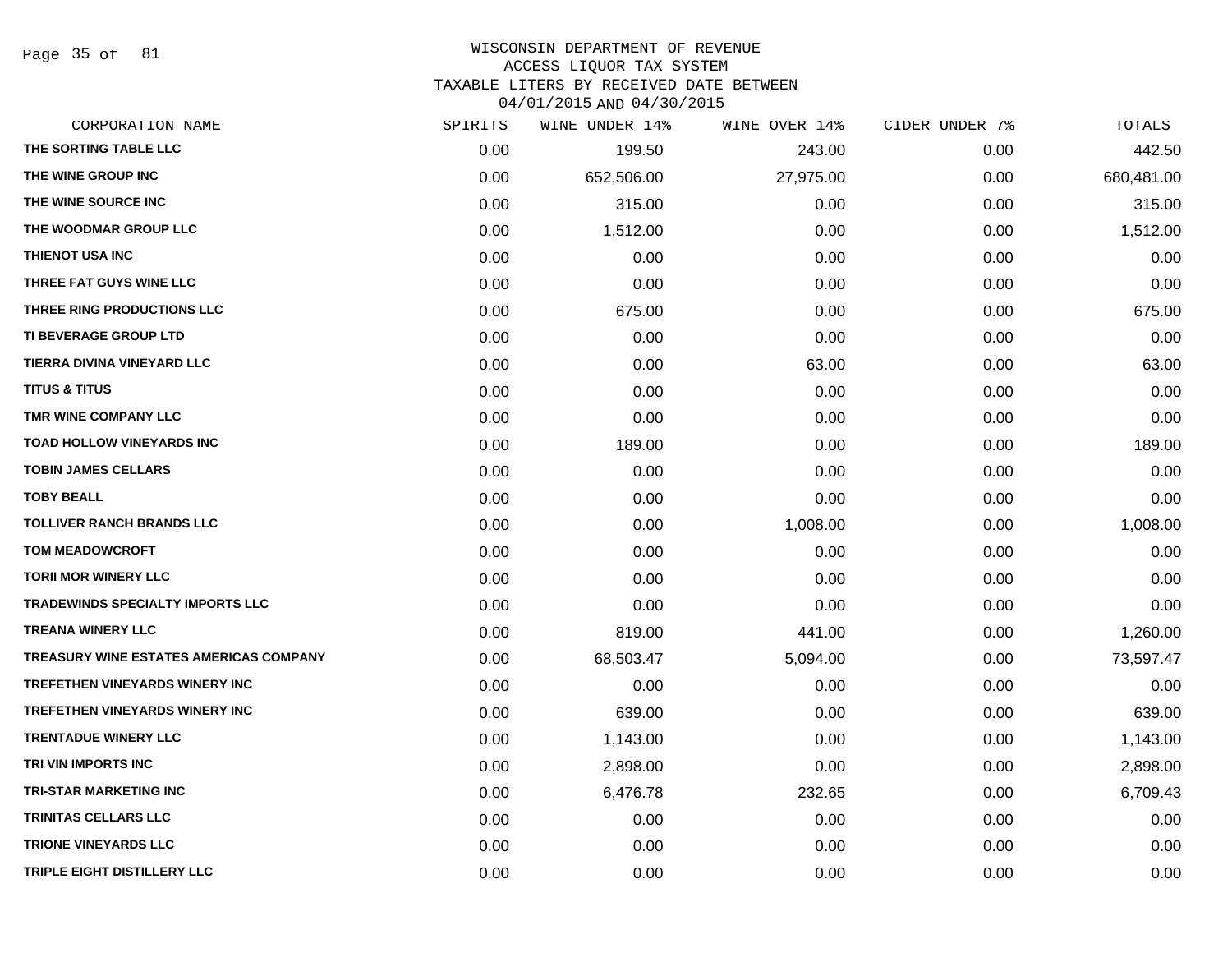WISCONSIN DEPARTMENT OF REVENUE
ACCESS LIQUOR TAX SYSTEM
TAXABLE LITERS BY RECEIVED DATE BETWEEN
04/01/2015 AND 04/30/2015

| CORPORATION NAME | SPIRITS | WINE UNDER 14% | WINE OVER 14% | CIDER UNDER 7% | TOTALS |
|---|---|---|---|---|---|
| THE SORTING TABLE LLC | 0.00 | 199.50 | 243.00 | 0.00 | 442.50 |
| THE WINE GROUP INC | 0.00 | 652,506.00 | 27,975.00 | 0.00 | 680,481.00 |
| THE WINE SOURCE INC | 0.00 | 315.00 | 0.00 | 0.00 | 315.00 |
| THE WOODMAR GROUP LLC | 0.00 | 1,512.00 | 0.00 | 0.00 | 1,512.00 |
| THIENOT USA INC | 0.00 | 0.00 | 0.00 | 0.00 | 0.00 |
| THREE FAT GUYS WINE LLC | 0.00 | 0.00 | 0.00 | 0.00 | 0.00 |
| THREE RING PRODUCTIONS LLC | 0.00 | 675.00 | 0.00 | 0.00 | 675.00 |
| TI BEVERAGE GROUP LTD | 0.00 | 0.00 | 0.00 | 0.00 | 0.00 |
| TIERRA DIVINA VINEYARD LLC | 0.00 | 0.00 | 63.00 | 0.00 | 63.00 |
| TITUS & TITUS | 0.00 | 0.00 | 0.00 | 0.00 | 0.00 |
| TMR WINE COMPANY LLC | 0.00 | 0.00 | 0.00 | 0.00 | 0.00 |
| TOAD HOLLOW VINEYARDS INC | 0.00 | 189.00 | 0.00 | 0.00 | 189.00 |
| TOBIN JAMES CELLARS | 0.00 | 0.00 | 0.00 | 0.00 | 0.00 |
| TOBY BEALL | 0.00 | 0.00 | 0.00 | 0.00 | 0.00 |
| TOLLIVER RANCH BRANDS LLC | 0.00 | 0.00 | 1,008.00 | 0.00 | 1,008.00 |
| TOM MEADOWCROFT | 0.00 | 0.00 | 0.00 | 0.00 | 0.00 |
| TORII MOR WINERY LLC | 0.00 | 0.00 | 0.00 | 0.00 | 0.00 |
| TRADEWINDS SPECIALTY IMPORTS LLC | 0.00 | 0.00 | 0.00 | 0.00 | 0.00 |
| TREANA WINERY LLC | 0.00 | 819.00 | 441.00 | 0.00 | 1,260.00 |
| TREASURY WINE ESTATES AMERICAS COMPANY | 0.00 | 68,503.47 | 5,094.00 | 0.00 | 73,597.47 |
| TREFETHEN VINEYARDS WINERY INC | 0.00 | 0.00 | 0.00 | 0.00 | 0.00 |
| TREFETHEN VINEYARDS WINERY INC | 0.00 | 639.00 | 0.00 | 0.00 | 639.00 |
| TRENTADUE WINERY LLC | 0.00 | 1,143.00 | 0.00 | 0.00 | 1,143.00 |
| TRI VIN IMPORTS INC | 0.00 | 2,898.00 | 0.00 | 0.00 | 2,898.00 |
| TRI-STAR MARKETING INC | 0.00 | 6,476.78 | 232.65 | 0.00 | 6,709.43 |
| TRINITAS CELLARS LLC | 0.00 | 0.00 | 0.00 | 0.00 | 0.00 |
| TRIONE VINEYARDS LLC | 0.00 | 0.00 | 0.00 | 0.00 | 0.00 |
| TRIPLE EIGHT DISTILLERY LLC | 0.00 | 0.00 | 0.00 | 0.00 | 0.00 |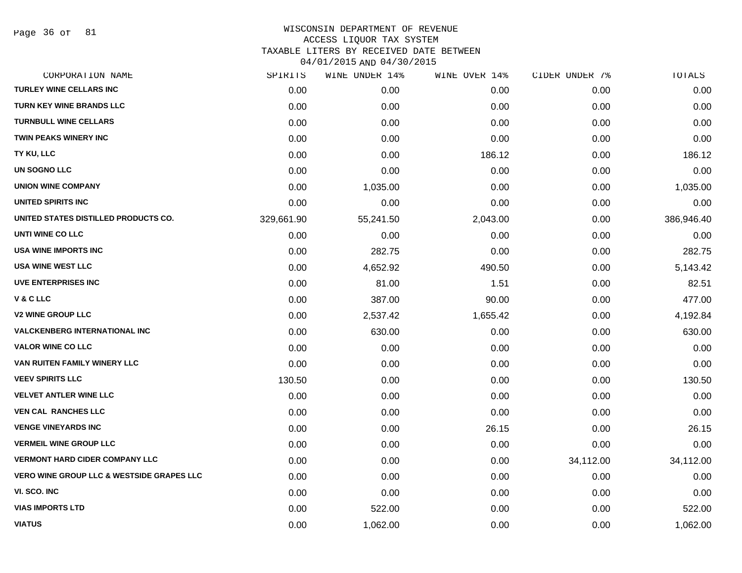WISCONSIN DEPARTMENT OF REVENUE
ACCESS LIQUOR TAX SYSTEM
TAXABLE LITERS BY RECEIVED DATE BETWEEN
04/01/2015 AND 04/30/2015

| CORPORATION NAME | SPIRITS | WINE UNDER 14% | WINE OVER 14% | CIDER UNDER 7% | TOTALS |
|---|---|---|---|---|---|
| TURLEY WINE CELLARS INC | 0.00 | 0.00 | 0.00 | 0.00 | 0.00 |
| TURN KEY WINE BRANDS LLC | 0.00 | 0.00 | 0.00 | 0.00 | 0.00 |
| TURNBULL WINE CELLARS | 0.00 | 0.00 | 0.00 | 0.00 | 0.00 |
| TWIN PEAKS WINERY INC | 0.00 | 0.00 | 0.00 | 0.00 | 0.00 |
| TY KU, LLC | 0.00 | 0.00 | 186.12 | 0.00 | 186.12 |
| UN SOGNO LLC | 0.00 | 0.00 | 0.00 | 0.00 | 0.00 |
| UNION WINE COMPANY | 0.00 | 1,035.00 | 0.00 | 0.00 | 1,035.00 |
| UNITED SPIRITS INC | 0.00 | 0.00 | 0.00 | 0.00 | 0.00 |
| UNITED STATES DISTILLED PRODUCTS CO. | 329,661.90 | 55,241.50 | 2,043.00 | 0.00 | 386,946.40 |
| UNTI WINE CO LLC | 0.00 | 0.00 | 0.00 | 0.00 | 0.00 |
| USA WINE IMPORTS INC | 0.00 | 282.75 | 0.00 | 0.00 | 282.75 |
| USA WINE WEST LLC | 0.00 | 4,652.92 | 490.50 | 0.00 | 5,143.42 |
| UVE ENTERPRISES INC | 0.00 | 81.00 | 1.51 | 0.00 | 82.51 |
| V & C LLC | 0.00 | 387.00 | 90.00 | 0.00 | 477.00 |
| V2 WINE GROUP LLC | 0.00 | 2,537.42 | 1,655.42 | 0.00 | 4,192.84 |
| VALCKENBERG INTERNATIONAL INC | 0.00 | 630.00 | 0.00 | 0.00 | 630.00 |
| VALOR WINE CO LLC | 0.00 | 0.00 | 0.00 | 0.00 | 0.00 |
| VAN RUITEN FAMILY WINERY LLC | 0.00 | 0.00 | 0.00 | 0.00 | 0.00 |
| VEEV SPIRITS LLC | 130.50 | 0.00 | 0.00 | 0.00 | 130.50 |
| VELVET ANTLER WINE LLC | 0.00 | 0.00 | 0.00 | 0.00 | 0.00 |
| VEN CAL RANCHES LLC | 0.00 | 0.00 | 0.00 | 0.00 | 0.00 |
| VENGE VINEYARDS INC | 0.00 | 0.00 | 26.15 | 0.00 | 26.15 |
| VERMEIL WINE GROUP LLC | 0.00 | 0.00 | 0.00 | 0.00 | 0.00 |
| VERMONT HARD CIDER COMPANY LLC | 0.00 | 0.00 | 0.00 | 34,112.00 | 34,112.00 |
| VERO WINE GROUP LLC & WESTSIDE GRAPES LLC | 0.00 | 0.00 | 0.00 | 0.00 | 0.00 |
| VI. SCO. INC | 0.00 | 0.00 | 0.00 | 0.00 | 0.00 |
| VIAS IMPORTS LTD | 0.00 | 522.00 | 0.00 | 0.00 | 522.00 |
| VIATUS | 0.00 | 1,062.00 | 0.00 | 0.00 | 1,062.00 |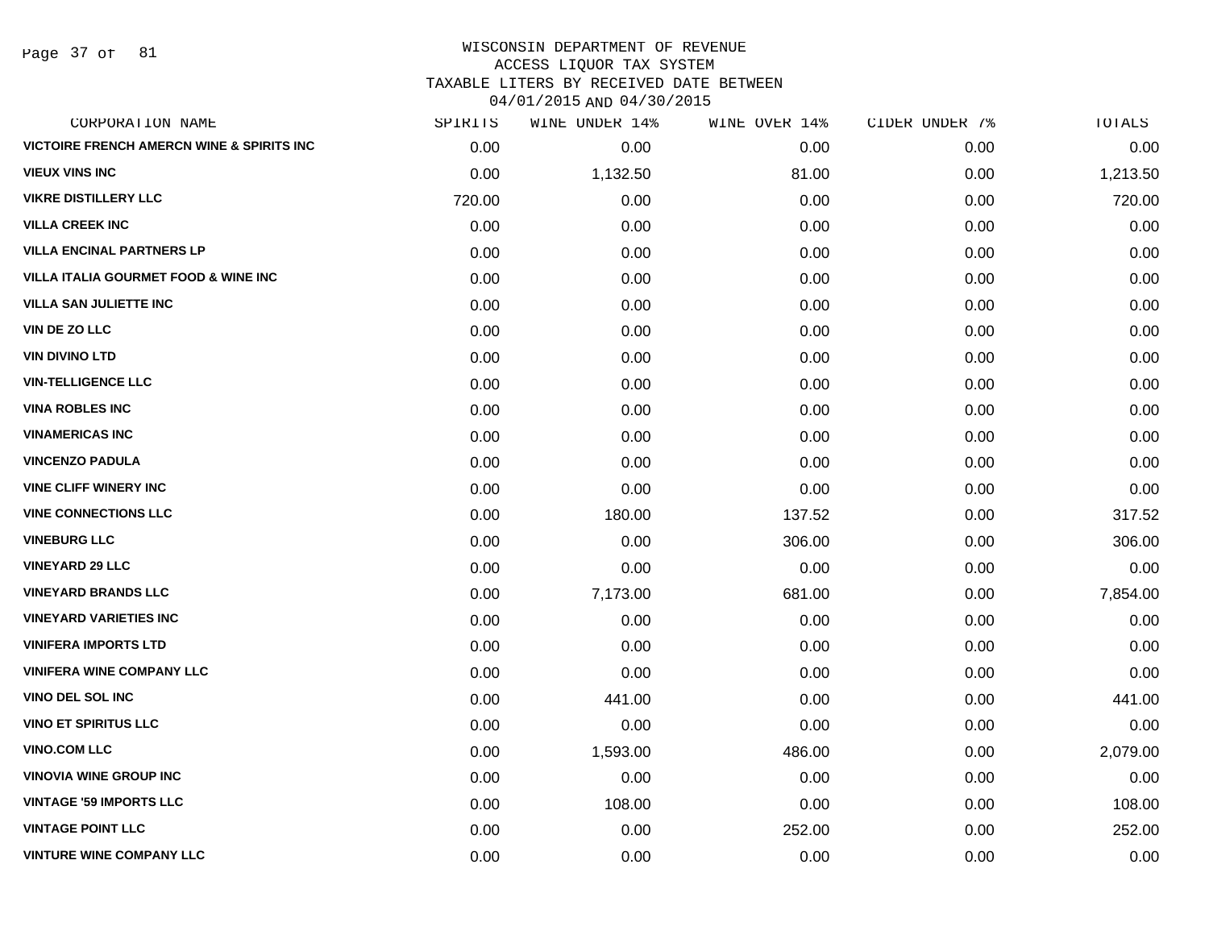WISCONSIN DEPARTMENT OF REVENUE
ACCESS LIQUOR TAX SYSTEM
TAXABLE LITERS BY RECEIVED DATE BETWEEN
04/01/2015 AND 04/30/2015

| CORPORATION NAME | SPIRITS | WINE UNDER 14% | WINE OVER 14% | CIDER UNDER 7% | TOTALS |
|---|---|---|---|---|---|
| VICTOIRE FRENCH AMERCN WINE & SPIRITS INC | 0.00 | 0.00 | 0.00 | 0.00 | 0.00 |
| VIEUX VINS INC | 0.00 | 1,132.50 | 81.00 | 0.00 | 1,213.50 |
| VIKRE DISTILLERY LLC | 720.00 | 0.00 | 0.00 | 0.00 | 720.00 |
| VILLA CREEK INC | 0.00 | 0.00 | 0.00 | 0.00 | 0.00 |
| VILLA ENCINAL PARTNERS LP | 0.00 | 0.00 | 0.00 | 0.00 | 0.00 |
| VILLA ITALIA GOURMET FOOD & WINE INC | 0.00 | 0.00 | 0.00 | 0.00 | 0.00 |
| VILLA SAN JULIETTE INC | 0.00 | 0.00 | 0.00 | 0.00 | 0.00 |
| VIN DE ZO LLC | 0.00 | 0.00 | 0.00 | 0.00 | 0.00 |
| VIN DIVINO LTD | 0.00 | 0.00 | 0.00 | 0.00 | 0.00 |
| VIN-TELLIGENCE LLC | 0.00 | 0.00 | 0.00 | 0.00 | 0.00 |
| VINA ROBLES INC | 0.00 | 0.00 | 0.00 | 0.00 | 0.00 |
| VINAMERICAS INC | 0.00 | 0.00 | 0.00 | 0.00 | 0.00 |
| VINCENZO PADULA | 0.00 | 0.00 | 0.00 | 0.00 | 0.00 |
| VINE CLIFF WINERY INC | 0.00 | 0.00 | 0.00 | 0.00 | 0.00 |
| VINE CONNECTIONS LLC | 0.00 | 180.00 | 137.52 | 0.00 | 317.52 |
| VINEBURG LLC | 0.00 | 0.00 | 306.00 | 0.00 | 306.00 |
| VINEYARD 29 LLC | 0.00 | 0.00 | 0.00 | 0.00 | 0.00 |
| VINEYARD BRANDS LLC | 0.00 | 7,173.00 | 681.00 | 0.00 | 7,854.00 |
| VINEYARD VARIETIES INC | 0.00 | 0.00 | 0.00 | 0.00 | 0.00 |
| VINIFERA IMPORTS LTD | 0.00 | 0.00 | 0.00 | 0.00 | 0.00 |
| VINIFERA WINE COMPANY LLC | 0.00 | 0.00 | 0.00 | 0.00 | 0.00 |
| VINO DEL SOL INC | 0.00 | 441.00 | 0.00 | 0.00 | 441.00 |
| VINO ET SPIRITUS LLC | 0.00 | 0.00 | 0.00 | 0.00 | 0.00 |
| VINO.COM LLC | 0.00 | 1,593.00 | 486.00 | 0.00 | 2,079.00 |
| VINOVIA WINE GROUP INC | 0.00 | 0.00 | 0.00 | 0.00 | 0.00 |
| VINTAGE '59 IMPORTS LLC | 0.00 | 108.00 | 0.00 | 0.00 | 108.00 |
| VINTAGE POINT LLC | 0.00 | 0.00 | 252.00 | 0.00 | 252.00 |
| VINTURE WINE COMPANY LLC | 0.00 | 0.00 | 0.00 | 0.00 | 0.00 |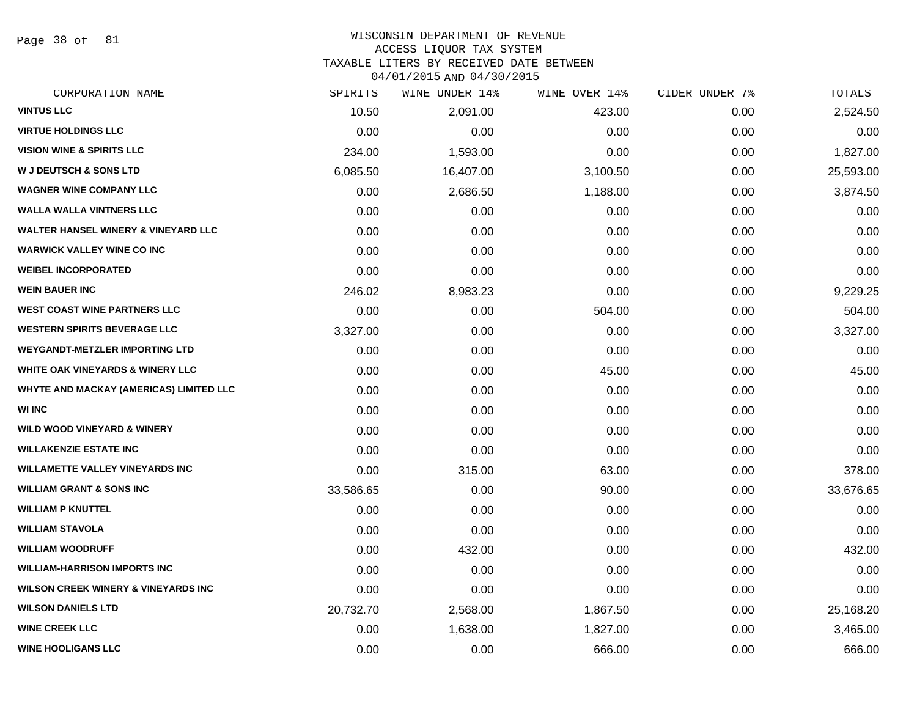WISCONSIN DEPARTMENT OF REVENUE
ACCESS LIQUOR TAX SYSTEM
TAXABLE LITERS BY RECEIVED DATE BETWEEN
04/01/2015 AND 04/30/2015

| CORPORATION NAME | SPIRITS | WINE UNDER 14% | WINE OVER 14% | CIDER UNDER 7% | TOTALS |
|---|---|---|---|---|---|
| VINTUS LLC | 10.50 | 2,091.00 | 423.00 | 0.00 | 2,524.50 |
| VIRTUE HOLDINGS LLC | 0.00 | 0.00 | 0.00 | 0.00 | 0.00 |
| VISION WINE & SPIRITS LLC | 234.00 | 1,593.00 | 0.00 | 0.00 | 1,827.00 |
| W J DEUTSCH & SONS LTD | 6,085.50 | 16,407.00 | 3,100.50 | 0.00 | 25,593.00 |
| WAGNER WINE COMPANY LLC | 0.00 | 2,686.50 | 1,188.00 | 0.00 | 3,874.50 |
| WALLA WALLA VINTNERS LLC | 0.00 | 0.00 | 0.00 | 0.00 | 0.00 |
| WALTER HANSEL WINERY & VINEYARD LLC | 0.00 | 0.00 | 0.00 | 0.00 | 0.00 |
| WARWICK VALLEY WINE CO INC | 0.00 | 0.00 | 0.00 | 0.00 | 0.00 |
| WEIBEL INCORPORATED | 0.00 | 0.00 | 0.00 | 0.00 | 0.00 |
| WEIN BAUER INC | 246.02 | 8,983.23 | 0.00 | 0.00 | 9,229.25 |
| WEST COAST WINE PARTNERS LLC | 0.00 | 0.00 | 504.00 | 0.00 | 504.00 |
| WESTERN SPIRITS BEVERAGE LLC | 3,327.00 | 0.00 | 0.00 | 0.00 | 3,327.00 |
| WEYGANDT-METZLER IMPORTING LTD | 0.00 | 0.00 | 0.00 | 0.00 | 0.00 |
| WHITE OAK VINEYARDS & WINERY LLC | 0.00 | 0.00 | 45.00 | 0.00 | 45.00 |
| WHYTE AND MACKAY (AMERICAS) LIMITED LLC | 0.00 | 0.00 | 0.00 | 0.00 | 0.00 |
| WI INC | 0.00 | 0.00 | 0.00 | 0.00 | 0.00 |
| WILD WOOD VINEYARD & WINERY | 0.00 | 0.00 | 0.00 | 0.00 | 0.00 |
| WILLAKENZIE ESTATE INC | 0.00 | 0.00 | 0.00 | 0.00 | 0.00 |
| WILLAMETTE VALLEY VINEYARDS INC | 0.00 | 315.00 | 63.00 | 0.00 | 378.00 |
| WILLIAM GRANT & SONS INC | 33,586.65 | 0.00 | 90.00 | 0.00 | 33,676.65 |
| WILLIAM P KNUTTEL | 0.00 | 0.00 | 0.00 | 0.00 | 0.00 |
| WILLIAM STAVOLA | 0.00 | 0.00 | 0.00 | 0.00 | 0.00 |
| WILLIAM WOODRUFF | 0.00 | 432.00 | 0.00 | 0.00 | 432.00 |
| WILLIAM-HARRISON IMPORTS INC | 0.00 | 0.00 | 0.00 | 0.00 | 0.00 |
| WILSON CREEK WINERY & VINEYARDS INC | 0.00 | 0.00 | 0.00 | 0.00 | 0.00 |
| WILSON DANIELS LTD | 20,732.70 | 2,568.00 | 1,867.50 | 0.00 | 25,168.20 |
| WINE CREEK LLC | 0.00 | 1,638.00 | 1,827.00 | 0.00 | 3,465.00 |
| WINE HOOLIGANS LLC | 0.00 | 0.00 | 666.00 | 0.00 | 666.00 |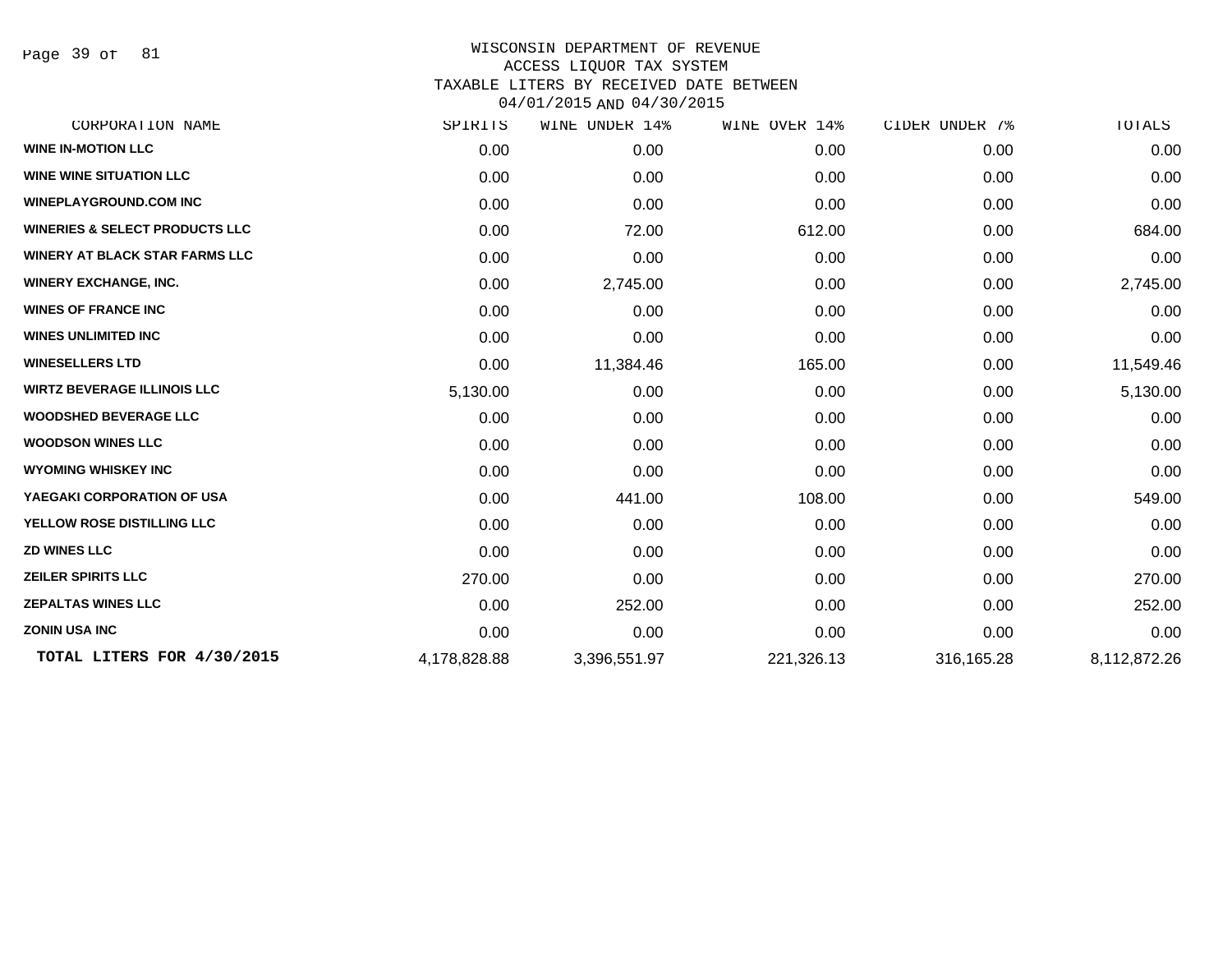WISCONSIN DEPARTMENT OF REVENUE
ACCESS LIQUOR TAX SYSTEM
TAXABLE LITERS BY RECEIVED DATE BETWEEN
04/01/2015 AND 04/30/2015

| CORPORATION NAME | SPIRITS | WINE UNDER 14% | WINE OVER 14% | CIDER UNDER 7% | TOTALS |
|---|---|---|---|---|---|
| WINE IN-MOTION LLC | 0.00 | 0.00 | 0.00 | 0.00 | 0.00 |
| WINE WINE SITUATION LLC | 0.00 | 0.00 | 0.00 | 0.00 | 0.00 |
| WINEPLAYGROUND.COM INC | 0.00 | 0.00 | 0.00 | 0.00 | 0.00 |
| WINERIES & SELECT PRODUCTS LLC | 0.00 | 72.00 | 612.00 | 0.00 | 684.00 |
| WINERY AT BLACK STAR FARMS LLC | 0.00 | 0.00 | 0.00 | 0.00 | 0.00 |
| WINERY EXCHANGE, INC. | 0.00 | 2,745.00 | 0.00 | 0.00 | 2,745.00 |
| WINES OF FRANCE INC | 0.00 | 0.00 | 0.00 | 0.00 | 0.00 |
| WINES UNLIMITED INC | 0.00 | 0.00 | 0.00 | 0.00 | 0.00 |
| WINESELLERS LTD | 0.00 | 11,384.46 | 165.00 | 0.00 | 11,549.46 |
| WIRTZ BEVERAGE ILLINOIS LLC | 5,130.00 | 0.00 | 0.00 | 0.00 | 5,130.00 |
| WOODSHED BEVERAGE LLC | 0.00 | 0.00 | 0.00 | 0.00 | 0.00 |
| WOODSON WINES LLC | 0.00 | 0.00 | 0.00 | 0.00 | 0.00 |
| WYOMING WHISKEY INC | 0.00 | 0.00 | 0.00 | 0.00 | 0.00 |
| YAEGAKI CORPORATION OF USA | 0.00 | 441.00 | 108.00 | 0.00 | 549.00 |
| YELLOW ROSE DISTILLING LLC | 0.00 | 0.00 | 0.00 | 0.00 | 0.00 |
| ZD WINES LLC | 0.00 | 0.00 | 0.00 | 0.00 | 0.00 |
| ZEILER SPIRITS LLC | 270.00 | 0.00 | 0.00 | 0.00 | 270.00 |
| ZEPALTAS WINES LLC | 0.00 | 252.00 | 0.00 | 0.00 | 252.00 |
| ZONIN USA INC | 0.00 | 0.00 | 0.00 | 0.00 | 0.00 |
| **TOTAL LITERS FOR 4/30/2015** | 4,178,828.88 | 3,396,551.97 | 221,326.13 | 316,165.28 | 8,112,872.26 |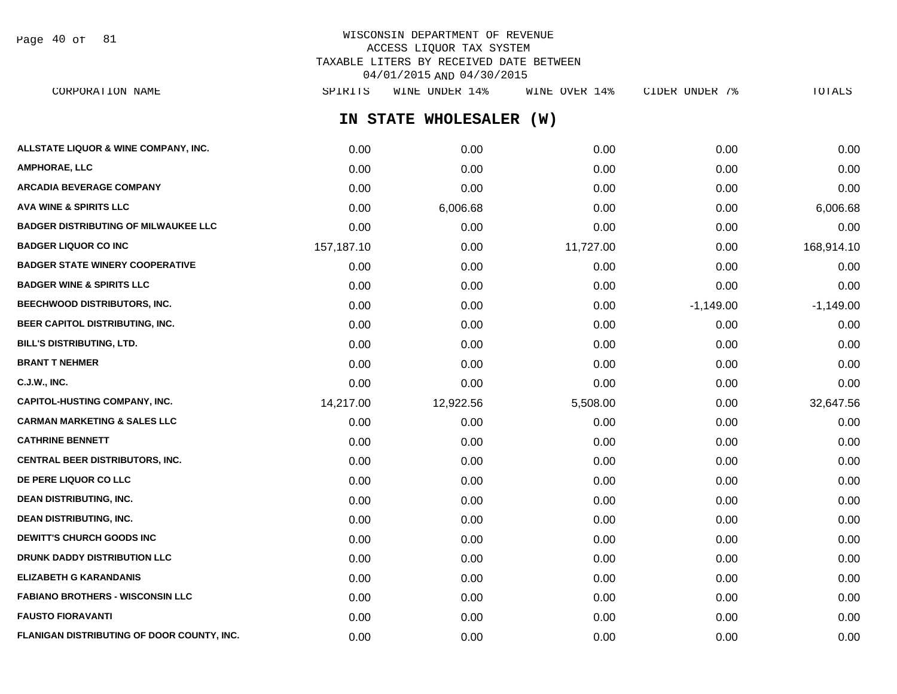WISCONSIN DEPARTMENT OF REVENUE
ACCESS LIQUOR TAX SYSTEM
TAXABLE LITERS BY RECEIVED DATE BETWEEN
04/01/2015 AND 04/30/2015

## IN STATE WHOLESALER (W)

| CORPORATION NAME | SPIRITS | WINE UNDER 14% | WINE OVER 14% | CIDER UNDER 7% | TOTALS |
|---|---|---|---|---|---|
| ALLSTATE LIQUOR & WINE COMPANY, INC. | 0.00 | 0.00 | 0.00 | 0.00 | 0.00 |
| AMPHORAE, LLC | 0.00 | 0.00 | 0.00 | 0.00 | 0.00 |
| ARCADIA BEVERAGE COMPANY | 0.00 | 0.00 | 0.00 | 0.00 | 0.00 |
| AVA WINE & SPIRITS LLC | 0.00 | 6,006.68 | 0.00 | 0.00 | 6,006.68 |
| BADGER DISTRIBUTING OF MILWAUKEE LLC | 0.00 | 0.00 | 0.00 | 0.00 | 0.00 |
| BADGER LIQUOR CO INC | 157,187.10 | 0.00 | 11,727.00 | 0.00 | 168,914.10 |
| BADGER STATE WINERY COOPERATIVE | 0.00 | 0.00 | 0.00 | 0.00 | 0.00 |
| BADGER WINE & SPIRITS LLC | 0.00 | 0.00 | 0.00 | 0.00 | 0.00 |
| BEECHWOOD DISTRIBUTORS, INC. | 0.00 | 0.00 | 0.00 | -1,149.00 | -1,149.00 |
| BEER CAPITOL DISTRIBUTING, INC. | 0.00 | 0.00 | 0.00 | 0.00 | 0.00 |
| BILL'S DISTRIBUTING, LTD. | 0.00 | 0.00 | 0.00 | 0.00 | 0.00 |
| BRANT T NEHMER | 0.00 | 0.00 | 0.00 | 0.00 | 0.00 |
| C.J.W., INC. | 0.00 | 0.00 | 0.00 | 0.00 | 0.00 |
| CAPITOL-HUSTING COMPANY, INC. | 14,217.00 | 12,922.56 | 5,508.00 | 0.00 | 32,647.56 |
| CARMAN MARKETING & SALES LLC | 0.00 | 0.00 | 0.00 | 0.00 | 0.00 |
| CATHRINE BENNETT | 0.00 | 0.00 | 0.00 | 0.00 | 0.00 |
| CENTRAL BEER DISTRIBUTORS, INC. | 0.00 | 0.00 | 0.00 | 0.00 | 0.00 |
| DE PERE LIQUOR CO LLC | 0.00 | 0.00 | 0.00 | 0.00 | 0.00 |
| DEAN DISTRIBUTING, INC. | 0.00 | 0.00 | 0.00 | 0.00 | 0.00 |
| DEAN DISTRIBUTING, INC. | 0.00 | 0.00 | 0.00 | 0.00 | 0.00 |
| DEWITT'S CHURCH GOODS INC | 0.00 | 0.00 | 0.00 | 0.00 | 0.00 |
| DRUNK DADDY DISTRIBUTION LLC | 0.00 | 0.00 | 0.00 | 0.00 | 0.00 |
| ELIZABETH G KARANDANIS | 0.00 | 0.00 | 0.00 | 0.00 | 0.00 |
| FABIANO BROTHERS - WISCONSIN LLC | 0.00 | 0.00 | 0.00 | 0.00 | 0.00 |
| FAUSTO FIORAVANTI | 0.00 | 0.00 | 0.00 | 0.00 | 0.00 |
| FLANIGAN DISTRIBUTING OF DOOR COUNTY, INC. | 0.00 | 0.00 | 0.00 | 0.00 | 0.00 |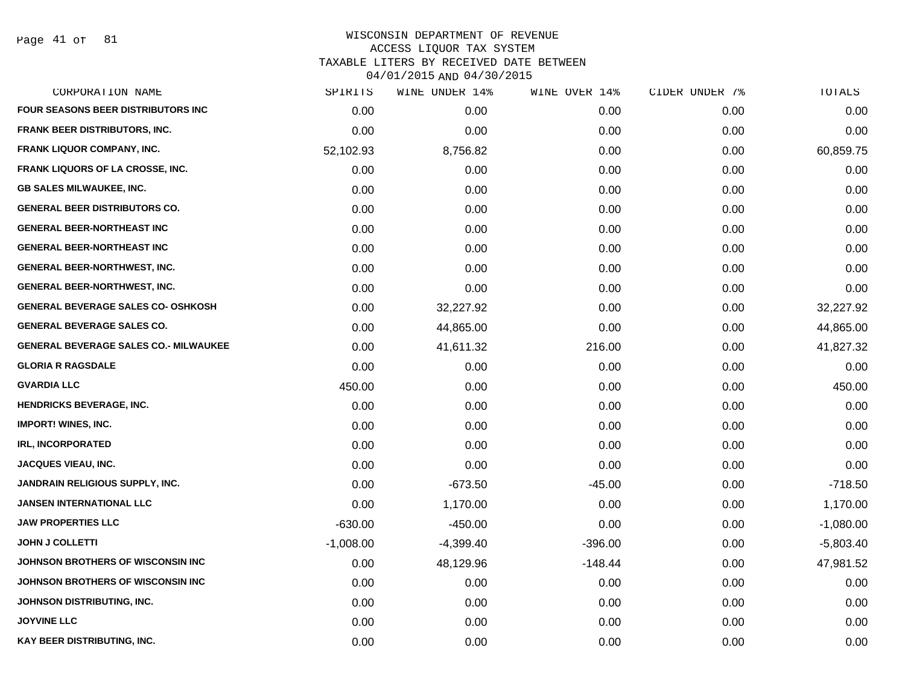WISCONSIN DEPARTMENT OF REVENUE
ACCESS LIQUOR TAX SYSTEM
TAXABLE LITERS BY RECEIVED DATE BETWEEN
04/01/2015 AND 04/30/2015

| CORPORATION NAME | SPIRITS | WINE UNDER 14% | WINE OVER 14% | CIDER UNDER 7% | TOTALS |
|---|---|---|---|---|---|
| FOUR SEASONS BEER DISTRIBUTORS INC | 0.00 | 0.00 | 0.00 | 0.00 | 0.00 |
| FRANK BEER DISTRIBUTORS, INC. | 0.00 | 0.00 | 0.00 | 0.00 | 0.00 |
| FRANK LIQUOR COMPANY, INC. | 52,102.93 | 8,756.82 | 0.00 | 0.00 | 60,859.75 |
| FRANK LIQUORS OF LA CROSSE, INC. | 0.00 | 0.00 | 0.00 | 0.00 | 0.00 |
| GB SALES MILWAUKEE, INC. | 0.00 | 0.00 | 0.00 | 0.00 | 0.00 |
| GENERAL BEER DISTRIBUTORS CO. | 0.00 | 0.00 | 0.00 | 0.00 | 0.00 |
| GENERAL BEER-NORTHEAST INC | 0.00 | 0.00 | 0.00 | 0.00 | 0.00 |
| GENERAL BEER-NORTHEAST INC | 0.00 | 0.00 | 0.00 | 0.00 | 0.00 |
| GENERAL BEER-NORTHWEST, INC. | 0.00 | 0.00 | 0.00 | 0.00 | 0.00 |
| GENERAL BEER-NORTHWEST, INC. | 0.00 | 0.00 | 0.00 | 0.00 | 0.00 |
| GENERAL BEVERAGE SALES CO- OSHKOSH | 0.00 | 32,227.92 | 0.00 | 0.00 | 32,227.92 |
| GENERAL BEVERAGE SALES CO. | 0.00 | 44,865.00 | 0.00 | 0.00 | 44,865.00 |
| GENERAL BEVERAGE SALES CO.- MILWAUKEE | 0.00 | 41,611.32 | 216.00 | 0.00 | 41,827.32 |
| GLORIA R RAGSDALE | 0.00 | 0.00 | 0.00 | 0.00 | 0.00 |
| GVARDIA LLC | 450.00 | 0.00 | 0.00 | 0.00 | 450.00 |
| HENDRICKS BEVERAGE, INC. | 0.00 | 0.00 | 0.00 | 0.00 | 0.00 |
| IMPORT! WINES, INC. | 0.00 | 0.00 | 0.00 | 0.00 | 0.00 |
| IRL, INCORPORATED | 0.00 | 0.00 | 0.00 | 0.00 | 0.00 |
| JACQUES VIEAU, INC. | 0.00 | 0.00 | 0.00 | 0.00 | 0.00 |
| JANDRAIN RELIGIOUS SUPPLY, INC. | 0.00 | -673.50 | -45.00 | 0.00 | -718.50 |
| JANSEN INTERNATIONAL LLC | 0.00 | 1,170.00 | 0.00 | 0.00 | 1,170.00 |
| JAW PROPERTIES LLC | -630.00 | -450.00 | 0.00 | 0.00 | -1,080.00 |
| JOHN J COLLETTI | -1,008.00 | -4,399.40 | -396.00 | 0.00 | -5,803.40 |
| JOHNSON BROTHERS OF WISCONSIN INC | 0.00 | 48,129.96 | -148.44 | 0.00 | 47,981.52 |
| JOHNSON BROTHERS OF WISCONSIN INC | 0.00 | 0.00 | 0.00 | 0.00 | 0.00 |
| JOHNSON DISTRIBUTING, INC. | 0.00 | 0.00 | 0.00 | 0.00 | 0.00 |
| JOYVINE LLC | 0.00 | 0.00 | 0.00 | 0.00 | 0.00 |
| KAY BEER DISTRIBUTING, INC. | 0.00 | 0.00 | 0.00 | 0.00 | 0.00 |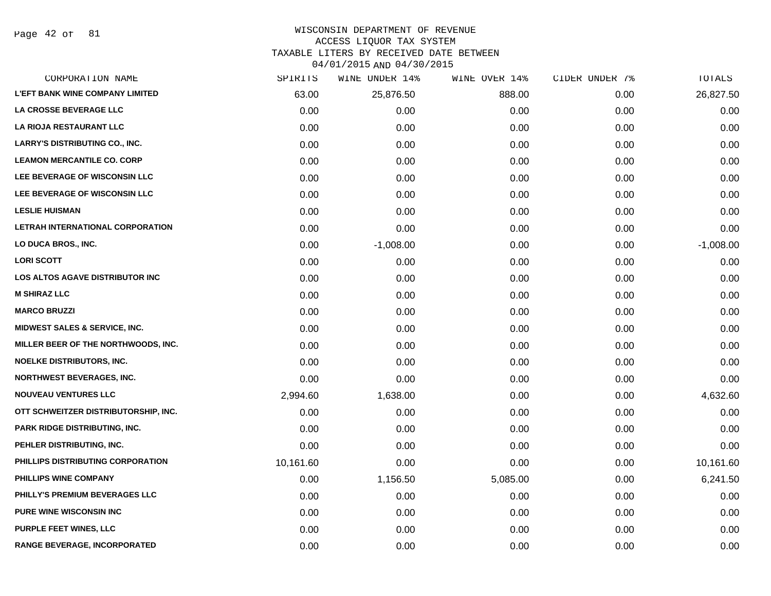WISCONSIN DEPARTMENT OF REVENUE
ACCESS LIQUOR TAX SYSTEM
TAXABLE LITERS BY RECEIVED DATE BETWEEN
04/01/2015 AND 04/30/2015

| CORPORATION NAME | SPIRITS | WINE UNDER 14% | WINE OVER 14% | CIDER UNDER 7% | TOTALS |
|---|---|---|---|---|---|
| L'EFT BANK WINE COMPANY LIMITED | 63.00 | 25,876.50 | 888.00 | 0.00 | 26,827.50 |
| LA CROSSE BEVERAGE LLC | 0.00 | 0.00 | 0.00 | 0.00 | 0.00 |
| LA RIOJA RESTAURANT LLC | 0.00 | 0.00 | 0.00 | 0.00 | 0.00 |
| LARRY'S DISTRIBUTING CO., INC. | 0.00 | 0.00 | 0.00 | 0.00 | 0.00 |
| LEAMON MERCANTILE CO. CORP | 0.00 | 0.00 | 0.00 | 0.00 | 0.00 |
| LEE BEVERAGE OF WISCONSIN LLC | 0.00 | 0.00 | 0.00 | 0.00 | 0.00 |
| LEE BEVERAGE OF WISCONSIN LLC | 0.00 | 0.00 | 0.00 | 0.00 | 0.00 |
| LESLIE HUISMAN | 0.00 | 0.00 | 0.00 | 0.00 | 0.00 |
| LETRAH INTERNATIONAL CORPORATION | 0.00 | 0.00 | 0.00 | 0.00 | 0.00 |
| LO DUCA BROS., INC. | 0.00 | -1,008.00 | 0.00 | 0.00 | -1,008.00 |
| LORI SCOTT | 0.00 | 0.00 | 0.00 | 0.00 | 0.00 |
| LOS ALTOS AGAVE DISTRIBUTOR INC | 0.00 | 0.00 | 0.00 | 0.00 | 0.00 |
| M SHIRAZ LLC | 0.00 | 0.00 | 0.00 | 0.00 | 0.00 |
| MARCO BRUZZI | 0.00 | 0.00 | 0.00 | 0.00 | 0.00 |
| MIDWEST SALES & SERVICE, INC. | 0.00 | 0.00 | 0.00 | 0.00 | 0.00 |
| MILLER BEER OF THE NORTHWOODS, INC. | 0.00 | 0.00 | 0.00 | 0.00 | 0.00 |
| NOELKE DISTRIBUTORS, INC. | 0.00 | 0.00 | 0.00 | 0.00 | 0.00 |
| NORTHWEST BEVERAGES, INC. | 0.00 | 0.00 | 0.00 | 0.00 | 0.00 |
| NOUVEAU VENTURES LLC | 2,994.60 | 1,638.00 | 0.00 | 0.00 | 4,632.60 |
| OTT SCHWEITZER DISTRIBUTORSHIP, INC. | 0.00 | 0.00 | 0.00 | 0.00 | 0.00 |
| PARK RIDGE DISTRIBUTING, INC. | 0.00 | 0.00 | 0.00 | 0.00 | 0.00 |
| PEHLER DISTRIBUTING, INC. | 0.00 | 0.00 | 0.00 | 0.00 | 0.00 |
| PHILLIPS DISTRIBUTING CORPORATION | 10,161.60 | 0.00 | 0.00 | 0.00 | 10,161.60 |
| PHILLIPS WINE COMPANY | 0.00 | 1,156.50 | 5,085.00 | 0.00 | 6,241.50 |
| PHILLY'S PREMIUM BEVERAGES LLC | 0.00 | 0.00 | 0.00 | 0.00 | 0.00 |
| PURE WINE WISCONSIN INC | 0.00 | 0.00 | 0.00 | 0.00 | 0.00 |
| PURPLE FEET WINES, LLC | 0.00 | 0.00 | 0.00 | 0.00 | 0.00 |
| RANGE BEVERAGE, INCORPORATED | 0.00 | 0.00 | 0.00 | 0.00 | 0.00 |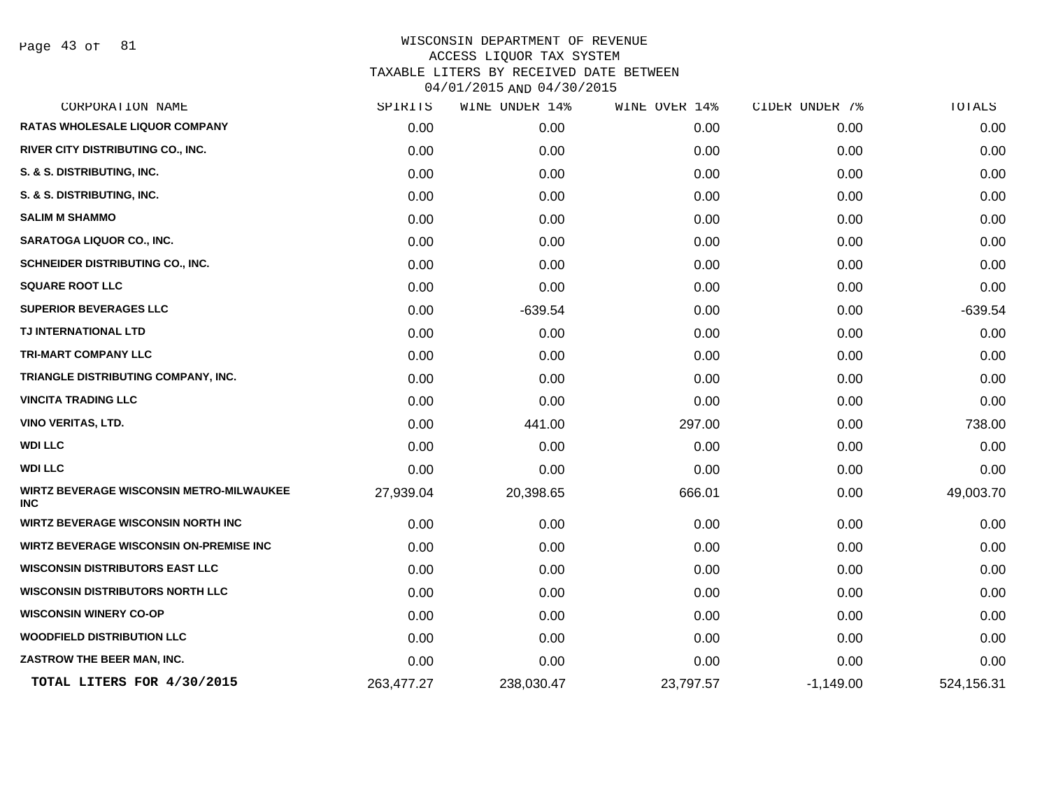WISCONSIN DEPARTMENT OF REVENUE
ACCESS LIQUOR TAX SYSTEM
TAXABLE LITERS BY RECEIVED DATE BETWEEN
04/01/2015 AND 04/30/2015

| CORPORATION NAME | SPIRITS | WINE UNDER 14% | WINE OVER 14% | CIDER UNDER 7% | TOTALS |
|---|---|---|---|---|---|
| RATAS WHOLESALE LIQUOR COMPANY | 0.00 | 0.00 | 0.00 | 0.00 | 0.00 |
| RIVER CITY DISTRIBUTING CO., INC. | 0.00 | 0.00 | 0.00 | 0.00 | 0.00 |
| S. & S. DISTRIBUTING, INC. | 0.00 | 0.00 | 0.00 | 0.00 | 0.00 |
| S. & S. DISTRIBUTING, INC. | 0.00 | 0.00 | 0.00 | 0.00 | 0.00 |
| SALIM M SHAMMO | 0.00 | 0.00 | 0.00 | 0.00 | 0.00 |
| SARATOGA LIQUOR CO., INC. | 0.00 | 0.00 | 0.00 | 0.00 | 0.00 |
| SCHNEIDER DISTRIBUTING CO., INC. | 0.00 | 0.00 | 0.00 | 0.00 | 0.00 |
| SQUARE ROOT LLC | 0.00 | 0.00 | 0.00 | 0.00 | 0.00 |
| SUPERIOR BEVERAGES LLC | 0.00 | -639.54 | 0.00 | 0.00 | -639.54 |
| TJ INTERNATIONAL LTD | 0.00 | 0.00 | 0.00 | 0.00 | 0.00 |
| TRI-MART COMPANY LLC | 0.00 | 0.00 | 0.00 | 0.00 | 0.00 |
| TRIANGLE DISTRIBUTING COMPANY, INC. | 0.00 | 0.00 | 0.00 | 0.00 | 0.00 |
| VINCITA TRADING LLC | 0.00 | 0.00 | 0.00 | 0.00 | 0.00 |
| VINO VERITAS, LTD. | 0.00 | 441.00 | 297.00 | 0.00 | 738.00 |
| WDI LLC | 0.00 | 0.00 | 0.00 | 0.00 | 0.00 |
| WDI LLC | 0.00 | 0.00 | 0.00 | 0.00 | 0.00 |
| WIRTZ BEVERAGE WISCONSIN METRO-MILWAUKEE INC | 27,939.04 | 20,398.65 | 666.01 | 0.00 | 49,003.70 |
| WIRTZ BEVERAGE WISCONSIN NORTH INC | 0.00 | 0.00 | 0.00 | 0.00 | 0.00 |
| WIRTZ BEVERAGE WISCONSIN ON-PREMISE INC | 0.00 | 0.00 | 0.00 | 0.00 | 0.00 |
| WISCONSIN DISTRIBUTORS EAST LLC | 0.00 | 0.00 | 0.00 | 0.00 | 0.00 |
| WISCONSIN DISTRIBUTORS NORTH LLC | 0.00 | 0.00 | 0.00 | 0.00 | 0.00 |
| WISCONSIN WINERY CO-OP | 0.00 | 0.00 | 0.00 | 0.00 | 0.00 |
| WOODFIELD DISTRIBUTION LLC | 0.00 | 0.00 | 0.00 | 0.00 | 0.00 |
| ZASTROW THE BEER MAN, INC. | 0.00 | 0.00 | 0.00 | 0.00 | 0.00 |
| **TOTAL LITERS FOR 4/30/2015** | 263,477.27 | 238,030.47 | 23,797.57 | -1,149.00 | 524,156.31 |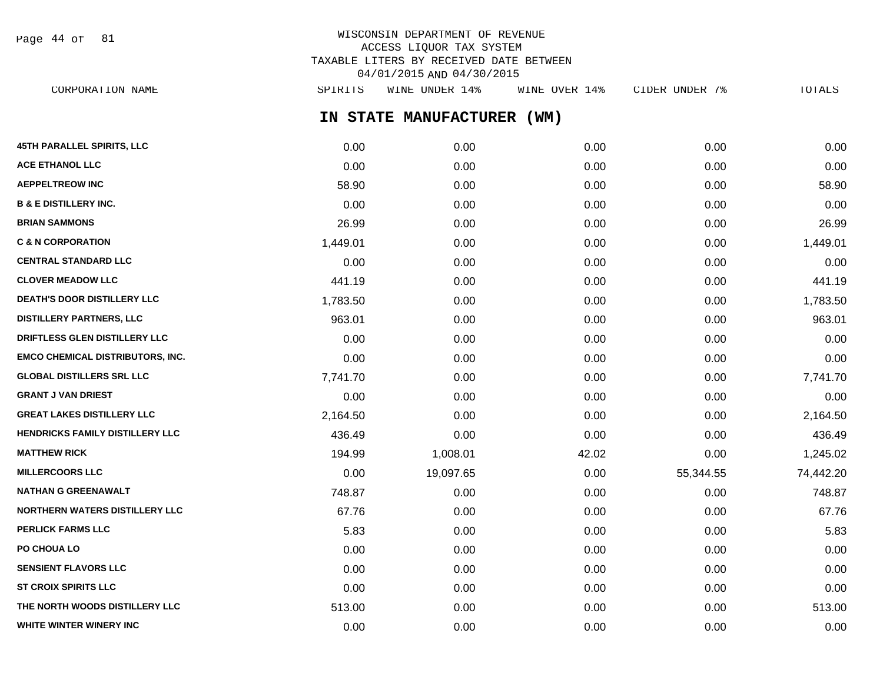WISCONSIN DEPARTMENT OF REVENUE
ACCESS LIQUOR TAX SYSTEM
TAXABLE LITERS BY RECEIVED DATE BETWEEN
04/01/2015 AND 04/30/2015

## IN STATE MANUFACTURER (WM)

| CORPORATION NAME | SPIRITS | WINE UNDER 14% | WINE OVER 14% | CIDER UNDER 7% | TOTALS |
|---|---|---|---|---|---|
| 45TH PARALLEL SPIRITS, LLC | 0.00 | 0.00 | 0.00 | 0.00 | 0.00 |
| ACE ETHANOL LLC | 0.00 | 0.00 | 0.00 | 0.00 | 0.00 |
| AEPPELTREOW INC | 58.90 | 0.00 | 0.00 | 0.00 | 58.90 |
| B & E DISTILLERY INC. | 0.00 | 0.00 | 0.00 | 0.00 | 0.00 |
| BRIAN SAMMONS | 26.99 | 0.00 | 0.00 | 0.00 | 26.99 |
| C & N CORPORATION | 1,449.01 | 0.00 | 0.00 | 0.00 | 1,449.01 |
| CENTRAL STANDARD LLC | 0.00 | 0.00 | 0.00 | 0.00 | 0.00 |
| CLOVER MEADOW LLC | 441.19 | 0.00 | 0.00 | 0.00 | 441.19 |
| DEATH'S DOOR DISTILLERY LLC | 1,783.50 | 0.00 | 0.00 | 0.00 | 1,783.50 |
| DISTILLERY PARTNERS, LLC | 963.01 | 0.00 | 0.00 | 0.00 | 963.01 |
| DRIFTLESS GLEN DISTILLERY LLC | 0.00 | 0.00 | 0.00 | 0.00 | 0.00 |
| EMCO CHEMICAL DISTRIBUTORS, INC. | 0.00 | 0.00 | 0.00 | 0.00 | 0.00 |
| GLOBAL DISTILLERS SRL LLC | 7,741.70 | 0.00 | 0.00 | 0.00 | 7,741.70 |
| GRANT J VAN DRIEST | 0.00 | 0.00 | 0.00 | 0.00 | 0.00 |
| GREAT LAKES DISTILLERY LLC | 2,164.50 | 0.00 | 0.00 | 0.00 | 2,164.50 |
| HENDRICKS FAMILY DISTILLERY LLC | 436.49 | 0.00 | 0.00 | 0.00 | 436.49 |
| MATTHEW RICK | 194.99 | 1,008.01 | 42.02 | 0.00 | 1,245.02 |
| MILLERCOORS LLC | 0.00 | 19,097.65 | 0.00 | 55,344.55 | 74,442.20 |
| NATHAN G GREENAWALT | 748.87 | 0.00 | 0.00 | 0.00 | 748.87 |
| NORTHERN WATERS DISTILLERY LLC | 67.76 | 0.00 | 0.00 | 0.00 | 67.76 |
| PERLICK FARMS LLC | 5.83 | 0.00 | 0.00 | 0.00 | 5.83 |
| PO CHOUA LO | 0.00 | 0.00 | 0.00 | 0.00 | 0.00 |
| SENSIENT FLAVORS LLC | 0.00 | 0.00 | 0.00 | 0.00 | 0.00 |
| ST CROIX SPIRITS LLC | 0.00 | 0.00 | 0.00 | 0.00 | 0.00 |
| THE NORTH WOODS DISTILLERY LLC | 513.00 | 0.00 | 0.00 | 0.00 | 513.00 |
| WHITE WINTER WINERY INC | 0.00 | 0.00 | 0.00 | 0.00 | 0.00 |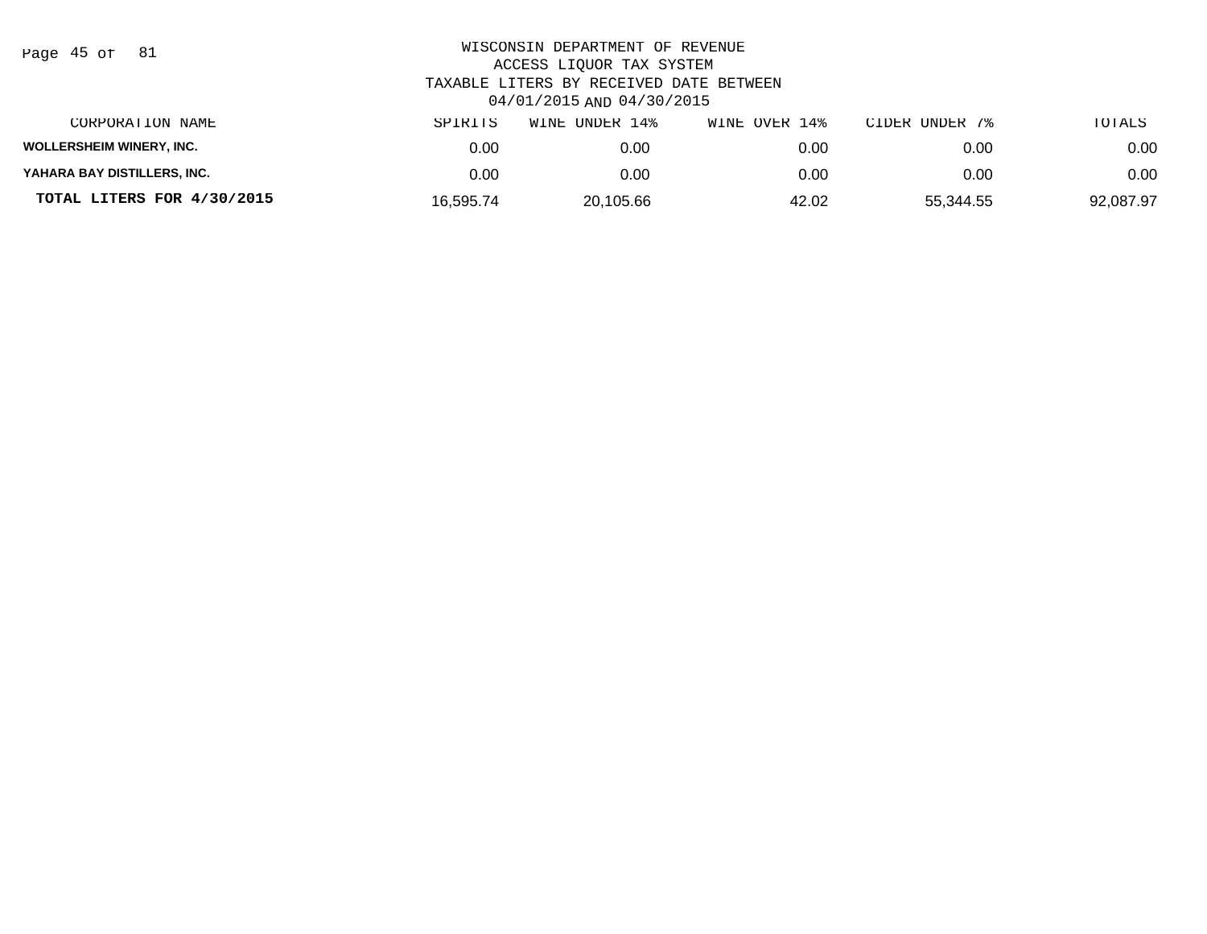WISCONSIN DEPARTMENT OF REVENUE
ACCESS LIQUOR TAX SYSTEM
TAXABLE LITERS BY RECEIVED DATE BETWEEN
04/01/2015 AND 04/30/2015

| CORPORATION NAME | SPIRITS | WINE UNDER 14% | WINE OVER 14% | CIDER UNDER 7% | TOTALS |
|---|---|---|---|---|---|
| **WOLLERSHEIM WINERY, INC.** | 0.00 | 0.00 | 0.00 | 0.00 | 0.00 |
| **YAHARA BAY DISTILLERS, INC.** | 0.00 | 0.00 | 0.00 | 0.00 | 0.00 |
| **TOTAL LITERS FOR 4/30/2015** | 16,595.74 | 20,105.66 | 42.02 | 55,344.55 | 92,087.97 |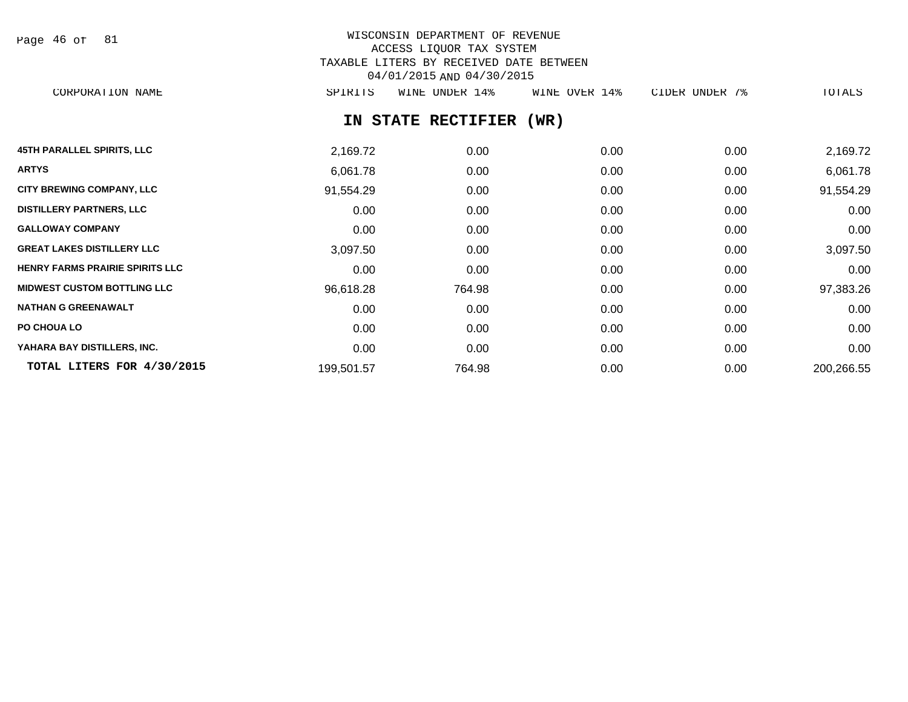WISCONSIN DEPARTMENT OF REVENUE
ACCESS LIQUOR TAX SYSTEM
TAXABLE LITERS BY RECEIVED DATE BETWEEN
04/01/2015 AND 04/30/2015

## IN STATE RECTIFIER (WR)

| CORPORATION NAME | SPIRITS | WINE UNDER 14% | WINE OVER 14% | CIDER UNDER 7% | TOTALS |
|---|---|---|---|---|---|
| 45TH PARALLEL SPIRITS, LLC | 2,169.72 | 0.00 | 0.00 | 0.00 | 2,169.72 |
| ARTYS | 6,061.78 | 0.00 | 0.00 | 0.00 | 6,061.78 |
| CITY BREWING COMPANY, LLC | 91,554.29 | 0.00 | 0.00 | 0.00 | 91,554.29 |
| DISTILLERY PARTNERS, LLC | 0.00 | 0.00 | 0.00 | 0.00 | 0.00 |
| GALLOWAY COMPANY | 0.00 | 0.00 | 0.00 | 0.00 | 0.00 |
| GREAT LAKES DISTILLERY LLC | 3,097.50 | 0.00 | 0.00 | 0.00 | 3,097.50 |
| HENRY FARMS PRAIRIE SPIRITS LLC | 0.00 | 0.00 | 0.00 | 0.00 | 0.00 |
| MIDWEST CUSTOM BOTTLING LLC | 96,618.28 | 764.98 | 0.00 | 0.00 | 97,383.26 |
| NATHAN G GREENAWALT | 0.00 | 0.00 | 0.00 | 0.00 | 0.00 |
| PO CHOUA LO | 0.00 | 0.00 | 0.00 | 0.00 | 0.00 |
| YAHARA BAY DISTILLERS, INC. | 0.00 | 0.00 | 0.00 | 0.00 | 0.00 |
| **TOTAL LITERS FOR 4/30/2015** | 199,501.57 | 764.98 | 0.00 | 0.00 | 200,266.55 |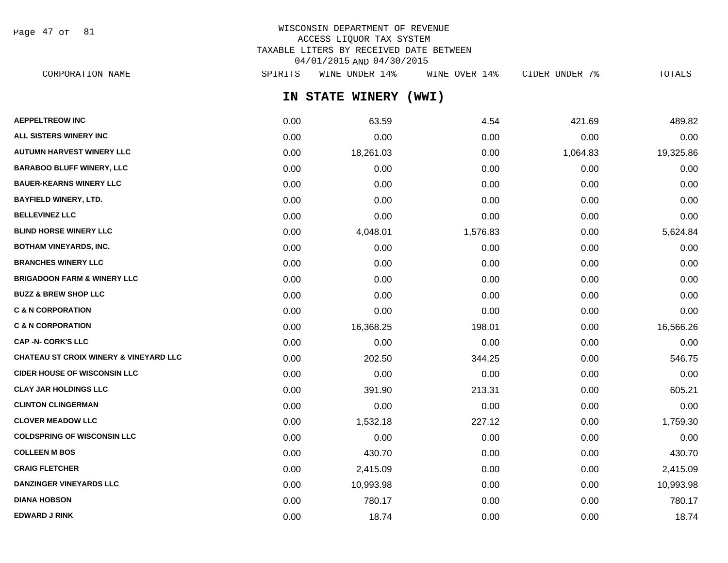WISCONSIN DEPARTMENT OF REVENUE
ACCESS LIQUOR TAX SYSTEM
TAXABLE LITERS BY RECEIVED DATE BETWEEN
04/01/2015 AND 04/30/2015

## IN STATE WINERY (WWI)

| CORPORATION NAME | SPIRITS | WINE UNDER 14% | WINE OVER 14% | CIDER UNDER 7% | TOTALS |
|---|---|---|---|---|---|
| AEPPELTREOW INC | 0.00 | 63.59 | 4.54 | 421.69 | 489.82 |
| ALL SISTERS WINERY INC | 0.00 | 0.00 | 0.00 | 0.00 | 0.00 |
| AUTUMN HARVEST WINERY LLC | 0.00 | 18,261.03 | 0.00 | 1,064.83 | 19,325.86 |
| BARABOO BLUFF WINERY, LLC | 0.00 | 0.00 | 0.00 | 0.00 | 0.00 |
| BAUER-KEARNS WINERY LLC | 0.00 | 0.00 | 0.00 | 0.00 | 0.00 |
| BAYFIELD WINERY, LTD. | 0.00 | 0.00 | 0.00 | 0.00 | 0.00 |
| BELLEVINEZ LLC | 0.00 | 0.00 | 0.00 | 0.00 | 0.00 |
| BLIND HORSE WINERY LLC | 0.00 | 4,048.01 | 1,576.83 | 0.00 | 5,624.84 |
| BOTHAM VINEYARDS, INC. | 0.00 | 0.00 | 0.00 | 0.00 | 0.00 |
| BRANCHES WINERY LLC | 0.00 | 0.00 | 0.00 | 0.00 | 0.00 |
| BRIGADOON FARM & WINERY LLC | 0.00 | 0.00 | 0.00 | 0.00 | 0.00 |
| BUZZ & BREW SHOP LLC | 0.00 | 0.00 | 0.00 | 0.00 | 0.00 |
| C & N CORPORATION | 0.00 | 0.00 | 0.00 | 0.00 | 0.00 |
| C & N CORPORATION | 0.00 | 16,368.25 | 198.01 | 0.00 | 16,566.26 |
| CAP -N- CORK'S LLC | 0.00 | 0.00 | 0.00 | 0.00 | 0.00 |
| CHATEAU ST CROIX WINERY & VINEYARD LLC | 0.00 | 202.50 | 344.25 | 0.00 | 546.75 |
| CIDER HOUSE OF WISCONSIN LLC | 0.00 | 0.00 | 0.00 | 0.00 | 0.00 |
| CLAY JAR HOLDINGS LLC | 0.00 | 391.90 | 213.31 | 0.00 | 605.21 |
| CLINTON CLINGERMAN | 0.00 | 0.00 | 0.00 | 0.00 | 0.00 |
| CLOVER MEADOW LLC | 0.00 | 1,532.18 | 227.12 | 0.00 | 1,759.30 |
| COLDSPRING OF WISCONSIN LLC | 0.00 | 0.00 | 0.00 | 0.00 | 0.00 |
| COLLEEN M BOS | 0.00 | 430.70 | 0.00 | 0.00 | 430.70 |
| CRAIG FLETCHER | 0.00 | 2,415.09 | 0.00 | 0.00 | 2,415.09 |
| DANZINGER VINEYARDS LLC | 0.00 | 10,993.98 | 0.00 | 0.00 | 10,993.98 |
| DIANA HOBSON | 0.00 | 780.17 | 0.00 | 0.00 | 780.17 |
| EDWARD J RINK | 0.00 | 18.74 | 0.00 | 0.00 | 18.74 |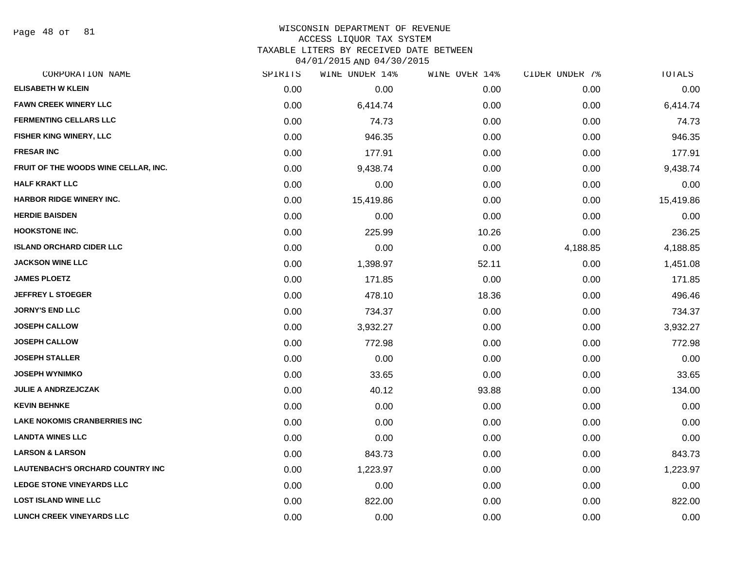WISCONSIN DEPARTMENT OF REVENUE
ACCESS LIQUOR TAX SYSTEM
TAXABLE LITERS BY RECEIVED DATE BETWEEN
04/01/2015 AND 04/30/2015

| CORPORATION NAME | SPIRITS | WINE UNDER 14% | WINE OVER 14% | CIDER UNDER 7% | TOTALS |
|---|---|---|---|---|---|
| ELISABETH W KLEIN | 0.00 | 0.00 | 0.00 | 0.00 | 0.00 |
| FAWN CREEK WINERY LLC | 0.00 | 6,414.74 | 0.00 | 0.00 | 6,414.74 |
| FERMENTING CELLARS LLC | 0.00 | 74.73 | 0.00 | 0.00 | 74.73 |
| FISHER KING WINERY, LLC | 0.00 | 946.35 | 0.00 | 0.00 | 946.35 |
| FRESAR INC | 0.00 | 177.91 | 0.00 | 0.00 | 177.91 |
| FRUIT OF THE WOODS WINE CELLAR, INC. | 0.00 | 9,438.74 | 0.00 | 0.00 | 9,438.74 |
| HALF KRAKT LLC | 0.00 | 0.00 | 0.00 | 0.00 | 0.00 |
| HARBOR RIDGE WINERY INC. | 0.00 | 15,419.86 | 0.00 | 0.00 | 15,419.86 |
| HERDIE BAISDEN | 0.00 | 0.00 | 0.00 | 0.00 | 0.00 |
| HOOKSTONE INC. | 0.00 | 225.99 | 10.26 | 0.00 | 236.25 |
| ISLAND ORCHARD CIDER LLC | 0.00 | 0.00 | 0.00 | 4,188.85 | 4,188.85 |
| JACKSON WINE LLC | 0.00 | 1,398.97 | 52.11 | 0.00 | 1,451.08 |
| JAMES PLOETZ | 0.00 | 171.85 | 0.00 | 0.00 | 171.85 |
| JEFFREY L STOEGER | 0.00 | 478.10 | 18.36 | 0.00 | 496.46 |
| JORNY'S END LLC | 0.00 | 734.37 | 0.00 | 0.00 | 734.37 |
| JOSEPH CALLOW | 0.00 | 3,932.27 | 0.00 | 0.00 | 3,932.27 |
| JOSEPH CALLOW | 0.00 | 772.98 | 0.00 | 0.00 | 772.98 |
| JOSEPH STALLER | 0.00 | 0.00 | 0.00 | 0.00 | 0.00 |
| JOSEPH WYNIMKO | 0.00 | 33.65 | 0.00 | 0.00 | 33.65 |
| JULIE A ANDRZEJCZAK | 0.00 | 40.12 | 93.88 | 0.00 | 134.00 |
| KEVIN BEHNKE | 0.00 | 0.00 | 0.00 | 0.00 | 0.00 |
| LAKE NOKOMIS CRANBERRIES INC | 0.00 | 0.00 | 0.00 | 0.00 | 0.00 |
| LANDTA WINES LLC | 0.00 | 0.00 | 0.00 | 0.00 | 0.00 |
| LARSON & LARSON | 0.00 | 843.73 | 0.00 | 0.00 | 843.73 |
| LAUTENBACH'S ORCHARD COUNTRY INC | 0.00 | 1,223.97 | 0.00 | 0.00 | 1,223.97 |
| LEDGE STONE VINEYARDS LLC | 0.00 | 0.00 | 0.00 | 0.00 | 0.00 |
| LOST ISLAND WINE LLC | 0.00 | 822.00 | 0.00 | 0.00 | 822.00 |
| LUNCH CREEK VINEYARDS LLC | 0.00 | 0.00 | 0.00 | 0.00 | 0.00 |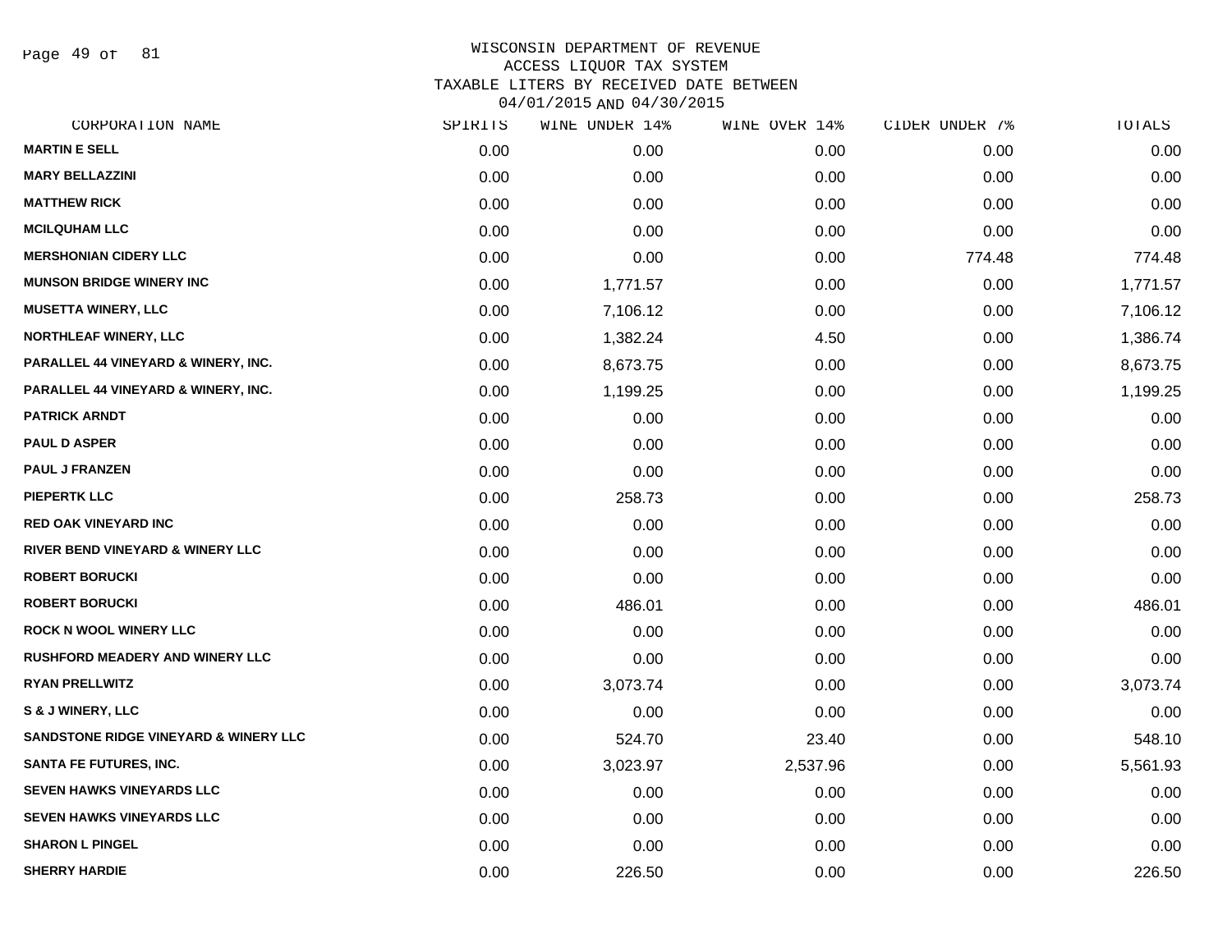# WISCONSIN DEPARTMENT OF REVENUE
## ACCESS LIQUOR TAX SYSTEM
## TAXABLE LITERS BY RECEIVED DATE BETWEEN 04/01/2015 AND 04/30/2015

| CORPORATION NAME | SPIRITS | WINE UNDER 14% | WINE OVER 14% | CIDER UNDER 7% | TOTALS |
|---|---|---|---|---|---|
| MARTIN E SELL | 0.00 | 0.00 | 0.00 | 0.00 | 0.00 |
| MARY BELLAZZINI | 0.00 | 0.00 | 0.00 | 0.00 | 0.00 |
| MATTHEW RICK | 0.00 | 0.00 | 0.00 | 0.00 | 0.00 |
| MCILQUHAM LLC | 0.00 | 0.00 | 0.00 | 0.00 | 0.00 |
| MERSHONIAN CIDERY LLC | 0.00 | 0.00 | 0.00 | 774.48 | 774.48 |
| MUNSON BRIDGE WINERY INC | 0.00 | 1,771.57 | 0.00 | 0.00 | 1,771.57 |
| MUSETTA WINERY, LLC | 0.00 | 7,106.12 | 0.00 | 0.00 | 7,106.12 |
| NORTHLEAF WINERY, LLC | 0.00 | 1,382.24 | 4.50 | 0.00 | 1,386.74 |
| PARALLEL 44 VINEYARD & WINERY, INC. | 0.00 | 8,673.75 | 0.00 | 0.00 | 8,673.75 |
| PARALLEL 44 VINEYARD & WINERY, INC. | 0.00 | 1,199.25 | 0.00 | 0.00 | 1,199.25 |
| PATRICK ARNDT | 0.00 | 0.00 | 0.00 | 0.00 | 0.00 |
| PAUL D ASPER | 0.00 | 0.00 | 0.00 | 0.00 | 0.00 |
| PAUL J FRANZEN | 0.00 | 0.00 | 0.00 | 0.00 | 0.00 |
| PIEPERTK LLC | 0.00 | 258.73 | 0.00 | 0.00 | 258.73 |
| RED OAK VINEYARD INC | 0.00 | 0.00 | 0.00 | 0.00 | 0.00 |
| RIVER BEND VINEYARD & WINERY LLC | 0.00 | 0.00 | 0.00 | 0.00 | 0.00 |
| ROBERT BORUCKI | 0.00 | 0.00 | 0.00 | 0.00 | 0.00 |
| ROBERT BORUCKI | 0.00 | 486.01 | 0.00 | 0.00 | 486.01 |
| ROCK N WOOL WINERY LLC | 0.00 | 0.00 | 0.00 | 0.00 | 0.00 |
| RUSHFORD MEADERY AND WINERY LLC | 0.00 | 0.00 | 0.00 | 0.00 | 0.00 |
| RYAN PRELLWITZ | 0.00 | 3,073.74 | 0.00 | 0.00 | 3,073.74 |
| S & J WINERY, LLC | 0.00 | 0.00 | 0.00 | 0.00 | 0.00 |
| SANDSTONE RIDGE VINEYARD & WINERY LLC | 0.00 | 524.70 | 23.40 | 0.00 | 548.10 |
| SANTA FE FUTURES, INC. | 0.00 | 3,023.97 | 2,537.96 | 0.00 | 5,561.93 |
| SEVEN HAWKS VINEYARDS LLC | 0.00 | 0.00 | 0.00 | 0.00 | 0.00 |
| SEVEN HAWKS VINEYARDS LLC | 0.00 | 0.00 | 0.00 | 0.00 | 0.00 |
| SHARON L PINGEL | 0.00 | 0.00 | 0.00 | 0.00 | 0.00 |
| SHERRY HARDIE | 0.00 | 226.50 | 0.00 | 0.00 | 226.50 |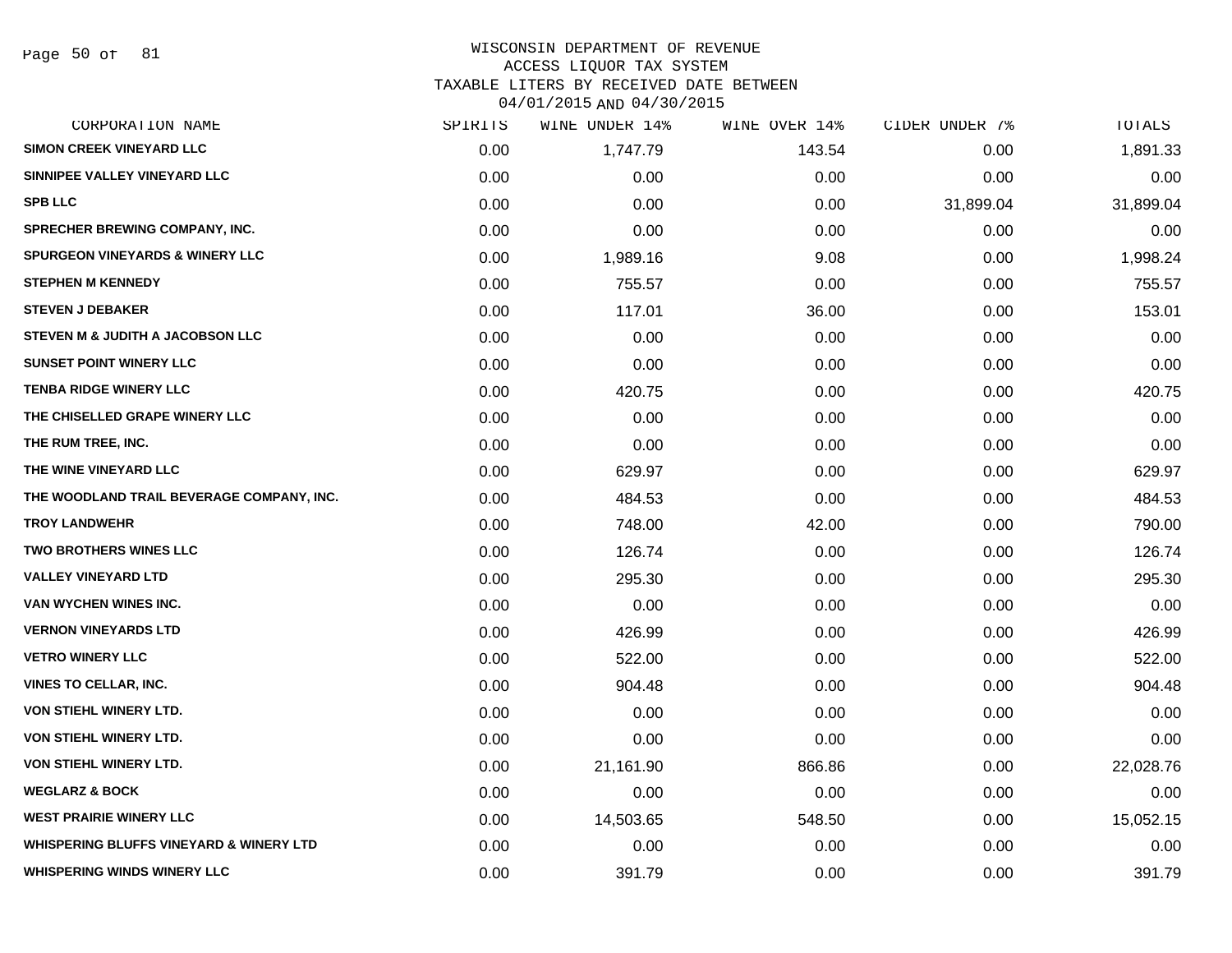# WISCONSIN DEPARTMENT OF REVENUE
## ACCESS LIQUOR TAX SYSTEM
### TAXABLE LITERS BY RECEIVED DATE BETWEEN 04/01/2015 AND 04/30/2015

| CORPORATION NAME | SPIRITS | WINE UNDER 14% | WINE OVER 14% | CIDER UNDER 7% | TOTALS |
|---|---|---|---|---|---|
| SIMON CREEK VINEYARD LLC | 0.00 | 1,747.79 | 143.54 | 0.00 | 1,891.33 |
| SINNIPEE VALLEY VINEYARD LLC | 0.00 | 0.00 | 0.00 | 0.00 | 0.00 |
| SPB LLC | 0.00 | 0.00 | 0.00 | 31,899.04 | 31,899.04 |
| SPRECHER BREWING COMPANY, INC. | 0.00 | 0.00 | 0.00 | 0.00 | 0.00 |
| SPURGEON VINEYARDS & WINERY LLC | 0.00 | 1,989.16 | 9.08 | 0.00 | 1,998.24 |
| STEPHEN M KENNEDY | 0.00 | 755.57 | 0.00 | 0.00 | 755.57 |
| STEVEN J DEBAKER | 0.00 | 117.01 | 36.00 | 0.00 | 153.01 |
| STEVEN M & JUDITH A JACOBSON LLC | 0.00 | 0.00 | 0.00 | 0.00 | 0.00 |
| SUNSET POINT WINERY LLC | 0.00 | 0.00 | 0.00 | 0.00 | 0.00 |
| TENBA RIDGE WINERY LLC | 0.00 | 420.75 | 0.00 | 0.00 | 420.75 |
| THE CHISELLED GRAPE WINERY LLC | 0.00 | 0.00 | 0.00 | 0.00 | 0.00 |
| THE RUM TREE, INC. | 0.00 | 0.00 | 0.00 | 0.00 | 0.00 |
| THE WINE VINEYARD LLC | 0.00 | 629.97 | 0.00 | 0.00 | 629.97 |
| THE WOODLAND TRAIL BEVERAGE COMPANY, INC. | 0.00 | 484.53 | 0.00 | 0.00 | 484.53 |
| TROY LANDWEHR | 0.00 | 748.00 | 42.00 | 0.00 | 790.00 |
| TWO BROTHERS WINES LLC | 0.00 | 126.74 | 0.00 | 0.00 | 126.74 |
| VALLEY VINEYARD LTD | 0.00 | 295.30 | 0.00 | 0.00 | 295.30 |
| VAN WYCHEN WINES INC. | 0.00 | 0.00 | 0.00 | 0.00 | 0.00 |
| VERNON VINEYARDS LTD | 0.00 | 426.99 | 0.00 | 0.00 | 426.99 |
| VETRO WINERY LLC | 0.00 | 522.00 | 0.00 | 0.00 | 522.00 |
| VINES TO CELLAR, INC. | 0.00 | 904.48 | 0.00 | 0.00 | 904.48 |
| VON STIEHL WINERY LTD. | 0.00 | 0.00 | 0.00 | 0.00 | 0.00 |
| VON STIEHL WINERY LTD. | 0.00 | 0.00 | 0.00 | 0.00 | 0.00 |
| VON STIEHL WINERY LTD. | 0.00 | 21,161.90 | 866.86 | 0.00 | 22,028.76 |
| WEGLARZ & BOCK | 0.00 | 0.00 | 0.00 | 0.00 | 0.00 |
| WEST PRAIRIE WINERY LLC | 0.00 | 14,503.65 | 548.50 | 0.00 | 15,052.15 |
| WHISPERING BLUFFS VINEYARD & WINERY LTD | 0.00 | 0.00 | 0.00 | 0.00 | 0.00 |
| WHISPERING WINDS WINERY LLC | 0.00 | 391.79 | 0.00 | 0.00 | 391.79 |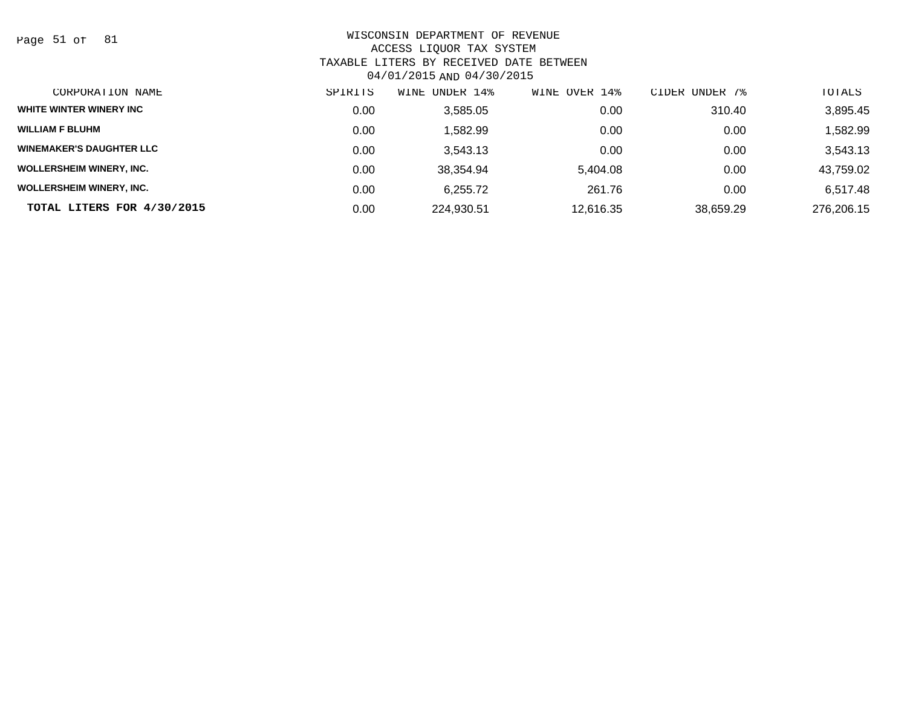WISCONSIN DEPARTMENT OF REVENUE
ACCESS LIQUOR TAX SYSTEM
TAXABLE LITERS BY RECEIVED DATE BETWEEN
04/01/2015 AND 04/30/2015

| CORPORATION NAME | SPIRITS | WINE UNDER 14% | WINE OVER 14% | CIDER UNDER 7% | TOTALS |
|---|---|---|---|---|---|
| WHITE WINTER WINERY INC | 0.00 | 3,585.05 | 0.00 | 310.40 | 3,895.45 |
| WILLIAM F BLUHM | 0.00 | 1,582.99 | 0.00 | 0.00 | 1,582.99 |
| WINEMAKER'S DAUGHTER LLC | 0.00 | 3,543.13 | 0.00 | 0.00 | 3,543.13 |
| WOLLERSHEIM WINERY, INC. | 0.00 | 38,354.94 | 5,404.08 | 0.00 | 43,759.02 |
| WOLLERSHEIM WINERY, INC. | 0.00 | 6,255.72 | 261.76 | 0.00 | 6,517.48 |
| **TOTAL LITERS FOR 4/30/2015** | 0.00 | 224,930.51 | 12,616.35 | 38,659.29 | 276,206.15 |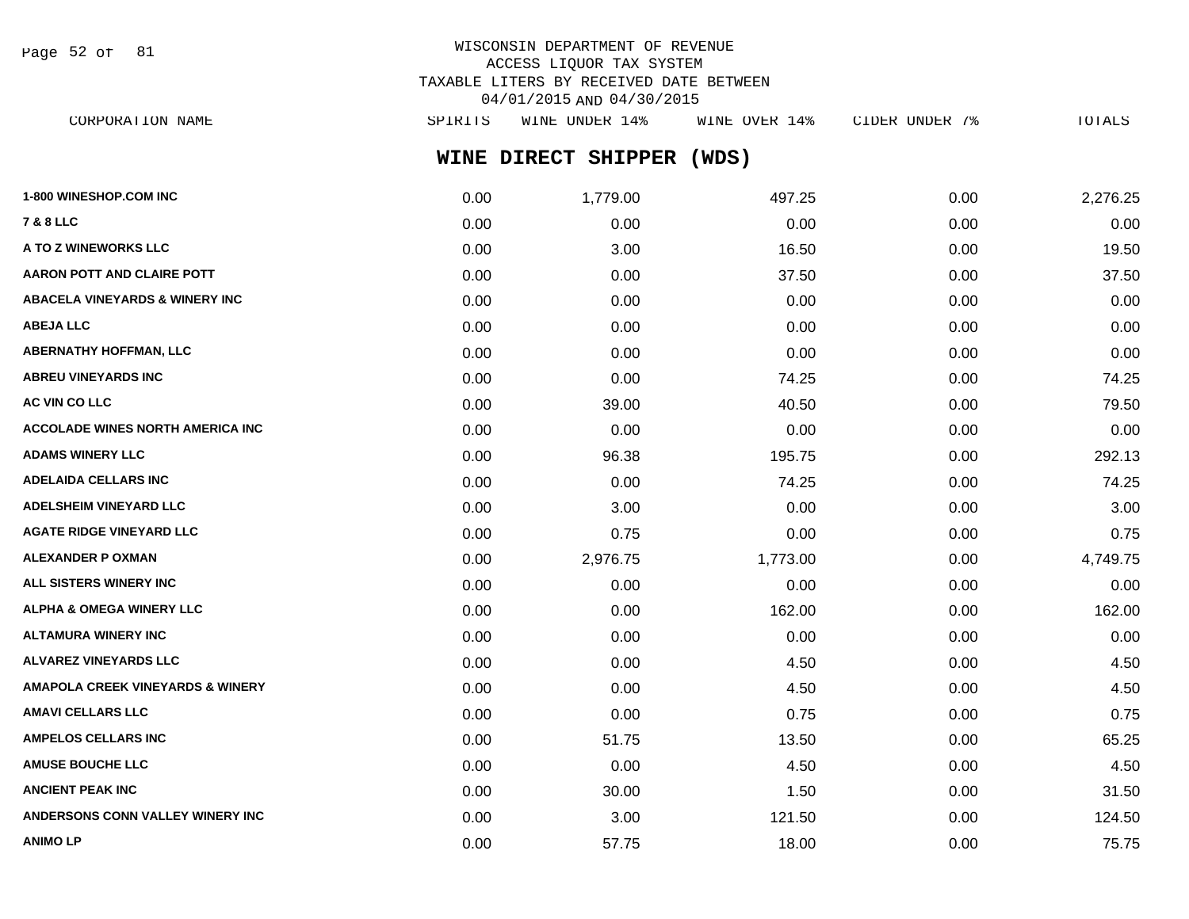WISCONSIN DEPARTMENT OF REVENUE
ACCESS LIQUOR TAX SYSTEM
TAXABLE LITERS BY RECEIVED DATE BETWEEN
04/01/2015 AND 04/30/2015

## WINE DIRECT SHIPPER (WDS)

| CORPORATION NAME | SPIRITS | WINE UNDER 14% | WINE OVER 14% | CIDER UNDER 7% | TOTALS |
|---|---|---|---|---|---|
| 1-800 WINESHOP.COM INC | 0.00 | 1,779.00 | 497.25 | 0.00 | 2,276.25 |
| 7 & 8 LLC | 0.00 | 0.00 | 0.00 | 0.00 | 0.00 |
| A TO Z WINEWORKS LLC | 0.00 | 3.00 | 16.50 | 0.00 | 19.50 |
| AARON POTT AND CLAIRE POTT | 0.00 | 0.00 | 37.50 | 0.00 | 37.50 |
| ABACELA VINEYARDS & WINERY INC | 0.00 | 0.00 | 0.00 | 0.00 | 0.00 |
| ABEJA LLC | 0.00 | 0.00 | 0.00 | 0.00 | 0.00 |
| ABERNATHY HOFFMAN, LLC | 0.00 | 0.00 | 0.00 | 0.00 | 0.00 |
| ABREU VINEYARDS INC | 0.00 | 0.00 | 74.25 | 0.00 | 74.25 |
| AC VIN CO LLC | 0.00 | 39.00 | 40.50 | 0.00 | 79.50 |
| ACCOLADE WINES NORTH AMERICA INC | 0.00 | 0.00 | 0.00 | 0.00 | 0.00 |
| ADAMS WINERY LLC | 0.00 | 96.38 | 195.75 | 0.00 | 292.13 |
| ADELAIDA CELLARS INC | 0.00 | 0.00 | 74.25 | 0.00 | 74.25 |
| ADELSHEIM VINEYARD LLC | 0.00 | 3.00 | 0.00 | 0.00 | 3.00 |
| AGATE RIDGE VINEYARD LLC | 0.00 | 0.75 | 0.00 | 0.00 | 0.75 |
| ALEXANDER P OXMAN | 0.00 | 2,976.75 | 1,773.00 | 0.00 | 4,749.75 |
| ALL SISTERS WINERY INC | 0.00 | 0.00 | 0.00 | 0.00 | 0.00 |
| ALPHA & OMEGA WINERY LLC | 0.00 | 0.00 | 162.00 | 0.00 | 162.00 |
| ALTAMURA WINERY INC | 0.00 | 0.00 | 0.00 | 0.00 | 0.00 |
| ALVAREZ VINEYARDS LLC | 0.00 | 0.00 | 4.50 | 0.00 | 4.50 |
| AMAPOLA CREEK VINEYARDS & WINERY | 0.00 | 0.00 | 4.50 | 0.00 | 4.50 |
| AMAVI CELLARS LLC | 0.00 | 0.00 | 0.75 | 0.00 | 0.75 |
| AMPELOS CELLARS INC | 0.00 | 51.75 | 13.50 | 0.00 | 65.25 |
| AMUSE BOUCHE LLC | 0.00 | 0.00 | 4.50 | 0.00 | 4.50 |
| ANCIENT PEAK INC | 0.00 | 30.00 | 1.50 | 0.00 | 31.50 |
| ANDERSONS CONN VALLEY WINERY INC | 0.00 | 3.00 | 121.50 | 0.00 | 124.50 |
| ANIMO LP | 0.00 | 57.75 | 18.00 | 0.00 | 75.75 |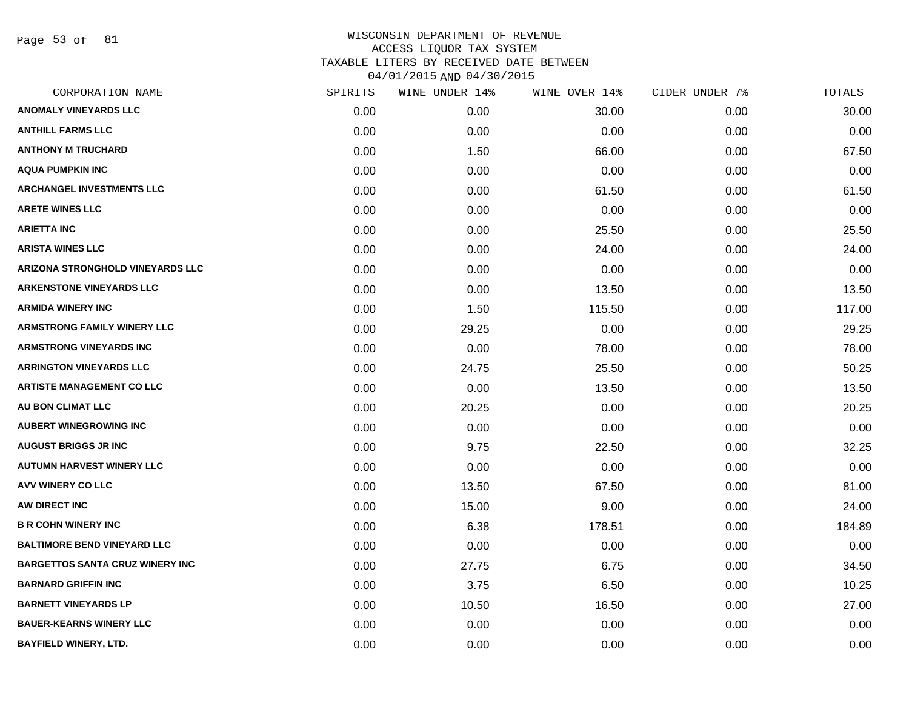WISCONSIN DEPARTMENT OF REVENUE
ACCESS LIQUOR TAX SYSTEM
TAXABLE LITERS BY RECEIVED DATE BETWEEN
04/01/2015 AND 04/30/2015

| CORPORATION NAME | SPIRITS | WINE UNDER 14% | WINE OVER 14% | CIDER UNDER 7% | TOTALS |
|---|---|---|---|---|---|
| ANOMALY VINEYARDS LLC | 0.00 | 0.00 | 30.00 | 0.00 | 30.00 |
| ANTHILL FARMS LLC | 0.00 | 0.00 | 0.00 | 0.00 | 0.00 |
| ANTHONY M TRUCHARD | 0.00 | 1.50 | 66.00 | 0.00 | 67.50 |
| AQUA PUMPKIN INC | 0.00 | 0.00 | 0.00 | 0.00 | 0.00 |
| ARCHANGEL INVESTMENTS LLC | 0.00 | 0.00 | 61.50 | 0.00 | 61.50 |
| ARETE WINES LLC | 0.00 | 0.00 | 0.00 | 0.00 | 0.00 |
| ARIETTA INC | 0.00 | 0.00 | 25.50 | 0.00 | 25.50 |
| ARISTA WINES LLC | 0.00 | 0.00 | 24.00 | 0.00 | 24.00 |
| ARIZONA STRONGHOLD VINEYARDS LLC | 0.00 | 0.00 | 0.00 | 0.00 | 0.00 |
| ARKENSTONE VINEYARDS LLC | 0.00 | 0.00 | 13.50 | 0.00 | 13.50 |
| ARMIDA WINERY INC | 0.00 | 1.50 | 115.50 | 0.00 | 117.00 |
| ARMSTRONG FAMILY WINERY LLC | 0.00 | 29.25 | 0.00 | 0.00 | 29.25 |
| ARMSTRONG VINEYARDS INC | 0.00 | 0.00 | 78.00 | 0.00 | 78.00 |
| ARRINGTON VINEYARDS LLC | 0.00 | 24.75 | 25.50 | 0.00 | 50.25 |
| ARTISTE MANAGEMENT CO LLC | 0.00 | 0.00 | 13.50 | 0.00 | 13.50 |
| AU BON CLIMAT LLC | 0.00 | 20.25 | 0.00 | 0.00 | 20.25 |
| AUBERT WINEGROWING INC | 0.00 | 0.00 | 0.00 | 0.00 | 0.00 |
| AUGUST BRIGGS JR INC | 0.00 | 9.75 | 22.50 | 0.00 | 32.25 |
| AUTUMN HARVEST WINERY LLC | 0.00 | 0.00 | 0.00 | 0.00 | 0.00 |
| AVV WINERY CO LLC | 0.00 | 13.50 | 67.50 | 0.00 | 81.00 |
| AW DIRECT INC | 0.00 | 15.00 | 9.00 | 0.00 | 24.00 |
| B R COHN WINERY INC | 0.00 | 6.38 | 178.51 | 0.00 | 184.89 |
| BALTIMORE BEND VINEYARD LLC | 0.00 | 0.00 | 0.00 | 0.00 | 0.00 |
| BARGETTOS SANTA CRUZ WINERY INC | 0.00 | 27.75 | 6.75 | 0.00 | 34.50 |
| BARNARD GRIFFIN INC | 0.00 | 3.75 | 6.50 | 0.00 | 10.25 |
| BARNETT VINEYARDS LP | 0.00 | 10.50 | 16.50 | 0.00 | 27.00 |
| BAUER-KEARNS WINERY LLC | 0.00 | 0.00 | 0.00 | 0.00 | 0.00 |
| BAYFIELD WINERY, LTD. | 0.00 | 0.00 | 0.00 | 0.00 | 0.00 |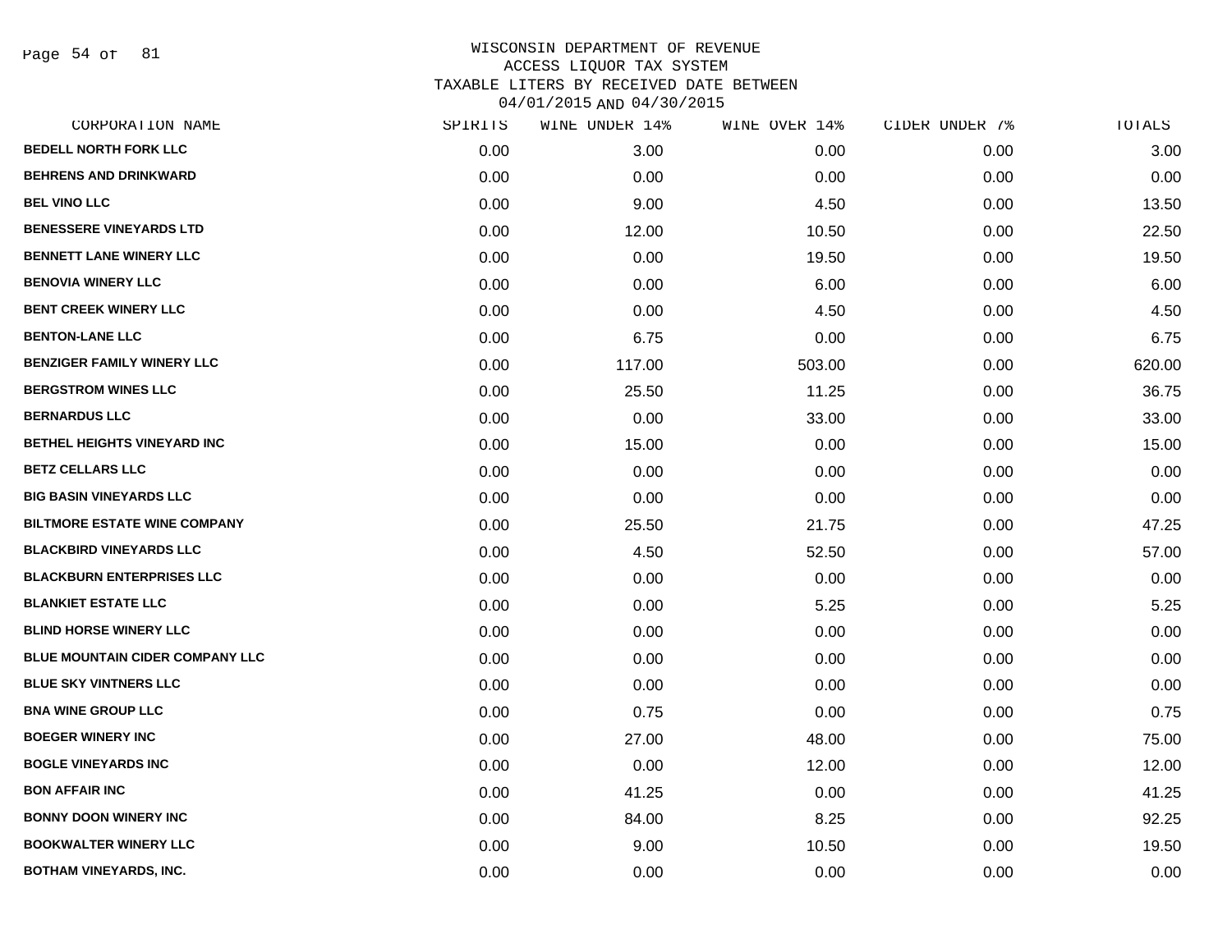WISCONSIN DEPARTMENT OF REVENUE
ACCESS LIQUOR TAX SYSTEM
TAXABLE LITERS BY RECEIVED DATE BETWEEN
04/01/2015 AND 04/30/2015

| CORPORATION NAME | SPIRITS | WINE UNDER 14% | WINE OVER 14% | CIDER UNDER 7% | TOTALS |
|---|---|---|---|---|---|
| BEDELL NORTH FORK LLC | 0.00 | 3.00 | 0.00 | 0.00 | 3.00 |
| BEHRENS AND DRINKWARD | 0.00 | 0.00 | 0.00 | 0.00 | 0.00 |
| BEL VINO LLC | 0.00 | 9.00 | 4.50 | 0.00 | 13.50 |
| BENESSERE VINEYARDS LTD | 0.00 | 12.00 | 10.50 | 0.00 | 22.50 |
| BENNETT LANE WINERY LLC | 0.00 | 0.00 | 19.50 | 0.00 | 19.50 |
| BENOVIA WINERY LLC | 0.00 | 0.00 | 6.00 | 0.00 | 6.00 |
| BENT CREEK WINERY LLC | 0.00 | 0.00 | 4.50 | 0.00 | 4.50 |
| BENTON-LANE LLC | 0.00 | 6.75 | 0.00 | 0.00 | 6.75 |
| BENZIGER FAMILY WINERY LLC | 0.00 | 117.00 | 503.00 | 0.00 | 620.00 |
| BERGSTROM WINES LLC | 0.00 | 25.50 | 11.25 | 0.00 | 36.75 |
| BERNARDUS LLC | 0.00 | 0.00 | 33.00 | 0.00 | 33.00 |
| BETHEL HEIGHTS VINEYARD INC | 0.00 | 15.00 | 0.00 | 0.00 | 15.00 |
| BETZ CELLARS LLC | 0.00 | 0.00 | 0.00 | 0.00 | 0.00 |
| BIG BASIN VINEYARDS LLC | 0.00 | 0.00 | 0.00 | 0.00 | 0.00 |
| BILTMORE ESTATE WINE COMPANY | 0.00 | 25.50 | 21.75 | 0.00 | 47.25 |
| BLACKBIRD VINEYARDS LLC | 0.00 | 4.50 | 52.50 | 0.00 | 57.00 |
| BLACKBURN ENTERPRISES LLC | 0.00 | 0.00 | 0.00 | 0.00 | 0.00 |
| BLANKIET ESTATE LLC | 0.00 | 0.00 | 5.25 | 0.00 | 5.25 |
| BLIND HORSE WINERY LLC | 0.00 | 0.00 | 0.00 | 0.00 | 0.00 |
| BLUE MOUNTAIN CIDER COMPANY LLC | 0.00 | 0.00 | 0.00 | 0.00 | 0.00 |
| BLUE SKY VINTNERS LLC | 0.00 | 0.00 | 0.00 | 0.00 | 0.00 |
| BNA WINE GROUP LLC | 0.00 | 0.75 | 0.00 | 0.00 | 0.75 |
| BOEGER WINERY INC | 0.00 | 27.00 | 48.00 | 0.00 | 75.00 |
| BOGLE VINEYARDS INC | 0.00 | 0.00 | 12.00 | 0.00 | 12.00 |
| BON AFFAIR INC | 0.00 | 41.25 | 0.00 | 0.00 | 41.25 |
| BONNY DOON WINERY INC | 0.00 | 84.00 | 8.25 | 0.00 | 92.25 |
| BOOKWALTER WINERY LLC | 0.00 | 9.00 | 10.50 | 0.00 | 19.50 |
| BOTHAM VINEYARDS, INC. | 0.00 | 0.00 | 0.00 | 0.00 | 0.00 |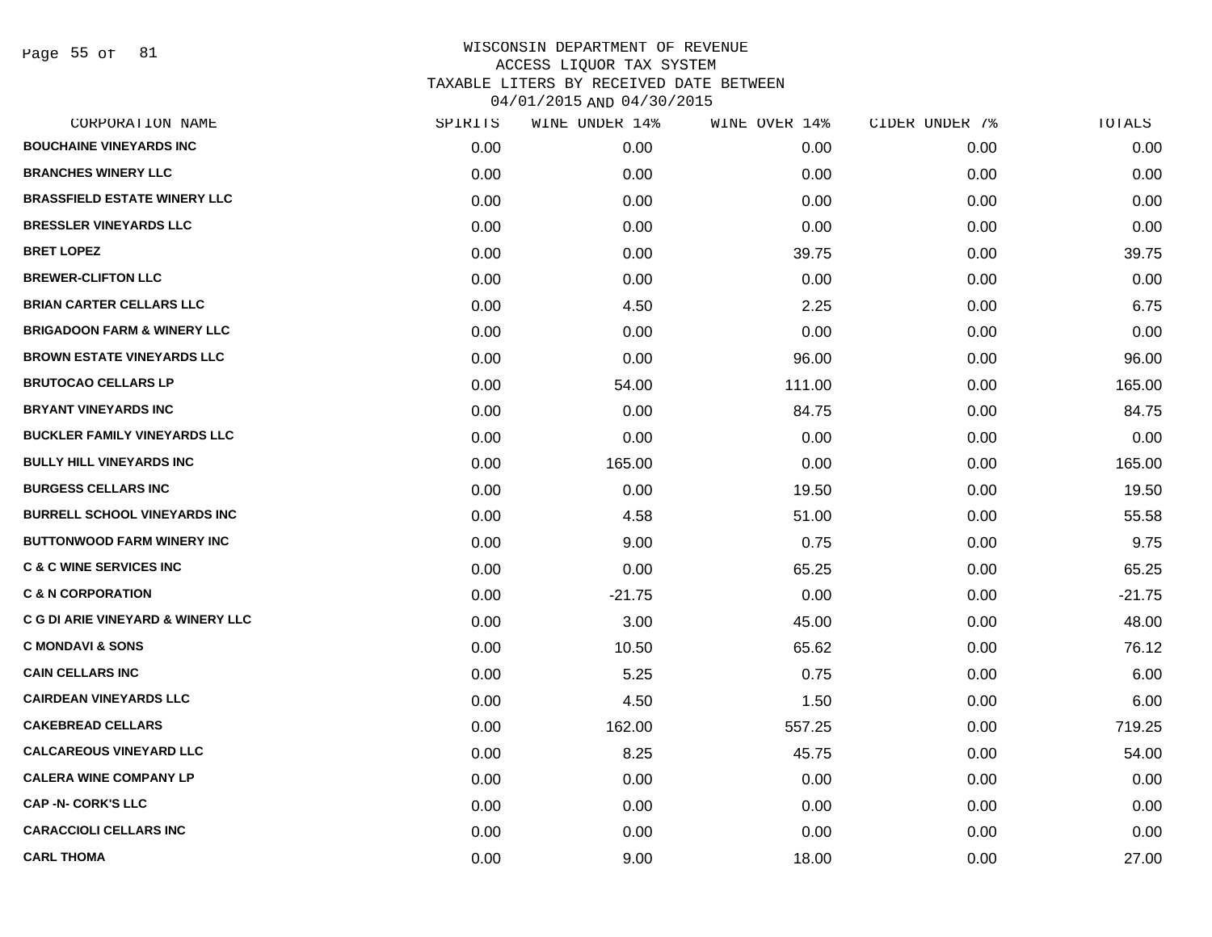WISCONSIN DEPARTMENT OF REVENUE
ACCESS LIQUOR TAX SYSTEM
TAXABLE LITERS BY RECEIVED DATE BETWEEN
04/01/2015 AND 04/30/2015

| CORPORATION NAME | SPIRITS | WINE UNDER 14% | WINE OVER 14% | CIDER UNDER 7% | TOTALS |
|---|---|---|---|---|---|
| BOUCHAINE VINEYARDS INC | 0.00 | 0.00 | 0.00 | 0.00 | 0.00 |
| BRANCHES WINERY LLC | 0.00 | 0.00 | 0.00 | 0.00 | 0.00 |
| BRASSFIELD ESTATE WINERY LLC | 0.00 | 0.00 | 0.00 | 0.00 | 0.00 |
| BRESSLER VINEYARDS LLC | 0.00 | 0.00 | 0.00 | 0.00 | 0.00 |
| BRET LOPEZ | 0.00 | 0.00 | 39.75 | 0.00 | 39.75 |
| BREWER-CLIFTON LLC | 0.00 | 0.00 | 0.00 | 0.00 | 0.00 |
| BRIAN CARTER CELLARS LLC | 0.00 | 4.50 | 2.25 | 0.00 | 6.75 |
| BRIGADOON FARM & WINERY LLC | 0.00 | 0.00 | 0.00 | 0.00 | 0.00 |
| BROWN ESTATE VINEYARDS LLC | 0.00 | 0.00 | 96.00 | 0.00 | 96.00 |
| BRUTOCAO CELLARS LP | 0.00 | 54.00 | 111.00 | 0.00 | 165.00 |
| BRYANT VINEYARDS INC | 0.00 | 0.00 | 84.75 | 0.00 | 84.75 |
| BUCKLER FAMILY VINEYARDS LLC | 0.00 | 0.00 | 0.00 | 0.00 | 0.00 |
| BULLY HILL VINEYARDS INC | 0.00 | 165.00 | 0.00 | 0.00 | 165.00 |
| BURGESS CELLARS INC | 0.00 | 0.00 | 19.50 | 0.00 | 19.50 |
| BURRELL SCHOOL VINEYARDS INC | 0.00 | 4.58 | 51.00 | 0.00 | 55.58 |
| BUTTONWOOD FARM WINERY INC | 0.00 | 9.00 | 0.75 | 0.00 | 9.75 |
| C & C WINE SERVICES INC | 0.00 | 0.00 | 65.25 | 0.00 | 65.25 |
| C & N CORPORATION | 0.00 | -21.75 | 0.00 | 0.00 | -21.75 |
| C G DI ARIE VINEYARD & WINERY LLC | 0.00 | 3.00 | 45.00 | 0.00 | 48.00 |
| C MONDAVI & SONS | 0.00 | 10.50 | 65.62 | 0.00 | 76.12 |
| CAIN CELLARS INC | 0.00 | 5.25 | 0.75 | 0.00 | 6.00 |
| CAIRDEAN VINEYARDS LLC | 0.00 | 4.50 | 1.50 | 0.00 | 6.00 |
| CAKEBREAD CELLARS | 0.00 | 162.00 | 557.25 | 0.00 | 719.25 |
| CALCAREOUS VINEYARD LLC | 0.00 | 8.25 | 45.75 | 0.00 | 54.00 |
| CALERA WINE COMPANY LP | 0.00 | 0.00 | 0.00 | 0.00 | 0.00 |
| CAP -N- CORK'S LLC | 0.00 | 0.00 | 0.00 | 0.00 | 0.00 |
| CARACCIOLI CELLARS INC | 0.00 | 0.00 | 0.00 | 0.00 | 0.00 |
| CARL THOMA | 0.00 | 9.00 | 18.00 | 0.00 | 27.00 |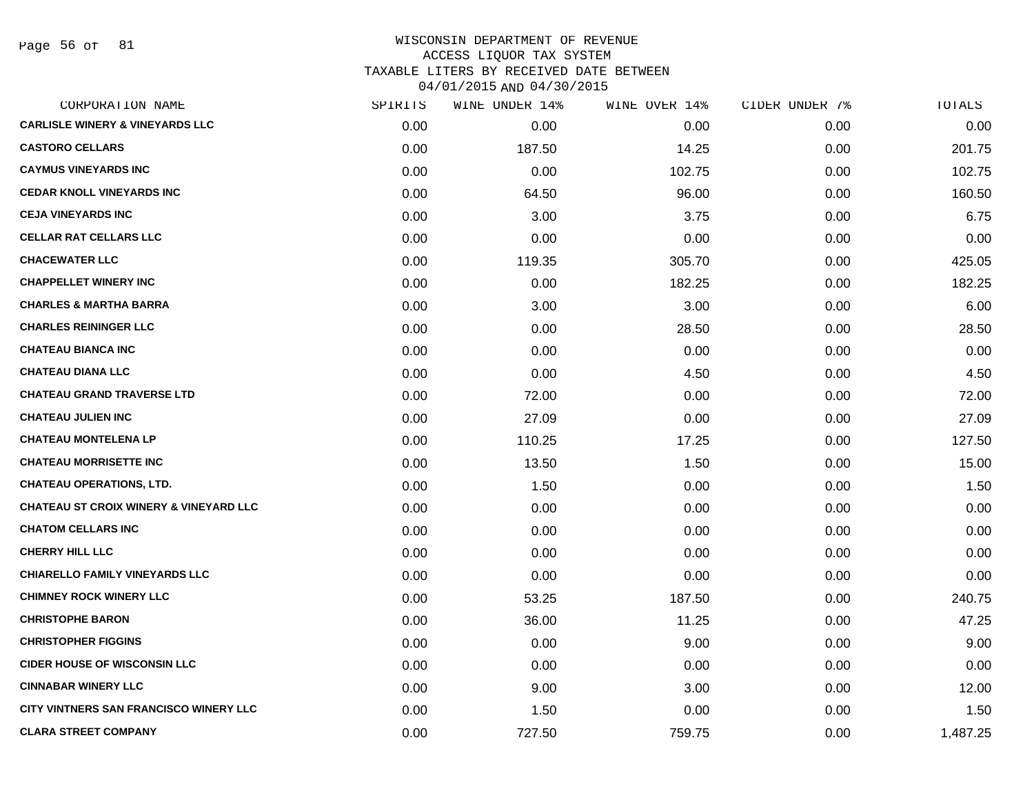# WISCONSIN DEPARTMENT OF REVENUE
## ACCESS LIQUOR TAX SYSTEM
## TAXABLE LITERS BY RECEIVED DATE BETWEEN 04/01/2015 AND 04/30/2015

| CORPORATION NAME | SPIRITS | WINE UNDER 14% | WINE OVER 14% | CIDER UNDER 7% | TOTALS |
|---|---|---|---|---|---|
| CARLISLE WINERY & VINEYARDS LLC | 0.00 | 0.00 | 0.00 | 0.00 | 0.00 |
| CASTORO CELLARS | 0.00 | 187.50 | 14.25 | 0.00 | 201.75 |
| CAYMUS VINEYARDS INC | 0.00 | 0.00 | 102.75 | 0.00 | 102.75 |
| CEDAR KNOLL VINEYARDS INC | 0.00 | 64.50 | 96.00 | 0.00 | 160.50 |
| CEJA VINEYARDS INC | 0.00 | 3.00 | 3.75 | 0.00 | 6.75 |
| CELLAR RAT CELLARS LLC | 0.00 | 0.00 | 0.00 | 0.00 | 0.00 |
| CHACEWATER LLC | 0.00 | 119.35 | 305.70 | 0.00 | 425.05 |
| CHAPPELLET WINERY INC | 0.00 | 0.00 | 182.25 | 0.00 | 182.25 |
| CHARLES & MARTHA BARRA | 0.00 | 3.00 | 3.00 | 0.00 | 6.00 |
| CHARLES REININGER LLC | 0.00 | 0.00 | 28.50 | 0.00 | 28.50 |
| CHATEAU BIANCA INC | 0.00 | 0.00 | 0.00 | 0.00 | 0.00 |
| CHATEAU DIANA LLC | 0.00 | 0.00 | 4.50 | 0.00 | 4.50 |
| CHATEAU GRAND TRAVERSE LTD | 0.00 | 72.00 | 0.00 | 0.00 | 72.00 |
| CHATEAU JULIEN INC | 0.00 | 27.09 | 0.00 | 0.00 | 27.09 |
| CHATEAU MONTELENA LP | 0.00 | 110.25 | 17.25 | 0.00 | 127.50 |
| CHATEAU MORRISETTE INC | 0.00 | 13.50 | 1.50 | 0.00 | 15.00 |
| CHATEAU OPERATIONS, LTD. | 0.00 | 1.50 | 0.00 | 0.00 | 1.50 |
| CHATEAU ST CROIX WINERY & VINEYARD LLC | 0.00 | 0.00 | 0.00 | 0.00 | 0.00 |
| CHATOM CELLARS INC | 0.00 | 0.00 | 0.00 | 0.00 | 0.00 |
| CHERRY HILL LLC | 0.00 | 0.00 | 0.00 | 0.00 | 0.00 |
| CHIARELLO FAMILY VINEYARDS LLC | 0.00 | 0.00 | 0.00 | 0.00 | 0.00 |
| CHIMNEY ROCK WINERY LLC | 0.00 | 53.25 | 187.50 | 0.00 | 240.75 |
| CHRISTOPHE BARON | 0.00 | 36.00 | 11.25 | 0.00 | 47.25 |
| CHRISTOPHER FIGGINS | 0.00 | 0.00 | 9.00 | 0.00 | 9.00 |
| CIDER HOUSE OF WISCONSIN LLC | 0.00 | 0.00 | 0.00 | 0.00 | 0.00 |
| CINNABAR WINERY LLC | 0.00 | 9.00 | 3.00 | 0.00 | 12.00 |
| CITY VINTNERS SAN FRANCISCO WINERY LLC | 0.00 | 1.50 | 0.00 | 0.00 | 1.50 |
| CLARA STREET COMPANY | 0.00 | 727.50 | 759.75 | 0.00 | 1,487.25 |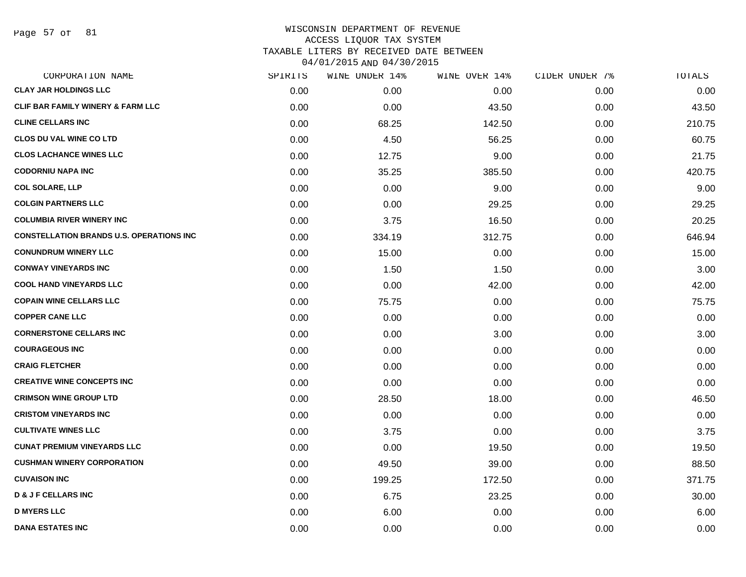WISCONSIN DEPARTMENT OF REVENUE
ACCESS LIQUOR TAX SYSTEM
TAXABLE LITERS BY RECEIVED DATE BETWEEN
04/01/2015 AND 04/30/2015

| CORPORATION NAME | SPIRITS | WINE UNDER 14% | WINE OVER 14% | CIDER UNDER 7% | TOTALS |
|---|---|---|---|---|---|
| CLAY JAR HOLDINGS LLC | 0.00 | 0.00 | 0.00 | 0.00 | 0.00 |
| CLIF BAR FAMILY WINERY & FARM LLC | 0.00 | 0.00 | 43.50 | 0.00 | 43.50 |
| CLINE CELLARS INC | 0.00 | 68.25 | 142.50 | 0.00 | 210.75 |
| CLOS DU VAL WINE CO LTD | 0.00 | 4.50 | 56.25 | 0.00 | 60.75 |
| CLOS LACHANCE WINES LLC | 0.00 | 12.75 | 9.00 | 0.00 | 21.75 |
| CODORNIU NAPA INC | 0.00 | 35.25 | 385.50 | 0.00 | 420.75 |
| COL SOLARE, LLP | 0.00 | 0.00 | 9.00 | 0.00 | 9.00 |
| COLGIN PARTNERS LLC | 0.00 | 0.00 | 29.25 | 0.00 | 29.25 |
| COLUMBIA RIVER WINERY INC | 0.00 | 3.75 | 16.50 | 0.00 | 20.25 |
| CONSTELLATION BRANDS U.S. OPERATIONS INC | 0.00 | 334.19 | 312.75 | 0.00 | 646.94 |
| CONUNDRUM WINERY LLC | 0.00 | 15.00 | 0.00 | 0.00 | 15.00 |
| CONWAY VINEYARDS INC | 0.00 | 1.50 | 1.50 | 0.00 | 3.00 |
| COOL HAND VINEYARDS LLC | 0.00 | 0.00 | 42.00 | 0.00 | 42.00 |
| COPAIN WINE CELLARS LLC | 0.00 | 75.75 | 0.00 | 0.00 | 75.75 |
| COPPER CANE LLC | 0.00 | 0.00 | 0.00 | 0.00 | 0.00 |
| CORNERSTONE CELLARS INC | 0.00 | 0.00 | 3.00 | 0.00 | 3.00 |
| COURAGEOUS INC | 0.00 | 0.00 | 0.00 | 0.00 | 0.00 |
| CRAIG FLETCHER | 0.00 | 0.00 | 0.00 | 0.00 | 0.00 |
| CREATIVE WINE CONCEPTS INC | 0.00 | 0.00 | 0.00 | 0.00 | 0.00 |
| CRIMSON WINE GROUP LTD | 0.00 | 28.50 | 18.00 | 0.00 | 46.50 |
| CRISTOM VINEYARDS INC | 0.00 | 0.00 | 0.00 | 0.00 | 0.00 |
| CULTIVATE WINES LLC | 0.00 | 3.75 | 0.00 | 0.00 | 3.75 |
| CUNAT PREMIUM VINEYARDS LLC | 0.00 | 0.00 | 19.50 | 0.00 | 19.50 |
| CUSHMAN WINERY CORPORATION | 0.00 | 49.50 | 39.00 | 0.00 | 88.50 |
| CUVAISON INC | 0.00 | 199.25 | 172.50 | 0.00 | 371.75 |
| D & J F CELLARS INC | 0.00 | 6.75 | 23.25 | 0.00 | 30.00 |
| D MYERS LLC | 0.00 | 6.00 | 0.00 | 0.00 | 6.00 |
| DANA ESTATES INC | 0.00 | 0.00 | 0.00 | 0.00 | 0.00 |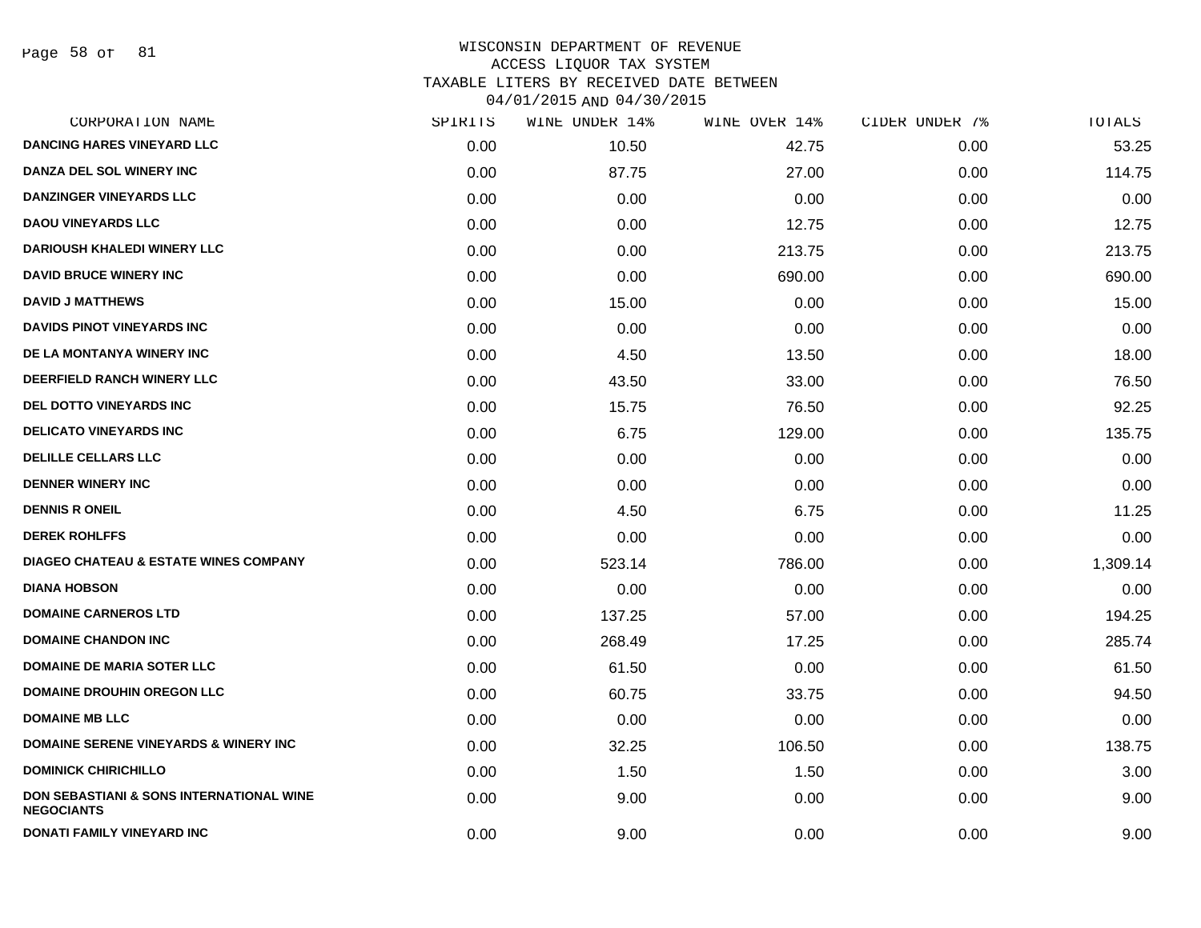WISCONSIN DEPARTMENT OF REVENUE
ACCESS LIQUOR TAX SYSTEM
TAXABLE LITERS BY RECEIVED DATE BETWEEN
04/01/2015 AND 04/30/2015

| CORPORATION NAME | SPIRITS | WINE UNDER 14% | WINE OVER 14% | CIDER UNDER 7% | TOTALS |
|---|---|---|---|---|---|
| DANCING HARES VINEYARD LLC | 0.00 | 10.50 | 42.75 | 0.00 | 53.25 |
| DANZA DEL SOL WINERY INC | 0.00 | 87.75 | 27.00 | 0.00 | 114.75 |
| DANZINGER VINEYARDS LLC | 0.00 | 0.00 | 0.00 | 0.00 | 0.00 |
| DAOU VINEYARDS LLC | 0.00 | 0.00 | 12.75 | 0.00 | 12.75 |
| DARIOUSH KHALEDI WINERY LLC | 0.00 | 0.00 | 213.75 | 0.00 | 213.75 |
| DAVID BRUCE WINERY INC | 0.00 | 0.00 | 690.00 | 0.00 | 690.00 |
| DAVID J MATTHEWS | 0.00 | 15.00 | 0.00 | 0.00 | 15.00 |
| DAVIDS PINOT VINEYARDS INC | 0.00 | 0.00 | 0.00 | 0.00 | 0.00 |
| DE LA MONTANYA WINERY INC | 0.00 | 4.50 | 13.50 | 0.00 | 18.00 |
| DEERFIELD RANCH WINERY LLC | 0.00 | 43.50 | 33.00 | 0.00 | 76.50 |
| DEL DOTTO VINEYARDS INC | 0.00 | 15.75 | 76.50 | 0.00 | 92.25 |
| DELICATO VINEYARDS INC | 0.00 | 6.75 | 129.00 | 0.00 | 135.75 |
| DELILLE CELLARS LLC | 0.00 | 0.00 | 0.00 | 0.00 | 0.00 |
| DENNER WINERY INC | 0.00 | 0.00 | 0.00 | 0.00 | 0.00 |
| DENNIS R ONEIL | 0.00 | 4.50 | 6.75 | 0.00 | 11.25 |
| DEREK ROHLFFS | 0.00 | 0.00 | 0.00 | 0.00 | 0.00 |
| DIAGEO CHATEAU & ESTATE WINES COMPANY | 0.00 | 523.14 | 786.00 | 0.00 | 1,309.14 |
| DIANA HOBSON | 0.00 | 0.00 | 0.00 | 0.00 | 0.00 |
| DOMAINE CARNEROS LTD | 0.00 | 137.25 | 57.00 | 0.00 | 194.25 |
| DOMAINE CHANDON INC | 0.00 | 268.49 | 17.25 | 0.00 | 285.74 |
| DOMAINE DE MARIA SOTER LLC | 0.00 | 61.50 | 0.00 | 0.00 | 61.50 |
| DOMAINE DROUHIN OREGON LLC | 0.00 | 60.75 | 33.75 | 0.00 | 94.50 |
| DOMAINE MB LLC | 0.00 | 0.00 | 0.00 | 0.00 | 0.00 |
| DOMAINE SERENE VINEYARDS & WINERY INC | 0.00 | 32.25 | 106.50 | 0.00 | 138.75 |
| DOMINICK CHIRICHILLO | 0.00 | 1.50 | 1.50 | 0.00 | 3.00 |
| DON SEBASTIANI & SONS INTERNATIONAL WINE NEGOCIANTS | 0.00 | 9.00 | 0.00 | 0.00 | 9.00 |
| DONATI FAMILY VINEYARD INC | 0.00 | 9.00 | 0.00 | 0.00 | 9.00 |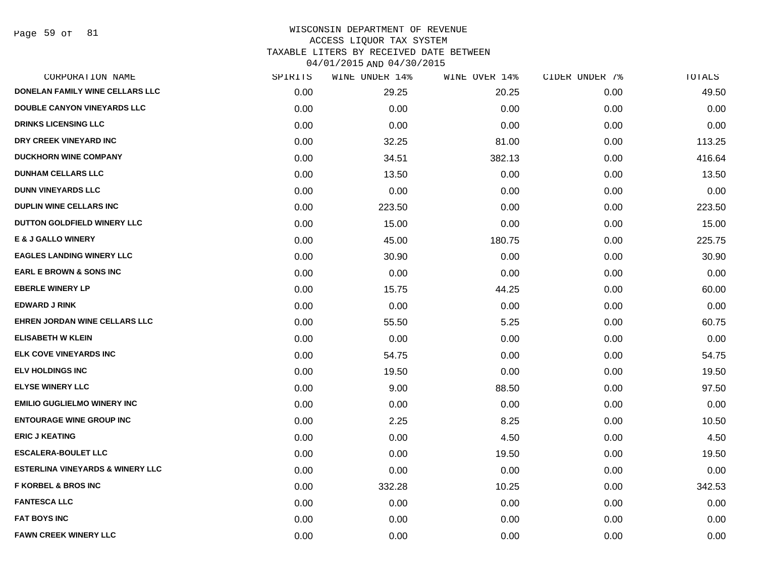WISCONSIN DEPARTMENT OF REVENUE
ACCESS LIQUOR TAX SYSTEM
TAXABLE LITERS BY RECEIVED DATE BETWEEN
04/01/2015 AND 04/30/2015

| CORPORATION NAME | SPIRITS | WINE UNDER 14% | WINE OVER 14% | CIDER UNDER 7% | TOTALS |
|---|---|---|---|---|---|
| DONELAN FAMILY WINE CELLARS LLC | 0.00 | 29.25 | 20.25 | 0.00 | 49.50 |
| DOUBLE CANYON VINEYARDS LLC | 0.00 | 0.00 | 0.00 | 0.00 | 0.00 |
| DRINKS LICENSING LLC | 0.00 | 0.00 | 0.00 | 0.00 | 0.00 |
| DRY CREEK VINEYARD INC | 0.00 | 32.25 | 81.00 | 0.00 | 113.25 |
| DUCKHORN WINE COMPANY | 0.00 | 34.51 | 382.13 | 0.00 | 416.64 |
| DUNHAM CELLARS LLC | 0.00 | 13.50 | 0.00 | 0.00 | 13.50 |
| DUNN VINEYARDS LLC | 0.00 | 0.00 | 0.00 | 0.00 | 0.00 |
| DUPLIN WINE CELLARS INC | 0.00 | 223.50 | 0.00 | 0.00 | 223.50 |
| DUTTON GOLDFIELD WINERY LLC | 0.00 | 15.00 | 0.00 | 0.00 | 15.00 |
| E & J GALLO WINERY | 0.00 | 45.00 | 180.75 | 0.00 | 225.75 |
| EAGLES LANDING WINERY LLC | 0.00 | 30.90 | 0.00 | 0.00 | 30.90 |
| EARL E BROWN & SONS INC | 0.00 | 0.00 | 0.00 | 0.00 | 0.00 |
| EBERLE WINERY LP | 0.00 | 15.75 | 44.25 | 0.00 | 60.00 |
| EDWARD J RINK | 0.00 | 0.00 | 0.00 | 0.00 | 0.00 |
| EHREN JORDAN WINE CELLARS LLC | 0.00 | 55.50 | 5.25 | 0.00 | 60.75 |
| ELISABETH W KLEIN | 0.00 | 0.00 | 0.00 | 0.00 | 0.00 |
| ELK COVE VINEYARDS INC | 0.00 | 54.75 | 0.00 | 0.00 | 54.75 |
| ELV HOLDINGS INC | 0.00 | 19.50 | 0.00 | 0.00 | 19.50 |
| ELYSE WINERY LLC | 0.00 | 9.00 | 88.50 | 0.00 | 97.50 |
| EMILIO GUGLIELMO WINERY INC | 0.00 | 0.00 | 0.00 | 0.00 | 0.00 |
| ENTOURAGE WINE GROUP INC | 0.00 | 2.25 | 8.25 | 0.00 | 10.50 |
| ERIC J KEATING | 0.00 | 0.00 | 4.50 | 0.00 | 4.50 |
| ESCALERA-BOULET LLC | 0.00 | 0.00 | 19.50 | 0.00 | 19.50 |
| ESTERLINA VINEYARDS & WINERY LLC | 0.00 | 0.00 | 0.00 | 0.00 | 0.00 |
| F KORBEL & BROS INC | 0.00 | 332.28 | 10.25 | 0.00 | 342.53 |
| FANTESCA LLC | 0.00 | 0.00 | 0.00 | 0.00 | 0.00 |
| FAT BOYS INC | 0.00 | 0.00 | 0.00 | 0.00 | 0.00 |
| FAWN CREEK WINERY LLC | 0.00 | 0.00 | 0.00 | 0.00 | 0.00 |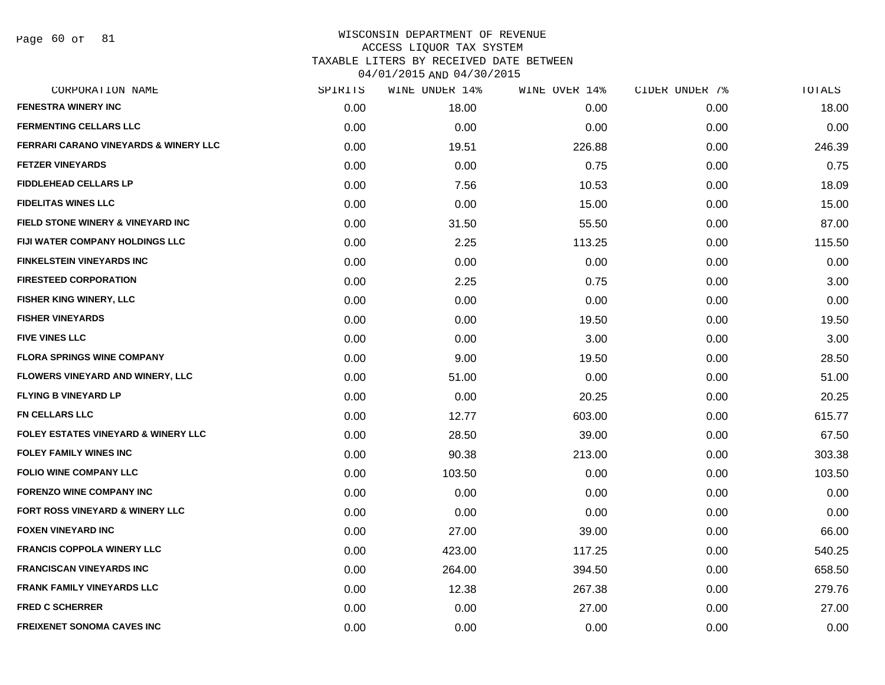WISCONSIN DEPARTMENT OF REVENUE
ACCESS LIQUOR TAX SYSTEM
TAXABLE LITERS BY RECEIVED DATE BETWEEN
04/01/2015 AND 04/30/2015

| CORPORATION NAME | SPIRITS | WINE UNDER 14% | WINE OVER 14% | CIDER UNDER 7% | TOTALS |
|---|---|---|---|---|---|
| FENESTRA WINERY INC | 0.00 | 18.00 | 0.00 | 0.00 | 18.00 |
| FERMENTING CELLARS LLC | 0.00 | 0.00 | 0.00 | 0.00 | 0.00 |
| FERRARI CARANO VINEYARDS & WINERY LLC | 0.00 | 19.51 | 226.88 | 0.00 | 246.39 |
| FETZER VINEYARDS | 0.00 | 0.00 | 0.75 | 0.00 | 0.75 |
| FIDDLEHEAD CELLARS LP | 0.00 | 7.56 | 10.53 | 0.00 | 18.09 |
| FIDELITAS WINES LLC | 0.00 | 0.00 | 15.00 | 0.00 | 15.00 |
| FIELD STONE WINERY & VINEYARD INC | 0.00 | 31.50 | 55.50 | 0.00 | 87.00 |
| FIJI WATER COMPANY HOLDINGS LLC | 0.00 | 2.25 | 113.25 | 0.00 | 115.50 |
| FINKELSTEIN VINEYARDS INC | 0.00 | 0.00 | 0.00 | 0.00 | 0.00 |
| FIRESTEED CORPORATION | 0.00 | 2.25 | 0.75 | 0.00 | 3.00 |
| FISHER KING WINERY, LLC | 0.00 | 0.00 | 0.00 | 0.00 | 0.00 |
| FISHER VINEYARDS | 0.00 | 0.00 | 19.50 | 0.00 | 19.50 |
| FIVE VINES LLC | 0.00 | 0.00 | 3.00 | 0.00 | 3.00 |
| FLORA SPRINGS WINE COMPANY | 0.00 | 9.00 | 19.50 | 0.00 | 28.50 |
| FLOWERS VINEYARD AND WINERY, LLC | 0.00 | 51.00 | 0.00 | 0.00 | 51.00 |
| FLYING B VINEYARD LP | 0.00 | 0.00 | 20.25 | 0.00 | 20.25 |
| FN CELLARS LLC | 0.00 | 12.77 | 603.00 | 0.00 | 615.77 |
| FOLEY ESTATES VINEYARD & WINERY LLC | 0.00 | 28.50 | 39.00 | 0.00 | 67.50 |
| FOLEY FAMILY WINES INC | 0.00 | 90.38 | 213.00 | 0.00 | 303.38 |
| FOLIO WINE COMPANY LLC | 0.00 | 103.50 | 0.00 | 0.00 | 103.50 |
| FORENZO WINE COMPANY INC | 0.00 | 0.00 | 0.00 | 0.00 | 0.00 |
| FORT ROSS VINEYARD & WINERY LLC | 0.00 | 0.00 | 0.00 | 0.00 | 0.00 |
| FOXEN VINEYARD INC | 0.00 | 27.00 | 39.00 | 0.00 | 66.00 |
| FRANCIS COPPOLA WINERY LLC | 0.00 | 423.00 | 117.25 | 0.00 | 540.25 |
| FRANCISCAN VINEYARDS INC | 0.00 | 264.00 | 394.50 | 0.00 | 658.50 |
| FRANK FAMILY VINEYARDS LLC | 0.00 | 12.38 | 267.38 | 0.00 | 279.76 |
| FRED C SCHERRER | 0.00 | 0.00 | 27.00 | 0.00 | 27.00 |
| FREIXENET SONOMA CAVES INC | 0.00 | 0.00 | 0.00 | 0.00 | 0.00 |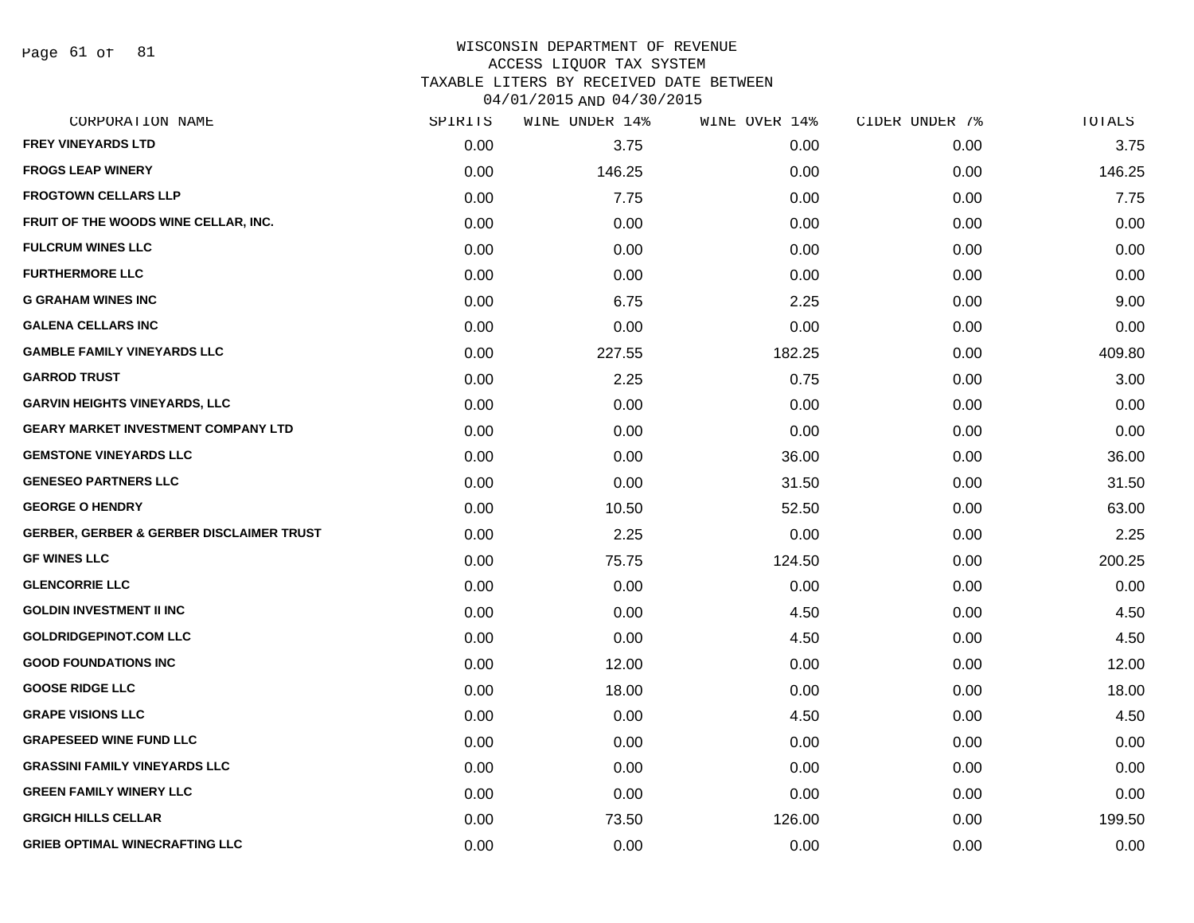WISCONSIN DEPARTMENT OF REVENUE
ACCESS LIQUOR TAX SYSTEM
TAXABLE LITERS BY RECEIVED DATE BETWEEN
04/01/2015 AND 04/30/2015

| CORPORATION NAME | SPIRITS | WINE UNDER 14% | WINE OVER 14% | CIDER UNDER 7% | TOTALS |
|---|---|---|---|---|---|
| FREY VINEYARDS LTD | 0.00 | 3.75 | 0.00 | 0.00 | 3.75 |
| FROGS LEAP WINERY | 0.00 | 146.25 | 0.00 | 0.00 | 146.25 |
| FROGTOWN CELLARS LLP | 0.00 | 7.75 | 0.00 | 0.00 | 7.75 |
| FRUIT OF THE WOODS WINE CELLAR, INC. | 0.00 | 0.00 | 0.00 | 0.00 | 0.00 |
| FULCRUM WINES LLC | 0.00 | 0.00 | 0.00 | 0.00 | 0.00 |
| FURTHERMORE LLC | 0.00 | 0.00 | 0.00 | 0.00 | 0.00 |
| G GRAHAM WINES INC | 0.00 | 6.75 | 2.25 | 0.00 | 9.00 |
| GALENA CELLARS INC | 0.00 | 0.00 | 0.00 | 0.00 | 0.00 |
| GAMBLE FAMILY VINEYARDS LLC | 0.00 | 227.55 | 182.25 | 0.00 | 409.80 |
| GARROD TRUST | 0.00 | 2.25 | 0.75 | 0.00 | 3.00 |
| GARVIN HEIGHTS VINEYARDS, LLC | 0.00 | 0.00 | 0.00 | 0.00 | 0.00 |
| GEARY MARKET INVESTMENT COMPANY LTD | 0.00 | 0.00 | 0.00 | 0.00 | 0.00 |
| GEMSTONE VINEYARDS LLC | 0.00 | 0.00 | 36.00 | 0.00 | 36.00 |
| GENESEO PARTNERS LLC | 0.00 | 0.00 | 31.50 | 0.00 | 31.50 |
| GEORGE O HENDRY | 0.00 | 10.50 | 52.50 | 0.00 | 63.00 |
| GERBER, GERBER & GERBER DISCLAIMER TRUST | 0.00 | 2.25 | 0.00 | 0.00 | 2.25 |
| GF WINES LLC | 0.00 | 75.75 | 124.50 | 0.00 | 200.25 |
| GLENCORRIE LLC | 0.00 | 0.00 | 0.00 | 0.00 | 0.00 |
| GOLDIN INVESTMENT II INC | 0.00 | 0.00 | 4.50 | 0.00 | 4.50 |
| GOLDRIDGEPINOT.COM LLC | 0.00 | 0.00 | 4.50 | 0.00 | 4.50 |
| GOOD FOUNDATIONS INC | 0.00 | 12.00 | 0.00 | 0.00 | 12.00 |
| GOOSE RIDGE LLC | 0.00 | 18.00 | 0.00 | 0.00 | 18.00 |
| GRAPE VISIONS LLC | 0.00 | 0.00 | 4.50 | 0.00 | 4.50 |
| GRAPESEED WINE FUND LLC | 0.00 | 0.00 | 0.00 | 0.00 | 0.00 |
| GRASSINI FAMILY VINEYARDS LLC | 0.00 | 0.00 | 0.00 | 0.00 | 0.00 |
| GREEN FAMILY WINERY LLC | 0.00 | 0.00 | 0.00 | 0.00 | 0.00 |
| GRGICH HILLS CELLAR | 0.00 | 73.50 | 126.00 | 0.00 | 199.50 |
| GRIEB OPTIMAL WINECRAFTING LLC | 0.00 | 0.00 | 0.00 | 0.00 | 0.00 |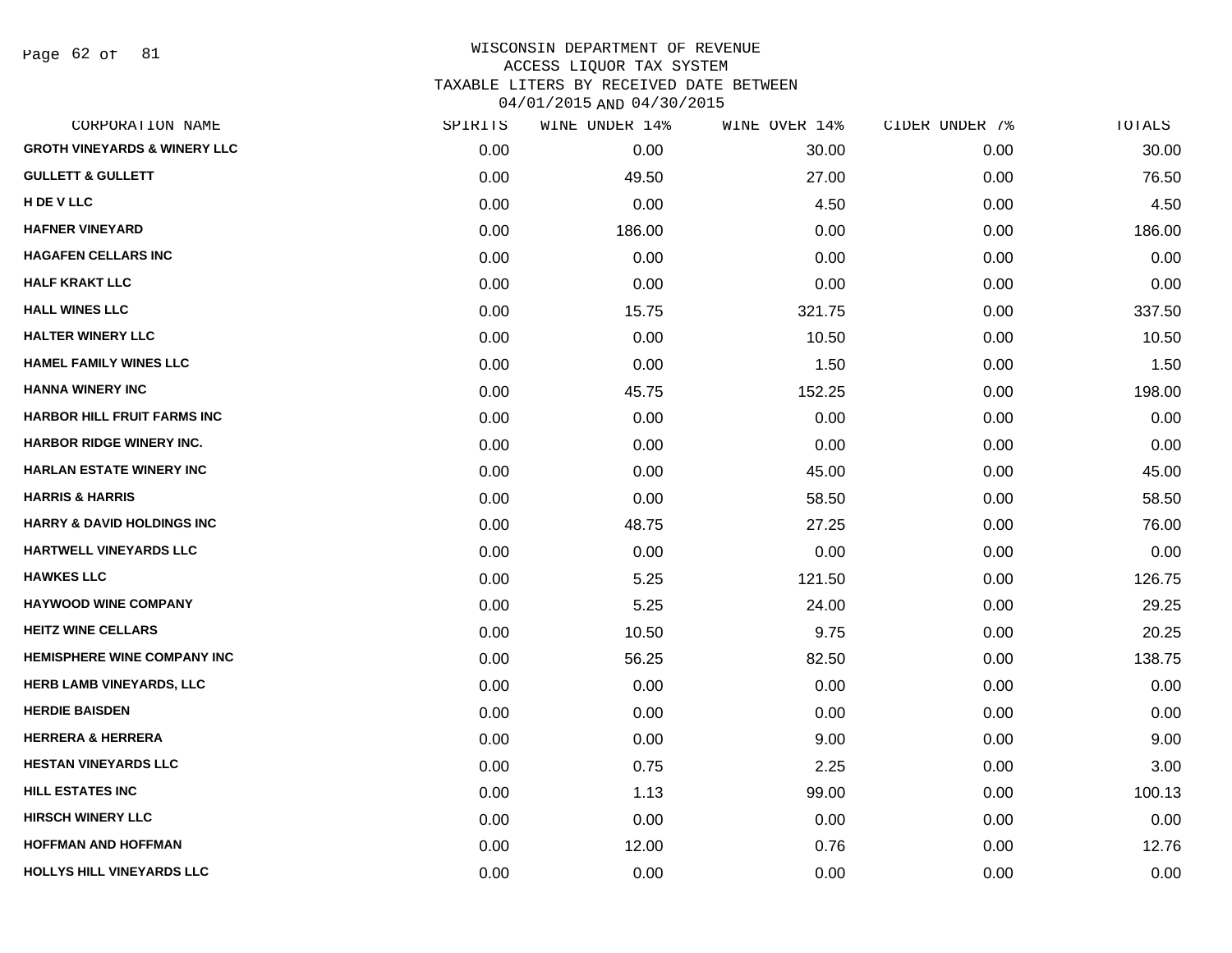WISCONSIN DEPARTMENT OF REVENUE
ACCESS LIQUOR TAX SYSTEM
TAXABLE LITERS BY RECEIVED DATE BETWEEN
04/01/2015 AND 04/30/2015

| CORPORATION NAME | SPIRITS | WINE UNDER 14% | WINE OVER 14% | CIDER UNDER 7% | TOTALS |
|---|---|---|---|---|---|
| GROTH VINEYARDS & WINERY LLC | 0.00 | 0.00 | 30.00 | 0.00 | 30.00 |
| GULLETT & GULLETT | 0.00 | 49.50 | 27.00 | 0.00 | 76.50 |
| H DE V LLC | 0.00 | 0.00 | 4.50 | 0.00 | 4.50 |
| HAFNER VINEYARD | 0.00 | 186.00 | 0.00 | 0.00 | 186.00 |
| HAGAFEN CELLARS INC | 0.00 | 0.00 | 0.00 | 0.00 | 0.00 |
| HALF KRAKT LLC | 0.00 | 0.00 | 0.00 | 0.00 | 0.00 |
| HALL WINES LLC | 0.00 | 15.75 | 321.75 | 0.00 | 337.50 |
| HALTER WINERY LLC | 0.00 | 0.00 | 10.50 | 0.00 | 10.50 |
| HAMEL FAMILY WINES LLC | 0.00 | 0.00 | 1.50 | 0.00 | 1.50 |
| HANNA WINERY INC | 0.00 | 45.75 | 152.25 | 0.00 | 198.00 |
| HARBOR HILL FRUIT FARMS INC | 0.00 | 0.00 | 0.00 | 0.00 | 0.00 |
| HARBOR RIDGE WINERY INC. | 0.00 | 0.00 | 0.00 | 0.00 | 0.00 |
| HARLAN ESTATE WINERY INC | 0.00 | 0.00 | 45.00 | 0.00 | 45.00 |
| HARRIS & HARRIS | 0.00 | 0.00 | 58.50 | 0.00 | 58.50 |
| HARRY & DAVID HOLDINGS INC | 0.00 | 48.75 | 27.25 | 0.00 | 76.00 |
| HARTWELL VINEYARDS LLC | 0.00 | 0.00 | 0.00 | 0.00 | 0.00 |
| HAWKES LLC | 0.00 | 5.25 | 121.50 | 0.00 | 126.75 |
| HAYWOOD WINE COMPANY | 0.00 | 5.25 | 24.00 | 0.00 | 29.25 |
| HEITZ WINE CELLARS | 0.00 | 10.50 | 9.75 | 0.00 | 20.25 |
| HEMISPHERE WINE COMPANY INC | 0.00 | 56.25 | 82.50 | 0.00 | 138.75 |
| HERB LAMB VINEYARDS, LLC | 0.00 | 0.00 | 0.00 | 0.00 | 0.00 |
| HERDIE BAISDEN | 0.00 | 0.00 | 0.00 | 0.00 | 0.00 |
| HERRERA & HERRERA | 0.00 | 0.00 | 9.00 | 0.00 | 9.00 |
| HESTAN VINEYARDS LLC | 0.00 | 0.75 | 2.25 | 0.00 | 3.00 |
| HILL ESTATES INC | 0.00 | 1.13 | 99.00 | 0.00 | 100.13 |
| HIRSCH WINERY LLC | 0.00 | 0.00 | 0.00 | 0.00 | 0.00 |
| HOFFMAN AND HOFFMAN | 0.00 | 12.00 | 0.76 | 0.00 | 12.76 |
| HOLLYS HILL VINEYARDS LLC | 0.00 | 0.00 | 0.00 | 0.00 | 0.00 |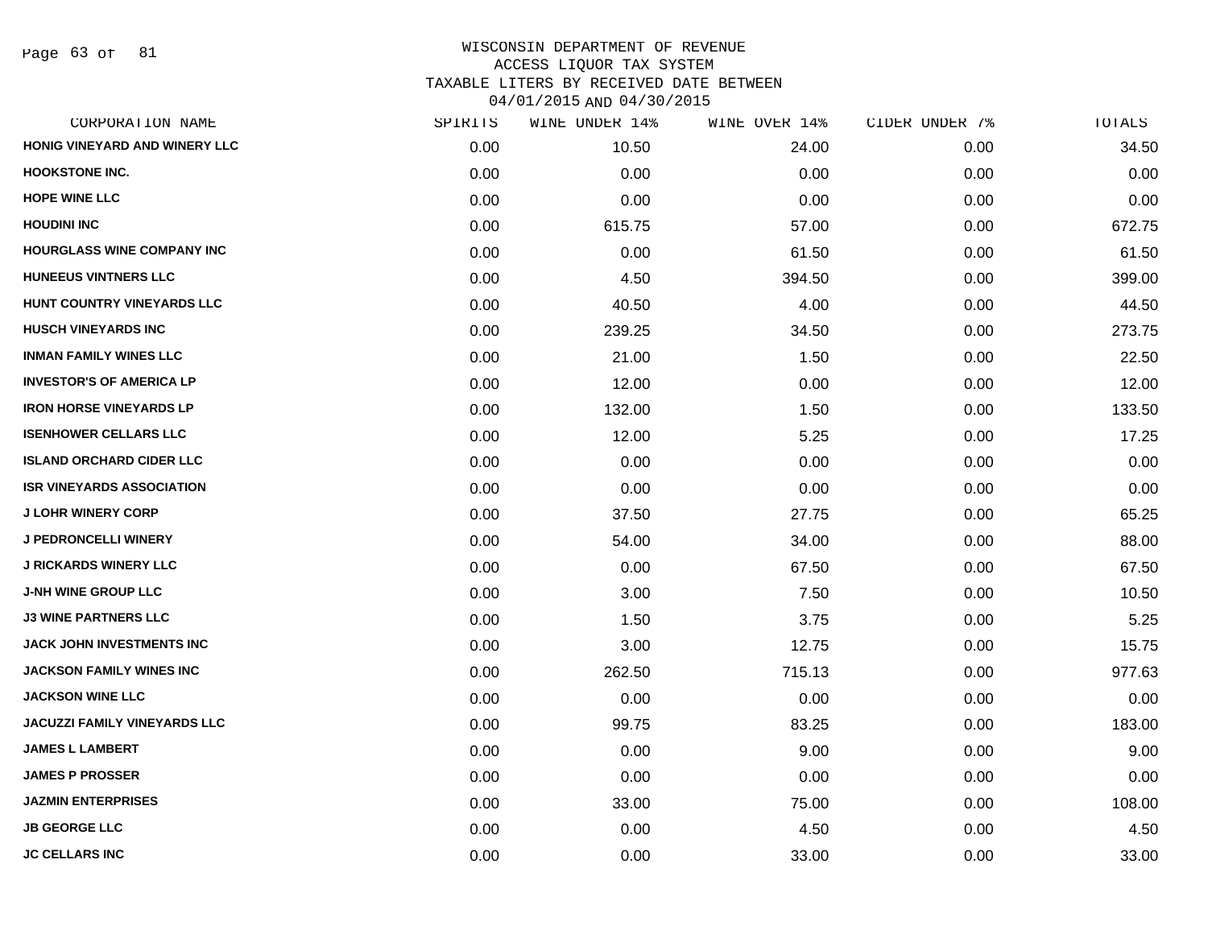# WISCONSIN DEPARTMENT OF REVENUE
## ACCESS LIQUOR TAX SYSTEM
### TAXABLE LITERS BY RECEIVED DATE BETWEEN 04/01/2015 AND 04/30/2015

| CORPORATION NAME | SPIRITS | WINE UNDER 14% | WINE OVER 14% | CIDER UNDER 7% | TOTALS |
|---|---|---|---|---|---|
| HONIG VINEYARD AND WINERY LLC | 0.00 | 10.50 | 24.00 | 0.00 | 34.50 |
| HOOKSTONE INC. | 0.00 | 0.00 | 0.00 | 0.00 | 0.00 |
| HOPE WINE LLC | 0.00 | 0.00 | 0.00 | 0.00 | 0.00 |
| HOUDINI INC | 0.00 | 615.75 | 57.00 | 0.00 | 672.75 |
| HOURGLASS WINE COMPANY INC | 0.00 | 0.00 | 61.50 | 0.00 | 61.50 |
| HUNEEUS VINTNERS LLC | 0.00 | 4.50 | 394.50 | 0.00 | 399.00 |
| HUNT COUNTRY VINEYARDS LLC | 0.00 | 40.50 | 4.00 | 0.00 | 44.50 |
| HUSCH VINEYARDS INC | 0.00 | 239.25 | 34.50 | 0.00 | 273.75 |
| INMAN FAMILY WINES LLC | 0.00 | 21.00 | 1.50 | 0.00 | 22.50 |
| INVESTOR'S OF AMERICA LP | 0.00 | 12.00 | 0.00 | 0.00 | 12.00 |
| IRON HORSE VINEYARDS LP | 0.00 | 132.00 | 1.50 | 0.00 | 133.50 |
| ISENHOWER CELLARS LLC | 0.00 | 12.00 | 5.25 | 0.00 | 17.25 |
| ISLAND ORCHARD CIDER LLC | 0.00 | 0.00 | 0.00 | 0.00 | 0.00 |
| ISR VINEYARDS ASSOCIATION | 0.00 | 0.00 | 0.00 | 0.00 | 0.00 |
| J LOHR WINERY CORP | 0.00 | 37.50 | 27.75 | 0.00 | 65.25 |
| J PEDRONCELLI WINERY | 0.00 | 54.00 | 34.00 | 0.00 | 88.00 |
| J RICKARDS WINERY LLC | 0.00 | 0.00 | 67.50 | 0.00 | 67.50 |
| J-NH WINE GROUP LLC | 0.00 | 3.00 | 7.50 | 0.00 | 10.50 |
| J3 WINE PARTNERS LLC | 0.00 | 1.50 | 3.75 | 0.00 | 5.25 |
| JACK JOHN INVESTMENTS INC | 0.00 | 3.00 | 12.75 | 0.00 | 15.75 |
| JACKSON FAMILY WINES INC | 0.00 | 262.50 | 715.13 | 0.00 | 977.63 |
| JACKSON WINE LLC | 0.00 | 0.00 | 0.00 | 0.00 | 0.00 |
| JACUZZI FAMILY VINEYARDS LLC | 0.00 | 99.75 | 83.25 | 0.00 | 183.00 |
| JAMES L LAMBERT | 0.00 | 0.00 | 9.00 | 0.00 | 9.00 |
| JAMES P PROSSER | 0.00 | 0.00 | 0.00 | 0.00 | 0.00 |
| JAZMIN ENTERPRISES | 0.00 | 33.00 | 75.00 | 0.00 | 108.00 |
| JB GEORGE LLC | 0.00 | 0.00 | 4.50 | 0.00 | 4.50 |
| JC CELLARS INC | 0.00 | 0.00 | 33.00 | 0.00 | 33.00 |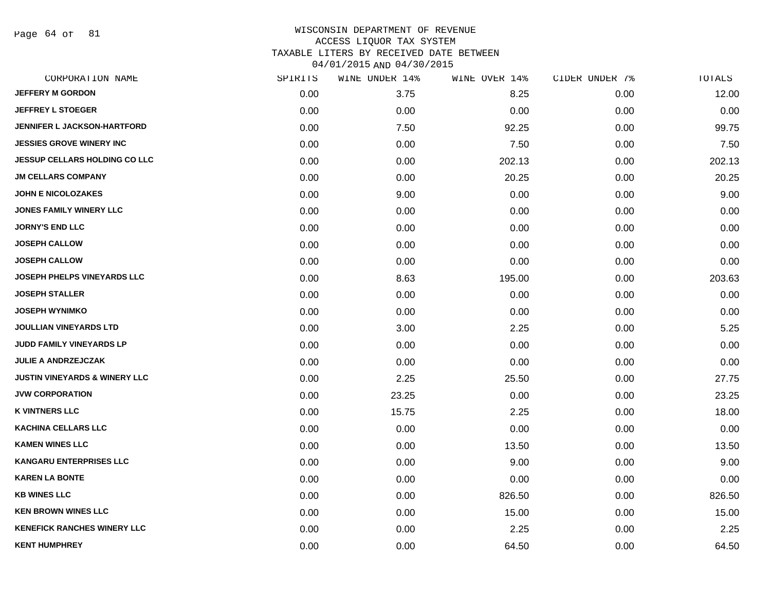# WISCONSIN DEPARTMENT OF REVENUE
## ACCESS LIQUOR TAX SYSTEM
## TAXABLE LITERS BY RECEIVED DATE BETWEEN 04/01/2015 AND 04/30/2015

| CORPORATION NAME | SPIRITS | WINE UNDER 14% | WINE OVER 14% | CIDER UNDER 7% | TOTALS |
|---|---|---|---|---|---|
| JEFFERY M GORDON | 0.00 | 3.75 | 8.25 | 0.00 | 12.00 |
| JEFFREY L STOEGER | 0.00 | 0.00 | 0.00 | 0.00 | 0.00 |
| JENNIFER L JACKSON-HARTFORD | 0.00 | 7.50 | 92.25 | 0.00 | 99.75 |
| JESSIES GROVE WINERY INC | 0.00 | 0.00 | 7.50 | 0.00 | 7.50 |
| JESSUP CELLARS HOLDING CO LLC | 0.00 | 0.00 | 202.13 | 0.00 | 202.13 |
| JM CELLARS COMPANY | 0.00 | 0.00 | 20.25 | 0.00 | 20.25 |
| JOHN E NICOLOZAKES | 0.00 | 9.00 | 0.00 | 0.00 | 9.00 |
| JONES FAMILY WINERY LLC | 0.00 | 0.00 | 0.00 | 0.00 | 0.00 |
| JORNY'S END LLC | 0.00 | 0.00 | 0.00 | 0.00 | 0.00 |
| JOSEPH CALLOW | 0.00 | 0.00 | 0.00 | 0.00 | 0.00 |
| JOSEPH CALLOW | 0.00 | 0.00 | 0.00 | 0.00 | 0.00 |
| JOSEPH PHELPS VINEYARDS LLC | 0.00 | 8.63 | 195.00 | 0.00 | 203.63 |
| JOSEPH STALLER | 0.00 | 0.00 | 0.00 | 0.00 | 0.00 |
| JOSEPH WYNIMKO | 0.00 | 0.00 | 0.00 | 0.00 | 0.00 |
| JOULLIAN VINEYARDS LTD | 0.00 | 3.00 | 2.25 | 0.00 | 5.25 |
| JUDD FAMILY VINEYARDS LP | 0.00 | 0.00 | 0.00 | 0.00 | 0.00 |
| JULIE A ANDRZEJCZAK | 0.00 | 0.00 | 0.00 | 0.00 | 0.00 |
| JUSTIN VINEYARDS & WINERY LLC | 0.00 | 2.25 | 25.50 | 0.00 | 27.75 |
| JVW CORPORATION | 0.00 | 23.25 | 0.00 | 0.00 | 23.25 |
| K VINTNERS LLC | 0.00 | 15.75 | 2.25 | 0.00 | 18.00 |
| KACHINA CELLARS LLC | 0.00 | 0.00 | 0.00 | 0.00 | 0.00 |
| KAMEN WINES LLC | 0.00 | 0.00 | 13.50 | 0.00 | 13.50 |
| KANGARU ENTERPRISES LLC | 0.00 | 0.00 | 9.00 | 0.00 | 9.00 |
| KAREN LA BONTE | 0.00 | 0.00 | 0.00 | 0.00 | 0.00 |
| KB WINES LLC | 0.00 | 0.00 | 826.50 | 0.00 | 826.50 |
| KEN BROWN WINES LLC | 0.00 | 0.00 | 15.00 | 0.00 | 15.00 |
| KENEFICK RANCHES WINERY LLC | 0.00 | 0.00 | 2.25 | 0.00 | 2.25 |
| KENT HUMPHREY | 0.00 | 0.00 | 64.50 | 0.00 | 64.50 |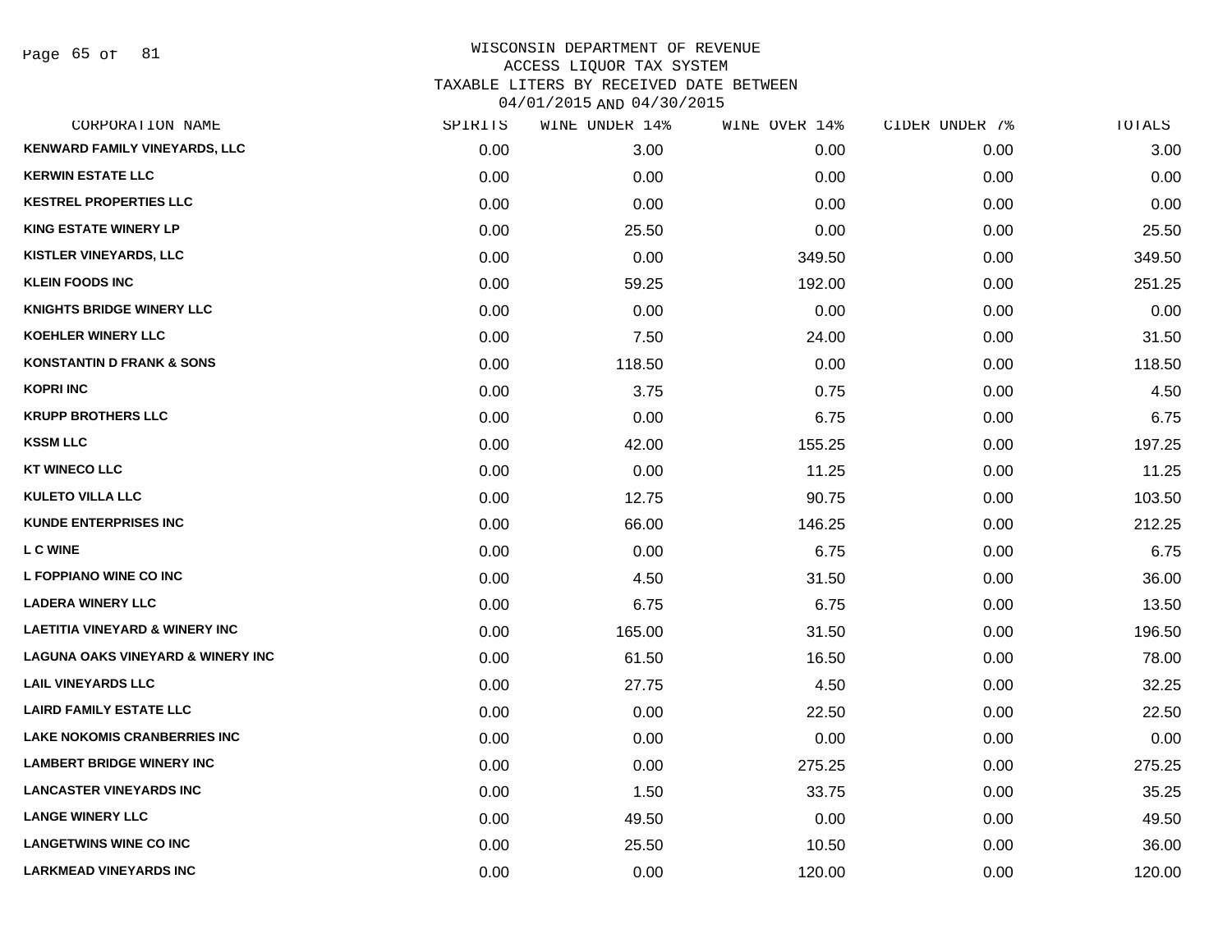WISCONSIN DEPARTMENT OF REVENUE
ACCESS LIQUOR TAX SYSTEM
TAXABLE LITERS BY RECEIVED DATE BETWEEN
04/01/2015 AND 04/30/2015

| CORPORATION NAME | SPIRITS | WINE UNDER 14% | WINE OVER 14% | CIDER UNDER 7% | TOTALS |
|---|---|---|---|---|---|
| KENWARD FAMILY VINEYARDS, LLC | 0.00 | 3.00 | 0.00 | 0.00 | 3.00 |
| KERWIN ESTATE LLC | 0.00 | 0.00 | 0.00 | 0.00 | 0.00 |
| KESTREL PROPERTIES LLC | 0.00 | 0.00 | 0.00 | 0.00 | 0.00 |
| KING ESTATE WINERY LP | 0.00 | 25.50 | 0.00 | 0.00 | 25.50 |
| KISTLER VINEYARDS, LLC | 0.00 | 0.00 | 349.50 | 0.00 | 349.50 |
| KLEIN FOODS INC | 0.00 | 59.25 | 192.00 | 0.00 | 251.25 |
| KNIGHTS BRIDGE WINERY LLC | 0.00 | 0.00 | 0.00 | 0.00 | 0.00 |
| KOEHLER WINERY LLC | 0.00 | 7.50 | 24.00 | 0.00 | 31.50 |
| KONSTANTIN D FRANK & SONS | 0.00 | 118.50 | 0.00 | 0.00 | 118.50 |
| KOPRI INC | 0.00 | 3.75 | 0.75 | 0.00 | 4.50 |
| KRUPP BROTHERS LLC | 0.00 | 0.00 | 6.75 | 0.00 | 6.75 |
| KSSM LLC | 0.00 | 42.00 | 155.25 | 0.00 | 197.25 |
| KT WINECO LLC | 0.00 | 0.00 | 11.25 | 0.00 | 11.25 |
| KULETO VILLA LLC | 0.00 | 12.75 | 90.75 | 0.00 | 103.50 |
| KUNDE ENTERPRISES INC | 0.00 | 66.00 | 146.25 | 0.00 | 212.25 |
| L C WINE | 0.00 | 0.00 | 6.75 | 0.00 | 6.75 |
| L FOPPIANO WINE CO INC | 0.00 | 4.50 | 31.50 | 0.00 | 36.00 |
| LADERA WINERY LLC | 0.00 | 6.75 | 6.75 | 0.00 | 13.50 |
| LAETITIA VINEYARD & WINERY INC | 0.00 | 165.00 | 31.50 | 0.00 | 196.50 |
| LAGUNA OAKS VINEYARD & WINERY INC | 0.00 | 61.50 | 16.50 | 0.00 | 78.00 |
| LAIL VINEYARDS LLC | 0.00 | 27.75 | 4.50 | 0.00 | 32.25 |
| LAIRD FAMILY ESTATE LLC | 0.00 | 0.00 | 22.50 | 0.00 | 22.50 |
| LAKE NOKOMIS CRANBERRIES INC | 0.00 | 0.00 | 0.00 | 0.00 | 0.00 |
| LAMBERT BRIDGE WINERY INC | 0.00 | 0.00 | 275.25 | 0.00 | 275.25 |
| LANCASTER VINEYARDS INC | 0.00 | 1.50 | 33.75 | 0.00 | 35.25 |
| LANGE WINERY LLC | 0.00 | 49.50 | 0.00 | 0.00 | 49.50 |
| LANGETWINS WINE CO INC | 0.00 | 25.50 | 10.50 | 0.00 | 36.00 |
| LARKMEAD VINEYARDS INC | 0.00 | 0.00 | 120.00 | 0.00 | 120.00 |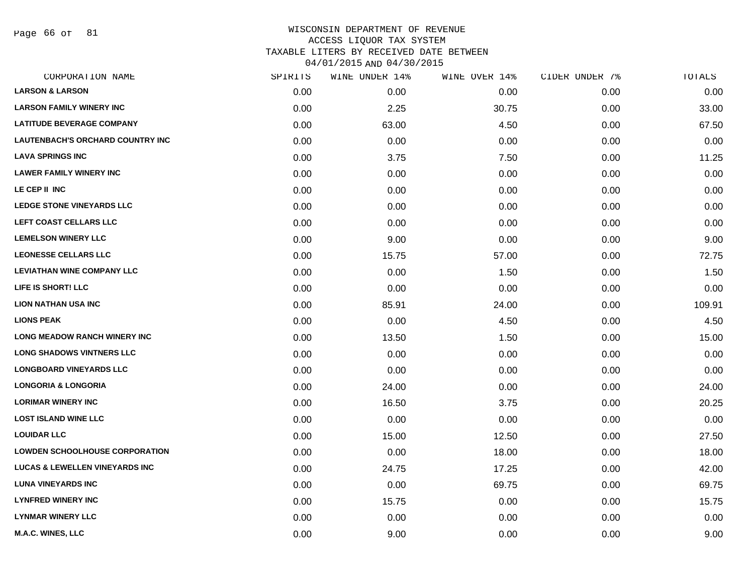WISCONSIN DEPARTMENT OF REVENUE
ACCESS LIQUOR TAX SYSTEM
TAXABLE LITERS BY RECEIVED DATE BETWEEN
04/01/2015 AND 04/30/2015

| CORPORATION NAME | SPIRITS | WINE UNDER 14% | WINE OVER 14% | CIDER UNDER 7% | TOTALS |
|---|---|---|---|---|---|
| LARSON & LARSON | 0.00 | 0.00 | 0.00 | 0.00 | 0.00 |
| LARSON FAMILY WINERY INC | 0.00 | 2.25 | 30.75 | 0.00 | 33.00 |
| LATITUDE BEVERAGE COMPANY | 0.00 | 63.00 | 4.50 | 0.00 | 67.50 |
| LAUTENBACH'S ORCHARD COUNTRY INC | 0.00 | 0.00 | 0.00 | 0.00 | 0.00 |
| LAVA SPRINGS INC | 0.00 | 3.75 | 7.50 | 0.00 | 11.25 |
| LAWER FAMILY WINERY INC | 0.00 | 0.00 | 0.00 | 0.00 | 0.00 |
| LE CEP II INC | 0.00 | 0.00 | 0.00 | 0.00 | 0.00 |
| LEDGE STONE VINEYARDS LLC | 0.00 | 0.00 | 0.00 | 0.00 | 0.00 |
| LEFT COAST CELLARS LLC | 0.00 | 0.00 | 0.00 | 0.00 | 0.00 |
| LEMELSON WINERY LLC | 0.00 | 9.00 | 0.00 | 0.00 | 9.00 |
| LEONESSE CELLARS LLC | 0.00 | 15.75 | 57.00 | 0.00 | 72.75 |
| LEVIATHAN WINE COMPANY LLC | 0.00 | 0.00 | 1.50 | 0.00 | 1.50 |
| LIFE IS SHORT! LLC | 0.00 | 0.00 | 0.00 | 0.00 | 0.00 |
| LION NATHAN USA INC | 0.00 | 85.91 | 24.00 | 0.00 | 109.91 |
| LIONS PEAK | 0.00 | 0.00 | 4.50 | 0.00 | 4.50 |
| LONG MEADOW RANCH WINERY INC | 0.00 | 13.50 | 1.50 | 0.00 | 15.00 |
| LONG SHADOWS VINTNERS LLC | 0.00 | 0.00 | 0.00 | 0.00 | 0.00 |
| LONGBOARD VINEYARDS LLC | 0.00 | 0.00 | 0.00 | 0.00 | 0.00 |
| LONGORIA & LONGORIA | 0.00 | 24.00 | 0.00 | 0.00 | 24.00 |
| LORIMAR WINERY INC | 0.00 | 16.50 | 3.75 | 0.00 | 20.25 |
| LOST ISLAND WINE LLC | 0.00 | 0.00 | 0.00 | 0.00 | 0.00 |
| LOUIDAR LLC | 0.00 | 15.00 | 12.50 | 0.00 | 27.50 |
| LOWDEN SCHOOLHOUSE CORPORATION | 0.00 | 0.00 | 18.00 | 0.00 | 18.00 |
| LUCAS & LEWELLEN VINEYARDS INC | 0.00 | 24.75 | 17.25 | 0.00 | 42.00 |
| LUNA VINEYARDS INC | 0.00 | 0.00 | 69.75 | 0.00 | 69.75 |
| LYNFRED WINERY INC | 0.00 | 15.75 | 0.00 | 0.00 | 15.75 |
| LYNMAR WINERY LLC | 0.00 | 0.00 | 0.00 | 0.00 | 0.00 |
| M.A.C. WINES, LLC | 0.00 | 9.00 | 0.00 | 0.00 | 9.00 |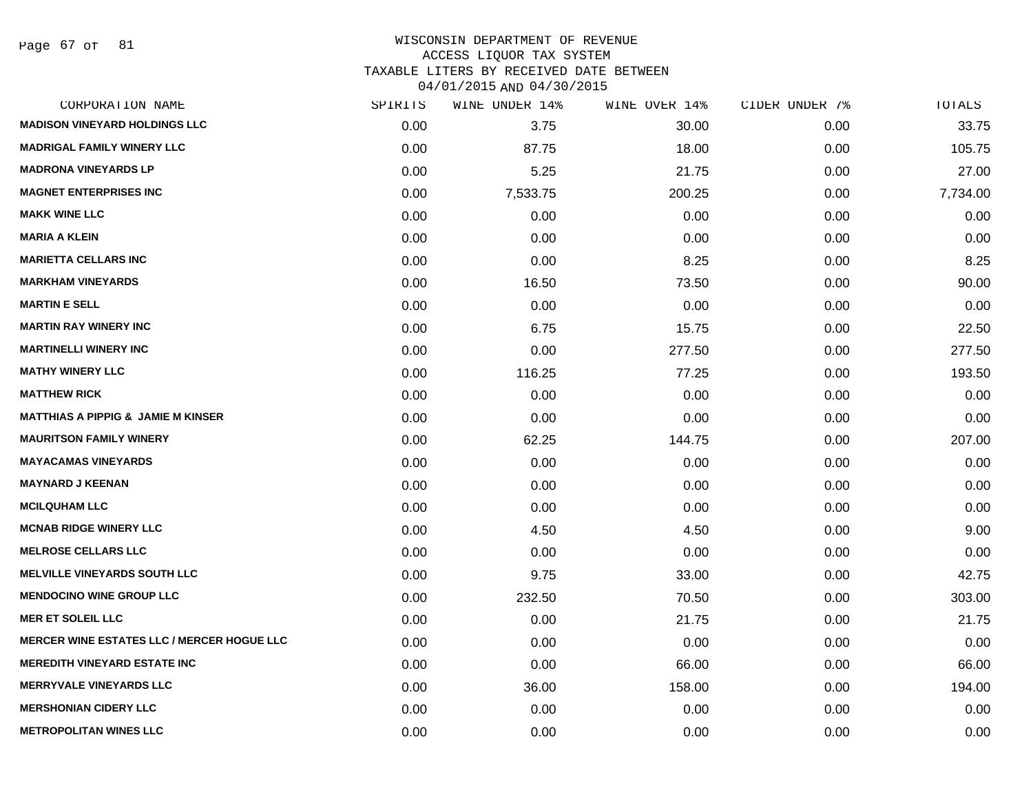WISCONSIN DEPARTMENT OF REVENUE
ACCESS LIQUOR TAX SYSTEM
TAXABLE LITERS BY RECEIVED DATE BETWEEN
04/01/2015 AND 04/30/2015

| CORPORATION NAME | SPIRITS | WINE UNDER 14% | WINE OVER 14% | CIDER UNDER 7% | TOTALS |
|---|---|---|---|---|---|
| MADISON VINEYARD HOLDINGS LLC | 0.00 | 3.75 | 30.00 | 0.00 | 33.75 |
| MADRIGAL FAMILY WINERY LLC | 0.00 | 87.75 | 18.00 | 0.00 | 105.75 |
| MADRONA VINEYARDS LP | 0.00 | 5.25 | 21.75 | 0.00 | 27.00 |
| MAGNET ENTERPRISES INC | 0.00 | 7,533.75 | 200.25 | 0.00 | 7,734.00 |
| MAKK WINE LLC | 0.00 | 0.00 | 0.00 | 0.00 | 0.00 |
| MARIA A KLEIN | 0.00 | 0.00 | 0.00 | 0.00 | 0.00 |
| MARIETTA CELLARS INC | 0.00 | 0.00 | 8.25 | 0.00 | 8.25 |
| MARKHAM VINEYARDS | 0.00 | 16.50 | 73.50 | 0.00 | 90.00 |
| MARTIN E SELL | 0.00 | 0.00 | 0.00 | 0.00 | 0.00 |
| MARTIN RAY WINERY INC | 0.00 | 6.75 | 15.75 | 0.00 | 22.50 |
| MARTINELLI WINERY INC | 0.00 | 0.00 | 277.50 | 0.00 | 277.50 |
| MATHY WINERY LLC | 0.00 | 116.25 | 77.25 | 0.00 | 193.50 |
| MATTHEW RICK | 0.00 | 0.00 | 0.00 | 0.00 | 0.00 |
| MATTHIAS A PIPPIG & JAMIE M KINSER | 0.00 | 0.00 | 0.00 | 0.00 | 0.00 |
| MAURITSON FAMILY WINERY | 0.00 | 62.25 | 144.75 | 0.00 | 207.00 |
| MAYACAMAS VINEYARDS | 0.00 | 0.00 | 0.00 | 0.00 | 0.00 |
| MAYNARD J KEENAN | 0.00 | 0.00 | 0.00 | 0.00 | 0.00 |
| MCILQUHAM LLC | 0.00 | 0.00 | 0.00 | 0.00 | 0.00 |
| MCNAB RIDGE WINERY LLC | 0.00 | 4.50 | 4.50 | 0.00 | 9.00 |
| MELROSE CELLARS LLC | 0.00 | 0.00 | 0.00 | 0.00 | 0.00 |
| MELVILLE VINEYARDS SOUTH LLC | 0.00 | 9.75 | 33.00 | 0.00 | 42.75 |
| MENDOCINO WINE GROUP LLC | 0.00 | 232.50 | 70.50 | 0.00 | 303.00 |
| MER ET SOLEIL LLC | 0.00 | 0.00 | 21.75 | 0.00 | 21.75 |
| MERCER WINE ESTATES LLC / MERCER HOGUE LLC | 0.00 | 0.00 | 0.00 | 0.00 | 0.00 |
| MEREDITH VINEYARD ESTATE INC | 0.00 | 0.00 | 66.00 | 0.00 | 66.00 |
| MERRYVALE VINEYARDS LLC | 0.00 | 36.00 | 158.00 | 0.00 | 194.00 |
| MERSHONIAN CIDERY LLC | 0.00 | 0.00 | 0.00 | 0.00 | 0.00 |
| METROPOLITAN WINES LLC | 0.00 | 0.00 | 0.00 | 0.00 | 0.00 |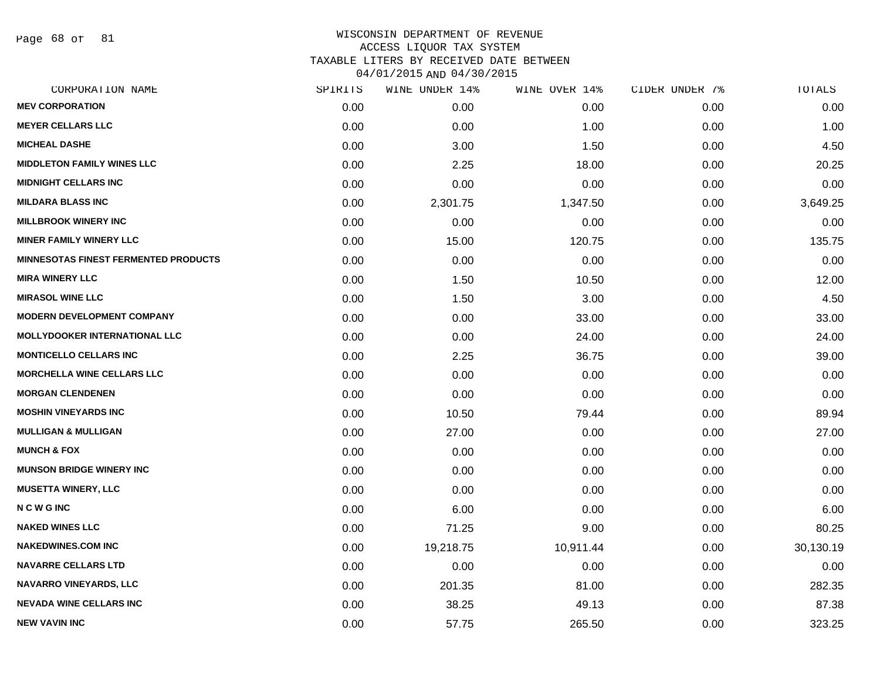# WISCONSIN DEPARTMENT OF REVENUE
## ACCESS LIQUOR TAX SYSTEM
### TAXABLE LITERS BY RECEIVED DATE BETWEEN 04/01/2015 AND 04/30/2015

| CORPORATION NAME | SPIRITS | WINE UNDER 14% | WINE OVER 14% | CIDER UNDER 7% | TOTALS |
|---|---|---|---|---|---|
| **MEV CORPORATION** | 0.00 | 0.00 | 0.00 | 0.00 | 0.00 |
| **MEYER CELLARS LLC** | 0.00 | 0.00 | 1.00 | 0.00 | 1.00 |
| **MICHEAL DASHE** | 0.00 | 3.00 | 1.50 | 0.00 | 4.50 |
| **MIDDLETON FAMILY WINES LLC** | 0.00 | 2.25 | 18.00 | 0.00 | 20.25 |
| **MIDNIGHT CELLARS INC** | 0.00 | 0.00 | 0.00 | 0.00 | 0.00 |
| **MILDARA BLASS INC** | 0.00 | 2,301.75 | 1,347.50 | 0.00 | 3,649.25 |
| **MILLBROOK WINERY INC** | 0.00 | 0.00 | 0.00 | 0.00 | 0.00 |
| **MINER FAMILY WINERY LLC** | 0.00 | 15.00 | 120.75 | 0.00 | 135.75 |
| **MINNESOTAS FINEST FERMENTED PRODUCTS** | 0.00 | 0.00 | 0.00 | 0.00 | 0.00 |
| **MIRA WINERY LLC** | 0.00 | 1.50 | 10.50 | 0.00 | 12.00 |
| **MIRASOL WINE LLC** | 0.00 | 1.50 | 3.00 | 0.00 | 4.50 |
| **MODERN DEVELOPMENT COMPANY** | 0.00 | 0.00 | 33.00 | 0.00 | 33.00 |
| **MOLLYDOOKER INTERNATIONAL LLC** | 0.00 | 0.00 | 24.00 | 0.00 | 24.00 |
| **MONTICELLO CELLARS INC** | 0.00 | 2.25 | 36.75 | 0.00 | 39.00 |
| **MORCHELLA WINE CELLARS LLC** | 0.00 | 0.00 | 0.00 | 0.00 | 0.00 |
| **MORGAN CLENDENEN** | 0.00 | 0.00 | 0.00 | 0.00 | 0.00 |
| **MOSHIN VINEYARDS INC** | 0.00 | 10.50 | 79.44 | 0.00 | 89.94 |
| **MULLIGAN & MULLIGAN** | 0.00 | 27.00 | 0.00 | 0.00 | 27.00 |
| **MUNCH & FOX** | 0.00 | 0.00 | 0.00 | 0.00 | 0.00 |
| **MUNSON BRIDGE WINERY INC** | 0.00 | 0.00 | 0.00 | 0.00 | 0.00 |
| **MUSETTA WINERY, LLC** | 0.00 | 0.00 | 0.00 | 0.00 | 0.00 |
| **N C W G INC** | 0.00 | 6.00 | 0.00 | 0.00 | 6.00 |
| **NAKED WINES LLC** | 0.00 | 71.25 | 9.00 | 0.00 | 80.25 |
| **NAKEDWINES.COM INC** | 0.00 | 19,218.75 | 10,911.44 | 0.00 | 30,130.19 |
| **NAVARRE CELLARS LTD** | 0.00 | 0.00 | 0.00 | 0.00 | 0.00 |
| **NAVARRO VINEYARDS, LLC** | 0.00 | 201.35 | 81.00 | 0.00 | 282.35 |
| **NEVADA WINE CELLARS INC** | 0.00 | 38.25 | 49.13 | 0.00 | 87.38 |
| **NEW VAVIN INC** | 0.00 | 57.75 | 265.50 | 0.00 | 323.25 |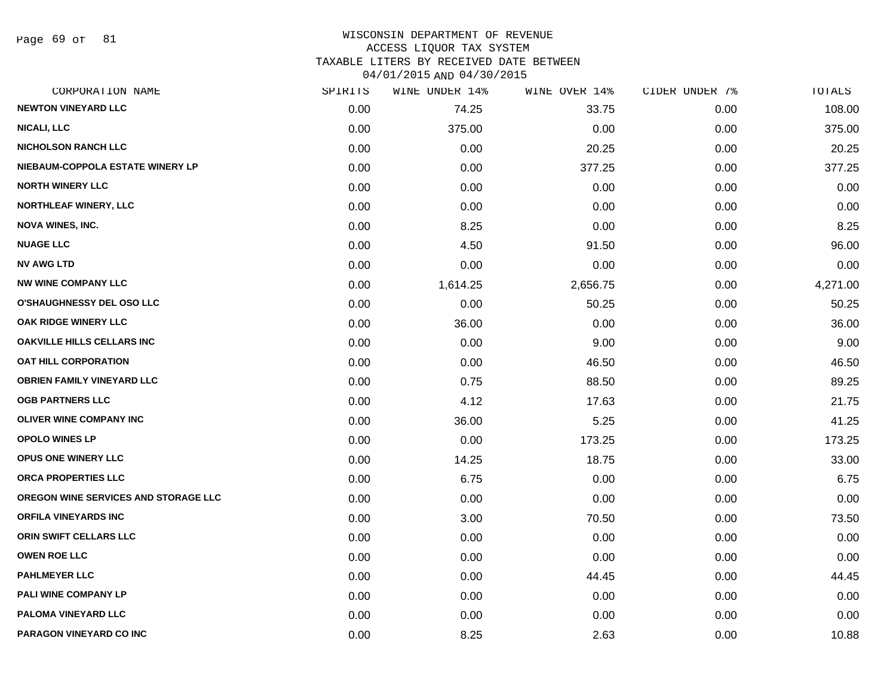WISCONSIN DEPARTMENT OF REVENUE
ACCESS LIQUOR TAX SYSTEM
TAXABLE LITERS BY RECEIVED DATE BETWEEN
04/01/2015 AND 04/30/2015

| CORPORATION NAME | SPIRITS | WINE UNDER 14% | WINE OVER 14% | CIDER UNDER 7% | TOTALS |
|---|---|---|---|---|---|
| NEWTON VINEYARD LLC | 0.00 | 74.25 | 33.75 | 0.00 | 108.00 |
| NICALI, LLC | 0.00 | 375.00 | 0.00 | 0.00 | 375.00 |
| NICHOLSON RANCH LLC | 0.00 | 0.00 | 20.25 | 0.00 | 20.25 |
| NIEBAUM-COPPOLA ESTATE WINERY LP | 0.00 | 0.00 | 377.25 | 0.00 | 377.25 |
| NORTH WINERY LLC | 0.00 | 0.00 | 0.00 | 0.00 | 0.00 |
| NORTHLEAF WINERY, LLC | 0.00 | 0.00 | 0.00 | 0.00 | 0.00 |
| NOVA WINES, INC. | 0.00 | 8.25 | 0.00 | 0.00 | 8.25 |
| NUAGE LLC | 0.00 | 4.50 | 91.50 | 0.00 | 96.00 |
| NV AWG LTD | 0.00 | 0.00 | 0.00 | 0.00 | 0.00 |
| NW WINE COMPANY LLC | 0.00 | 1,614.25 | 2,656.75 | 0.00 | 4,271.00 |
| O'SHAUGHNESSY DEL OSO LLC | 0.00 | 0.00 | 50.25 | 0.00 | 50.25 |
| OAK RIDGE WINERY LLC | 0.00 | 36.00 | 0.00 | 0.00 | 36.00 |
| OAKVILLE HILLS CELLARS INC | 0.00 | 0.00 | 9.00 | 0.00 | 9.00 |
| OAT HILL CORPORATION | 0.00 | 0.00 | 46.50 | 0.00 | 46.50 |
| OBRIEN FAMILY VINEYARD LLC | 0.00 | 0.75 | 88.50 | 0.00 | 89.25 |
| OGB PARTNERS LLC | 0.00 | 4.12 | 17.63 | 0.00 | 21.75 |
| OLIVER WINE COMPANY INC | 0.00 | 36.00 | 5.25 | 0.00 | 41.25 |
| OPOLO WINES LP | 0.00 | 0.00 | 173.25 | 0.00 | 173.25 |
| OPUS ONE WINERY LLC | 0.00 | 14.25 | 18.75 | 0.00 | 33.00 |
| ORCA PROPERTIES LLC | 0.00 | 6.75 | 0.00 | 0.00 | 6.75 |
| OREGON WINE SERVICES AND STORAGE LLC | 0.00 | 0.00 | 0.00 | 0.00 | 0.00 |
| ORFILA VINEYARDS INC | 0.00 | 3.00 | 70.50 | 0.00 | 73.50 |
| ORIN SWIFT CELLARS LLC | 0.00 | 0.00 | 0.00 | 0.00 | 0.00 |
| OWEN ROE LLC | 0.00 | 0.00 | 0.00 | 0.00 | 0.00 |
| PAHLMEYER LLC | 0.00 | 0.00 | 44.45 | 0.00 | 44.45 |
| PALI WINE COMPANY LP | 0.00 | 0.00 | 0.00 | 0.00 | 0.00 |
| PALOMA VINEYARD LLC | 0.00 | 0.00 | 0.00 | 0.00 | 0.00 |
| PARAGON VINEYARD CO INC | 0.00 | 8.25 | 2.63 | 0.00 | 10.88 |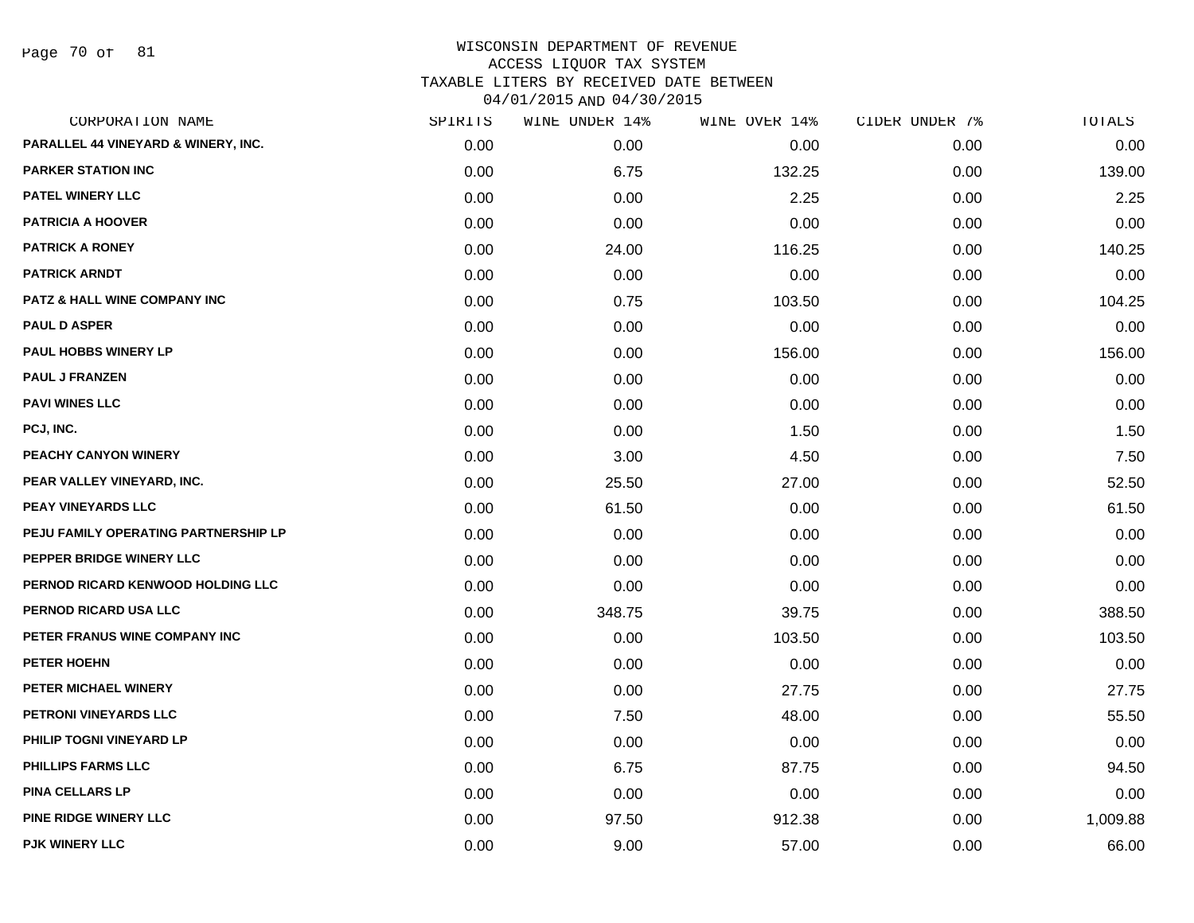WISCONSIN DEPARTMENT OF REVENUE
ACCESS LIQUOR TAX SYSTEM
TAXABLE LITERS BY RECEIVED DATE BETWEEN
04/01/2015 AND 04/30/2015

| CORPORATION NAME | SPIRITS | WINE UNDER 14% | WINE OVER 14% | CIDER UNDER 7% | TOTALS |
|---|---|---|---|---|---|
| PARALLEL 44 VINEYARD & WINERY, INC. | 0.00 | 0.00 | 0.00 | 0.00 | 0.00 |
| PARKER STATION INC | 0.00 | 6.75 | 132.25 | 0.00 | 139.00 |
| PATEL WINERY LLC | 0.00 | 0.00 | 2.25 | 0.00 | 2.25 |
| PATRICIA A HOOVER | 0.00 | 0.00 | 0.00 | 0.00 | 0.00 |
| PATRICK A RONEY | 0.00 | 24.00 | 116.25 | 0.00 | 140.25 |
| PATRICK ARNDT | 0.00 | 0.00 | 0.00 | 0.00 | 0.00 |
| PATZ & HALL WINE COMPANY INC | 0.00 | 0.75 | 103.50 | 0.00 | 104.25 |
| PAUL D ASPER | 0.00 | 0.00 | 0.00 | 0.00 | 0.00 |
| PAUL HOBBS WINERY LP | 0.00 | 0.00 | 156.00 | 0.00 | 156.00 |
| PAUL J FRANZEN | 0.00 | 0.00 | 0.00 | 0.00 | 0.00 |
| PAVI WINES LLC | 0.00 | 0.00 | 0.00 | 0.00 | 0.00 |
| PCJ, INC. | 0.00 | 0.00 | 1.50 | 0.00 | 1.50 |
| PEACHY CANYON WINERY | 0.00 | 3.00 | 4.50 | 0.00 | 7.50 |
| PEAR VALLEY VINEYARD, INC. | 0.00 | 25.50 | 27.00 | 0.00 | 52.50 |
| PEAY VINEYARDS LLC | 0.00 | 61.50 | 0.00 | 0.00 | 61.50 |
| PEJU FAMILY OPERATING PARTNERSHIP LP | 0.00 | 0.00 | 0.00 | 0.00 | 0.00 |
| PEPPER BRIDGE WINERY LLC | 0.00 | 0.00 | 0.00 | 0.00 | 0.00 |
| PERNOD RICARD KENWOOD HOLDING LLC | 0.00 | 0.00 | 0.00 | 0.00 | 0.00 |
| PERNOD RICARD USA LLC | 0.00 | 348.75 | 39.75 | 0.00 | 388.50 |
| PETER FRANUS WINE COMPANY INC | 0.00 | 0.00 | 103.50 | 0.00 | 103.50 |
| PETER HOEHN | 0.00 | 0.00 | 0.00 | 0.00 | 0.00 |
| PETER MICHAEL WINERY | 0.00 | 0.00 | 27.75 | 0.00 | 27.75 |
| PETRONI VINEYARDS LLC | 0.00 | 7.50 | 48.00 | 0.00 | 55.50 |
| PHILIP TOGNI VINEYARD LP | 0.00 | 0.00 | 0.00 | 0.00 | 0.00 |
| PHILLIPS FARMS LLC | 0.00 | 6.75 | 87.75 | 0.00 | 94.50 |
| PINA CELLARS LP | 0.00 | 0.00 | 0.00 | 0.00 | 0.00 |
| PINE RIDGE WINERY LLC | 0.00 | 97.50 | 912.38 | 0.00 | 1,009.88 |
| PJK WINERY LLC | 0.00 | 9.00 | 57.00 | 0.00 | 66.00 |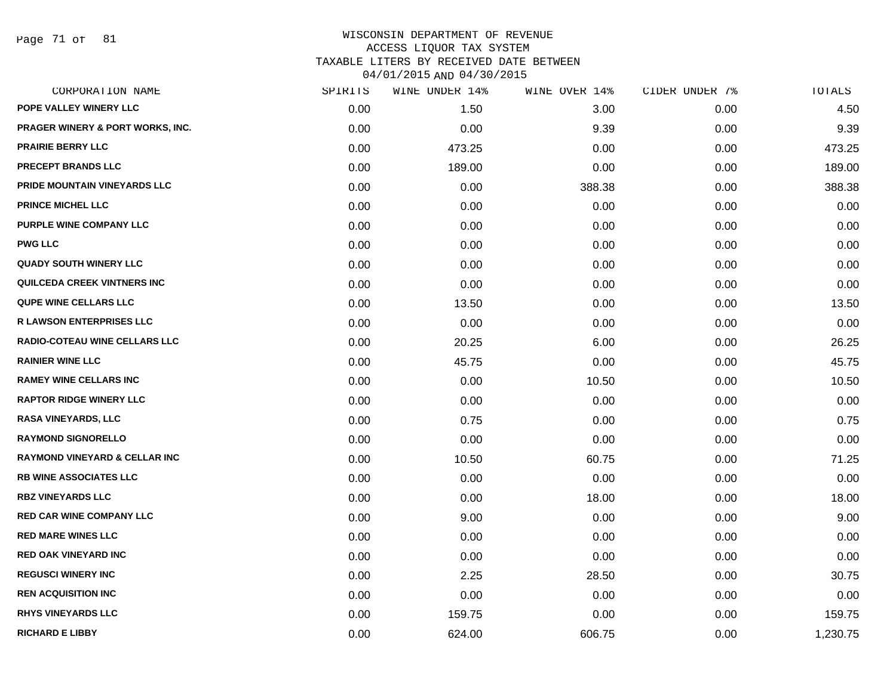# WISCONSIN DEPARTMENT OF REVENUE
## ACCESS LIQUOR TAX SYSTEM
## TAXABLE LITERS BY RECEIVED DATE BETWEEN 04/01/2015 AND 04/30/2015

| CORPORATION NAME | SPIRITS | WINE UNDER 14% | WINE OVER 14% | CIDER UNDER 7% | TOTALS |
|---|---|---|---|---|---|
| POPE VALLEY WINERY LLC | 0.00 | 1.50 | 3.00 | 0.00 | 4.50 |
| PRAGER WINERY & PORT WORKS, INC. | 0.00 | 0.00 | 9.39 | 0.00 | 9.39 |
| PRAIRIE BERRY LLC | 0.00 | 473.25 | 0.00 | 0.00 | 473.25 |
| PRECEPT BRANDS LLC | 0.00 | 189.00 | 0.00 | 0.00 | 189.00 |
| PRIDE MOUNTAIN VINEYARDS LLC | 0.00 | 0.00 | 388.38 | 0.00 | 388.38 |
| PRINCE MICHEL LLC | 0.00 | 0.00 | 0.00 | 0.00 | 0.00 |
| PURPLE WINE COMPANY LLC | 0.00 | 0.00 | 0.00 | 0.00 | 0.00 |
| PWG LLC | 0.00 | 0.00 | 0.00 | 0.00 | 0.00 |
| QUADY SOUTH WINERY LLC | 0.00 | 0.00 | 0.00 | 0.00 | 0.00 |
| QUILCEDA CREEK VINTNERS INC | 0.00 | 0.00 | 0.00 | 0.00 | 0.00 |
| QUPE WINE CELLARS LLC | 0.00 | 13.50 | 0.00 | 0.00 | 13.50 |
| R LAWSON ENTERPRISES LLC | 0.00 | 0.00 | 0.00 | 0.00 | 0.00 |
| RADIO-COTEAU WINE CELLARS LLC | 0.00 | 20.25 | 6.00 | 0.00 | 26.25 |
| RAINIER WINE LLC | 0.00 | 45.75 | 0.00 | 0.00 | 45.75 |
| RAMEY WINE CELLARS INC | 0.00 | 0.00 | 10.50 | 0.00 | 10.50 |
| RAPTOR RIDGE WINERY LLC | 0.00 | 0.00 | 0.00 | 0.00 | 0.00 |
| RASA VINEYARDS, LLC | 0.00 | 0.75 | 0.00 | 0.00 | 0.75 |
| RAYMOND SIGNORELLO | 0.00 | 0.00 | 0.00 | 0.00 | 0.00 |
| RAYMOND VINEYARD & CELLAR INC | 0.00 | 10.50 | 60.75 | 0.00 | 71.25 |
| RB WINE ASSOCIATES LLC | 0.00 | 0.00 | 0.00 | 0.00 | 0.00 |
| RBZ VINEYARDS LLC | 0.00 | 0.00 | 18.00 | 0.00 | 18.00 |
| RED CAR WINE COMPANY LLC | 0.00 | 9.00 | 0.00 | 0.00 | 9.00 |
| RED MARE WINES LLC | 0.00 | 0.00 | 0.00 | 0.00 | 0.00 |
| RED OAK VINEYARD INC | 0.00 | 0.00 | 0.00 | 0.00 | 0.00 |
| REGUSCI WINERY INC | 0.00 | 2.25 | 28.50 | 0.00 | 30.75 |
| REN ACQUISITION INC | 0.00 | 0.00 | 0.00 | 0.00 | 0.00 |
| RHYS VINEYARDS LLC | 0.00 | 159.75 | 0.00 | 0.00 | 159.75 |
| RICHARD E LIBBY | 0.00 | 624.00 | 606.75 | 0.00 | 1,230.75 |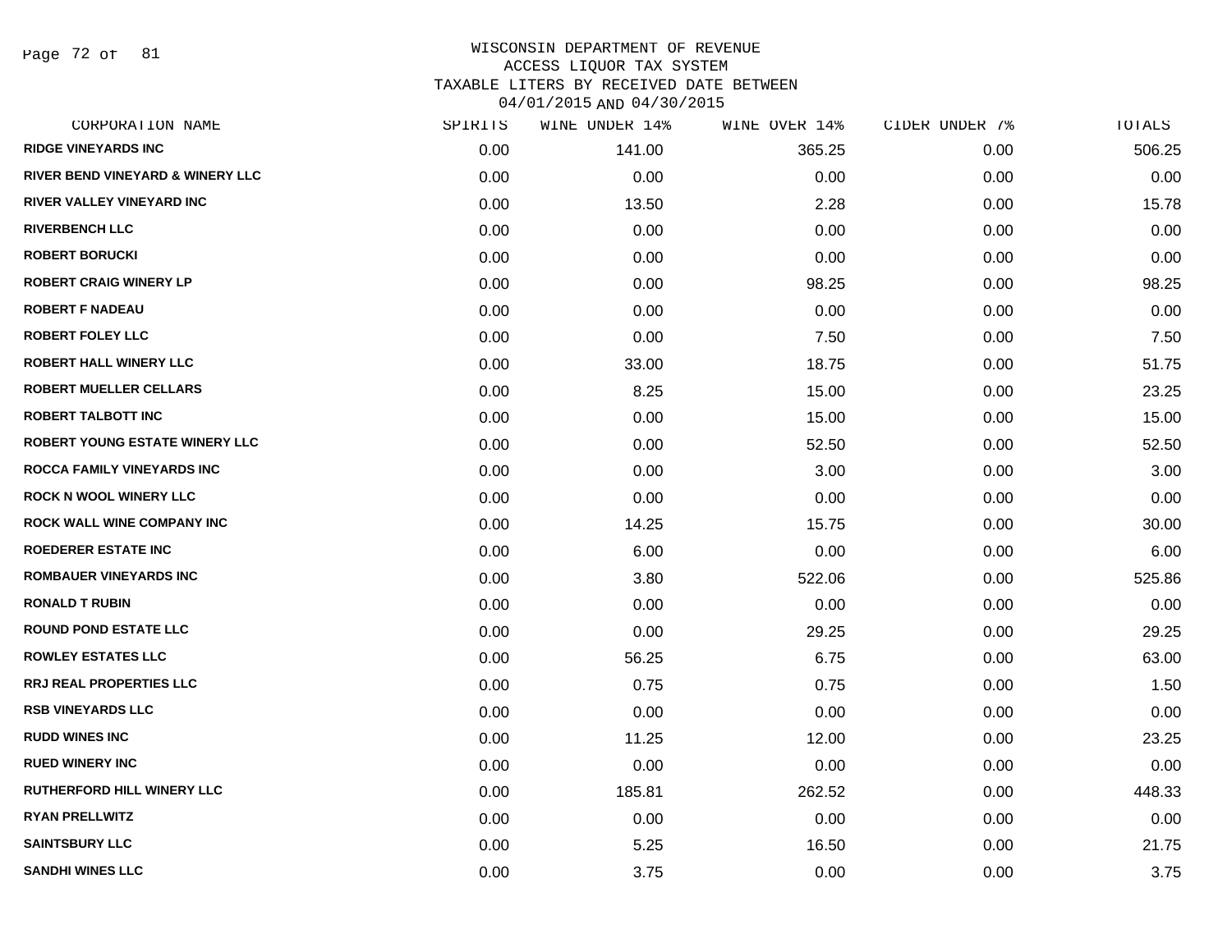WISCONSIN DEPARTMENT OF REVENUE
ACCESS LIQUOR TAX SYSTEM
TAXABLE LITERS BY RECEIVED DATE BETWEEN
04/01/2015 AND 04/30/2015

| CORPORATION NAME | SPIRITS | WINE UNDER 14% | WINE OVER 14% | CIDER UNDER 7% | TOTALS |
|---|---|---|---|---|---|
| RIDGE VINEYARDS INC | 0.00 | 141.00 | 365.25 | 0.00 | 506.25 |
| RIVER BEND VINEYARD & WINERY LLC | 0.00 | 0.00 | 0.00 | 0.00 | 0.00 |
| RIVER VALLEY VINEYARD INC | 0.00 | 13.50 | 2.28 | 0.00 | 15.78 |
| RIVERBENCH LLC | 0.00 | 0.00 | 0.00 | 0.00 | 0.00 |
| ROBERT BORUCKI | 0.00 | 0.00 | 0.00 | 0.00 | 0.00 |
| ROBERT CRAIG WINERY LP | 0.00 | 0.00 | 98.25 | 0.00 | 98.25 |
| ROBERT F NADEAU | 0.00 | 0.00 | 0.00 | 0.00 | 0.00 |
| ROBERT FOLEY LLC | 0.00 | 0.00 | 7.50 | 0.00 | 7.50 |
| ROBERT HALL WINERY LLC | 0.00 | 33.00 | 18.75 | 0.00 | 51.75 |
| ROBERT MUELLER CELLARS | 0.00 | 8.25 | 15.00 | 0.00 | 23.25 |
| ROBERT TALBOTT INC | 0.00 | 0.00 | 15.00 | 0.00 | 15.00 |
| ROBERT YOUNG ESTATE WINERY LLC | 0.00 | 0.00 | 52.50 | 0.00 | 52.50 |
| ROCCA FAMILY VINEYARDS INC | 0.00 | 0.00 | 3.00 | 0.00 | 3.00 |
| ROCK N WOOL WINERY LLC | 0.00 | 0.00 | 0.00 | 0.00 | 0.00 |
| ROCK WALL WINE COMPANY INC | 0.00 | 14.25 | 15.75 | 0.00 | 30.00 |
| ROEDERER ESTATE INC | 0.00 | 6.00 | 0.00 | 0.00 | 6.00 |
| ROMBAUER VINEYARDS INC | 0.00 | 3.80 | 522.06 | 0.00 | 525.86 |
| RONALD T RUBIN | 0.00 | 0.00 | 0.00 | 0.00 | 0.00 |
| ROUND POND ESTATE LLC | 0.00 | 0.00 | 29.25 | 0.00 | 29.25 |
| ROWLEY ESTATES LLC | 0.00 | 56.25 | 6.75 | 0.00 | 63.00 |
| RRJ REAL PROPERTIES LLC | 0.00 | 0.75 | 0.75 | 0.00 | 1.50 |
| RSB VINEYARDS LLC | 0.00 | 0.00 | 0.00 | 0.00 | 0.00 |
| RUDD WINES INC | 0.00 | 11.25 | 12.00 | 0.00 | 23.25 |
| RUED WINERY INC | 0.00 | 0.00 | 0.00 | 0.00 | 0.00 |
| RUTHERFORD HILL WINERY LLC | 0.00 | 185.81 | 262.52 | 0.00 | 448.33 |
| RYAN PRELLWITZ | 0.00 | 0.00 | 0.00 | 0.00 | 0.00 |
| SAINTSBURY LLC | 0.00 | 5.25 | 16.50 | 0.00 | 21.75 |
| SANDHI WINES LLC | 0.00 | 3.75 | 0.00 | 0.00 | 3.75 |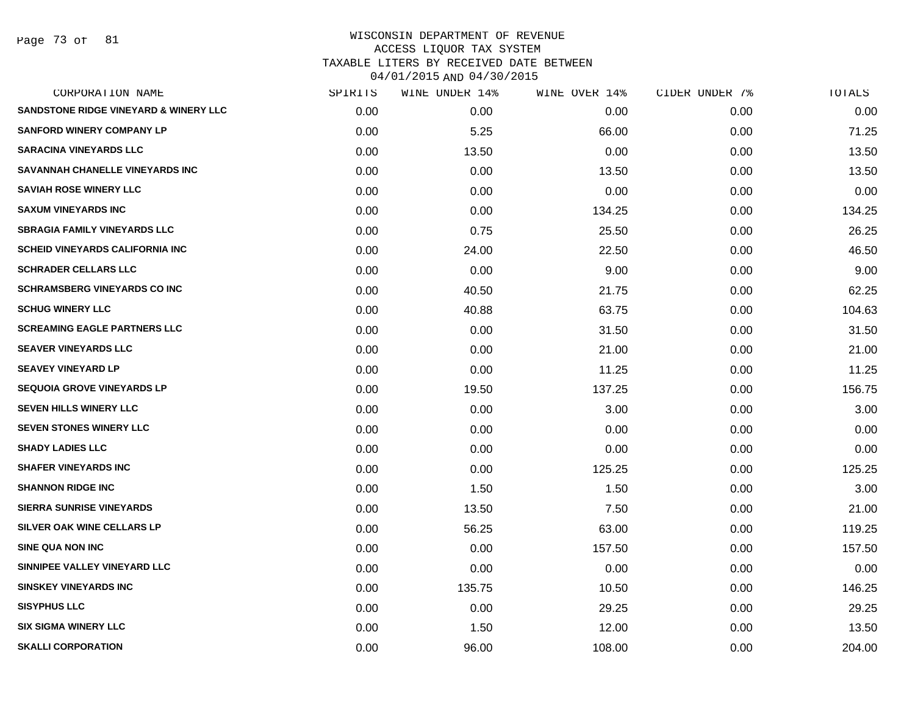# WISCONSIN DEPARTMENT OF REVENUE
## ACCESS LIQUOR TAX SYSTEM
## TAXABLE LITERS BY RECEIVED DATE BETWEEN 04/01/2015 AND 04/30/2015

| CORPORATION NAME | SPIRITS | WINE UNDER 14% | WINE OVER 14% | CIDER UNDER 7% | TOTALS |
|---|---|---|---|---|---|
| SANDSTONE RIDGE VINEYARD & WINERY LLC | 0.00 | 0.00 | 0.00 | 0.00 | 0.00 |
| SANFORD WINERY COMPANY LP | 0.00 | 5.25 | 66.00 | 0.00 | 71.25 |
| SARACINA VINEYARDS LLC | 0.00 | 13.50 | 0.00 | 0.00 | 13.50 |
| SAVANNAH CHANELLE VINEYARDS INC | 0.00 | 0.00 | 13.50 | 0.00 | 13.50 |
| SAVIAH ROSE WINERY LLC | 0.00 | 0.00 | 0.00 | 0.00 | 0.00 |
| SAXUM VINEYARDS INC | 0.00 | 0.00 | 134.25 | 0.00 | 134.25 |
| SBRAGIA FAMILY VINEYARDS LLC | 0.00 | 0.75 | 25.50 | 0.00 | 26.25 |
| SCHEID VINEYARDS CALIFORNIA INC | 0.00 | 24.00 | 22.50 | 0.00 | 46.50 |
| SCHRADER CELLARS LLC | 0.00 | 0.00 | 9.00 | 0.00 | 9.00 |
| SCHRAMSBERG VINEYARDS CO INC | 0.00 | 40.50 | 21.75 | 0.00 | 62.25 |
| SCHUG WINERY LLC | 0.00 | 40.88 | 63.75 | 0.00 | 104.63 |
| SCREAMING EAGLE PARTNERS LLC | 0.00 | 0.00 | 31.50 | 0.00 | 31.50 |
| SEAVER VINEYARDS LLC | 0.00 | 0.00 | 21.00 | 0.00 | 21.00 |
| SEAVEY VINEYARD LP | 0.00 | 0.00 | 11.25 | 0.00 | 11.25 |
| SEQUOIA GROVE VINEYARDS LP | 0.00 | 19.50 | 137.25 | 0.00 | 156.75 |
| SEVEN HILLS WINERY LLC | 0.00 | 0.00 | 3.00 | 0.00 | 3.00 |
| SEVEN STONES WINERY LLC | 0.00 | 0.00 | 0.00 | 0.00 | 0.00 |
| SHADY LADIES LLC | 0.00 | 0.00 | 0.00 | 0.00 | 0.00 |
| SHAFER VINEYARDS INC | 0.00 | 0.00 | 125.25 | 0.00 | 125.25 |
| SHANNON RIDGE INC | 0.00 | 1.50 | 1.50 | 0.00 | 3.00 |
| SIERRA SUNRISE VINEYARDS | 0.00 | 13.50 | 7.50 | 0.00 | 21.00 |
| SILVER OAK WINE CELLARS LP | 0.00 | 56.25 | 63.00 | 0.00 | 119.25 |
| SINE QUA NON INC | 0.00 | 0.00 | 157.50 | 0.00 | 157.50 |
| SINNIPEE VALLEY VINEYARD LLC | 0.00 | 0.00 | 0.00 | 0.00 | 0.00 |
| SINSKEY VINEYARDS INC | 0.00 | 135.75 | 10.50 | 0.00 | 146.25 |
| SISYPHUS LLC | 0.00 | 0.00 | 29.25 | 0.00 | 29.25 |
| SIX SIGMA WINERY LLC | 0.00 | 1.50 | 12.00 | 0.00 | 13.50 |
| SKALLI CORPORATION | 0.00 | 96.00 | 108.00 | 0.00 | 204.00 |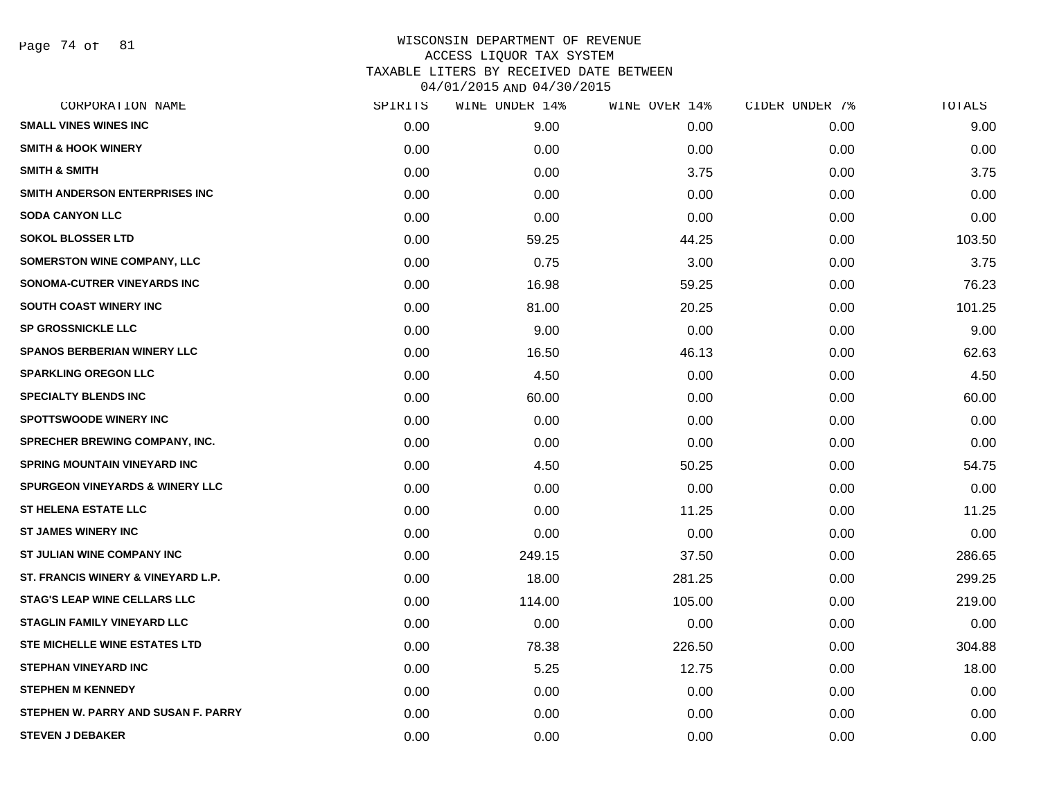# WISCONSIN DEPARTMENT OF REVENUE
## ACCESS LIQUOR TAX SYSTEM
### TAXABLE LITERS BY RECEIVED DATE BETWEEN 04/01/2015 AND 04/30/2015

| CORPORATION NAME | SPIRITS | WINE UNDER 14% | WINE OVER 14% | CIDER UNDER 7% | TOTALS |
|---|---|---|---|---|---|
| SMALL VINES WINES INC | 0.00 | 9.00 | 0.00 | 0.00 | 9.00 |
| SMITH & HOOK WINERY | 0.00 | 0.00 | 0.00 | 0.00 | 0.00 |
| SMITH & SMITH | 0.00 | 0.00 | 3.75 | 0.00 | 3.75 |
| SMITH ANDERSON ENTERPRISES INC | 0.00 | 0.00 | 0.00 | 0.00 | 0.00 |
| SODA CANYON LLC | 0.00 | 0.00 | 0.00 | 0.00 | 0.00 |
| SOKOL BLOSSER LTD | 0.00 | 59.25 | 44.25 | 0.00 | 103.50 |
| SOMERSTON WINE COMPANY, LLC | 0.00 | 0.75 | 3.00 | 0.00 | 3.75 |
| SONOMA-CUTRER VINEYARDS INC | 0.00 | 16.98 | 59.25 | 0.00 | 76.23 |
| SOUTH COAST WINERY INC | 0.00 | 81.00 | 20.25 | 0.00 | 101.25 |
| SP GROSSNICKLE LLC | 0.00 | 9.00 | 0.00 | 0.00 | 9.00 |
| SPANOS BERBERIAN WINERY LLC | 0.00 | 16.50 | 46.13 | 0.00 | 62.63 |
| SPARKLING OREGON LLC | 0.00 | 4.50 | 0.00 | 0.00 | 4.50 |
| SPECIALTY BLENDS INC | 0.00 | 60.00 | 0.00 | 0.00 | 60.00 |
| SPOTTSWOODE WINERY INC | 0.00 | 0.00 | 0.00 | 0.00 | 0.00 |
| SPRECHER BREWING COMPANY, INC. | 0.00 | 0.00 | 0.00 | 0.00 | 0.00 |
| SPRING MOUNTAIN VINEYARD INC | 0.00 | 4.50 | 50.25 | 0.00 | 54.75 |
| SPURGEON VINEYARDS & WINERY LLC | 0.00 | 0.00 | 0.00 | 0.00 | 0.00 |
| ST HELENA ESTATE LLC | 0.00 | 0.00 | 11.25 | 0.00 | 11.25 |
| ST JAMES WINERY INC | 0.00 | 0.00 | 0.00 | 0.00 | 0.00 |
| ST JULIAN WINE COMPANY INC | 0.00 | 249.15 | 37.50 | 0.00 | 286.65 |
| ST. FRANCIS WINERY & VINEYARD L.P. | 0.00 | 18.00 | 281.25 | 0.00 | 299.25 |
| STAG'S LEAP WINE CELLARS LLC | 0.00 | 114.00 | 105.00 | 0.00 | 219.00 |
| STAGLIN FAMILY VINEYARD LLC | 0.00 | 0.00 | 0.00 | 0.00 | 0.00 |
| STE MICHELLE WINE ESTATES LTD | 0.00 | 78.38 | 226.50 | 0.00 | 304.88 |
| STEPHAN VINEYARD INC | 0.00 | 5.25 | 12.75 | 0.00 | 18.00 |
| STEPHEN M KENNEDY | 0.00 | 0.00 | 0.00 | 0.00 | 0.00 |
| STEPHEN W. PARRY AND SUSAN F. PARRY | 0.00 | 0.00 | 0.00 | 0.00 | 0.00 |
| STEVEN J DEBAKER | 0.00 | 0.00 | 0.00 | 0.00 | 0.00 |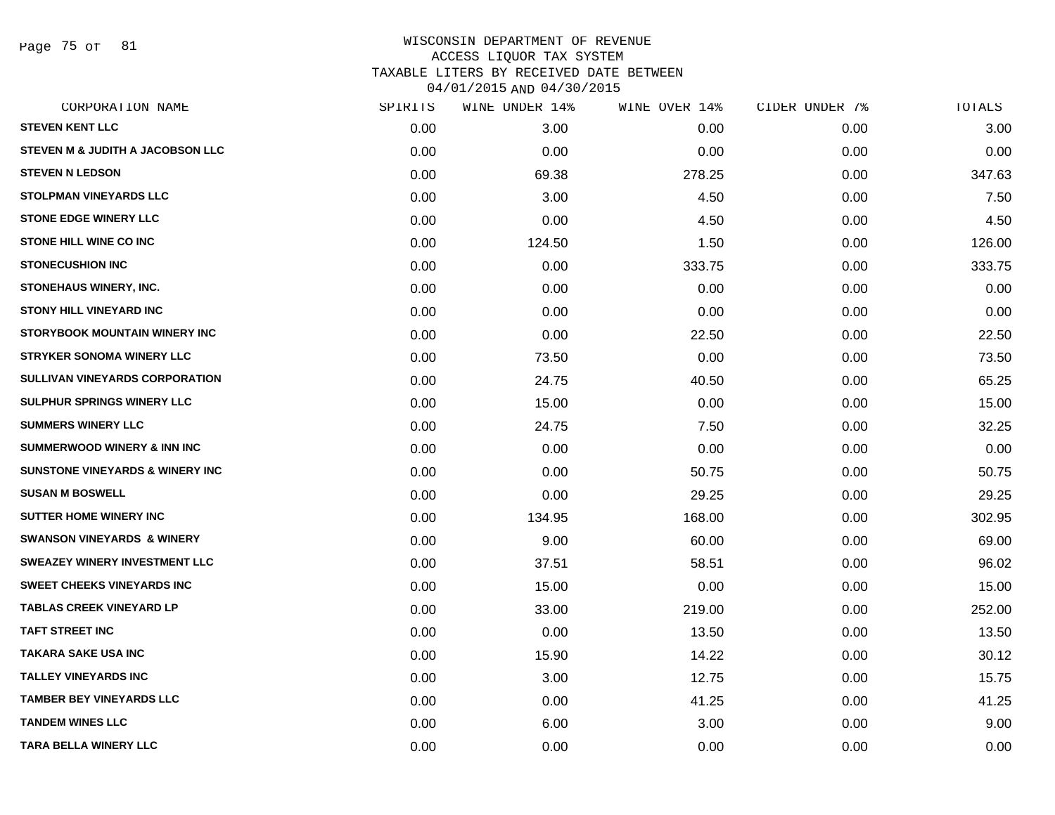WISCONSIN DEPARTMENT OF REVENUE
ACCESS LIQUOR TAX SYSTEM
TAXABLE LITERS BY RECEIVED DATE BETWEEN
04/01/2015 AND 04/30/2015

| CORPORATION NAME | SPIRITS | WINE UNDER 14% | WINE OVER 14% | CIDER UNDER 7% | TOTALS |
|---|---|---|---|---|---|
| STEVEN KENT LLC | 0.00 | 3.00 | 0.00 | 0.00 | 3.00 |
| STEVEN M & JUDITH A JACOBSON LLC | 0.00 | 0.00 | 0.00 | 0.00 | 0.00 |
| STEVEN N LEDSON | 0.00 | 69.38 | 278.25 | 0.00 | 347.63 |
| STOLPMAN VINEYARDS LLC | 0.00 | 3.00 | 4.50 | 0.00 | 7.50 |
| STONE EDGE WINERY LLC | 0.00 | 0.00 | 4.50 | 0.00 | 4.50 |
| STONE HILL WINE CO INC | 0.00 | 124.50 | 1.50 | 0.00 | 126.00 |
| STONECUSHION INC | 0.00 | 0.00 | 333.75 | 0.00 | 333.75 |
| STONEHAUS WINERY, INC. | 0.00 | 0.00 | 0.00 | 0.00 | 0.00 |
| STONY HILL VINEYARD INC | 0.00 | 0.00 | 0.00 | 0.00 | 0.00 |
| STORYBOOK MOUNTAIN WINERY INC | 0.00 | 0.00 | 22.50 | 0.00 | 22.50 |
| STRYKER SONOMA WINERY LLC | 0.00 | 73.50 | 0.00 | 0.00 | 73.50 |
| SULLIVAN VINEYARDS CORPORATION | 0.00 | 24.75 | 40.50 | 0.00 | 65.25 |
| SULPHUR SPRINGS WINERY LLC | 0.00 | 15.00 | 0.00 | 0.00 | 15.00 |
| SUMMERS WINERY LLC | 0.00 | 24.75 | 7.50 | 0.00 | 32.25 |
| SUMMERWOOD WINERY & INN INC | 0.00 | 0.00 | 0.00 | 0.00 | 0.00 |
| SUNSTONE VINEYARDS & WINERY INC | 0.00 | 0.00 | 50.75 | 0.00 | 50.75 |
| SUSAN M BOSWELL | 0.00 | 0.00 | 29.25 | 0.00 | 29.25 |
| SUTTER HOME WINERY INC | 0.00 | 134.95 | 168.00 | 0.00 | 302.95 |
| SWANSON VINEYARDS & WINERY | 0.00 | 9.00 | 60.00 | 0.00 | 69.00 |
| SWEAZEY WINERY INVESTMENT LLC | 0.00 | 37.51 | 58.51 | 0.00 | 96.02 |
| SWEET CHEEKS VINEYARDS INC | 0.00 | 15.00 | 0.00 | 0.00 | 15.00 |
| TABLAS CREEK VINEYARD LP | 0.00 | 33.00 | 219.00 | 0.00 | 252.00 |
| TAFT STREET INC | 0.00 | 0.00 | 13.50 | 0.00 | 13.50 |
| TAKARA SAKE USA INC | 0.00 | 15.90 | 14.22 | 0.00 | 30.12 |
| TALLEY VINEYARDS INC | 0.00 | 3.00 | 12.75 | 0.00 | 15.75 |
| TAMBER BEY VINEYARDS LLC | 0.00 | 0.00 | 41.25 | 0.00 | 41.25 |
| TANDEM WINES LLC | 0.00 | 6.00 | 3.00 | 0.00 | 9.00 |
| TARA BELLA WINERY LLC | 0.00 | 0.00 | 0.00 | 0.00 | 0.00 |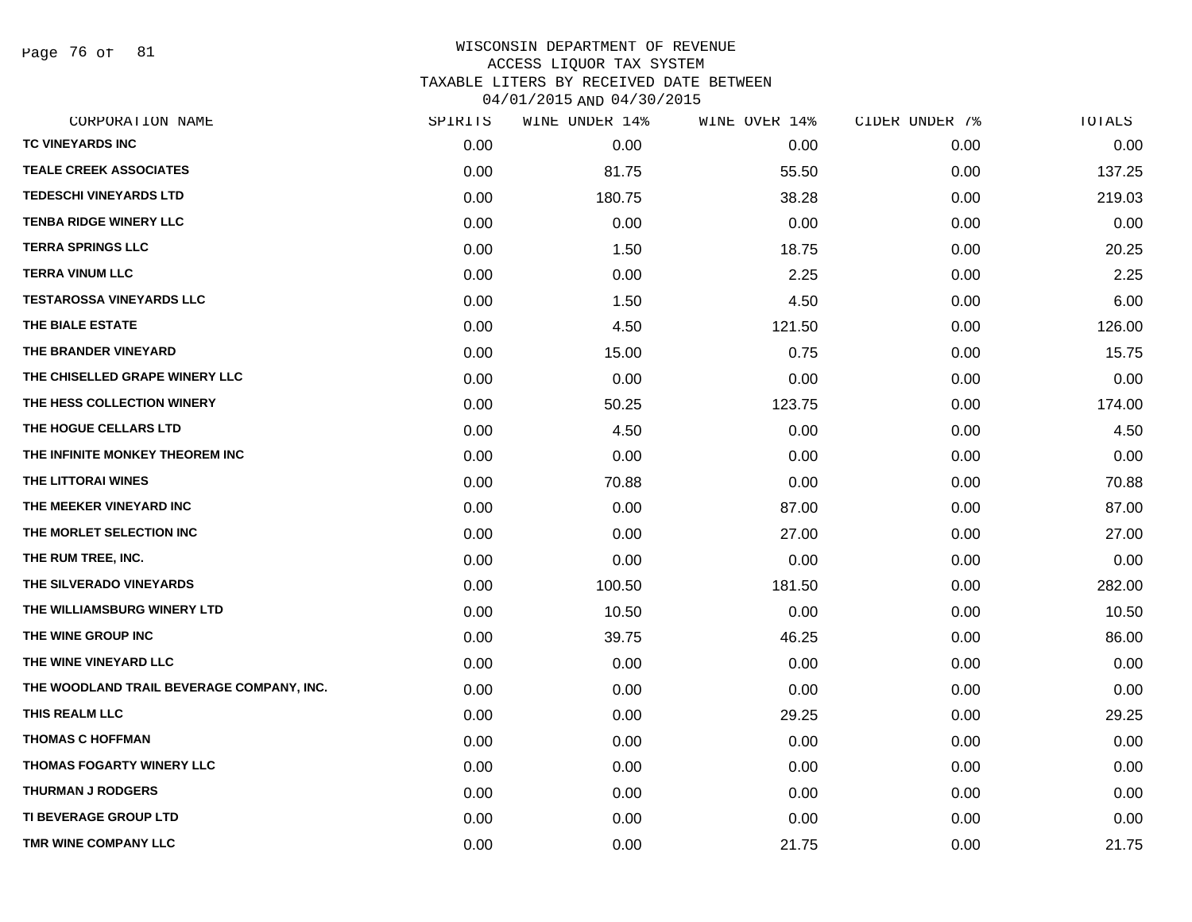# WISCONSIN DEPARTMENT OF REVENUE
## ACCESS LIQUOR TAX SYSTEM
## TAXABLE LITERS BY RECEIVED DATE BETWEEN 04/01/2015 AND 04/30/2015

| CORPORATION NAME | SPIRITS | WINE UNDER 14% | WINE OVER 14% | CIDER UNDER 7% | TOTALS |
|---|---|---|---|---|---|
| TC VINEYARDS INC | 0.00 | 0.00 | 0.00 | 0.00 | 0.00 |
| TEALE CREEK ASSOCIATES | 0.00 | 81.75 | 55.50 | 0.00 | 137.25 |
| TEDESCHI VINEYARDS LTD | 0.00 | 180.75 | 38.28 | 0.00 | 219.03 |
| TENBA RIDGE WINERY LLC | 0.00 | 0.00 | 0.00 | 0.00 | 0.00 |
| TERRA SPRINGS LLC | 0.00 | 1.50 | 18.75 | 0.00 | 20.25 |
| TERRA VINUM LLC | 0.00 | 0.00 | 2.25 | 0.00 | 2.25 |
| TESTAROSSA VINEYARDS LLC | 0.00 | 1.50 | 4.50 | 0.00 | 6.00 |
| THE BIALE ESTATE | 0.00 | 4.50 | 121.50 | 0.00 | 126.00 |
| THE BRANDER VINEYARD | 0.00 | 15.00 | 0.75 | 0.00 | 15.75 |
| THE CHISELLED GRAPE WINERY LLC | 0.00 | 0.00 | 0.00 | 0.00 | 0.00 |
| THE HESS COLLECTION WINERY | 0.00 | 50.25 | 123.75 | 0.00 | 174.00 |
| THE HOGUE CELLARS LTD | 0.00 | 4.50 | 0.00 | 0.00 | 4.50 |
| THE INFINITE MONKEY THEOREM INC | 0.00 | 0.00 | 0.00 | 0.00 | 0.00 |
| THE LITTORAI WINES | 0.00 | 70.88 | 0.00 | 0.00 | 70.88 |
| THE MEEKER VINEYARD INC | 0.00 | 0.00 | 87.00 | 0.00 | 87.00 |
| THE MORLET SELECTION INC | 0.00 | 0.00 | 27.00 | 0.00 | 27.00 |
| THE RUM TREE, INC. | 0.00 | 0.00 | 0.00 | 0.00 | 0.00 |
| THE SILVERADO VINEYARDS | 0.00 | 100.50 | 181.50 | 0.00 | 282.00 |
| THE WILLIAMSBURG WINERY LTD | 0.00 | 10.50 | 0.00 | 0.00 | 10.50 |
| THE WINE GROUP INC | 0.00 | 39.75 | 46.25 | 0.00 | 86.00 |
| THE WINE VINEYARD LLC | 0.00 | 0.00 | 0.00 | 0.00 | 0.00 |
| THE WOODLAND TRAIL BEVERAGE COMPANY, INC. | 0.00 | 0.00 | 0.00 | 0.00 | 0.00 |
| THIS REALM LLC | 0.00 | 0.00 | 29.25 | 0.00 | 29.25 |
| THOMAS C HOFFMAN | 0.00 | 0.00 | 0.00 | 0.00 | 0.00 |
| THOMAS FOGARTY WINERY LLC | 0.00 | 0.00 | 0.00 | 0.00 | 0.00 |
| THURMAN J RODGERS | 0.00 | 0.00 | 0.00 | 0.00 | 0.00 |
| TI BEVERAGE GROUP LTD | 0.00 | 0.00 | 0.00 | 0.00 | 0.00 |
| TMR WINE COMPANY LLC | 0.00 | 0.00 | 21.75 | 0.00 | 21.75 |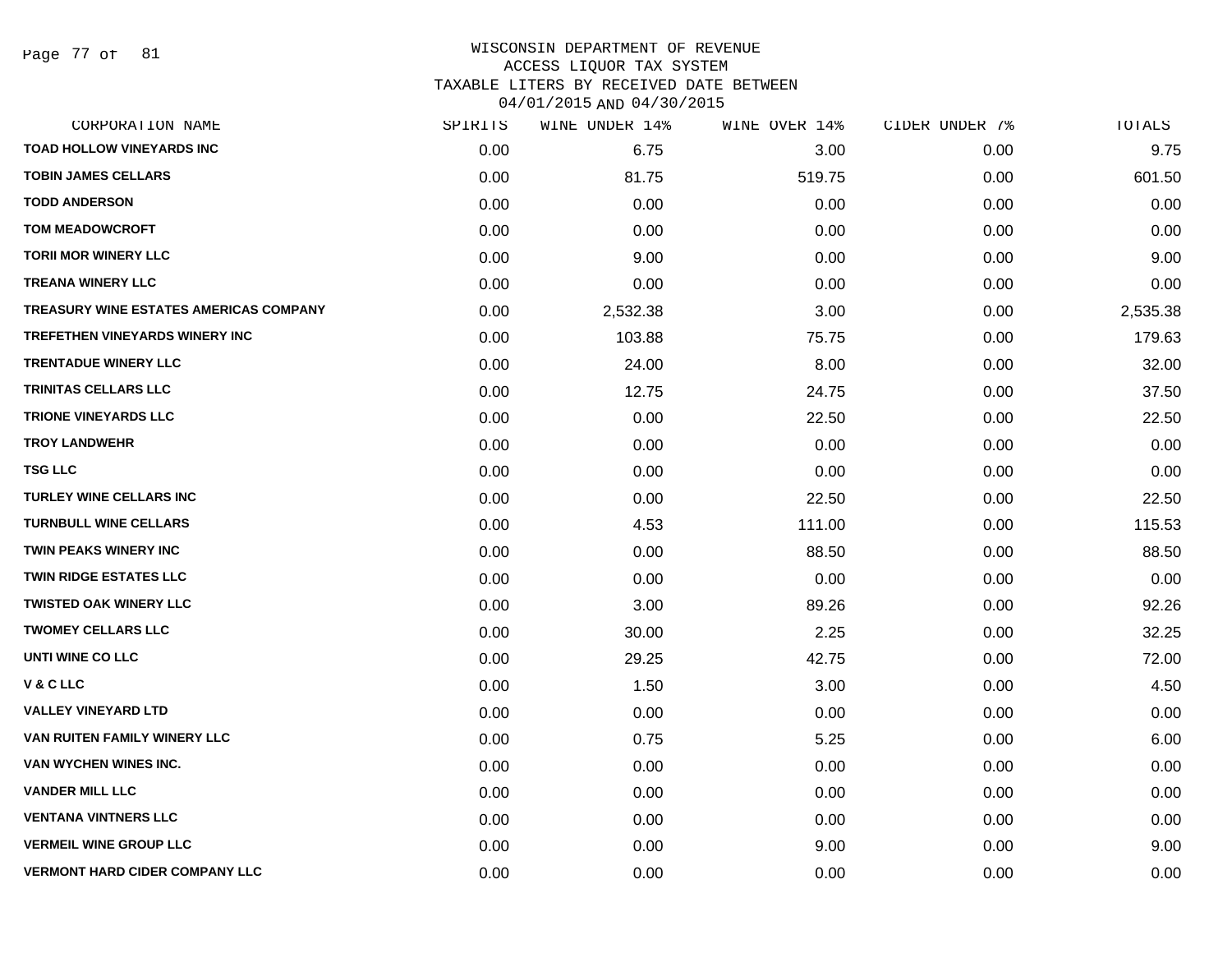WISCONSIN DEPARTMENT OF REVENUE
ACCESS LIQUOR TAX SYSTEM
TAXABLE LITERS BY RECEIVED DATE BETWEEN
04/01/2015 AND 04/30/2015

| CORPORATION NAME | SPIRITS | WINE UNDER 14% | WINE OVER 14% | CIDER UNDER 7% | TOTALS |
|---|---|---|---|---|---|
| TOAD HOLLOW VINEYARDS INC | 0.00 | 6.75 | 3.00 | 0.00 | 9.75 |
| TOBIN JAMES CELLARS | 0.00 | 81.75 | 519.75 | 0.00 | 601.50 |
| TODD ANDERSON | 0.00 | 0.00 | 0.00 | 0.00 | 0.00 |
| TOM MEADOWCROFT | 0.00 | 0.00 | 0.00 | 0.00 | 0.00 |
| TORII MOR WINERY LLC | 0.00 | 9.00 | 0.00 | 0.00 | 9.00 |
| TREANA WINERY LLC | 0.00 | 0.00 | 0.00 | 0.00 | 0.00 |
| TREASURY WINE ESTATES AMERICAS COMPANY | 0.00 | 2,532.38 | 3.00 | 0.00 | 2,535.38 |
| TREFETHEN VINEYARDS WINERY INC | 0.00 | 103.88 | 75.75 | 0.00 | 179.63 |
| TRENTADUE WINERY LLC | 0.00 | 24.00 | 8.00 | 0.00 | 32.00 |
| TRINITAS CELLARS LLC | 0.00 | 12.75 | 24.75 | 0.00 | 37.50 |
| TRIONE VINEYARDS LLC | 0.00 | 0.00 | 22.50 | 0.00 | 22.50 |
| TROY LANDWEHR | 0.00 | 0.00 | 0.00 | 0.00 | 0.00 |
| TSG LLC | 0.00 | 0.00 | 0.00 | 0.00 | 0.00 |
| TURLEY WINE CELLARS INC | 0.00 | 0.00 | 22.50 | 0.00 | 22.50 |
| TURNBULL WINE CELLARS | 0.00 | 4.53 | 111.00 | 0.00 | 115.53 |
| TWIN PEAKS WINERY INC | 0.00 | 0.00 | 88.50 | 0.00 | 88.50 |
| TWIN RIDGE ESTATES LLC | 0.00 | 0.00 | 0.00 | 0.00 | 0.00 |
| TWISTED OAK WINERY LLC | 0.00 | 3.00 | 89.26 | 0.00 | 92.26 |
| TWOMEY CELLARS LLC | 0.00 | 30.00 | 2.25 | 0.00 | 32.25 |
| UNTI WINE CO LLC | 0.00 | 29.25 | 42.75 | 0.00 | 72.00 |
| V & C LLC | 0.00 | 1.50 | 3.00 | 0.00 | 4.50 |
| VALLEY VINEYARD LTD | 0.00 | 0.00 | 0.00 | 0.00 | 0.00 |
| VAN RUITEN FAMILY WINERY LLC | 0.00 | 0.75 | 5.25 | 0.00 | 6.00 |
| VAN WYCHEN WINES INC. | 0.00 | 0.00 | 0.00 | 0.00 | 0.00 |
| VANDER MILL LLC | 0.00 | 0.00 | 0.00 | 0.00 | 0.00 |
| VENTANA VINTNERS LLC | 0.00 | 0.00 | 0.00 | 0.00 | 0.00 |
| VERMEIL WINE GROUP LLC | 0.00 | 0.00 | 9.00 | 0.00 | 9.00 |
| VERMONT HARD CIDER COMPANY LLC | 0.00 | 0.00 | 0.00 | 0.00 | 0.00 |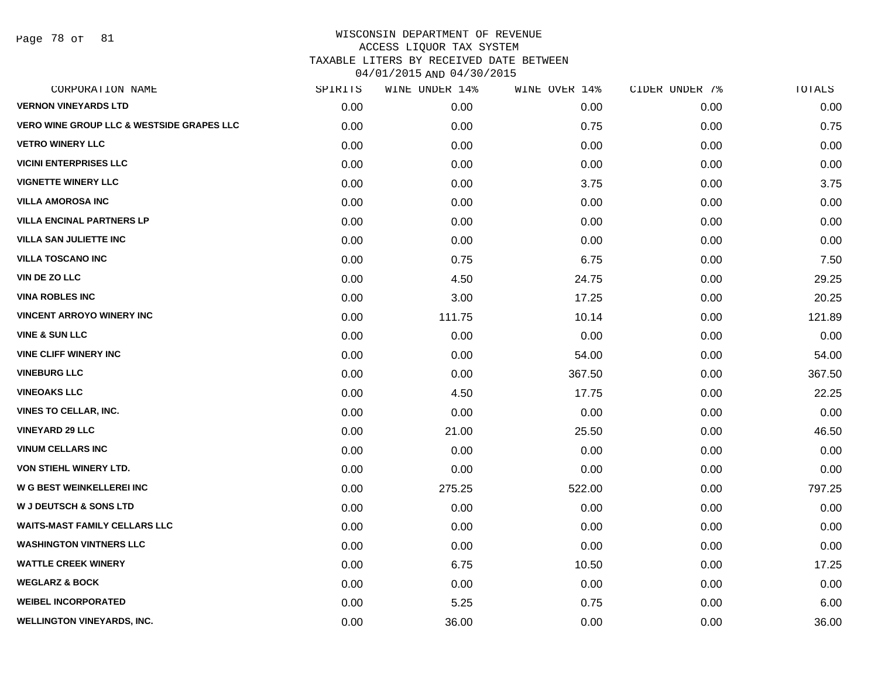WISCONSIN DEPARTMENT OF REVENUE
ACCESS LIQUOR TAX SYSTEM
TAXABLE LITERS BY RECEIVED DATE BETWEEN
04/01/2015 AND 04/30/2015

| CORPORATION NAME | SPIRITS | WINE UNDER 14% | WINE OVER 14% | CIDER UNDER 7% | TOTALS |
|---|---|---|---|---|---|
| VERNON VINEYARDS LTD | 0.00 | 0.00 | 0.00 | 0.00 | 0.00 |
| VERO WINE GROUP LLC & WESTSIDE GRAPES LLC | 0.00 | 0.00 | 0.75 | 0.00 | 0.75 |
| VETRO WINERY LLC | 0.00 | 0.00 | 0.00 | 0.00 | 0.00 |
| VICINI ENTERPRISES LLC | 0.00 | 0.00 | 0.00 | 0.00 | 0.00 |
| VIGNETTE WINERY LLC | 0.00 | 0.00 | 3.75 | 0.00 | 3.75 |
| VILLA AMOROSA INC | 0.00 | 0.00 | 0.00 | 0.00 | 0.00 |
| VILLA ENCINAL PARTNERS LP | 0.00 | 0.00 | 0.00 | 0.00 | 0.00 |
| VILLA SAN JULIETTE INC | 0.00 | 0.00 | 0.00 | 0.00 | 0.00 |
| VILLA TOSCANO INC | 0.00 | 0.75 | 6.75 | 0.00 | 7.50 |
| VIN DE ZO LLC | 0.00 | 4.50 | 24.75 | 0.00 | 29.25 |
| VINA ROBLES INC | 0.00 | 3.00 | 17.25 | 0.00 | 20.25 |
| VINCENT ARROYO WINERY INC | 0.00 | 111.75 | 10.14 | 0.00 | 121.89 |
| VINE & SUN LLC | 0.00 | 0.00 | 0.00 | 0.00 | 0.00 |
| VINE CLIFF WINERY INC | 0.00 | 0.00 | 54.00 | 0.00 | 54.00 |
| VINEBURG LLC | 0.00 | 0.00 | 367.50 | 0.00 | 367.50 |
| VINEOAKS LLC | 0.00 | 4.50 | 17.75 | 0.00 | 22.25 |
| VINES TO CELLAR, INC. | 0.00 | 0.00 | 0.00 | 0.00 | 0.00 |
| VINEYARD 29 LLC | 0.00 | 21.00 | 25.50 | 0.00 | 46.50 |
| VINUM CELLARS INC | 0.00 | 0.00 | 0.00 | 0.00 | 0.00 |
| VON STIEHL WINERY LTD. | 0.00 | 0.00 | 0.00 | 0.00 | 0.00 |
| W G BEST WEINKELLEREI INC | 0.00 | 275.25 | 522.00 | 0.00 | 797.25 |
| W J DEUTSCH & SONS LTD | 0.00 | 0.00 | 0.00 | 0.00 | 0.00 |
| WAITS-MAST FAMILY CELLARS LLC | 0.00 | 0.00 | 0.00 | 0.00 | 0.00 |
| WASHINGTON VINTNERS LLC | 0.00 | 0.00 | 0.00 | 0.00 | 0.00 |
| WATTLE CREEK WINERY | 0.00 | 6.75 | 10.50 | 0.00 | 17.25 |
| WEGLARZ & BOCK | 0.00 | 0.00 | 0.00 | 0.00 | 0.00 |
| WEIBEL INCORPORATED | 0.00 | 5.25 | 0.75 | 0.00 | 6.00 |
| WELLINGTON VINEYARDS, INC. | 0.00 | 36.00 | 0.00 | 0.00 | 36.00 |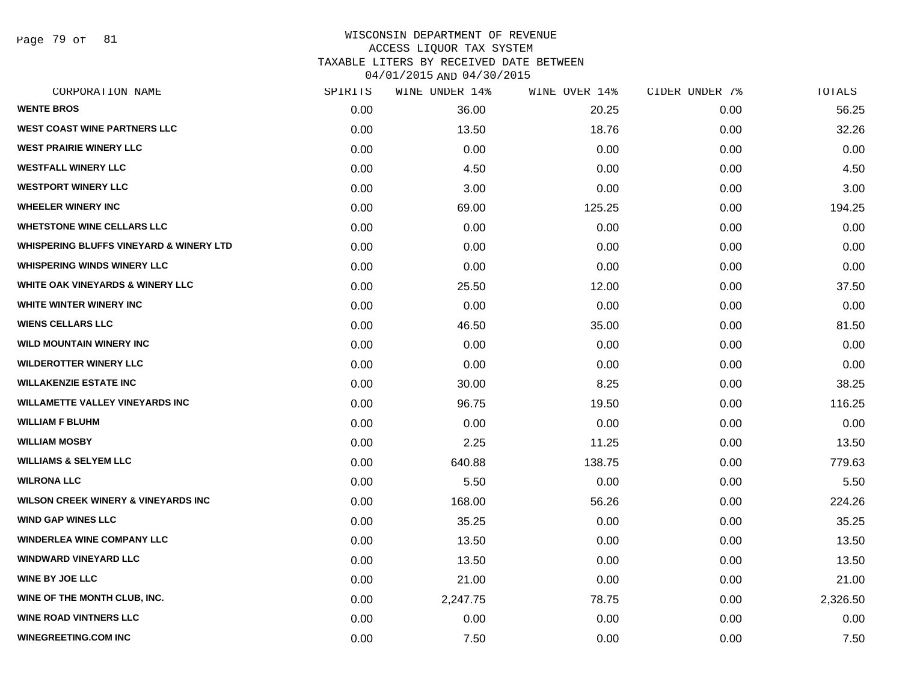WISCONSIN DEPARTMENT OF REVENUE
ACCESS LIQUOR TAX SYSTEM
TAXABLE LITERS BY RECEIVED DATE BETWEEN
04/01/2015 AND 04/30/2015

| CORPORATION NAME | SPIRITS | WINE UNDER 14% | WINE OVER 14% | CIDER UNDER 7% | TOTALS |
|---|---|---|---|---|---|
| WENTE BROS | 0.00 | 36.00 | 20.25 | 0.00 | 56.25 |
| WEST COAST WINE PARTNERS LLC | 0.00 | 13.50 | 18.76 | 0.00 | 32.26 |
| WEST PRAIRIE WINERY LLC | 0.00 | 0.00 | 0.00 | 0.00 | 0.00 |
| WESTFALL WINERY LLC | 0.00 | 4.50 | 0.00 | 0.00 | 4.50 |
| WESTPORT WINERY LLC | 0.00 | 3.00 | 0.00 | 0.00 | 3.00 |
| WHEELER WINERY INC | 0.00 | 69.00 | 125.25 | 0.00 | 194.25 |
| WHETSTONE WINE CELLARS LLC | 0.00 | 0.00 | 0.00 | 0.00 | 0.00 |
| WHISPERING BLUFFS VINEYARD & WINERY LTD | 0.00 | 0.00 | 0.00 | 0.00 | 0.00 |
| WHISPERING WINDS WINERY LLC | 0.00 | 0.00 | 0.00 | 0.00 | 0.00 |
| WHITE OAK VINEYARDS & WINERY LLC | 0.00 | 25.50 | 12.00 | 0.00 | 37.50 |
| WHITE WINTER WINERY INC | 0.00 | 0.00 | 0.00 | 0.00 | 0.00 |
| WIENS CELLARS LLC | 0.00 | 46.50 | 35.00 | 0.00 | 81.50 |
| WILD MOUNTAIN WINERY INC | 0.00 | 0.00 | 0.00 | 0.00 | 0.00 |
| WILDEROTTER WINERY LLC | 0.00 | 0.00 | 0.00 | 0.00 | 0.00 |
| WILLAKENZIE ESTATE INC | 0.00 | 30.00 | 8.25 | 0.00 | 38.25 |
| WILLAMETTE VALLEY VINEYARDS INC | 0.00 | 96.75 | 19.50 | 0.00 | 116.25 |
| WILLIAM F BLUHM | 0.00 | 0.00 | 0.00 | 0.00 | 0.00 |
| WILLIAM MOSBY | 0.00 | 2.25 | 11.25 | 0.00 | 13.50 |
| WILLIAMS & SELYEM LLC | 0.00 | 640.88 | 138.75 | 0.00 | 779.63 |
| WILRONA LLC | 0.00 | 5.50 | 0.00 | 0.00 | 5.50 |
| WILSON CREEK WINERY & VINEYARDS INC | 0.00 | 168.00 | 56.26 | 0.00 | 224.26 |
| WIND GAP WINES LLC | 0.00 | 35.25 | 0.00 | 0.00 | 35.25 |
| WINDERLEA WINE COMPANY LLC | 0.00 | 13.50 | 0.00 | 0.00 | 13.50 |
| WINDWARD VINEYARD LLC | 0.00 | 13.50 | 0.00 | 0.00 | 13.50 |
| WINE BY JOE LLC | 0.00 | 21.00 | 0.00 | 0.00 | 21.00 |
| WINE OF THE MONTH CLUB, INC. | 0.00 | 2,247.75 | 78.75 | 0.00 | 2,326.50 |
| WINE ROAD VINTNERS LLC | 0.00 | 0.00 | 0.00 | 0.00 | 0.00 |
| WINEGREETING.COM INC | 0.00 | 7.50 | 0.00 | 0.00 | 7.50 |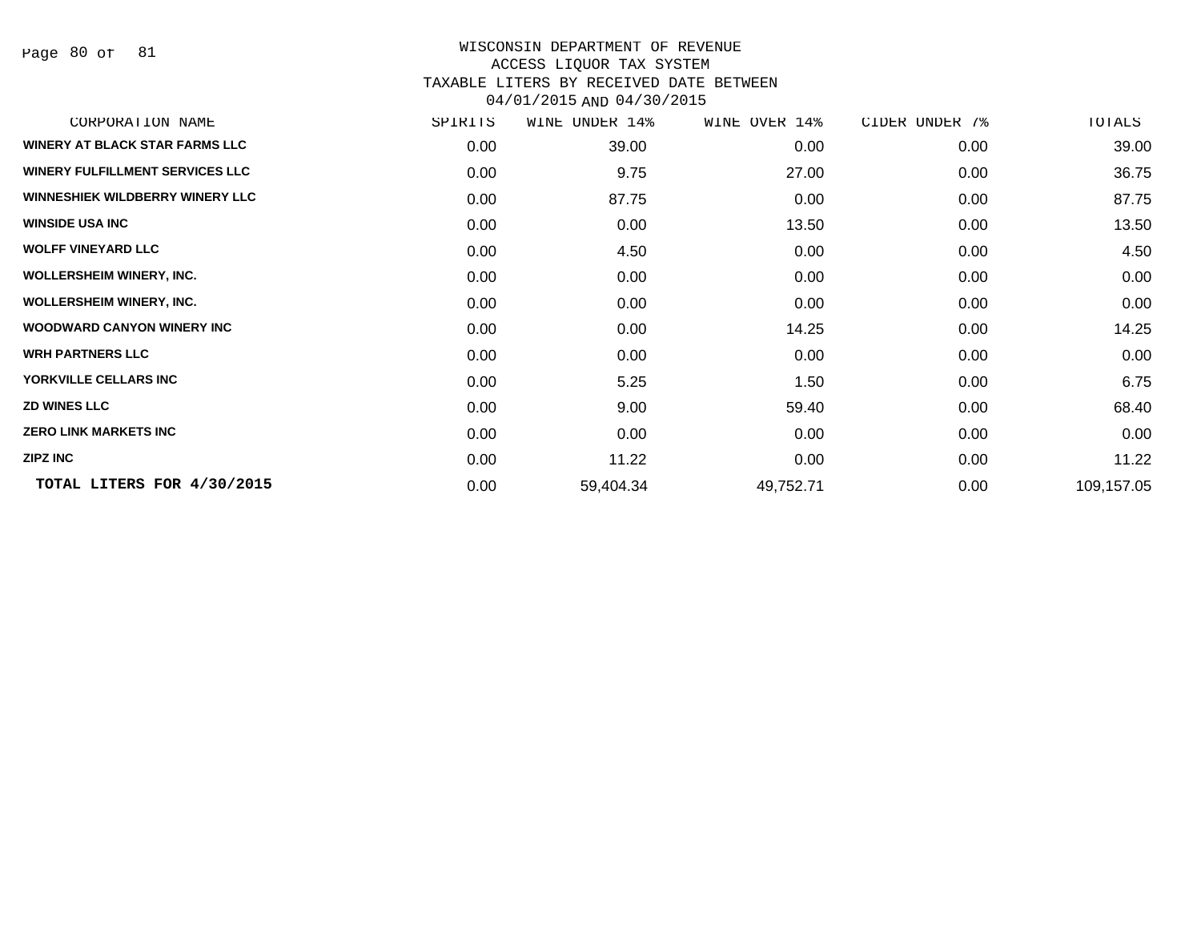WISCONSIN DEPARTMENT OF REVENUE
ACCESS LIQUOR TAX SYSTEM
TAXABLE LITERS BY RECEIVED DATE BETWEEN
04/01/2015 AND 04/30/2015

| CORPORATION NAME | SPIRITS | WINE UNDER 14% | WINE OVER 14% | CIDER UNDER 7% | TOTALS |
|---|---|---|---|---|---|
| WINERY AT BLACK STAR FARMS LLC | 0.00 | 39.00 | 0.00 | 0.00 | 39.00 |
| WINERY FULFILLMENT SERVICES LLC | 0.00 | 9.75 | 27.00 | 0.00 | 36.75 |
| WINNESHIEK WILDBERRY WINERY LLC | 0.00 | 87.75 | 0.00 | 0.00 | 87.75 |
| WINSIDE USA INC | 0.00 | 0.00 | 13.50 | 0.00 | 13.50 |
| WOLFF VINEYARD LLC | 0.00 | 4.50 | 0.00 | 0.00 | 4.50 |
| WOLLERSHEIM WINERY, INC. | 0.00 | 0.00 | 0.00 | 0.00 | 0.00 |
| WOLLERSHEIM WINERY, INC. | 0.00 | 0.00 | 0.00 | 0.00 | 0.00 |
| WOODWARD CANYON WINERY INC | 0.00 | 0.00 | 14.25 | 0.00 | 14.25 |
| WRH PARTNERS LLC | 0.00 | 0.00 | 0.00 | 0.00 | 0.00 |
| YORKVILLE CELLARS INC | 0.00 | 5.25 | 1.50 | 0.00 | 6.75 |
| ZD WINES LLC | 0.00 | 9.00 | 59.40 | 0.00 | 68.40 |
| ZERO LINK MARKETS INC | 0.00 | 0.00 | 0.00 | 0.00 | 0.00 |
| ZIPZ INC | 0.00 | 11.22 | 0.00 | 0.00 | 11.22 |
| **TOTAL LITERS FOR 4/30/2015** | 0.00 | 59,404.34 | 49,752.71 | 0.00 | 109,157.05 |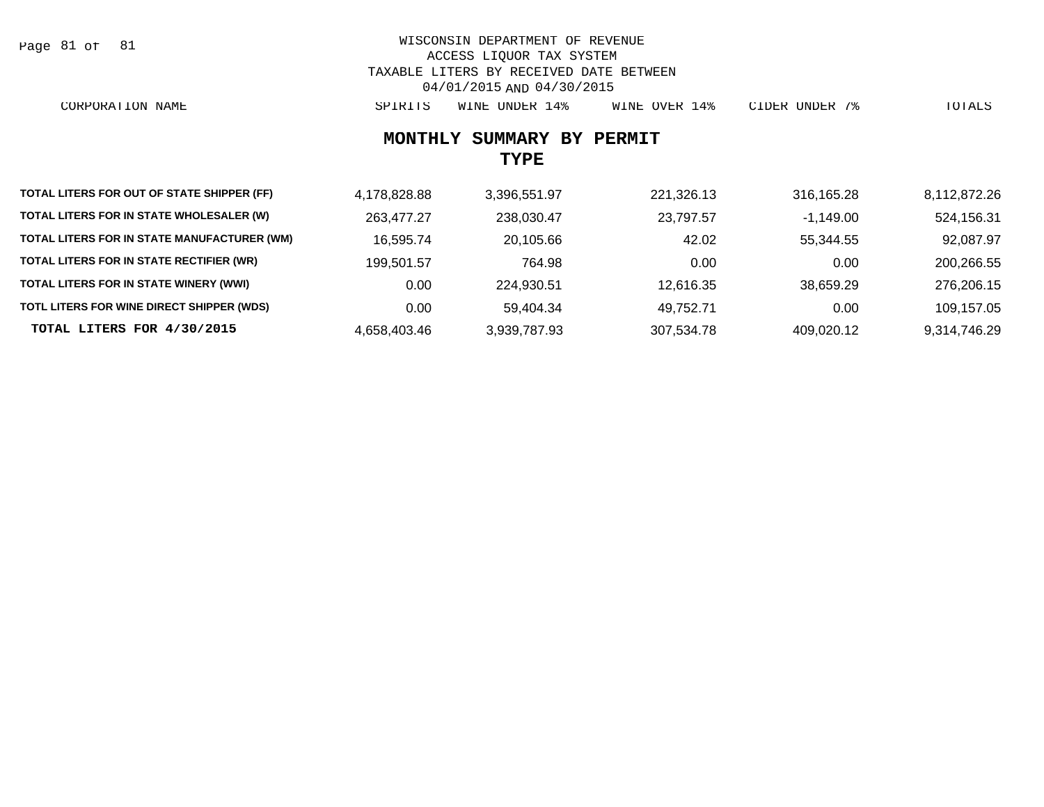WISCONSIN DEPARTMENT OF REVENUE
ACCESS LIQUOR TAX SYSTEM
TAXABLE LITERS BY RECEIVED DATE BETWEEN
04/01/2015 AND 04/30/2015

## MONTHLY SUMMARY BY PERMIT TYPE

| CORPORATION NAME | SPIRITS | WINE UNDER 14% | WINE OVER 14% | CIDER UNDER 7% | TOTALS |
|---|---|---|---|---|---|
| TOTAL LITERS FOR OUT OF STATE SHIPPER (FF) | 4,178,828.88 | 3,396,551.97 | 221,326.13 | 316,165.28 | 8,112,872.26 |
| TOTAL LITERS FOR IN STATE WHOLESALER (W) | 263,477.27 | 238,030.47 | 23,797.57 | -1,149.00 | 524,156.31 |
| TOTAL LITERS FOR IN STATE MANUFACTURER (WM) | 16,595.74 | 20,105.66 | 42.02 | 55,344.55 | 92,087.97 |
| TOTAL LITERS FOR IN STATE RECTIFIER (WR) | 199,501.57 | 764.98 | 0.00 | 0.00 | 200,266.55 |
| TOTAL LITERS FOR IN STATE WINERY (WWI) | 0.00 | 224,930.51 | 12,616.35 | 38,659.29 | 276,206.15 |
| TOTL LITERS FOR WINE DIRECT SHIPPER (WDS) | 0.00 | 59,404.34 | 49,752.71 | 0.00 | 109,157.05 |
| **TOTAL LITERS FOR 4/30/2015** | 4,658,403.46 | 3,939,787.93 | 307,534.78 | 409,020.12 | 9,314,746.29 |